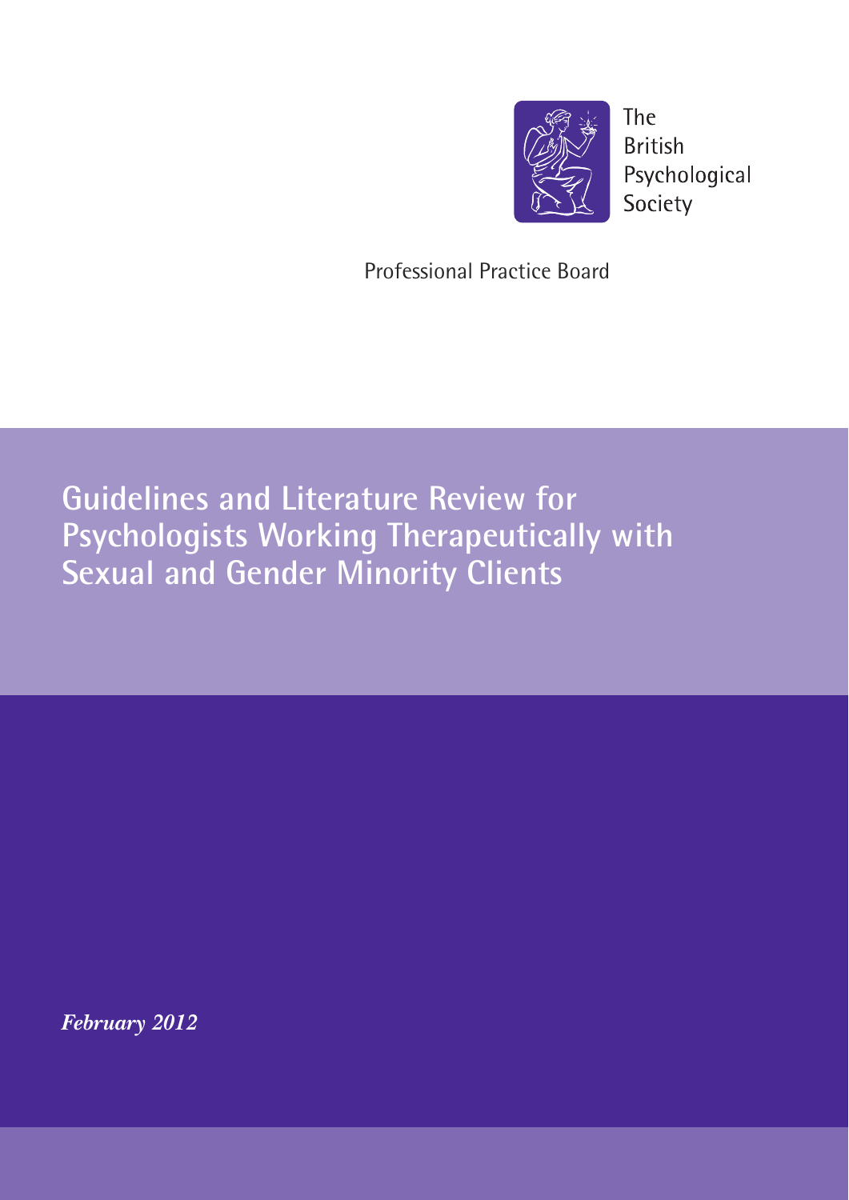The British Psychological Society

Professional Practice Board

# Guidelines and Literature Review for Psychologists Working Therapeutically with Sexual and Gender Minority Clients

***February 2012***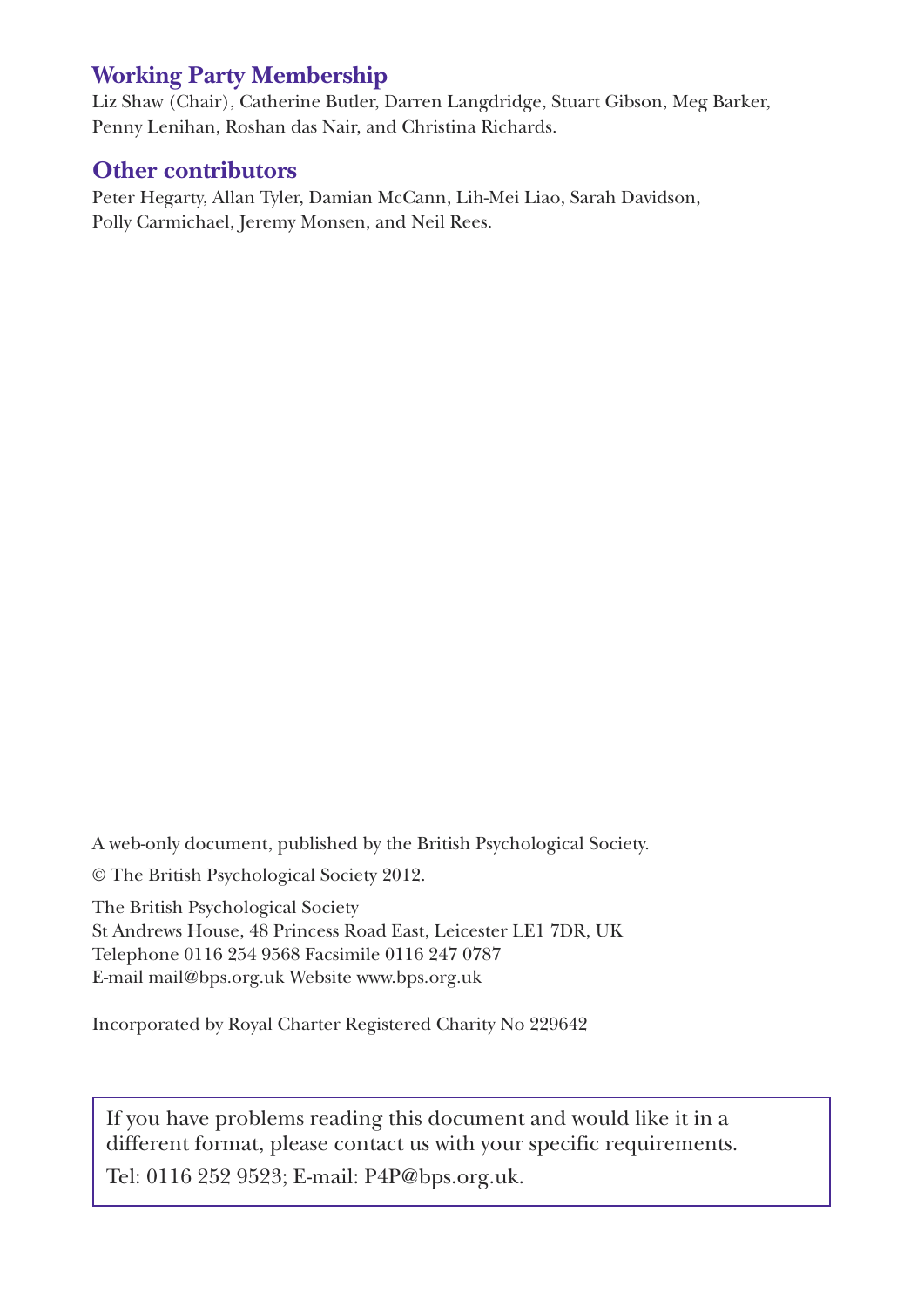## Working Party Membership

Liz Shaw (Chair), Catherine Butler, Darren Langdridge, Stuart Gibson, Meg Barker, Penny Lenihan, Roshan das Nair, and Christina Richards.

## Other contributors

Peter Hegarty, Allan Tyler, Damian McCann, Lih-Mei Liao, Sarah Davidson, Polly Carmichael, Jeremy Monsen, and Neil Rees.

A web-only document, published by the British Psychological Society.

© The British Psychological Society 2012.

The British Psychological Society
St Andrews House, 48 Princess Road East, Leicester LE1 7DR, UK
Telephone 0116 254 9568 Facsimile 0116 247 0787
E-mail mail@bps.org.uk Website www.bps.org.uk

Incorporated by Royal Charter Registered Charity No 229642

If you have problems reading this document and would like it in a different format, please contact us with your specific requirements.

Tel: 0116 252 9523; E-mail: P4P@bps.org.uk.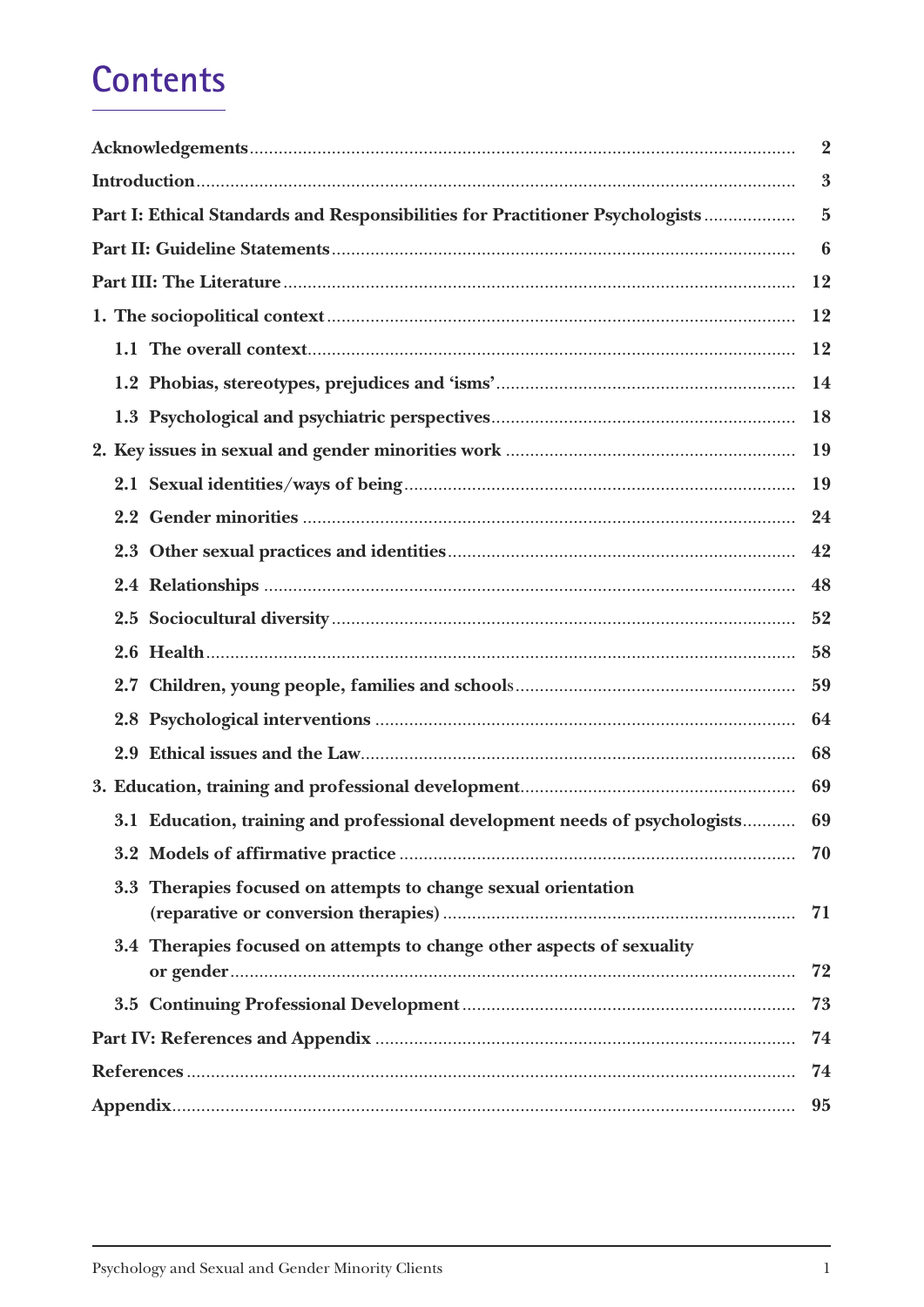# Contents

| | |
|---|---|
| **Acknowledgements** | **2** |
| **Introduction** | **3** |
| **Part I: Ethical Standards and Responsibilities for Practitioner Psychologists** | **5** |
| **Part II: Guideline Statements** | **6** |
| **Part III: The Literature** | **12** |
| **1. The sociopolitical context** | **12** |
| **1.1 The overall context** | **12** |
| **1.2 Phobias, stereotypes, prejudices and 'isms'** | **14** |
| **1.3 Psychological and psychiatric perspectives** | **18** |
| **2. Key issues in sexual and gender minorities work** | **19** |
| **2.1 Sexual identities/ways of being** | **19** |
| **2.2 Gender minorities** | **24** |
| **2.3 Other sexual practices and identities** | **42** |
| **2.4 Relationships** | **48** |
| **2.5 Sociocultural diversity** | **52** |
| **2.6 Health** | **58** |
| **2.7 Children, young people, families and schools** | **59** |
| **2.8 Psychological interventions** | **64** |
| **2.9 Ethical issues and the Law** | **68** |
| **3. Education, training and professional development** | **69** |
| **3.1 Education, training and professional development needs of psychologists** | **69** |
| **3.2 Models of affirmative practice** | **70** |
| **3.3 Therapies focused on attempts to change sexual orientation (reparative or conversion therapies)** | **71** |
| **3.4 Therapies focused on attempts to change other aspects of sexuality or gender** | **72** |
| **3.5 Continuing Professional Development** | **73** |
| **Part IV: References and Appendix** | **74** |
| **References** | **74** |
| **Appendix** | **95** |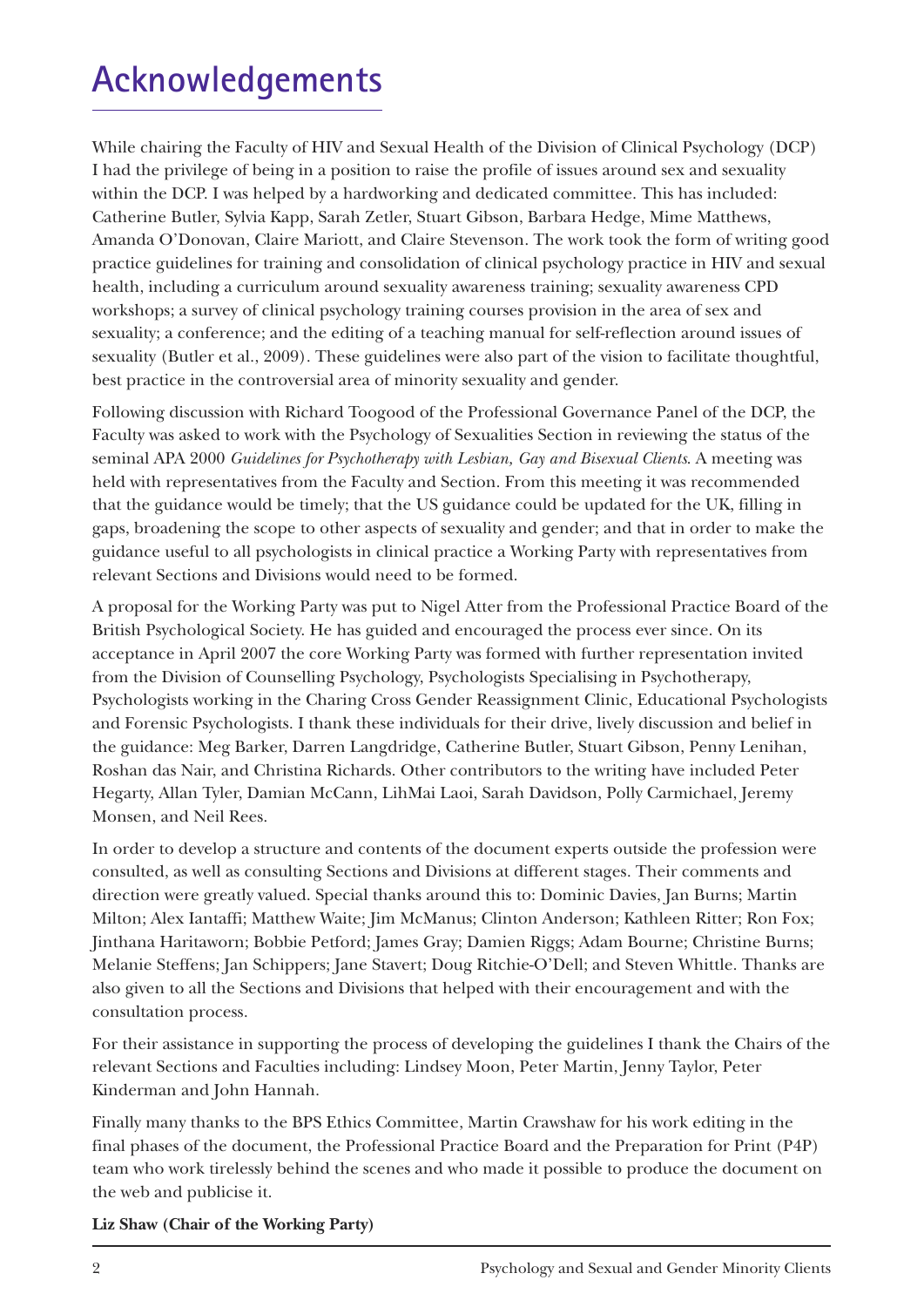# Acknowledgements

While chairing the Faculty of HIV and Sexual Health of the Division of Clinical Psychology (DCP) I had the privilege of being in a position to raise the profile of issues around sex and sexuality within the DCP. I was helped by a hardworking and dedicated committee. This has included: Catherine Butler, Sylvia Kapp, Sarah Zetler, Stuart Gibson, Barbara Hedge, Mime Matthews, Amanda O'Donovan, Claire Mariott, and Claire Stevenson. The work took the form of writing good practice guidelines for training and consolidation of clinical psychology practice in HIV and sexual health, including a curriculum around sexuality awareness training; sexuality awareness CPD workshops; a survey of clinical psychology training courses provision in the area of sex and sexuality; a conference; and the editing of a teaching manual for self-reflection around issues of sexuality (Butler et al., 2009). These guidelines were also part of the vision to facilitate thoughtful, best practice in the controversial area of minority sexuality and gender.

Following discussion with Richard Toogood of the Professional Governance Panel of the DCP, the Faculty was asked to work with the Psychology of Sexualities Section in reviewing the status of the seminal APA 2000 *Guidelines for Psychotherapy with Lesbian, Gay and Bisexual Clients*. A meeting was held with representatives from the Faculty and Section. From this meeting it was recommended that the guidance would be timely; that the US guidance could be updated for the UK, filling in gaps, broadening the scope to other aspects of sexuality and gender; and that in order to make the guidance useful to all psychologists in clinical practice a Working Party with representatives from relevant Sections and Divisions would need to be formed.

A proposal for the Working Party was put to Nigel Atter from the Professional Practice Board of the British Psychological Society. He has guided and encouraged the process ever since. On its acceptance in April 2007 the core Working Party was formed with further representation invited from the Division of Counselling Psychology, Psychologists Specialising in Psychotherapy, Psychologists working in the Charing Cross Gender Reassignment Clinic, Educational Psychologists and Forensic Psychologists. I thank these individuals for their drive, lively discussion and belief in the guidance: Meg Barker, Darren Langdridge, Catherine Butler, Stuart Gibson, Penny Lenihan, Roshan das Nair, and Christina Richards. Other contributors to the writing have included Peter Hegarty, Allan Tyler, Damian McCann, LihMai Laoi, Sarah Davidson, Polly Carmichael, Jeremy Monsen, and Neil Rees.

In order to develop a structure and contents of the document experts outside the profession were consulted, as well as consulting Sections and Divisions at different stages. Their comments and direction were greatly valued. Special thanks around this to: Dominic Davies, Jan Burns; Martin Milton; Alex Iantaffi; Matthew Waite; Jim McManus; Clinton Anderson; Kathleen Ritter; Ron Fox; Jinthana Haritaworn; Bobbie Petford; James Gray; Damien Riggs; Adam Bourne; Christine Burns; Melanie Steffens; Jan Schippers; Jane Stavert; Doug Ritchie-O'Dell; and Steven Whittle. Thanks are also given to all the Sections and Divisions that helped with their encouragement and with the consultation process.

For their assistance in supporting the process of developing the guidelines I thank the Chairs of the relevant Sections and Faculties including: Lindsey Moon, Peter Martin, Jenny Taylor, Peter Kinderman and John Hannah.

Finally many thanks to the BPS Ethics Committee, Martin Crawshaw for his work editing in the final phases of the document, the Professional Practice Board and the Preparation for Print (P4P) team who work tirelessly behind the scenes and who made it possible to produce the document on the web and publicise it.

**Liz Shaw (Chair of the Working Party)**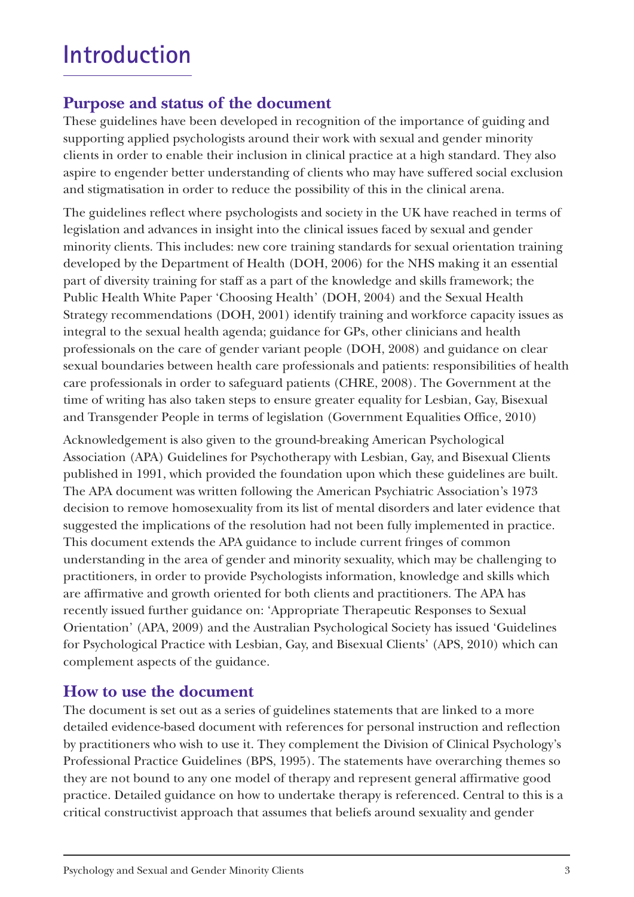# Introduction

## Purpose and status of the document

These guidelines have been developed in recognition of the importance of guiding and supporting applied psychologists around their work with sexual and gender minority clients in order to enable their inclusion in clinical practice at a high standard. They also aspire to engender better understanding of clients who may have suffered social exclusion and stigmatisation in order to reduce the possibility of this in the clinical arena.

The guidelines reflect where psychologists and society in the UK have reached in terms of legislation and advances in insight into the clinical issues faced by sexual and gender minority clients. This includes: new core training standards for sexual orientation training developed by the Department of Health (DOH, 2006) for the NHS making it an essential part of diversity training for staff as a part of the knowledge and skills framework; the Public Health White Paper 'Choosing Health' (DOH, 2004) and the Sexual Health Strategy recommendations (DOH, 2001) identify training and workforce capacity issues as integral to the sexual health agenda; guidance for GPs, other clinicians and health professionals on the care of gender variant people (DOH, 2008) and guidance on clear sexual boundaries between health care professionals and patients: responsibilities of health care professionals in order to safeguard patients (CHRE, 2008). The Government at the time of writing has also taken steps to ensure greater equality for Lesbian, Gay, Bisexual and Transgender People in terms of legislation (Government Equalities Office, 2010)

Acknowledgement is also given to the ground-breaking American Psychological Association (APA) Guidelines for Psychotherapy with Lesbian, Gay, and Bisexual Clients published in 1991, which provided the foundation upon which these guidelines are built. The APA document was written following the American Psychiatric Association's 1973 decision to remove homosexuality from its list of mental disorders and later evidence that suggested the implications of the resolution had not been fully implemented in practice. This document extends the APA guidance to include current fringes of common understanding in the area of gender and minority sexuality, which may be challenging to practitioners, in order to provide Psychologists information, knowledge and skills which are affirmative and growth oriented for both clients and practitioners. The APA has recently issued further guidance on: 'Appropriate Therapeutic Responses to Sexual Orientation' (APA, 2009) and the Australian Psychological Society has issued 'Guidelines for Psychological Practice with Lesbian, Gay, and Bisexual Clients' (APS, 2010) which can complement aspects of the guidance.

## How to use the document

The document is set out as a series of guidelines statements that are linked to a more detailed evidence-based document with references for personal instruction and reflection by practitioners who wish to use it. They complement the Division of Clinical Psychology's Professional Practice Guidelines (BPS, 1995). The statements have overarching themes so they are not bound to any one model of therapy and represent general affirmative good practice. Detailed guidance on how to undertake therapy is referenced. Central to this is a critical constructivist approach that assumes that beliefs around sexuality and gender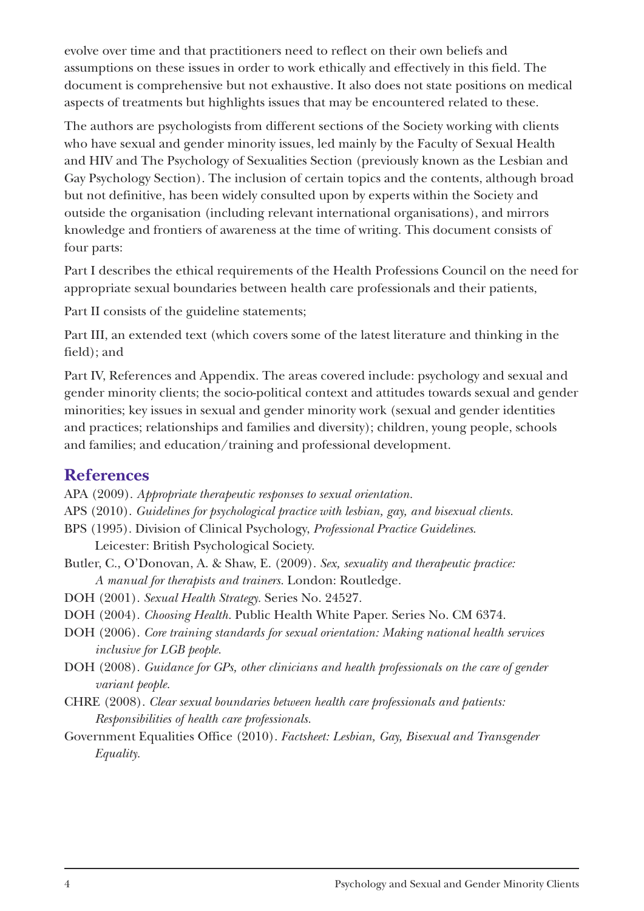evolve over time and that practitioners need to reflect on their own beliefs and assumptions on these issues in order to work ethically and effectively in this field. The document is comprehensive but not exhaustive. It also does not state positions on medical aspects of treatments but highlights issues that may be encountered related to these.

The authors are psychologists from different sections of the Society working with clients who have sexual and gender minority issues, led mainly by the Faculty of Sexual Health and HIV and The Psychology of Sexualities Section (previously known as the Lesbian and Gay Psychology Section). The inclusion of certain topics and the contents, although broad but not definitive, has been widely consulted upon by experts within the Society and outside the organisation (including relevant international organisations), and mirrors knowledge and frontiers of awareness at the time of writing. This document consists of four parts:

Part I describes the ethical requirements of the Health Professions Council on the need for appropriate sexual boundaries between health care professionals and their patients,

Part II consists of the guideline statements;

Part III, an extended text (which covers some of the latest literature and thinking in the field); and

Part IV, References and Appendix. The areas covered include: psychology and sexual and gender minority clients; the socio-political context and attitudes towards sexual and gender minorities; key issues in sexual and gender minority work (sexual and gender identities and practices; relationships and families and diversity); children, young people, schools and families; and education/training and professional development.

## References

APA (2009). *Appropriate therapeutic responses to sexual orientation.*

APS (2010). *Guidelines for psychological practice with lesbian, gay, and bisexual clients.*

BPS (1995). Division of Clinical Psychology, *Professional Practice Guidelines.* Leicester: British Psychological Society.

Butler, C., O'Donovan, A. & Shaw, E. (2009). *Sex, sexuality and therapeutic practice: A manual for therapists and trainers.* London: Routledge.

DOH (2001). *Sexual Health Strategy.* Series No. 24527.

DOH (2004). *Choosing Health.* Public Health White Paper. Series No. CM 6374.

DOH (2006). *Core training standards for sexual orientation: Making national health services inclusive for LGB people.*

DOH (2008). *Guidance for GPs, other clinicians and health professionals on the care of gender variant people.*

CHRE (2008). *Clear sexual boundaries between health care professionals and patients: Responsibilities of health care professionals.*

Government Equalities Office (2010). *Factsheet: Lesbian, Gay, Bisexual and Transgender Equality.*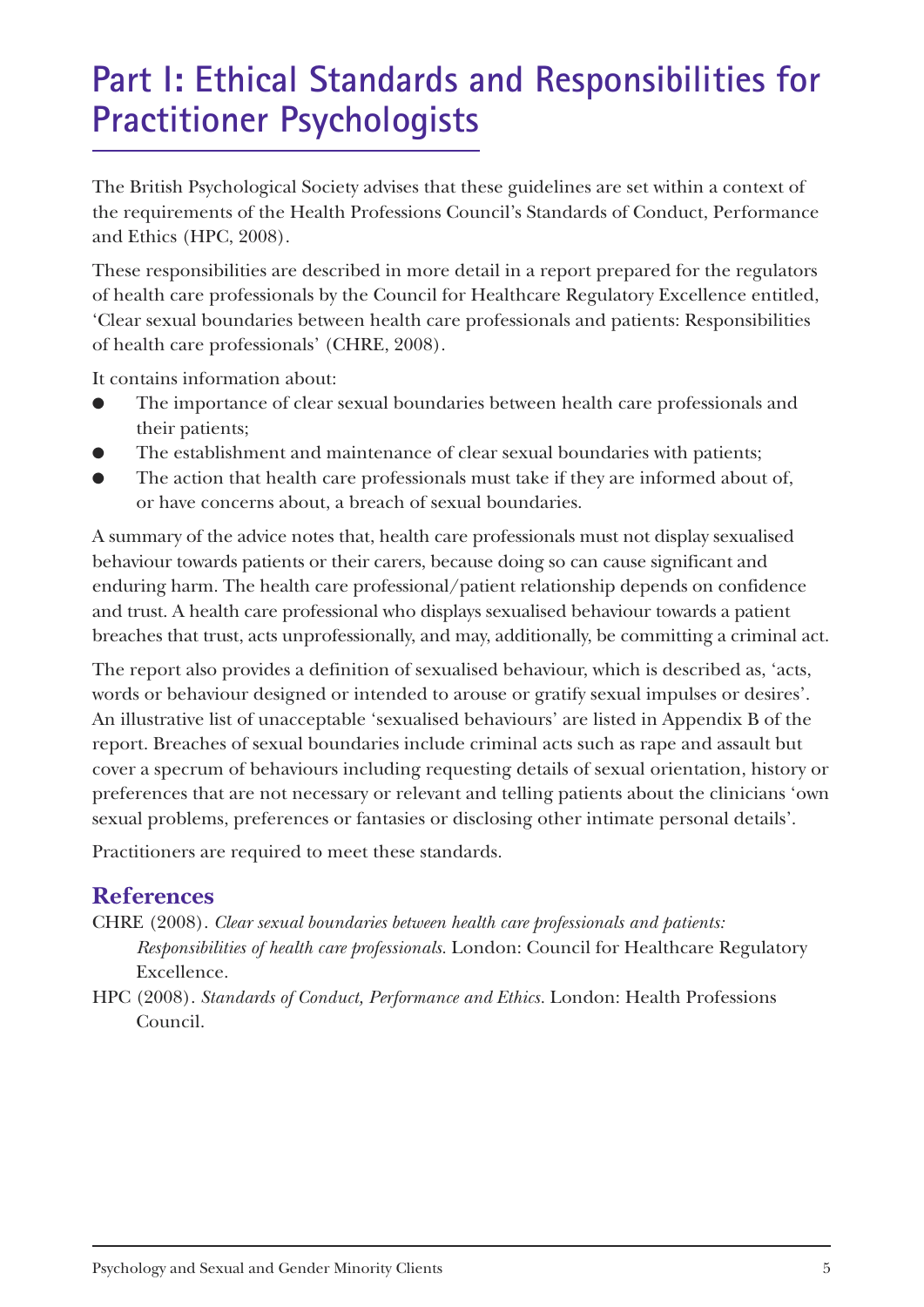# Part I: Ethical Standards and Responsibilities for Practitioner Psychologists

The British Psychological Society advises that these guidelines are set within a context of the requirements of the Health Professions Council's Standards of Conduct, Performance and Ethics (HPC, 2008).

These responsibilities are described in more detail in a report prepared for the regulators of health care professionals by the Council for Healthcare Regulatory Excellence entitled, 'Clear sexual boundaries between health care professionals and patients: Responsibilities of health care professionals' (CHRE, 2008).

It contains information about:

- The importance of clear sexual boundaries between health care professionals and their patients;
- The establishment and maintenance of clear sexual boundaries with patients;
- The action that health care professionals must take if they are informed about of, or have concerns about, a breach of sexual boundaries.

A summary of the advice notes that, health care professionals must not display sexualised behaviour towards patients or their carers, because doing so can cause significant and enduring harm. The health care professional/patient relationship depends on confidence and trust. A health care professional who displays sexualised behaviour towards a patient breaches that trust, acts unprofessionally, and may, additionally, be committing a criminal act.

The report also provides a definition of sexualised behaviour, which is described as, 'acts, words or behaviour designed or intended to arouse or gratify sexual impulses or desires'. An illustrative list of unacceptable 'sexualised behaviours' are listed in Appendix B of the report. Breaches of sexual boundaries include criminal acts such as rape and assault but cover a specrum of behaviours including requesting details of sexual orientation, history or preferences that are not necessary or relevant and telling patients about the clinicians 'own sexual problems, preferences or fantasies or disclosing other intimate personal details'.

Practitioners are required to meet these standards.

## References

CHRE (2008). *Clear sexual boundaries between health care professionals and patients: Responsibilities of health care professionals.* London: Council for Healthcare Regulatory Excellence.

HPC (2008). *Standards of Conduct, Performance and Ethics.* London: Health Professions Council.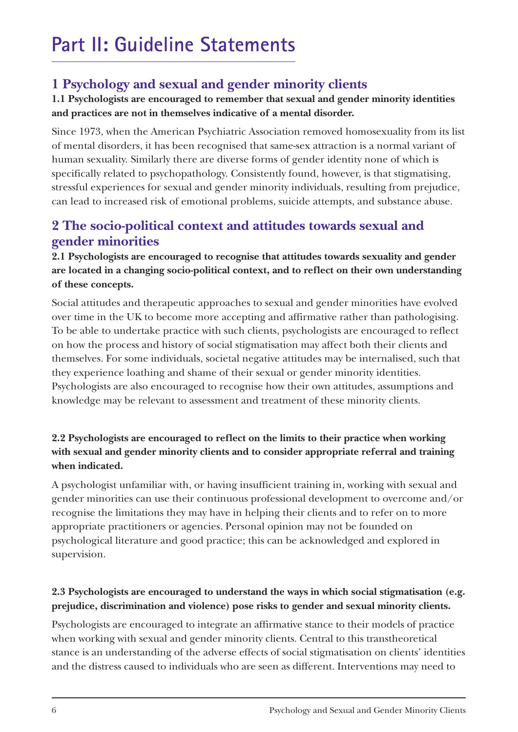# Part II: Guideline Statements

## 1 Psychology and sexual and gender minority clients

**1.1 Psychologists are encouraged to remember that sexual and gender minority identities and practices are not in themselves indicative of a mental disorder.**

Since 1973, when the American Psychiatric Association removed homosexuality from its list of mental disorders, it has been recognised that same-sex attraction is a normal variant of human sexuality. Similarly there are diverse forms of gender identity none of which is specifically related to psychopathology. Consistently found, however, is that stigmatising, stressful experiences for sexual and gender minority individuals, resulting from prejudice, can lead to increased risk of emotional problems, suicide attempts, and substance abuse.

## 2 The socio-political context and attitudes towards sexual and gender minorities

**2.1 Psychologists are encouraged to recognise that attitudes towards sexuality and gender are located in a changing socio-political context, and to reflect on their own understanding of these concepts.**

Social attitudes and therapeutic approaches to sexual and gender minorities have evolved over time in the UK to become more accepting and affirmative rather than pathologising. To be able to undertake practice with such clients, psychologists are encouraged to reflect on how the process and history of social stigmatisation may affect both their clients and themselves. For some individuals, societal negative attitudes may be internalised, such that they experience loathing and shame of their sexual or gender minority identities. Psychologists are also encouraged to recognise how their own attitudes, assumptions and knowledge may be relevant to assessment and treatment of these minority clients.

**2.2 Psychologists are encouraged to reflect on the limits to their practice when working with sexual and gender minority clients and to consider appropriate referral and training when indicated.**

A psychologist unfamiliar with, or having insufficient training in, working with sexual and gender minorities can use their continuous professional development to overcome and/or recognise the limitations they may have in helping their clients and to refer on to more appropriate practitioners or agencies. Personal opinion may not be founded on psychological literature and good practice; this can be acknowledged and explored in supervision.

**2.3 Psychologists are encouraged to understand the ways in which social stigmatisation (e.g. prejudice, discrimination and violence) pose risks to gender and sexual minority clients.**

Psychologists are encouraged to integrate an affirmative stance to their models of practice when working with sexual and gender minority clients. Central to this transtheoretical stance is an understanding of the adverse effects of social stigmatisation on clients' identities and the distress caused to individuals who are seen as different. Interventions may need to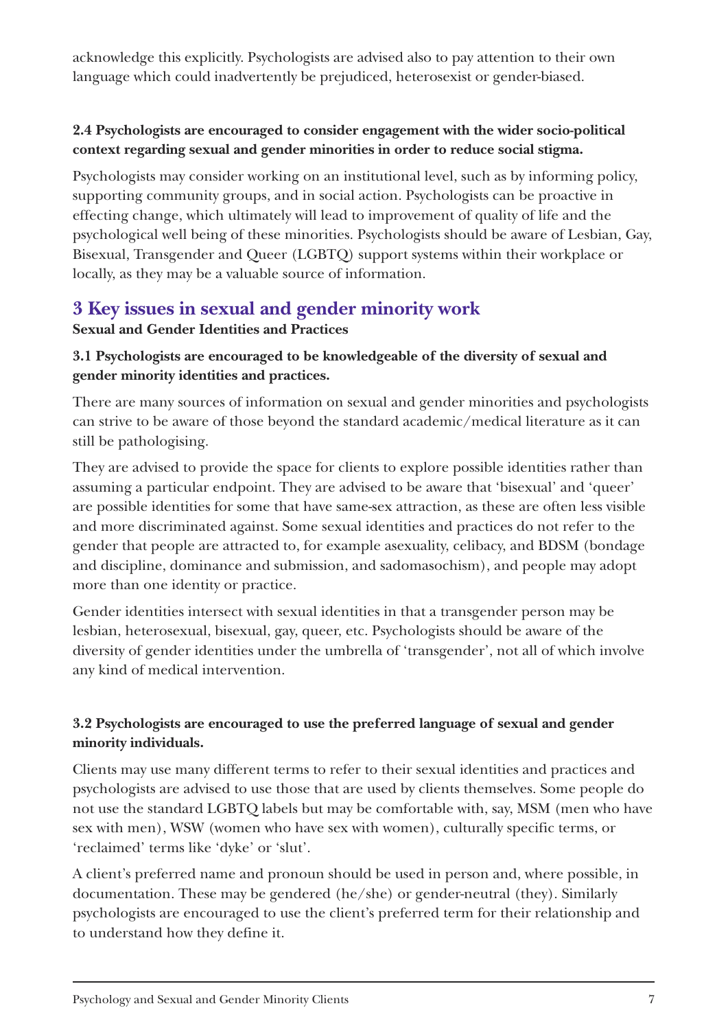acknowledge this explicitly. Psychologists are advised also to pay attention to their own language which could inadvertently be prejudiced, heterosexist or gender-biased.

**2.4 Psychologists are encouraged to consider engagement with the wider socio-political context regarding sexual and gender minorities in order to reduce social stigma.**

Psychologists may consider working on an institutional level, such as by informing policy, supporting community groups, and in social action. Psychologists can be proactive in effecting change, which ultimately will lead to improvement of quality of life and the psychological well being of these minorities. Psychologists should be aware of Lesbian, Gay, Bisexual, Transgender and Queer (LGBTQ) support systems within their workplace or locally, as they may be a valuable source of information.

## 3 Key issues in sexual and gender minority work

**Sexual and Gender Identities and Practices**

**3.1 Psychologists are encouraged to be knowledgeable of the diversity of sexual and gender minority identities and practices.**

There are many sources of information on sexual and gender minorities and psychologists can strive to be aware of those beyond the standard academic/medical literature as it can still be pathologising.

They are advised to provide the space for clients to explore possible identities rather than assuming a particular endpoint. They are advised to be aware that 'bisexual' and 'queer' are possible identities for some that have same-sex attraction, as these are often less visible and more discriminated against. Some sexual identities and practices do not refer to the gender that people are attracted to, for example asexuality, celibacy, and BDSM (bondage and discipline, dominance and submission, and sadomasochism), and people may adopt more than one identity or practice.

Gender identities intersect with sexual identities in that a transgender person may be lesbian, heterosexual, bisexual, gay, queer, etc. Psychologists should be aware of the diversity of gender identities under the umbrella of 'transgender', not all of which involve any kind of medical intervention.

**3.2 Psychologists are encouraged to use the preferred language of sexual and gender minority individuals.**

Clients may use many different terms to refer to their sexual identities and practices and psychologists are advised to use those that are used by clients themselves. Some people do not use the standard LGBTQ labels but may be comfortable with, say, MSM (men who have sex with men), WSW (women who have sex with women), culturally specific terms, or 'reclaimed' terms like 'dyke' or 'slut'.

A client's preferred name and pronoun should be used in person and, where possible, in documentation. These may be gendered (he/she) or gender-neutral (they). Similarly psychologists are encouraged to use the client's preferred term for their relationship and to understand how they define it.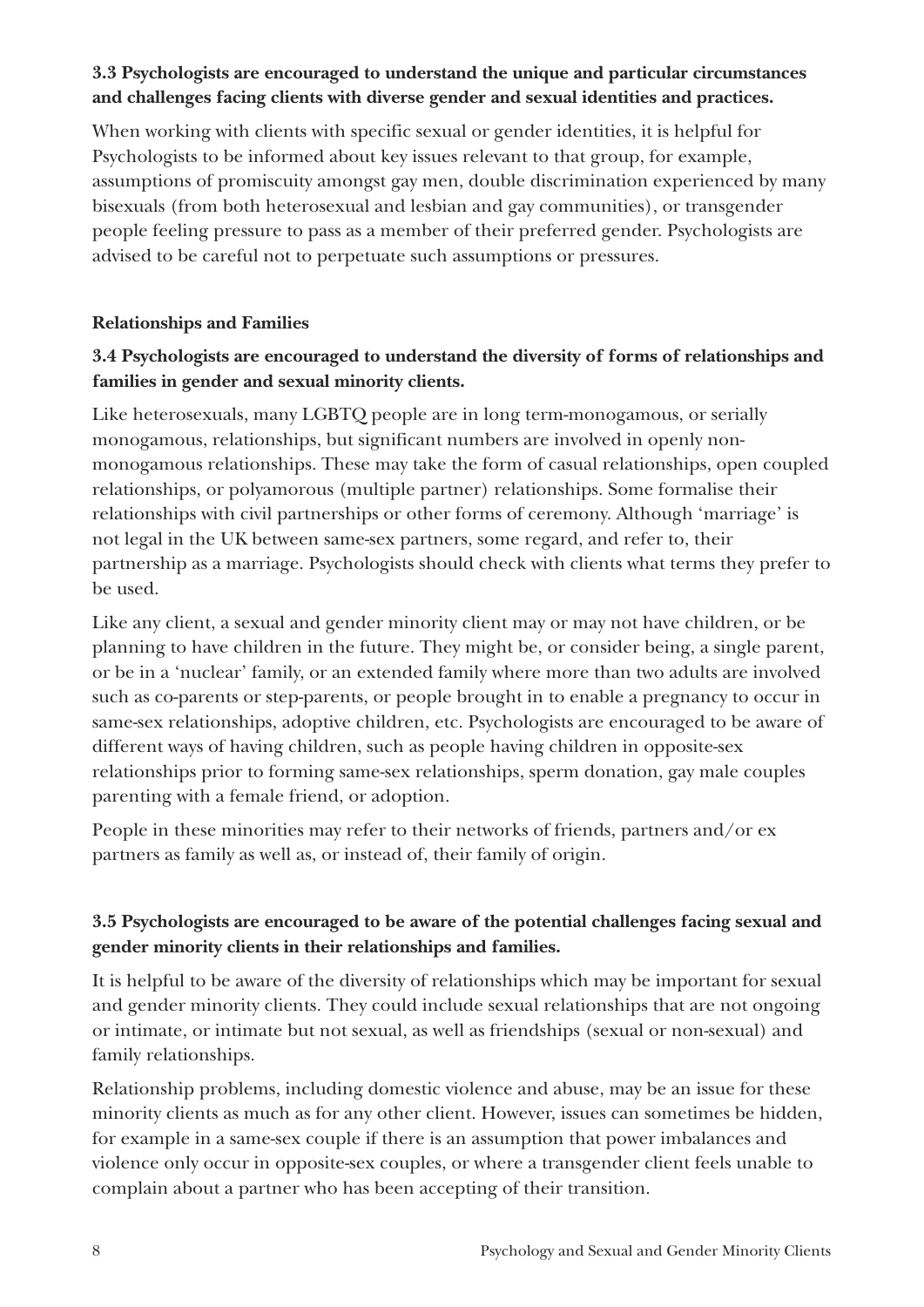**3.3 Psychologists are encouraged to understand the unique and particular circumstances and challenges facing clients with diverse gender and sexual identities and practices.**

When working with clients with specific sexual or gender identities, it is helpful for Psychologists to be informed about key issues relevant to that group, for example, assumptions of promiscuity amongst gay men, double discrimination experienced by many bisexuals (from both heterosexual and lesbian and gay communities), or transgender people feeling pressure to pass as a member of their preferred gender. Psychologists are advised to be careful not to perpetuate such assumptions or pressures.

**Relationships and Families**

**3.4 Psychologists are encouraged to understand the diversity of forms of relationships and families in gender and sexual minority clients.**

Like heterosexuals, many LGBTQ people are in long term-monogamous, or serially monogamous, relationships, but significant numbers are involved in openly non-monogamous relationships. These may take the form of casual relationships, open coupled relationships, or polyamorous (multiple partner) relationships. Some formalise their relationships with civil partnerships or other forms of ceremony. Although 'marriage' is not legal in the UK between same-sex partners, some regard, and refer to, their partnership as a marriage. Psychologists should check with clients what terms they prefer to be used.

Like any client, a sexual and gender minority client may or may not have children, or be planning to have children in the future. They might be, or consider being, a single parent, or be in a 'nuclear' family, or an extended family where more than two adults are involved such as co-parents or step-parents, or people brought in to enable a pregnancy to occur in same-sex relationships, adoptive children, etc. Psychologists are encouraged to be aware of different ways of having children, such as people having children in opposite-sex relationships prior to forming same-sex relationships, sperm donation, gay male couples parenting with a female friend, or adoption.

People in these minorities may refer to their networks of friends, partners and/or ex partners as family as well as, or instead of, their family of origin.

**3.5 Psychologists are encouraged to be aware of the potential challenges facing sexual and gender minority clients in their relationships and families.**

It is helpful to be aware of the diversity of relationships which may be important for sexual and gender minority clients. They could include sexual relationships that are not ongoing or intimate, or intimate but not sexual, as well as friendships (sexual or non-sexual) and family relationships.

Relationship problems, including domestic violence and abuse, may be an issue for these minority clients as much as for any other client. However, issues can sometimes be hidden, for example in a same-sex couple if there is an assumption that power imbalances and violence only occur in opposite-sex couples, or where a transgender client feels unable to complain about a partner who has been accepting of their transition.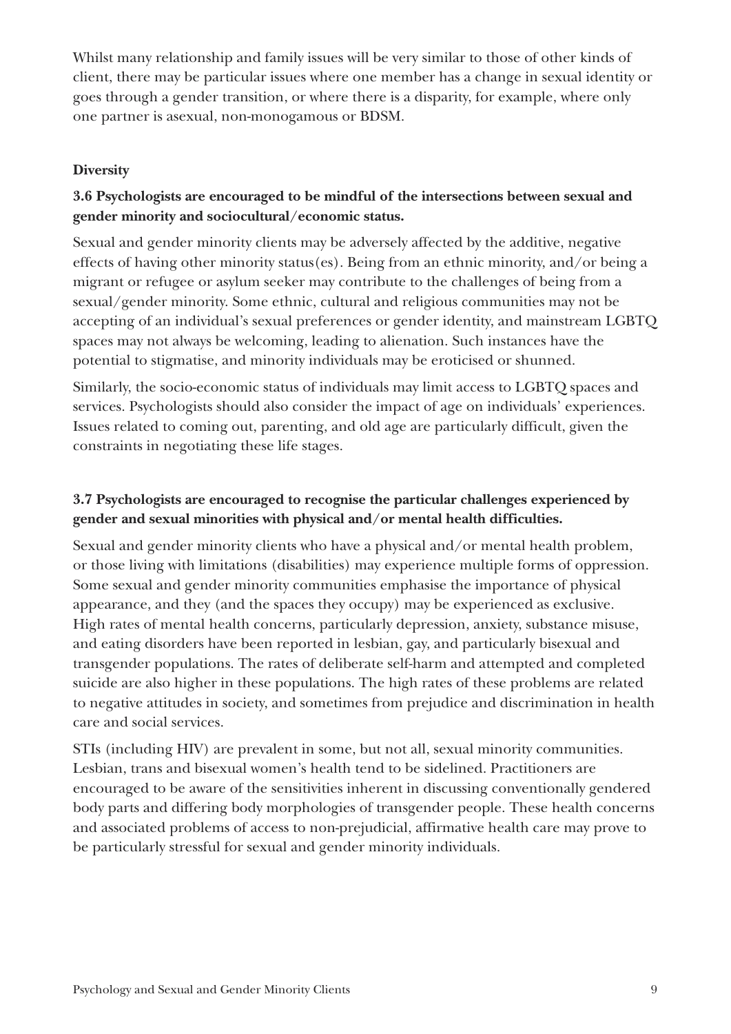Whilst many relationship and family issues will be very similar to those of other kinds of client, there may be particular issues where one member has a change in sexual identity or goes through a gender transition, or where there is a disparity, for example, where only one partner is asexual, non-monogamous or BDSM.

### Diversity

**3.6 Psychologists are encouraged to be mindful of the intersections between sexual and gender minority and sociocultural/economic status.**

Sexual and gender minority clients may be adversely affected by the additive, negative effects of having other minority status(es). Being from an ethnic minority, and/or being a migrant or refugee or asylum seeker may contribute to the challenges of being from a sexual/gender minority. Some ethnic, cultural and religious communities may not be accepting of an individual's sexual preferences or gender identity, and mainstream LGBTQ spaces may not always be welcoming, leading to alienation. Such instances have the potential to stigmatise, and minority individuals may be eroticised or shunned.

Similarly, the socio-economic status of individuals may limit access to LGBTQ spaces and services. Psychologists should also consider the impact of age on individuals' experiences. Issues related to coming out, parenting, and old age are particularly difficult, given the constraints in negotiating these life stages.

**3.7 Psychologists are encouraged to recognise the particular challenges experienced by gender and sexual minorities with physical and/or mental health difficulties.**

Sexual and gender minority clients who have a physical and/or mental health problem, or those living with limitations (disabilities) may experience multiple forms of oppression. Some sexual and gender minority communities emphasise the importance of physical appearance, and they (and the spaces they occupy) may be experienced as exclusive. High rates of mental health concerns, particularly depression, anxiety, substance misuse, and eating disorders have been reported in lesbian, gay, and particularly bisexual and transgender populations. The rates of deliberate self-harm and attempted and completed suicide are also higher in these populations. The high rates of these problems are related to negative attitudes in society, and sometimes from prejudice and discrimination in health care and social services.

STIs (including HIV) are prevalent in some, but not all, sexual minority communities. Lesbian, trans and bisexual women's health tend to be sidelined. Practitioners are encouraged to be aware of the sensitivities inherent in discussing conventionally gendered body parts and differing body morphologies of transgender people. These health concerns and associated problems of access to non-prejudicial, affirmative health care may prove to be particularly stressful for sexual and gender minority individuals.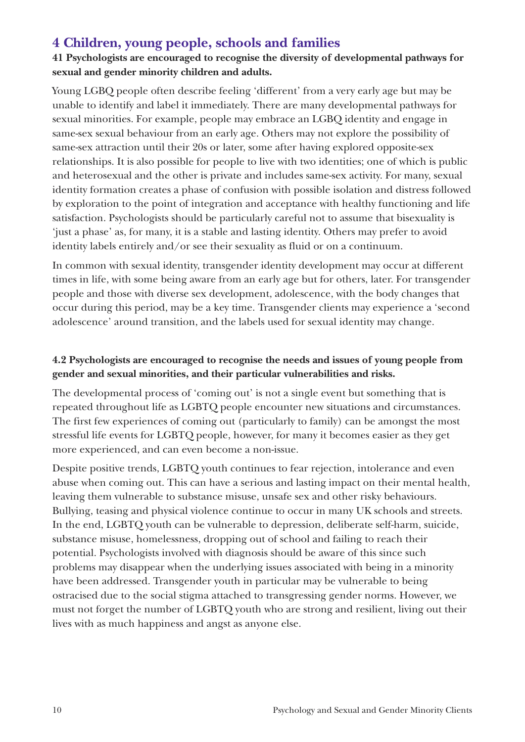## 4 Children, young people, schools and families

**41 Psychologists are encouraged to recognise the diversity of developmental pathways for sexual and gender minority children and adults.**

Young LGBQ people often describe feeling 'different' from a very early age but may be unable to identify and label it immediately. There are many developmental pathways for sexual minorities. For example, people may embrace an LGBQ identity and engage in same-sex sexual behaviour from an early age. Others may not explore the possibility of same-sex attraction until their 20s or later, some after having explored opposite-sex relationships. It is also possible for people to live with two identities; one of which is public and heterosexual and the other is private and includes same-sex activity. For many, sexual identity formation creates a phase of confusion with possible isolation and distress followed by exploration to the point of integration and acceptance with healthy functioning and life satisfaction. Psychologists should be particularly careful not to assume that bisexuality is 'just a phase' as, for many, it is a stable and lasting identity. Others may prefer to avoid identity labels entirely and/or see their sexuality as fluid or on a continuum.

In common with sexual identity, transgender identity development may occur at different times in life, with some being aware from an early age but for others, later. For transgender people and those with diverse sex development, adolescence, with the body changes that occur during this period, may be a key time. Transgender clients may experience a 'second adolescence' around transition, and the labels used for sexual identity may change.

**4.2 Psychologists are encouraged to recognise the needs and issues of young people from gender and sexual minorities, and their particular vulnerabilities and risks.**

The developmental process of 'coming out' is not a single event but something that is repeated throughout life as LGBTQ people encounter new situations and circumstances. The first few experiences of coming out (particularly to family) can be amongst the most stressful life events for LGBTQ people, however, for many it becomes easier as they get more experienced, and can even become a non-issue.

Despite positive trends, LGBTQ youth continues to fear rejection, intolerance and even abuse when coming out. This can have a serious and lasting impact on their mental health, leaving them vulnerable to substance misuse, unsafe sex and other risky behaviours. Bullying, teasing and physical violence continue to occur in many UK schools and streets. In the end, LGBTQ youth can be vulnerable to depression, deliberate self-harm, suicide, substance misuse, homelessness, dropping out of school and failing to reach their potential. Psychologists involved with diagnosis should be aware of this since such problems may disappear when the underlying issues associated with being in a minority have been addressed. Transgender youth in particular may be vulnerable to being ostracised due to the social stigma attached to transgressing gender norms. However, we must not forget the number of LGBTQ youth who are strong and resilient, living out their lives with as much happiness and angst as anyone else.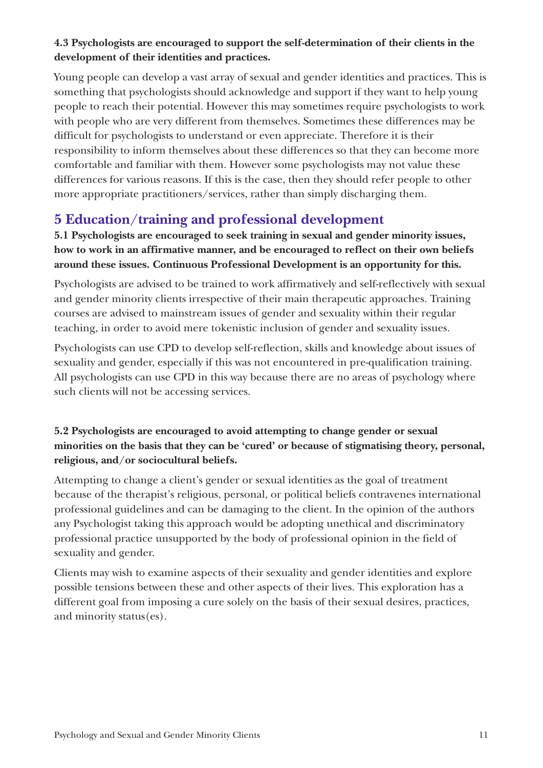**4.3 Psychologists are encouraged to support the self-determination of their clients in the development of their identities and practices.**

Young people can develop a vast array of sexual and gender identities and practices. This is something that psychologists should acknowledge and support if they want to help young people to reach their potential. However this may sometimes require psychologists to work with people who are very different from themselves. Sometimes these differences may be difficult for psychologists to understand or even appreciate. Therefore it is their responsibility to inform themselves about these differences so that they can become more comfortable and familiar with them. However some psychologists may not value these differences for various reasons. If this is the case, then they should refer people to other more appropriate practitioners/services, rather than simply discharging them.

## 5 Education/training and professional development

**5.1 Psychologists are encouraged to seek training in sexual and gender minority issues, how to work in an affirmative manner, and be encouraged to reflect on their own beliefs around these issues. Continuous Professional Development is an opportunity for this.**

Psychologists are advised to be trained to work affirmatively and self-reflectively with sexual and gender minority clients irrespective of their main therapeutic approaches. Training courses are advised to mainstream issues of gender and sexuality within their regular teaching, in order to avoid mere tokenistic inclusion of gender and sexuality issues.

Psychologists can use CPD to develop self-reflection, skills and knowledge about issues of sexuality and gender, especially if this was not encountered in pre-qualification training. All psychologists can use CPD in this way because there are no areas of psychology where such clients will not be accessing services.

**5.2 Psychologists are encouraged to avoid attempting to change gender or sexual minorities on the basis that they can be 'cured' or because of stigmatising theory, personal, religious, and/or sociocultural beliefs.**

Attempting to change a client's gender or sexual identities as the goal of treatment because of the therapist's religious, personal, or political beliefs contravenes international professional guidelines and can be damaging to the client. In the opinion of the authors any Psychologist taking this approach would be adopting unethical and discriminatory professional practice unsupported by the body of professional opinion in the field of sexuality and gender.

Clients may wish to examine aspects of their sexuality and gender identities and explore possible tensions between these and other aspects of their lives. This exploration has a different goal from imposing a cure solely on the basis of their sexual desires, practices, and minority status(es).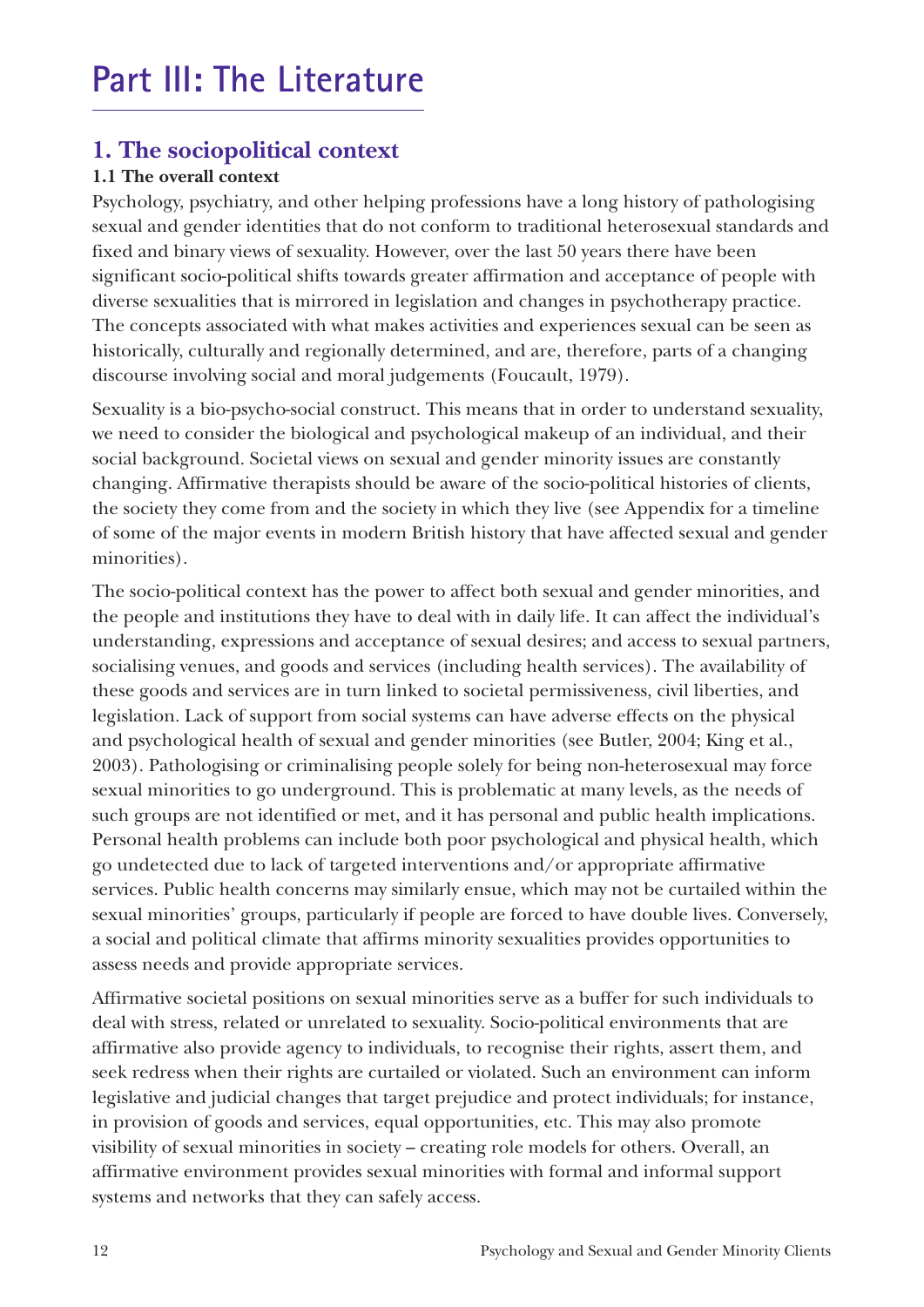# Part III: The Literature

## 1. The sociopolitical context

### 1.1 The overall context

Psychology, psychiatry, and other helping professions have a long history of pathologising sexual and gender identities that do not conform to traditional heterosexual standards and fixed and binary views of sexuality. However, over the last 50 years there have been significant socio-political shifts towards greater affirmation and acceptance of people with diverse sexualities that is mirrored in legislation and changes in psychotherapy practice. The concepts associated with what makes activities and experiences sexual can be seen as historically, culturally and regionally determined, and are, therefore, parts of a changing discourse involving social and moral judgements (Foucault, 1979).

Sexuality is a bio-psycho-social construct. This means that in order to understand sexuality, we need to consider the biological and psychological makeup of an individual, and their social background. Societal views on sexual and gender minority issues are constantly changing. Affirmative therapists should be aware of the socio-political histories of clients, the society they come from and the society in which they live (see Appendix for a timeline of some of the major events in modern British history that have affected sexual and gender minorities).

The socio-political context has the power to affect both sexual and gender minorities, and the people and institutions they have to deal with in daily life. It can affect the individual's understanding, expressions and acceptance of sexual desires; and access to sexual partners, socialising venues, and goods and services (including health services). The availability of these goods and services are in turn linked to societal permissiveness, civil liberties, and legislation. Lack of support from social systems can have adverse effects on the physical and psychological health of sexual and gender minorities (see Butler, 2004; King et al., 2003). Pathologising or criminalising people solely for being non-heterosexual may force sexual minorities to go underground. This is problematic at many levels, as the needs of such groups are not identified or met, and it has personal and public health implications. Personal health problems can include both poor psychological and physical health, which go undetected due to lack of targeted interventions and/or appropriate affirmative services. Public health concerns may similarly ensue, which may not be curtailed within the sexual minorities' groups, particularly if people are forced to have double lives. Conversely, a social and political climate that affirms minority sexualities provides opportunities to assess needs and provide appropriate services.

Affirmative societal positions on sexual minorities serve as a buffer for such individuals to deal with stress, related or unrelated to sexuality. Socio-political environments that are affirmative also provide agency to individuals, to recognise their rights, assert them, and seek redress when their rights are curtailed or violated. Such an environment can inform legislative and judicial changes that target prejudice and protect individuals; for instance, in provision of goods and services, equal opportunities, etc. This may also promote visibility of sexual minorities in society – creating role models for others. Overall, an affirmative environment provides sexual minorities with formal and informal support systems and networks that they can safely access.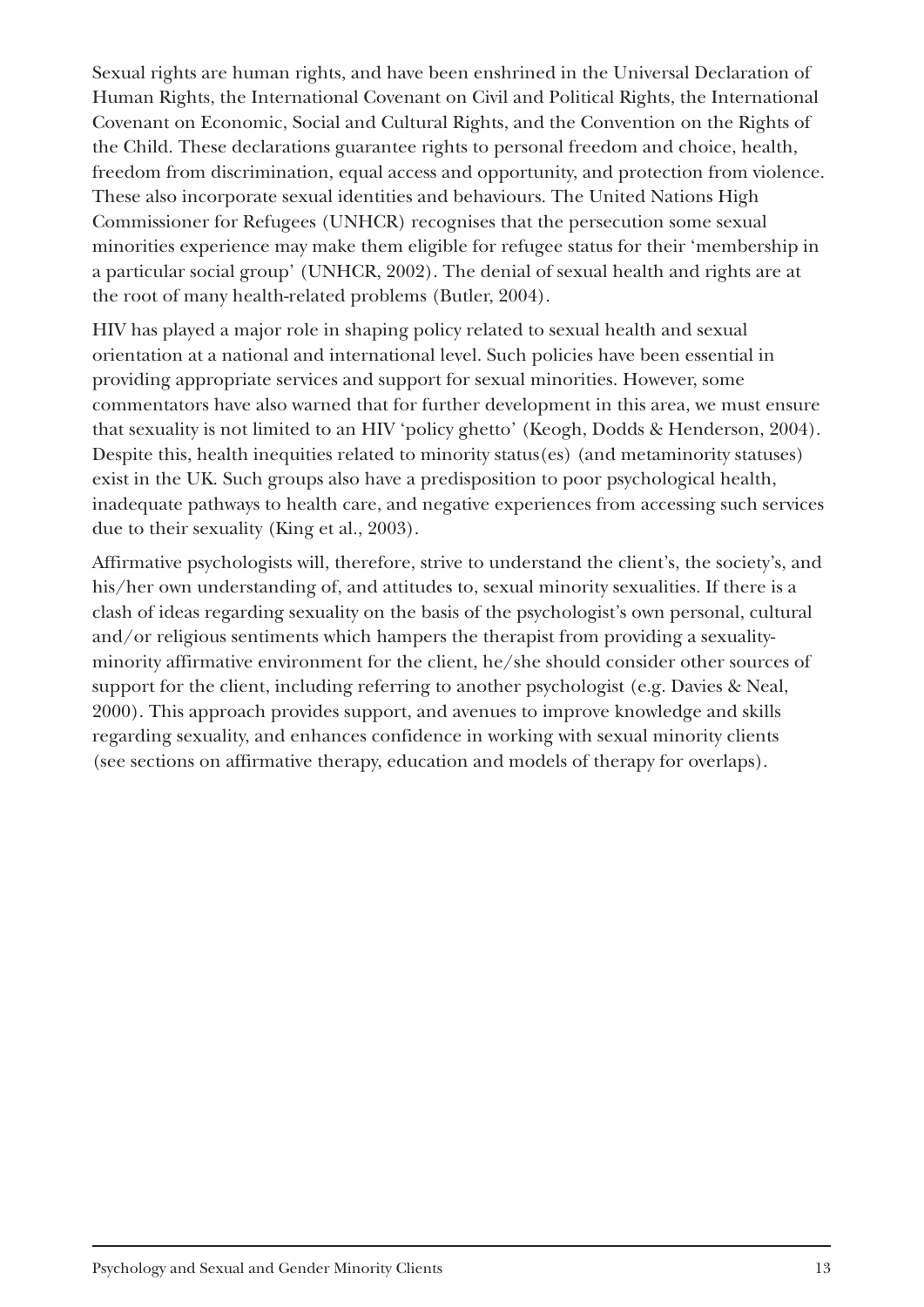Sexual rights are human rights, and have been enshrined in the Universal Declaration of Human Rights, the International Covenant on Civil and Political Rights, the International Covenant on Economic, Social and Cultural Rights, and the Convention on the Rights of the Child. These declarations guarantee rights to personal freedom and choice, health, freedom from discrimination, equal access and opportunity, and protection from violence. These also incorporate sexual identities and behaviours. The United Nations High Commissioner for Refugees (UNHCR) recognises that the persecution some sexual minorities experience may make them eligible for refugee status for their 'membership in a particular social group' (UNHCR, 2002). The denial of sexual health and rights are at the root of many health-related problems (Butler, 2004).

HIV has played a major role in shaping policy related to sexual health and sexual orientation at a national and international level. Such policies have been essential in providing appropriate services and support for sexual minorities. However, some commentators have also warned that for further development in this area, we must ensure that sexuality is not limited to an HIV 'policy ghetto' (Keogh, Dodds & Henderson, 2004). Despite this, health inequities related to minority status(es) (and metaminority statuses) exist in the UK. Such groups also have a predisposition to poor psychological health, inadequate pathways to health care, and negative experiences from accessing such services due to their sexuality (King et al., 2003).

Affirmative psychologists will, therefore, strive to understand the client's, the society's, and his/her own understanding of, and attitudes to, sexual minority sexualities. If there is a clash of ideas regarding sexuality on the basis of the psychologist's own personal, cultural and/or religious sentiments which hampers the therapist from providing a sexuality-minority affirmative environment for the client, he/she should consider other sources of support for the client, including referring to another psychologist (e.g. Davies & Neal, 2000). This approach provides support, and avenues to improve knowledge and skills regarding sexuality, and enhances confidence in working with sexual minority clients (see sections on affirmative therapy, education and models of therapy for overlaps).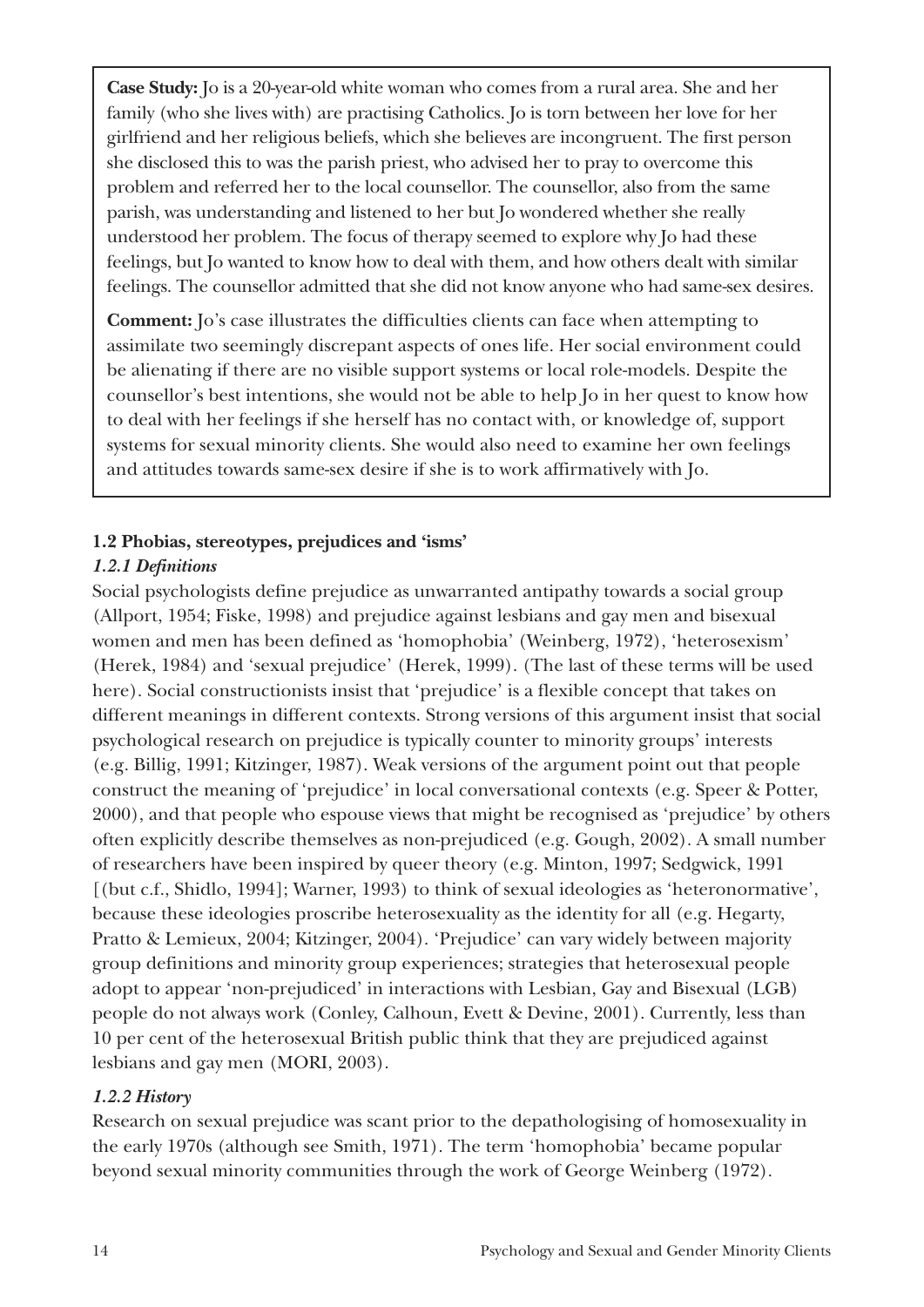**Case Study:** Jo is a 20-year-old white woman who comes from a rural area. She and her family (who she lives with) are practising Catholics. Jo is torn between her love for her girlfriend and her religious beliefs, which she believes are incongruent. The first person she disclosed this to was the parish priest, who advised her to pray to overcome this problem and referred her to the local counsellor. The counsellor, also from the same parish, was understanding and listened to her but Jo wondered whether she really understood her problem. The focus of therapy seemed to explore why Jo had these feelings, but Jo wanted to know how to deal with them, and how others dealt with similar feelings. The counsellor admitted that she did not know anyone who had same-sex desires.

**Comment:** Jo's case illustrates the difficulties clients can face when attempting to assimilate two seemingly discrepant aspects of ones life. Her social environment could be alienating if there are no visible support systems or local role-models. Despite the counsellor's best intentions, she would not be able to help Jo in her quest to know how to deal with her feelings if she herself has no contact with, or knowledge of, support systems for sexual minority clients. She would also need to examine her own feelings and attitudes towards same-sex desire if she is to work affirmatively with Jo.

### 1.2 Phobias, stereotypes, prejudices and 'isms'

#### *1.2.1 Definitions*

Social psychologists define prejudice as unwarranted antipathy towards a social group (Allport, 1954; Fiske, 1998) and prejudice against lesbians and gay men and bisexual women and men has been defined as 'homophobia' (Weinberg, 1972), 'heterosexism' (Herek, 1984) and 'sexual prejudice' (Herek, 1999). (The last of these terms will be used here). Social constructionists insist that 'prejudice' is a flexible concept that takes on different meanings in different contexts. Strong versions of this argument insist that social psychological research on prejudice is typically counter to minority groups' interests (e.g. Billig, 1991; Kitzinger, 1987). Weak versions of the argument point out that people construct the meaning of 'prejudice' in local conversational contexts (e.g. Speer & Potter, 2000), and that people who espouse views that might be recognised as 'prejudice' by others often explicitly describe themselves as non-prejudiced (e.g. Gough, 2002). A small number of researchers have been inspired by queer theory (e.g. Minton, 1997; Sedgwick, 1991 [(but c.f., Shidlo, 1994]; Warner, 1993) to think of sexual ideologies as 'heteronormative', because these ideologies proscribe heterosexuality as the identity for all (e.g. Hegarty, Pratto & Lemieux, 2004; Kitzinger, 2004). 'Prejudice' can vary widely between majority group definitions and minority group experiences; strategies that heterosexual people adopt to appear 'non-prejudiced' in interactions with Lesbian, Gay and Bisexual (LGB) people do not always work (Conley, Calhoun, Evett & Devine, 2001). Currently, less than 10 per cent of the heterosexual British public think that they are prejudiced against lesbians and gay men (MORI, 2003).

#### *1.2.2 History*

Research on sexual prejudice was scant prior to the depathologising of homosexuality in the early 1970s (although see Smith, 1971). The term 'homophobia' became popular beyond sexual minority communities through the work of George Weinberg (1972).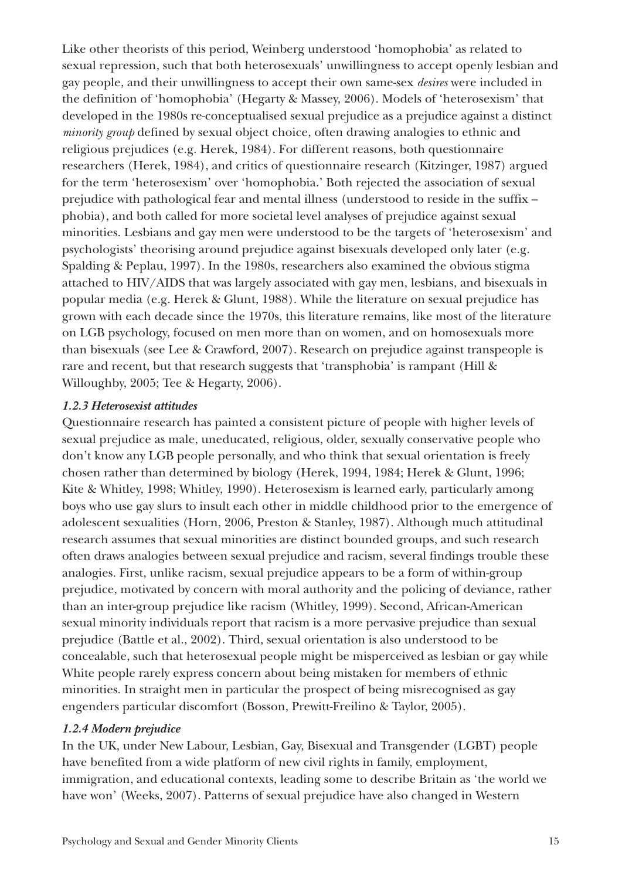Like other theorists of this period, Weinberg understood 'homophobia' as related to sexual repression, such that both heterosexuals' unwillingness to accept openly lesbian and gay people, and their unwillingness to accept their own same-sex *desires* were included in the definition of 'homophobia' (Hegarty & Massey, 2006). Models of 'heterosexism' that developed in the 1980s re-conceptualised sexual prejudice as a prejudice against a distinct *minority group* defined by sexual object choice, often drawing analogies to ethnic and religious prejudices (e.g. Herek, 1984). For different reasons, both questionnaire researchers (Herek, 1984), and critics of questionnaire research (Kitzinger, 1987) argued for the term 'heterosexism' over 'homophobia.' Both rejected the association of sexual prejudice with pathological fear and mental illness (understood to reside in the suffix – phobia), and both called for more societal level analyses of prejudice against sexual minorities. Lesbians and gay men were understood to be the targets of 'heterosexism' and psychologists' theorising around prejudice against bisexuals developed only later (e.g. Spalding & Peplau, 1997). In the 1980s, researchers also examined the obvious stigma attached to HIV/AIDS that was largely associated with gay men, lesbians, and bisexuals in popular media (e.g. Herek & Glunt, 1988). While the literature on sexual prejudice has grown with each decade since the 1970s, this literature remains, like most of the literature on LGB psychology, focused on men more than on women, and on homosexuals more than bisexuals (see Lee & Crawford, 2007). Research on prejudice against transpeople is rare and recent, but that research suggests that 'transphobia' is rampant (Hill & Willoughby, 2005; Tee & Hegarty, 2006).

### *1.2.3 Heterosexist attitudes*

Questionnaire research has painted a consistent picture of people with higher levels of sexual prejudice as male, uneducated, religious, older, sexually conservative people who don't know any LGB people personally, and who think that sexual orientation is freely chosen rather than determined by biology (Herek, 1994, 1984; Herek & Glunt, 1996; Kite & Whitley, 1998; Whitley, 1990). Heterosexism is learned early, particularly among boys who use gay slurs to insult each other in middle childhood prior to the emergence of adolescent sexualities (Horn, 2006, Preston & Stanley, 1987). Although much attitudinal research assumes that sexual minorities are distinct bounded groups, and such research often draws analogies between sexual prejudice and racism, several findings trouble these analogies. First, unlike racism, sexual prejudice appears to be a form of within-group prejudice, motivated by concern with moral authority and the policing of deviance, rather than an inter-group prejudice like racism (Whitley, 1999). Second, African-American sexual minority individuals report that racism is a more pervasive prejudice than sexual prejudice (Battle et al., 2002). Third, sexual orientation is also understood to be concealable, such that heterosexual people might be misperceived as lesbian or gay while White people rarely express concern about being mistaken for members of ethnic minorities. In straight men in particular the prospect of being misrecognised as gay engenders particular discomfort (Bosson, Prewitt-Freilino & Taylor, 2005).

### *1.2.4 Modern prejudice*

In the UK, under New Labour, Lesbian, Gay, Bisexual and Transgender (LGBT) people have benefited from a wide platform of new civil rights in family, employment, immigration, and educational contexts, leading some to describe Britain as 'the world we have won' (Weeks, 2007). Patterns of sexual prejudice have also changed in Western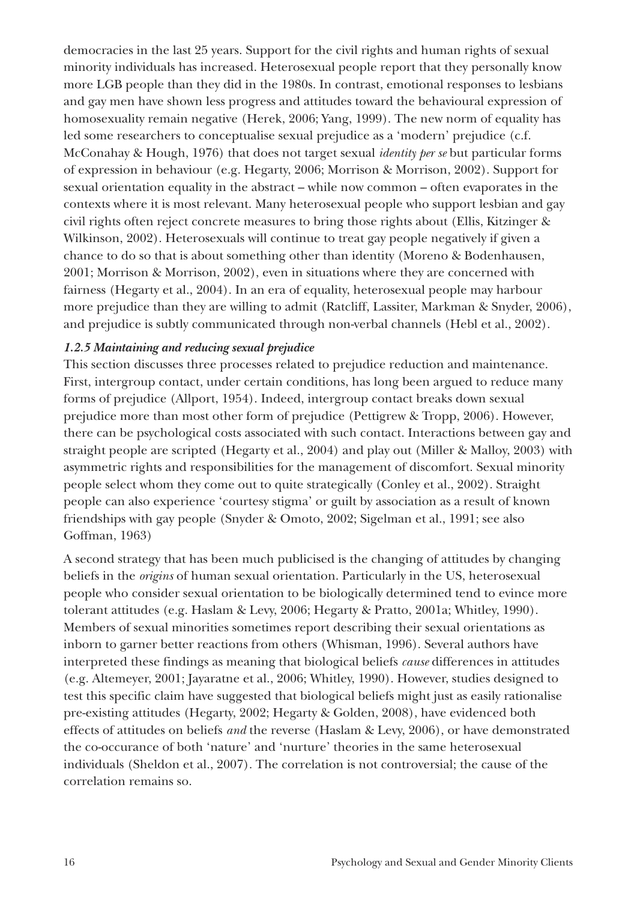democracies in the last 25 years. Support for the civil rights and human rights of sexual minority individuals has increased. Heterosexual people report that they personally know more LGB people than they did in the 1980s. In contrast, emotional responses to lesbians and gay men have shown less progress and attitudes toward the behavioural expression of homosexuality remain negative (Herek, 2006; Yang, 1999). The new norm of equality has led some researchers to conceptualise sexual prejudice as a 'modern' prejudice (c.f. McConahay & Hough, 1976) that does not target sexual *identity per se* but particular forms of expression in behaviour (e.g. Hegarty, 2006; Morrison & Morrison, 2002). Support for sexual orientation equality in the abstract – while now common – often evaporates in the contexts where it is most relevant. Many heterosexual people who support lesbian and gay civil rights often reject concrete measures to bring those rights about (Ellis, Kitzinger & Wilkinson, 2002). Heterosexuals will continue to treat gay people negatively if given a chance to do so that is about something other than identity (Moreno & Bodenhausen, 2001; Morrison & Morrison, 2002), even in situations where they are concerned with fairness (Hegarty et al., 2004). In an era of equality, heterosexual people may harbour more prejudice than they are willing to admit (Ratcliff, Lassiter, Markman & Snyder, 2006), and prejudice is subtly communicated through non-verbal channels (Hebl et al., 2002).

### *1.2.5 Maintaining and reducing sexual prejudice*

This section discusses three processes related to prejudice reduction and maintenance. First, intergroup contact, under certain conditions, has long been argued to reduce many forms of prejudice (Allport, 1954). Indeed, intergroup contact breaks down sexual prejudice more than most other form of prejudice (Pettigrew & Tropp, 2006). However, there can be psychological costs associated with such contact. Interactions between gay and straight people are scripted (Hegarty et al., 2004) and play out (Miller & Malloy, 2003) with asymmetric rights and responsibilities for the management of discomfort. Sexual minority people select whom they come out to quite strategically (Conley et al., 2002). Straight people can also experience 'courtesy stigma' or guilt by association as a result of known friendships with gay people (Snyder & Omoto, 2002; Sigelman et al., 1991; see also Goffman, 1963)

A second strategy that has been much publicised is the changing of attitudes by changing beliefs in the *origins* of human sexual orientation. Particularly in the US, heterosexual people who consider sexual orientation to be biologically determined tend to evince more tolerant attitudes (e.g. Haslam & Levy, 2006; Hegarty & Pratto, 2001a; Whitley, 1990). Members of sexual minorities sometimes report describing their sexual orientations as inborn to garner better reactions from others (Whisman, 1996). Several authors have interpreted these findings as meaning that biological beliefs *cause* differences in attitudes (e.g. Altemeyer, 2001; Jayaratne et al., 2006; Whitley, 1990). However, studies designed to test this specific claim have suggested that biological beliefs might just as easily rationalise pre-existing attitudes (Hegarty, 2002; Hegarty & Golden, 2008), have evidenced both effects of attitudes on beliefs *and* the reverse (Haslam & Levy, 2006), or have demonstrated the co-occurance of both 'nature' and 'nurture' theories in the same heterosexual individuals (Sheldon et al., 2007). The correlation is not controversial; the cause of the correlation remains so.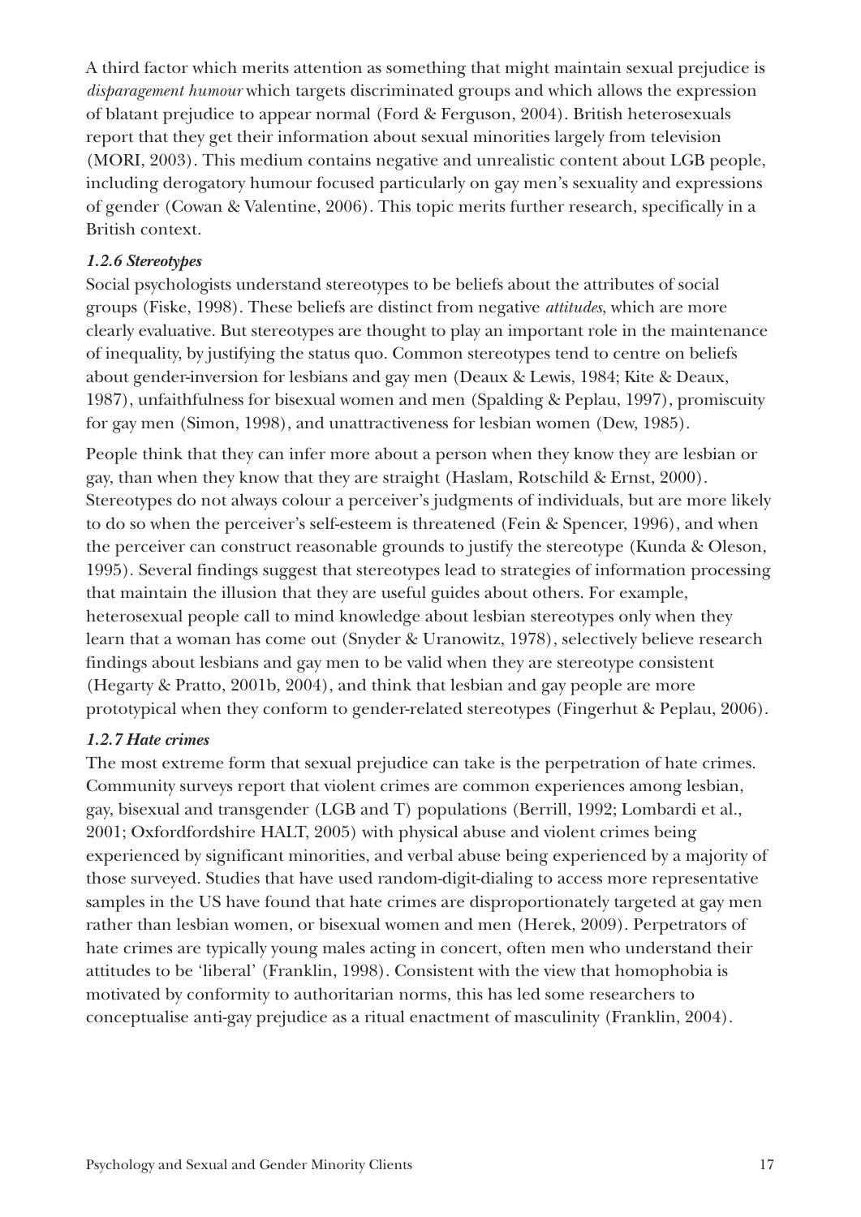A third factor which merits attention as something that might maintain sexual prejudice is *disparagement humour* which targets discriminated groups and which allows the expression of blatant prejudice to appear normal (Ford & Ferguson, 2004). British heterosexuals report that they get their information about sexual minorities largely from television (MORI, 2003). This medium contains negative and unrealistic content about LGB people, including derogatory humour focused particularly on gay men's sexuality and expressions of gender (Cowan & Valentine, 2006). This topic merits further research, specifically in a British context.

### *1.2.6 Stereotypes*

Social psychologists understand stereotypes to be beliefs about the attributes of social groups (Fiske, 1998). These beliefs are distinct from negative *attitudes*, which are more clearly evaluative. But stereotypes are thought to play an important role in the maintenance of inequality, by justifying the status quo. Common stereotypes tend to centre on beliefs about gender-inversion for lesbians and gay men (Deaux & Lewis, 1984; Kite & Deaux, 1987), unfaithfulness for bisexual women and men (Spalding & Peplau, 1997), promiscuity for gay men (Simon, 1998), and unattractiveness for lesbian women (Dew, 1985).

People think that they can infer more about a person when they know they are lesbian or gay, than when they know that they are straight (Haslam, Rotschild & Ernst, 2000). Stereotypes do not always colour a perceiver's judgments of individuals, but are more likely to do so when the perceiver's self-esteem is threatened (Fein & Spencer, 1996), and when the perceiver can construct reasonable grounds to justify the stereotype (Kunda & Oleson, 1995). Several findings suggest that stereotypes lead to strategies of information processing that maintain the illusion that they are useful guides about others. For example, heterosexual people call to mind knowledge about lesbian stereotypes only when they learn that a woman has come out (Snyder & Uranowitz, 1978), selectively believe research findings about lesbians and gay men to be valid when they are stereotype consistent (Hegarty & Pratto, 2001b, 2004), and think that lesbian and gay people are more prototypical when they conform to gender-related stereotypes (Fingerhut & Peplau, 2006).

### *1.2.7 Hate crimes*

The most extreme form that sexual prejudice can take is the perpetration of hate crimes. Community surveys report that violent crimes are common experiences among lesbian, gay, bisexual and transgender (LGB and T) populations (Berrill, 1992; Lombardi et al., 2001; Oxfordfordshire HALT, 2005) with physical abuse and violent crimes being experienced by significant minorities, and verbal abuse being experienced by a majority of those surveyed. Studies that have used random-digit-dialing to access more representative samples in the US have found that hate crimes are disproportionately targeted at gay men rather than lesbian women, or bisexual women and men (Herek, 2009). Perpetrators of hate crimes are typically young males acting in concert, often men who understand their attitudes to be 'liberal' (Franklin, 1998). Consistent with the view that homophobia is motivated by conformity to authoritarian norms, this has led some researchers to conceptualise anti-gay prejudice as a ritual enactment of masculinity (Franklin, 2004).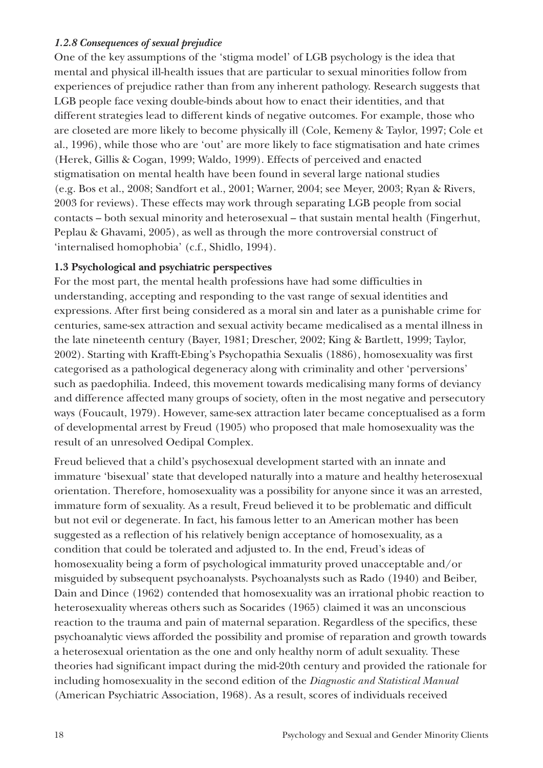#### *1.2.8 Consequences of sexual prejudice*

One of the key assumptions of the 'stigma model' of LGB psychology is the idea that mental and physical ill-health issues that are particular to sexual minorities follow from experiences of prejudice rather than from any inherent pathology. Research suggests that LGB people face vexing double-binds about how to enact their identities, and that different strategies lead to different kinds of negative outcomes. For example, those who are closeted are more likely to become physically ill (Cole, Kemeny & Taylor, 1997; Cole et al., 1996), while those who are 'out' are more likely to face stigmatisation and hate crimes (Herek, Gillis & Cogan, 1999; Waldo, 1999). Effects of perceived and enacted stigmatisation on mental health have been found in several large national studies (e.g. Bos et al., 2008; Sandfort et al., 2001; Warner, 2004; see Meyer, 2003; Ryan & Rivers, 2003 for reviews). These effects may work through separating LGB people from social contacts – both sexual minority and heterosexual – that sustain mental health (Fingerhut, Peplau & Ghavami, 2005), as well as through the more controversial construct of 'internalised homophobia' (c.f., Shidlo, 1994).

### 1.3 Psychological and psychiatric perspectives

For the most part, the mental health professions have had some difficulties in understanding, accepting and responding to the vast range of sexual identities and expressions. After first being considered as a moral sin and later as a punishable crime for centuries, same-sex attraction and sexual activity became medicalised as a mental illness in the late nineteenth century (Bayer, 1981; Drescher, 2002; King & Bartlett, 1999; Taylor, 2002). Starting with Krafft-Ebing's Psychopathia Sexualis (1886), homosexuality was first categorised as a pathological degeneracy along with criminality and other 'perversions' such as paedophilia. Indeed, this movement towards medicalising many forms of deviancy and difference affected many groups of society, often in the most negative and persecutory ways (Foucault, 1979). However, same-sex attraction later became conceptualised as a form of developmental arrest by Freud (1905) who proposed that male homosexuality was the result of an unresolved Oedipal Complex.

Freud believed that a child's psychosexual development started with an innate and immature 'bisexual' state that developed naturally into a mature and healthy heterosexual orientation. Therefore, homosexuality was a possibility for anyone since it was an arrested, immature form of sexuality. As a result, Freud believed it to be problematic and difficult but not evil or degenerate. In fact, his famous letter to an American mother has been suggested as a reflection of his relatively benign acceptance of homosexuality, as a condition that could be tolerated and adjusted to. In the end, Freud's ideas of homosexuality being a form of psychological immaturity proved unacceptable and/or misguided by subsequent psychoanalysts. Psychoanalysts such as Rado (1940) and Beiber, Dain and Dince (1962) contended that homosexuality was an irrational phobic reaction to heterosexuality whereas others such as Socarides (1965) claimed it was an unconscious reaction to the trauma and pain of maternal separation. Regardless of the specifics, these psychoanalytic views afforded the possibility and promise of reparation and growth towards a heterosexual orientation as the one and only healthy norm of adult sexuality. These theories had significant impact during the mid-20th century and provided the rationale for including homosexuality in the second edition of the *Diagnostic and Statistical Manual* (American Psychiatric Association, 1968). As a result, scores of individuals received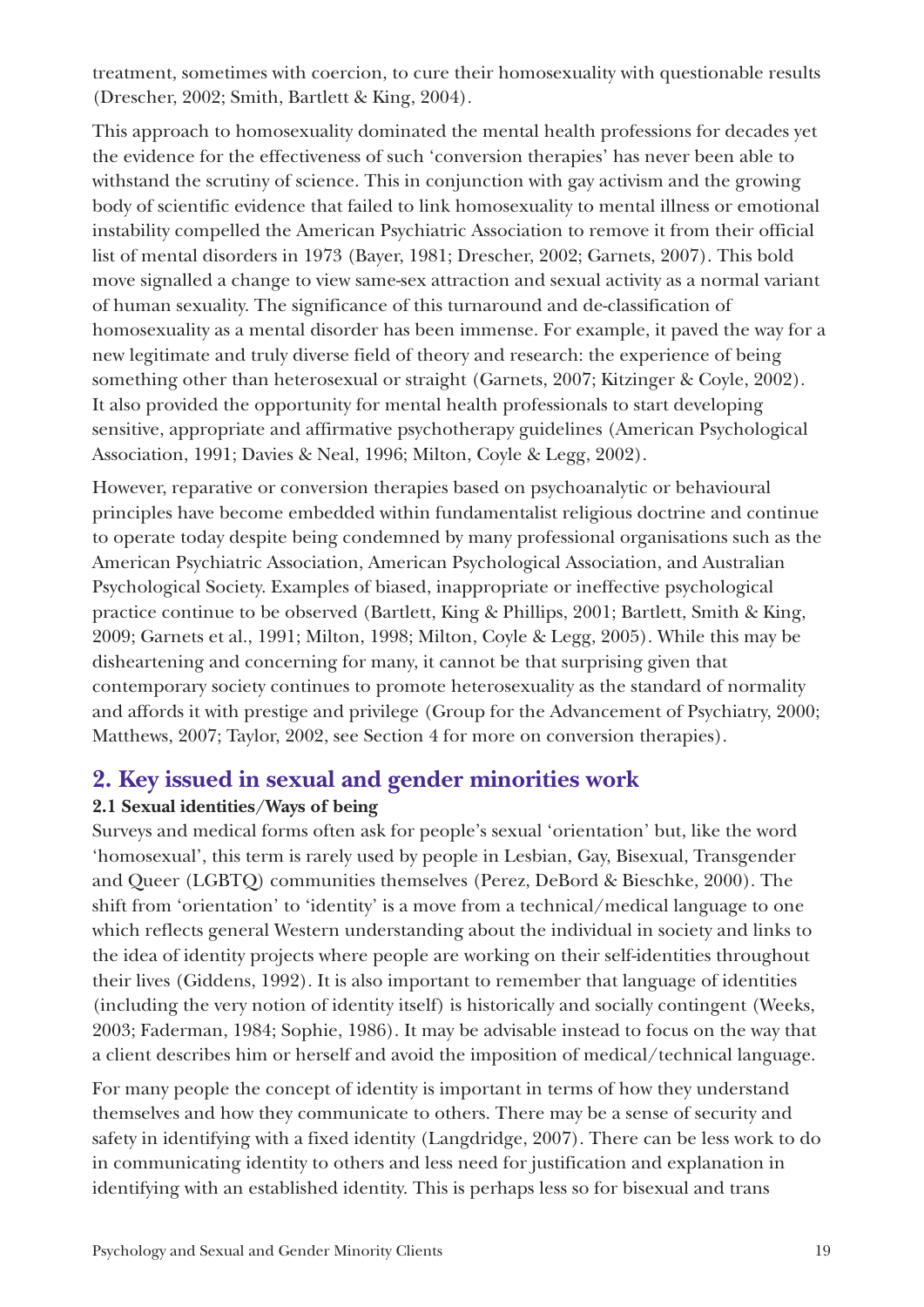treatment, sometimes with coercion, to cure their homosexuality with questionable results (Drescher, 2002; Smith, Bartlett & King, 2004).

This approach to homosexuality dominated the mental health professions for decades yet the evidence for the effectiveness of such 'conversion therapies' has never been able to withstand the scrutiny of science. This in conjunction with gay activism and the growing body of scientific evidence that failed to link homosexuality to mental illness or emotional instability compelled the American Psychiatric Association to remove it from their official list of mental disorders in 1973 (Bayer, 1981; Drescher, 2002; Garnets, 2007). This bold move signalled a change to view same-sex attraction and sexual activity as a normal variant of human sexuality. The significance of this turnaround and de-classification of homosexuality as a mental disorder has been immense. For example, it paved the way for a new legitimate and truly diverse field of theory and research: the experience of being something other than heterosexual or straight (Garnets, 2007; Kitzinger & Coyle, 2002). It also provided the opportunity for mental health professionals to start developing sensitive, appropriate and affirmative psychotherapy guidelines (American Psychological Association, 1991; Davies & Neal, 1996; Milton, Coyle & Legg, 2002).

However, reparative or conversion therapies based on psychoanalytic or behavioural principles have become embedded within fundamentalist religious doctrine and continue to operate today despite being condemned by many professional organisations such as the American Psychiatric Association, American Psychological Association, and Australian Psychological Society. Examples of biased, inappropriate or ineffective psychological practice continue to be observed (Bartlett, King & Phillips, 2001; Bartlett, Smith & King, 2009; Garnets et al., 1991; Milton, 1998; Milton, Coyle & Legg, 2005). While this may be disheartening and concerning for many, it cannot be that surprising given that contemporary society continues to promote heterosexuality as the standard of normality and affords it with prestige and privilege (Group for the Advancement of Psychiatry, 2000; Matthews, 2007; Taylor, 2002, see Section 4 for more on conversion therapies).

## 2. Key issued in sexual and gender minorities work

### 2.1 Sexual identities/Ways of being

Surveys and medical forms often ask for people's sexual 'orientation' but, like the word 'homosexual', this term is rarely used by people in Lesbian, Gay, Bisexual, Transgender and Queer (LGBTQ) communities themselves (Perez, DeBord & Bieschke, 2000). The shift from 'orientation' to 'identity' is a move from a technical/medical language to one which reflects general Western understanding about the individual in society and links to the idea of identity projects where people are working on their self-identities throughout their lives (Giddens, 1992). It is also important to remember that language of identities (including the very notion of identity itself) is historically and socially contingent (Weeks, 2003; Faderman, 1984; Sophie, 1986). It may be advisable instead to focus on the way that a client describes him or herself and avoid the imposition of medical/technical language.

For many people the concept of identity is important in terms of how they understand themselves and how they communicate to others. There may be a sense of security and safety in identifying with a fixed identity (Langdridge, 2007). There can be less work to do in communicating identity to others and less need for justification and explanation in identifying with an established identity. This is perhaps less so for bisexual and trans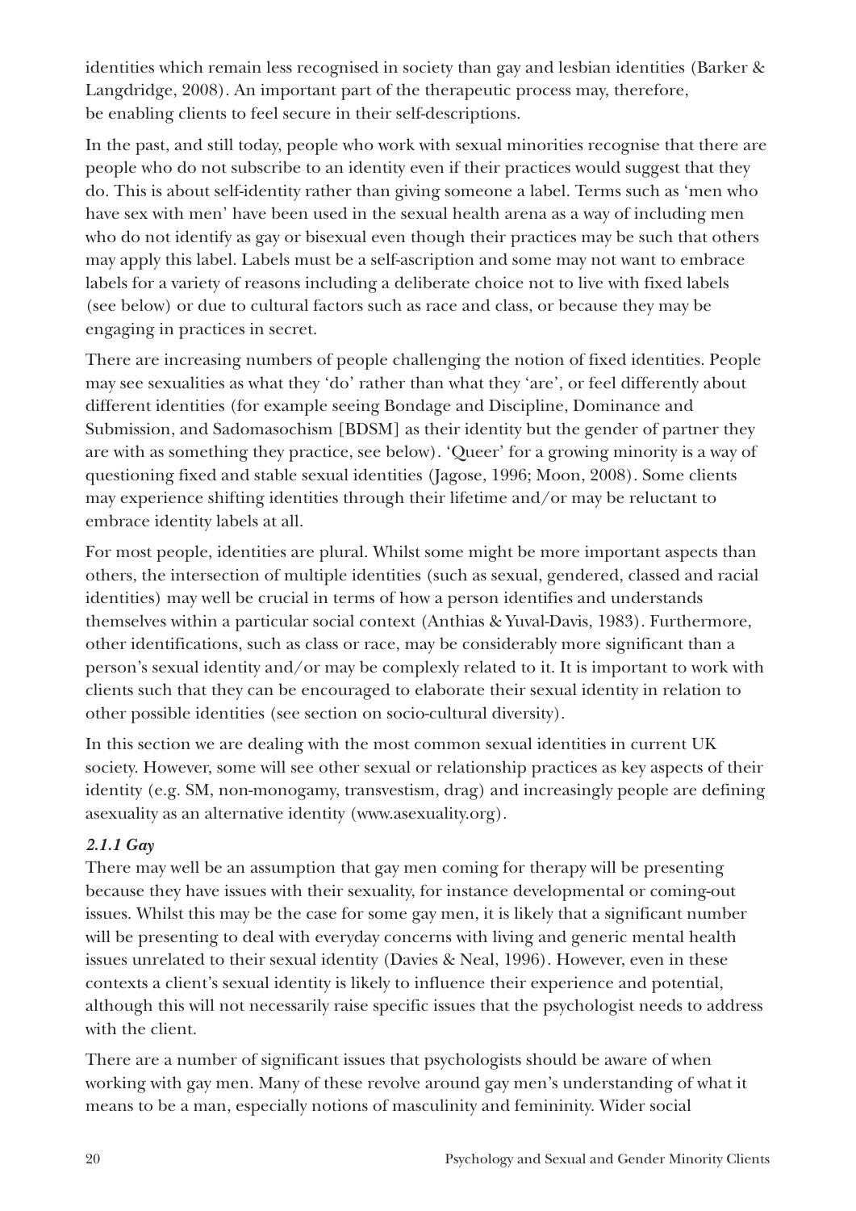identities which remain less recognised in society than gay and lesbian identities (Barker & Langdridge, 2008). An important part of the therapeutic process may, therefore, be enabling clients to feel secure in their self-descriptions.

In the past, and still today, people who work with sexual minorities recognise that there are people who do not subscribe to an identity even if their practices would suggest that they do. This is about self-identity rather than giving someone a label. Terms such as 'men who have sex with men' have been used in the sexual health arena as a way of including men who do not identify as gay or bisexual even though their practices may be such that others may apply this label. Labels must be a self-ascription and some may not want to embrace labels for a variety of reasons including a deliberate choice not to live with fixed labels (see below) or due to cultural factors such as race and class, or because they may be engaging in practices in secret.

There are increasing numbers of people challenging the notion of fixed identities. People may see sexualities as what they 'do' rather than what they 'are', or feel differently about different identities (for example seeing Bondage and Discipline, Dominance and Submission, and Sadomasochism [BDSM] as their identity but the gender of partner they are with as something they practice, see below). 'Queer' for a growing minority is a way of questioning fixed and stable sexual identities (Jagose, 1996; Moon, 2008). Some clients may experience shifting identities through their lifetime and/or may be reluctant to embrace identity labels at all.

For most people, identities are plural. Whilst some might be more important aspects than others, the intersection of multiple identities (such as sexual, gendered, classed and racial identities) may well be crucial in terms of how a person identifies and understands themselves within a particular social context (Anthias & Yuval-Davis, 1983). Furthermore, other identifications, such as class or race, may be considerably more significant than a person's sexual identity and/or may be complexly related to it. It is important to work with clients such that they can be encouraged to elaborate their sexual identity in relation to other possible identities (see section on socio-cultural diversity).

In this section we are dealing with the most common sexual identities in current UK society. However, some will see other sexual or relationship practices as key aspects of their identity (e.g. SM, non-monogamy, transvestism, drag) and increasingly people are defining asexuality as an alternative identity (www.asexuality.org).

#### *2.1.1 Gay*

There may well be an assumption that gay men coming for therapy will be presenting because they have issues with their sexuality, for instance developmental or coming-out issues. Whilst this may be the case for some gay men, it is likely that a significant number will be presenting to deal with everyday concerns with living and generic mental health issues unrelated to their sexual identity (Davies & Neal, 1996). However, even in these contexts a client's sexual identity is likely to influence their experience and potential, although this will not necessarily raise specific issues that the psychologist needs to address with the client.

There are a number of significant issues that psychologists should be aware of when working with gay men. Many of these revolve around gay men's understanding of what it means to be a man, especially notions of masculinity and femininity. Wider social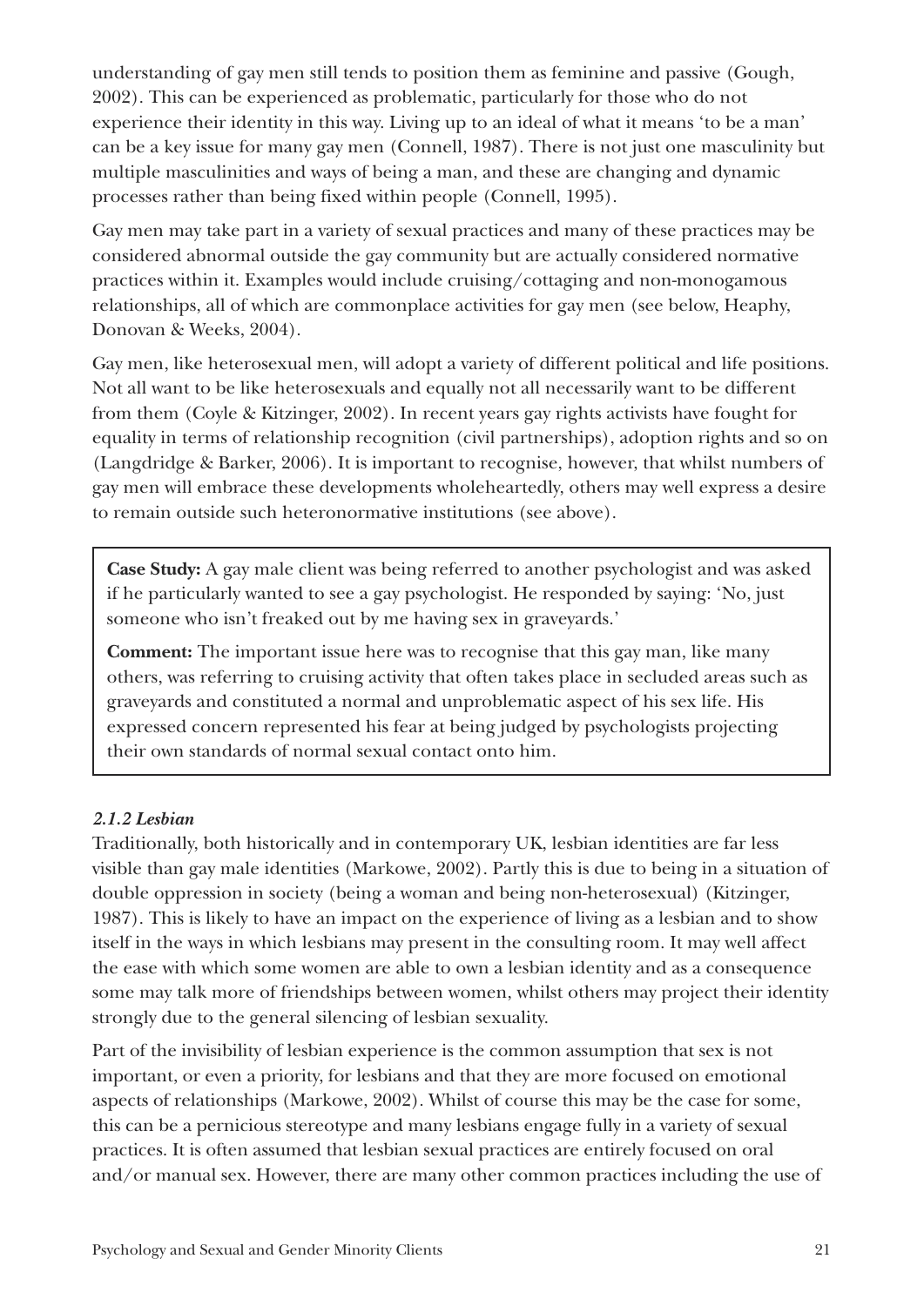understanding of gay men still tends to position them as feminine and passive (Gough, 2002). This can be experienced as problematic, particularly for those who do not experience their identity in this way. Living up to an ideal of what it means 'to be a man' can be a key issue for many gay men (Connell, 1987). There is not just one masculinity but multiple masculinities and ways of being a man, and these are changing and dynamic processes rather than being fixed within people (Connell, 1995).

Gay men may take part in a variety of sexual practices and many of these practices may be considered abnormal outside the gay community but are actually considered normative practices within it. Examples would include cruising/cottaging and non-monogamous relationships, all of which are commonplace activities for gay men (see below, Heaphy, Donovan & Weeks, 2004).

Gay men, like heterosexual men, will adopt a variety of different political and life positions. Not all want to be like heterosexuals and equally not all necessarily want to be different from them (Coyle & Kitzinger, 2002). In recent years gay rights activists have fought for equality in terms of relationship recognition (civil partnerships), adoption rights and so on (Langdridge & Barker, 2006). It is important to recognise, however, that whilst numbers of gay men will embrace these developments wholeheartedly, others may well express a desire to remain outside such heteronormative institutions (see above).

**Case Study:** A gay male client was being referred to another psychologist and was asked if he particularly wanted to see a gay psychologist. He responded by saying: 'No, just someone who isn't freaked out by me having sex in graveyards.'

**Comment:** The important issue here was to recognise that this gay man, like many others, was referring to cruising activity that often takes place in secluded areas such as graveyards and constituted a normal and unproblematic aspect of his sex life. His expressed concern represented his fear at being judged by psychologists projecting their own standards of normal sexual contact onto him.

#### *2.1.2 Lesbian*

Traditionally, both historically and in contemporary UK, lesbian identities are far less visible than gay male identities (Markowe, 2002). Partly this is due to being in a situation of double oppression in society (being a woman and being non-heterosexual) (Kitzinger, 1987). This is likely to have an impact on the experience of living as a lesbian and to show itself in the ways in which lesbians may present in the consulting room. It may well affect the ease with which some women are able to own a lesbian identity and as a consequence some may talk more of friendships between women, whilst others may project their identity strongly due to the general silencing of lesbian sexuality.

Part of the invisibility of lesbian experience is the common assumption that sex is not important, or even a priority, for lesbians and that they are more focused on emotional aspects of relationships (Markowe, 2002). Whilst of course this may be the case for some, this can be a pernicious stereotype and many lesbians engage fully in a variety of sexual practices. It is often assumed that lesbian sexual practices are entirely focused on oral and/or manual sex. However, there are many other common practices including the use of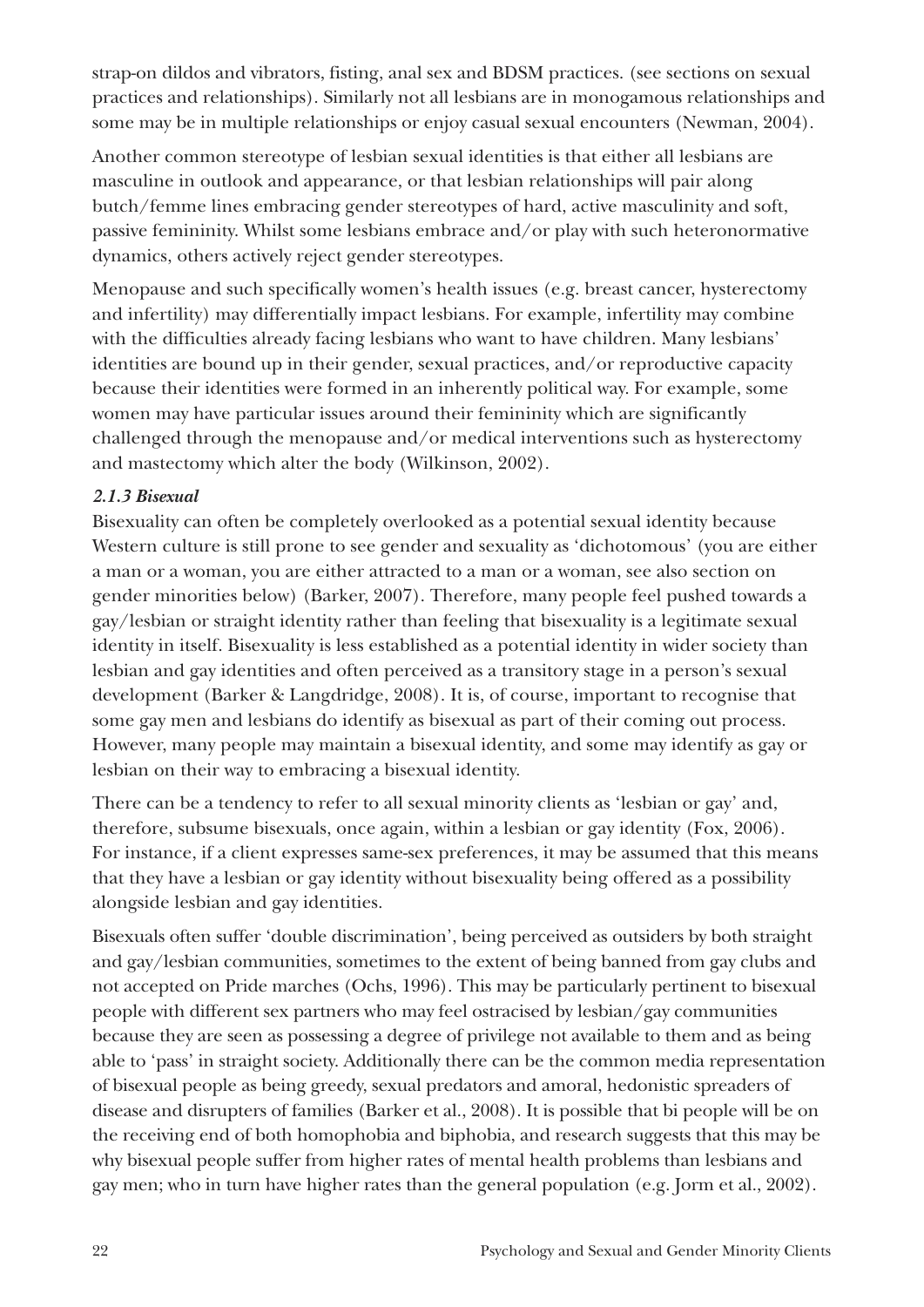strap-on dildos and vibrators, fisting, anal sex and BDSM practices. (see sections on sexual practices and relationships). Similarly not all lesbians are in monogamous relationships and some may be in multiple relationships or enjoy casual sexual encounters (Newman, 2004).

Another common stereotype of lesbian sexual identities is that either all lesbians are masculine in outlook and appearance, or that lesbian relationships will pair along butch/femme lines embracing gender stereotypes of hard, active masculinity and soft, passive femininity. Whilst some lesbians embrace and/or play with such heteronormative dynamics, others actively reject gender stereotypes.

Menopause and such specifically women's health issues (e.g. breast cancer, hysterectomy and infertility) may differentially impact lesbians. For example, infertility may combine with the difficulties already facing lesbians who want to have children. Many lesbians' identities are bound up in their gender, sexual practices, and/or reproductive capacity because their identities were formed in an inherently political way. For example, some women may have particular issues around their femininity which are significantly challenged through the menopause and/or medical interventions such as hysterectomy and mastectomy which alter the body (Wilkinson, 2002).

### *2.1.3 Bisexual*

Bisexuality can often be completely overlooked as a potential sexual identity because Western culture is still prone to see gender and sexuality as 'dichotomous' (you are either a man or a woman, you are either attracted to a man or a woman, see also section on gender minorities below) (Barker, 2007). Therefore, many people feel pushed towards a gay/lesbian or straight identity rather than feeling that bisexuality is a legitimate sexual identity in itself. Bisexuality is less established as a potential identity in wider society than lesbian and gay identities and often perceived as a transitory stage in a person's sexual development (Barker & Langdridge, 2008). It is, of course, important to recognise that some gay men and lesbians do identify as bisexual as part of their coming out process. However, many people may maintain a bisexual identity, and some may identify as gay or lesbian on their way to embracing a bisexual identity.

There can be a tendency to refer to all sexual minority clients as 'lesbian or gay' and, therefore, subsume bisexuals, once again, within a lesbian or gay identity (Fox, 2006). For instance, if a client expresses same-sex preferences, it may be assumed that this means that they have a lesbian or gay identity without bisexuality being offered as a possibility alongside lesbian and gay identities.

Bisexuals often suffer 'double discrimination', being perceived as outsiders by both straight and gay/lesbian communities, sometimes to the extent of being banned from gay clubs and not accepted on Pride marches (Ochs, 1996). This may be particularly pertinent to bisexual people with different sex partners who may feel ostracised by lesbian/gay communities because they are seen as possessing a degree of privilege not available to them and as being able to 'pass' in straight society. Additionally there can be the common media representation of bisexual people as being greedy, sexual predators and amoral, hedonistic spreaders of disease and disrupters of families (Barker et al., 2008). It is possible that bi people will be on the receiving end of both homophobia and biphobia, and research suggests that this may be why bisexual people suffer from higher rates of mental health problems than lesbians and gay men; who in turn have higher rates than the general population (e.g. Jorm et al., 2002).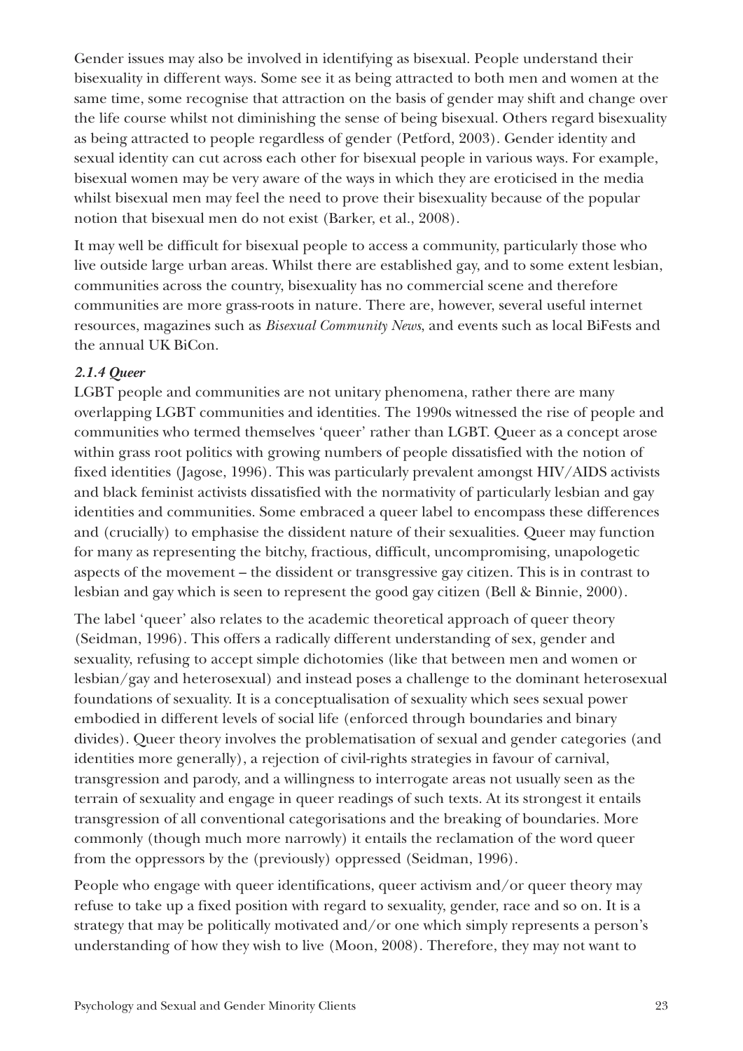Gender issues may also be involved in identifying as bisexual. People understand their bisexuality in different ways. Some see it as being attracted to both men and women at the same time, some recognise that attraction on the basis of gender may shift and change over the life course whilst not diminishing the sense of being bisexual. Others regard bisexuality as being attracted to people regardless of gender (Petford, 2003). Gender identity and sexual identity can cut across each other for bisexual people in various ways. For example, bisexual women may be very aware of the ways in which they are eroticised in the media whilst bisexual men may feel the need to prove their bisexuality because of the popular notion that bisexual men do not exist (Barker, et al., 2008).

It may well be difficult for bisexual people to access a community, particularly those who live outside large urban areas. Whilst there are established gay, and to some extent lesbian, communities across the country, bisexuality has no commercial scene and therefore communities are more grass-roots in nature. There are, however, several useful internet resources, magazines such as *Bisexual Community News*, and events such as local BiFests and the annual UK BiCon.

#### *2.1.4 Queer*

LGBT people and communities are not unitary phenomena, rather there are many overlapping LGBT communities and identities. The 1990s witnessed the rise of people and communities who termed themselves 'queer' rather than LGBT. Queer as a concept arose within grass root politics with growing numbers of people dissatisfied with the notion of fixed identities (Jagose, 1996). This was particularly prevalent amongst HIV/AIDS activists and black feminist activists dissatisfied with the normativity of particularly lesbian and gay identities and communities. Some embraced a queer label to encompass these differences and (crucially) to emphasise the dissident nature of their sexualities. Queer may function for many as representing the bitchy, fractious, difficult, uncompromising, unapologetic aspects of the movement – the dissident or transgressive gay citizen. This is in contrast to lesbian and gay which is seen to represent the good gay citizen (Bell & Binnie, 2000).

The label 'queer' also relates to the academic theoretical approach of queer theory (Seidman, 1996). This offers a radically different understanding of sex, gender and sexuality, refusing to accept simple dichotomies (like that between men and women or lesbian/gay and heterosexual) and instead poses a challenge to the dominant heterosexual foundations of sexuality. It is a conceptualisation of sexuality which sees sexual power embodied in different levels of social life (enforced through boundaries and binary divides). Queer theory involves the problematisation of sexual and gender categories (and identities more generally), a rejection of civil-rights strategies in favour of carnival, transgression and parody, and a willingness to interrogate areas not usually seen as the terrain of sexuality and engage in queer readings of such texts. At its strongest it entails transgression of all conventional categorisations and the breaking of boundaries. More commonly (though much more narrowly) it entails the reclamation of the word queer from the oppressors by the (previously) oppressed (Seidman, 1996).

People who engage with queer identifications, queer activism and/or queer theory may refuse to take up a fixed position with regard to sexuality, gender, race and so on. It is a strategy that may be politically motivated and/or one which simply represents a person's understanding of how they wish to live (Moon, 2008). Therefore, they may not want to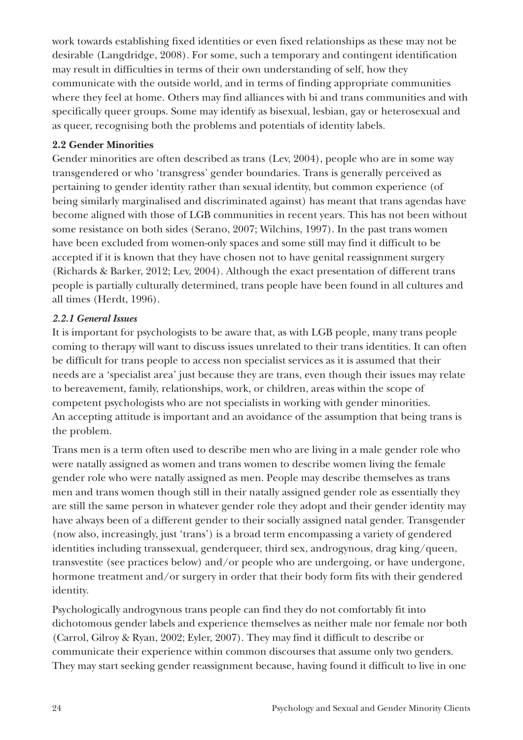work towards establishing fixed identities or even fixed relationships as these may not be desirable (Langdridge, 2008). For some, such a temporary and contingent identification may result in difficulties in terms of their own understanding of self, how they communicate with the outside world, and in terms of finding appropriate communities where they feel at home. Others may find alliances with bi and trans communities and with specifically queer groups. Some may identify as bisexual, lesbian, gay or heterosexual and as queer, recognising both the problems and potentials of identity labels.

### 2.2 Gender Minorities

Gender minorities are often described as trans (Lev, 2004), people who are in some way transgendered or who 'transgress' gender boundaries. Trans is generally perceived as pertaining to gender identity rather than sexual identity, but common experience (of being similarly marginalised and discriminated against) has meant that trans agendas have become aligned with those of LGB communities in recent years. This has not been without some resistance on both sides (Serano, 2007; Wilchins, 1997). In the past trans women have been excluded from women-only spaces and some still may find it difficult to be accepted if it is known that they have chosen not to have genital reassignment surgery (Richards & Barker, 2012; Lev, 2004). Although the exact presentation of different trans people is partially culturally determined, trans people have been found in all cultures and all times (Herdt, 1996).

#### *2.2.1 General Issues*

It is important for psychologists to be aware that, as with LGB people, many trans people coming to therapy will want to discuss issues unrelated to their trans identities. It can often be difficult for trans people to access non specialist services as it is assumed that their needs are a 'specialist area' just because they are trans, even though their issues may relate to bereavement, family, relationships, work, or children, areas within the scope of competent psychologists who are not specialists in working with gender minorities. An accepting attitude is important and an avoidance of the assumption that being trans is the problem.

Trans men is a term often used to describe men who are living in a male gender role who were natally assigned as women and trans women to describe women living the female gender role who were natally assigned as men. People may describe themselves as trans men and trans women though still in their natally assigned gender role as essentially they are still the same person in whatever gender role they adopt and their gender identity may have always been of a different gender to their socially assigned natal gender. Transgender (now also, increasingly, just 'trans') is a broad term encompassing a variety of gendered identities including transsexual, genderqueer, third sex, androgynous, drag king/queen, transvestite (see practices below) and/or people who are undergoing, or have undergone, hormone treatment and/or surgery in order that their body form fits with their gendered identity.

Psychologically androgynous trans people can find they do not comfortably fit into dichotomous gender labels and experience themselves as neither male nor female nor both (Carrol, Gilroy & Ryan, 2002; Eyler, 2007). They may find it difficult to describe or communicate their experience within common discourses that assume only two genders. They may start seeking gender reassignment because, having found it difficult to live in one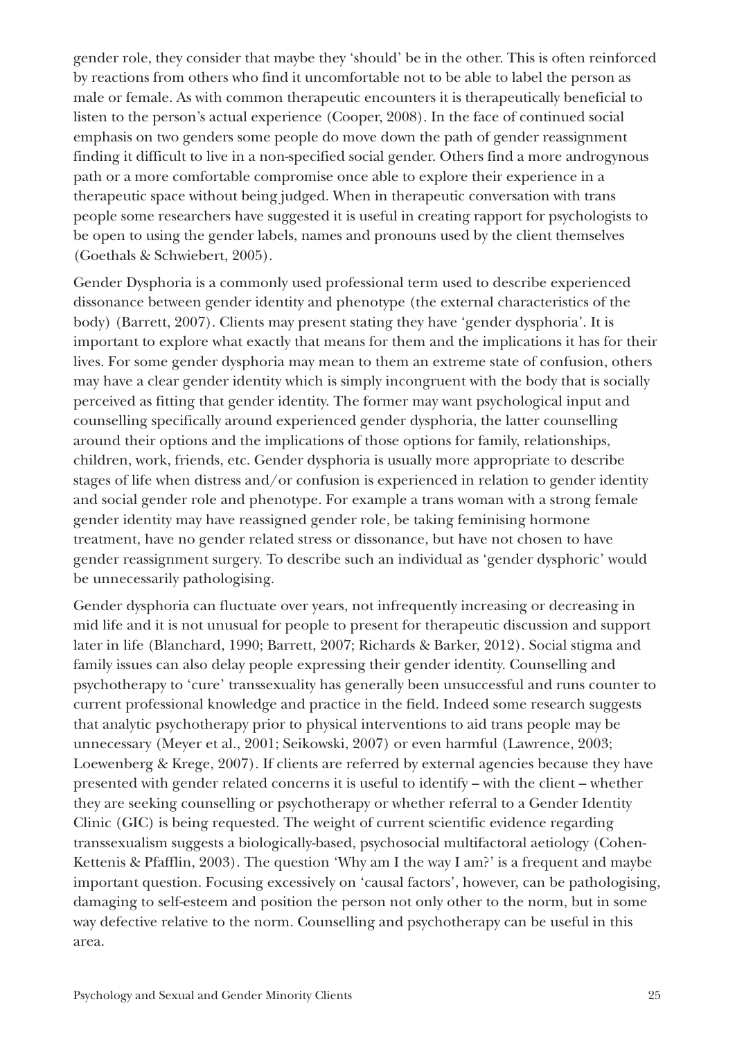gender role, they consider that maybe they 'should' be in the other. This is often reinforced by reactions from others who find it uncomfortable not to be able to label the person as male or female. As with common therapeutic encounters it is therapeutically beneficial to listen to the person's actual experience (Cooper, 2008). In the face of continued social emphasis on two genders some people do move down the path of gender reassignment finding it difficult to live in a non-specified social gender. Others find a more androgynous path or a more comfortable compromise once able to explore their experience in a therapeutic space without being judged. When in therapeutic conversation with trans people some researchers have suggested it is useful in creating rapport for psychologists to be open to using the gender labels, names and pronouns used by the client themselves (Goethals & Schwiebert, 2005).

Gender Dysphoria is a commonly used professional term used to describe experienced dissonance between gender identity and phenotype (the external characteristics of the body) (Barrett, 2007). Clients may present stating they have 'gender dysphoria'. It is important to explore what exactly that means for them and the implications it has for their lives. For some gender dysphoria may mean to them an extreme state of confusion, others may have a clear gender identity which is simply incongruent with the body that is socially perceived as fitting that gender identity. The former may want psychological input and counselling specifically around experienced gender dysphoria, the latter counselling around their options and the implications of those options for family, relationships, children, work, friends, etc. Gender dysphoria is usually more appropriate to describe stages of life when distress and/or confusion is experienced in relation to gender identity and social gender role and phenotype. For example a trans woman with a strong female gender identity may have reassigned gender role, be taking feminising hormone treatment, have no gender related stress or dissonance, but have not chosen to have gender reassignment surgery. To describe such an individual as 'gender dysphoric' would be unnecessarily pathologising.

Gender dysphoria can fluctuate over years, not infrequently increasing or decreasing in mid life and it is not unusual for people to present for therapeutic discussion and support later in life (Blanchard, 1990; Barrett, 2007; Richards & Barker, 2012). Social stigma and family issues can also delay people expressing their gender identity. Counselling and psychotherapy to 'cure' transsexuality has generally been unsuccessful and runs counter to current professional knowledge and practice in the field. Indeed some research suggests that analytic psychotherapy prior to physical interventions to aid trans people may be unnecessary (Meyer et al., 2001; Seikowski, 2007) or even harmful (Lawrence, 2003; Loewenberg & Krege, 2007). If clients are referred by external agencies because they have presented with gender related concerns it is useful to identify – with the client – whether they are seeking counselling or psychotherapy or whether referral to a Gender Identity Clinic (GIC) is being requested. The weight of current scientific evidence regarding transsexualism suggests a biologically-based, psychosocial multifactoral aetiology (Cohen-Kettenis & Pfafflin, 2003). The question 'Why am I the way I am?' is a frequent and maybe important question. Focusing excessively on 'causal factors', however, can be pathologising, damaging to self-esteem and position the person not only other to the norm, but in some way defective relative to the norm. Counselling and psychotherapy can be useful in this area.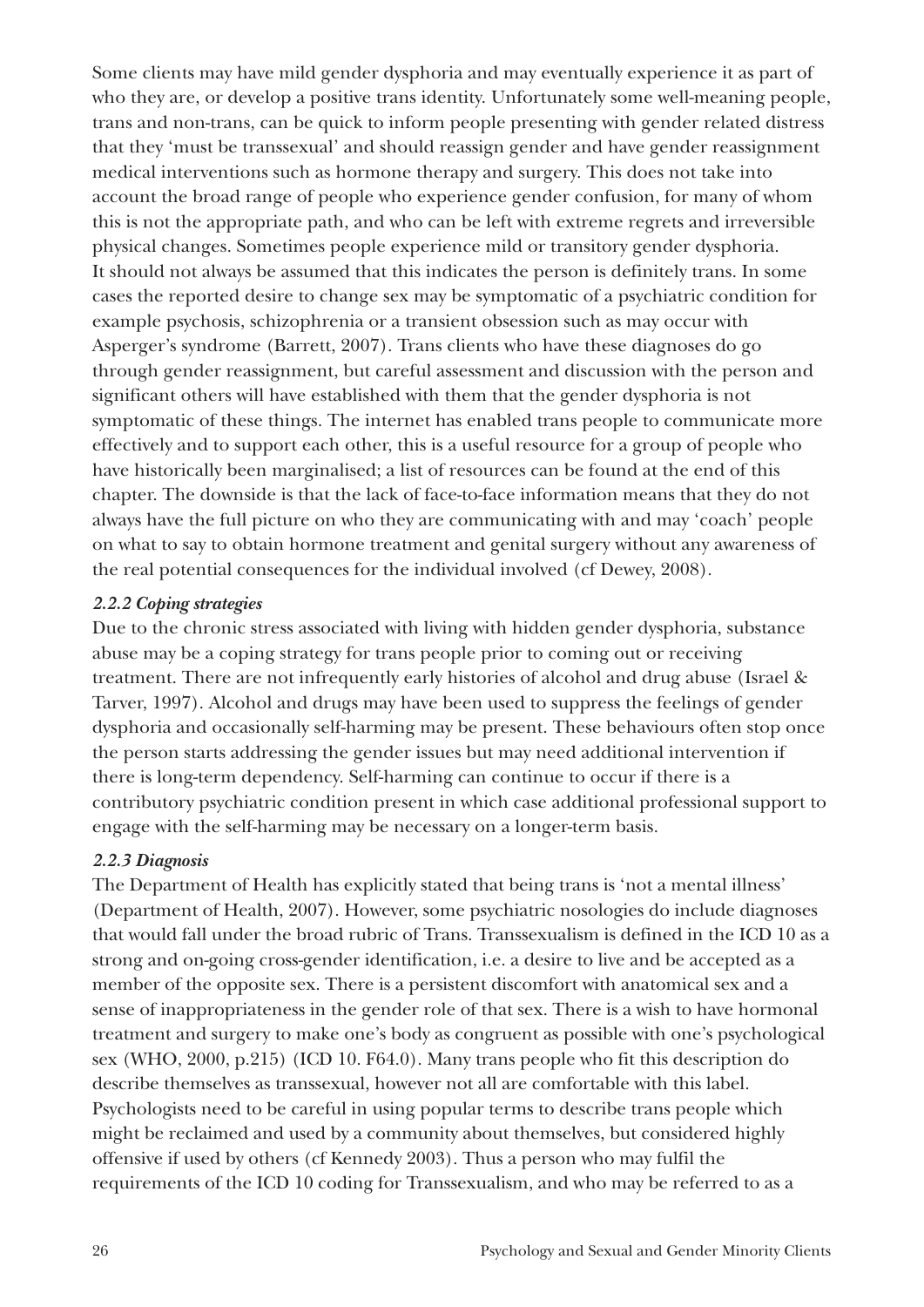Some clients may have mild gender dysphoria and may eventually experience it as part of who they are, or develop a positive trans identity. Unfortunately some well-meaning people, trans and non-trans, can be quick to inform people presenting with gender related distress that they 'must be transsexual' and should reassign gender and have gender reassignment medical interventions such as hormone therapy and surgery. This does not take into account the broad range of people who experience gender confusion, for many of whom this is not the appropriate path, and who can be left with extreme regrets and irreversible physical changes. Sometimes people experience mild or transitory gender dysphoria. It should not always be assumed that this indicates the person is definitely trans. In some cases the reported desire to change sex may be symptomatic of a psychiatric condition for example psychosis, schizophrenia or a transient obsession such as may occur with Asperger's syndrome (Barrett, 2007). Trans clients who have these diagnoses do go through gender reassignment, but careful assessment and discussion with the person and significant others will have established with them that the gender dysphoria is not symptomatic of these things. The internet has enabled trans people to communicate more effectively and to support each other, this is a useful resource for a group of people who have historically been marginalised; a list of resources can be found at the end of this chapter. The downside is that the lack of face-to-face information means that they do not always have the full picture on who they are communicating with and may 'coach' people on what to say to obtain hormone treatment and genital surgery without any awareness of the real potential consequences for the individual involved (cf Dewey, 2008).

#### *2.2.2 Coping strategies*

Due to the chronic stress associated with living with hidden gender dysphoria, substance abuse may be a coping strategy for trans people prior to coming out or receiving treatment. There are not infrequently early histories of alcohol and drug abuse (Israel & Tarver, 1997). Alcohol and drugs may have been used to suppress the feelings of gender dysphoria and occasionally self-harming may be present. These behaviours often stop once the person starts addressing the gender issues but may need additional intervention if there is long-term dependency. Self-harming can continue to occur if there is a contributory psychiatric condition present in which case additional professional support to engage with the self-harming may be necessary on a longer-term basis.

#### *2.2.3 Diagnosis*

The Department of Health has explicitly stated that being trans is 'not a mental illness' (Department of Health, 2007). However, some psychiatric nosologies do include diagnoses that would fall under the broad rubric of Trans. Transsexualism is defined in the ICD 10 as a strong and on-going cross-gender identification, i.e. a desire to live and be accepted as a member of the opposite sex. There is a persistent discomfort with anatomical sex and a sense of inappropriateness in the gender role of that sex. There is a wish to have hormonal treatment and surgery to make one's body as congruent as possible with one's psychological sex (WHO, 2000, p.215) (ICD 10. F64.0). Many trans people who fit this description do describe themselves as transsexual, however not all are comfortable with this label. Psychologists need to be careful in using popular terms to describe trans people which might be reclaimed and used by a community about themselves, but considered highly offensive if used by others (cf Kennedy 2003). Thus a person who may fulfil the requirements of the ICD 10 coding for Transsexualism, and who may be referred to as a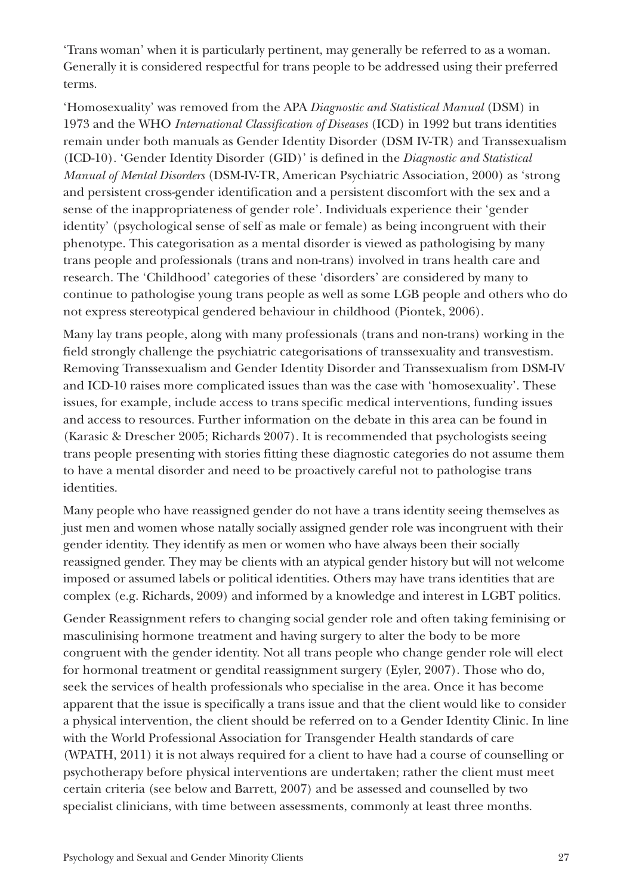'Trans woman' when it is particularly pertinent, may generally be referred to as a woman. Generally it is considered respectful for trans people to be addressed using their preferred terms.

'Homosexuality' was removed from the APA *Diagnostic and Statistical Manual* (DSM) in 1973 and the WHO *International Classification of Diseases* (ICD) in 1992 but trans identities remain under both manuals as Gender Identity Disorder (DSM IV-TR) and Transsexualism (ICD-10). 'Gender Identity Disorder (GID)' is defined in the *Diagnostic and Statistical Manual of Mental Disorders* (DSM-IV-TR, American Psychiatric Association, 2000) as 'strong and persistent cross-gender identification and a persistent discomfort with the sex and a sense of the inappropriateness of gender role'. Individuals experience their 'gender identity' (psychological sense of self as male or female) as being incongruent with their phenotype. This categorisation as a mental disorder is viewed as pathologising by many trans people and professionals (trans and non-trans) involved in trans health care and research. The 'Childhood' categories of these 'disorders' are considered by many to continue to pathologise young trans people as well as some LGB people and others who do not express stereotypical gendered behaviour in childhood (Piontek, 2006).

Many lay trans people, along with many professionals (trans and non-trans) working in the field strongly challenge the psychiatric categorisations of transsexuality and transvestism. Removing Transsexualism and Gender Identity Disorder and Transsexualism from DSM-IV and ICD-10 raises more complicated issues than was the case with 'homosexuality'. These issues, for example, include access to trans specific medical interventions, funding issues and access to resources. Further information on the debate in this area can be found in (Karasic & Drescher 2005; Richards 2007). It is recommended that psychologists seeing trans people presenting with stories fitting these diagnostic categories do not assume them to have a mental disorder and need to be proactively careful not to pathologise trans identities.

Many people who have reassigned gender do not have a trans identity seeing themselves as just men and women whose natally socially assigned gender role was incongruent with their gender identity. They identify as men or women who have always been their socially reassigned gender. They may be clients with an atypical gender history but will not welcome imposed or assumed labels or political identities. Others may have trans identities that are complex (e.g. Richards, 2009) and informed by a knowledge and interest in LGBT politics.

Gender Reassignment refers to changing social gender role and often taking feminising or masculinising hormone treatment and having surgery to alter the body to be more congruent with the gender identity. Not all trans people who change gender role will elect for hormonal treatment or gendital reassignment surgery (Eyler, 2007). Those who do, seek the services of health professionals who specialise in the area. Once it has become apparent that the issue is specifically a trans issue and that the client would like to consider a physical intervention, the client should be referred on to a Gender Identity Clinic. In line with the World Professional Association for Transgender Health standards of care (WPATH, 2011) it is not always required for a client to have had a course of counselling or psychotherapy before physical interventions are undertaken; rather the client must meet certain criteria (see below and Barrett, 2007) and be assessed and counselled by two specialist clinicians, with time between assessments, commonly at least three months.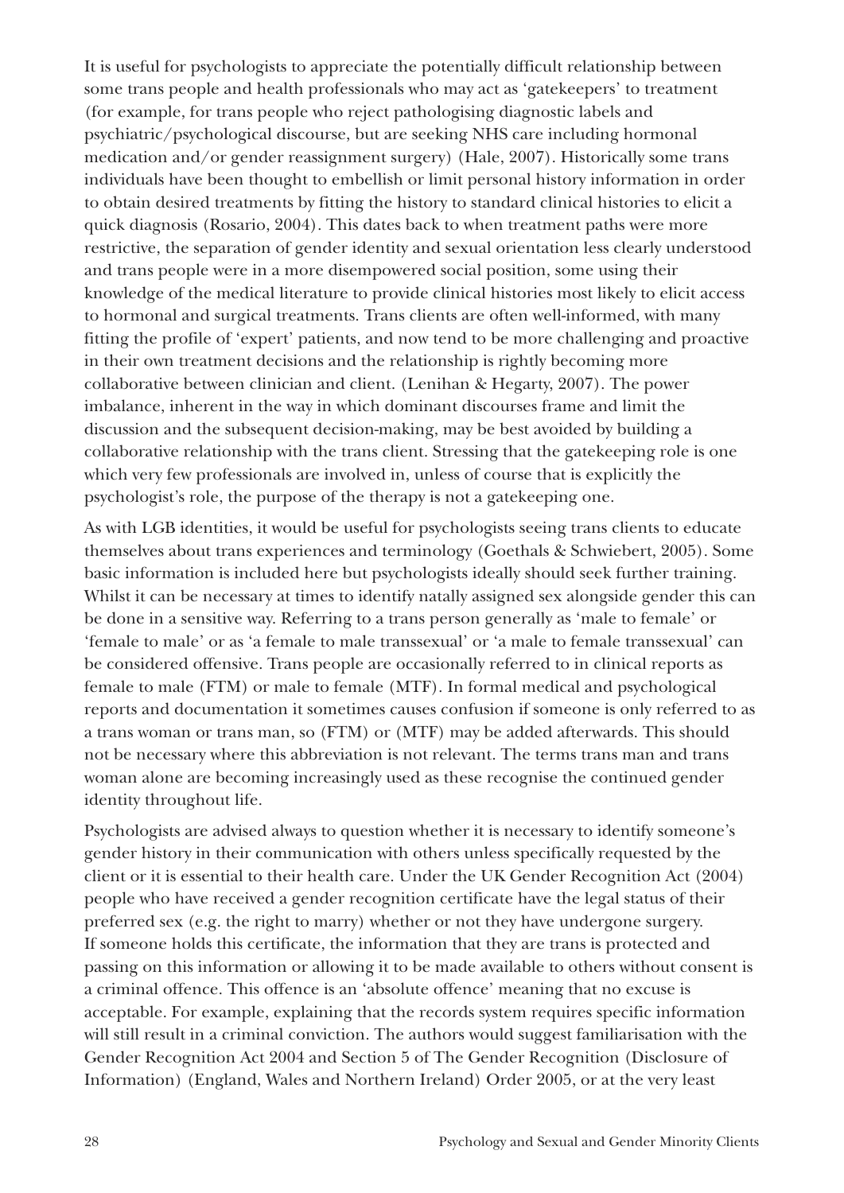It is useful for psychologists to appreciate the potentially difficult relationship between some trans people and health professionals who may act as 'gatekeepers' to treatment (for example, for trans people who reject pathologising diagnostic labels and psychiatric/psychological discourse, but are seeking NHS care including hormonal medication and/or gender reassignment surgery) (Hale, 2007). Historically some trans individuals have been thought to embellish or limit personal history information in order to obtain desired treatments by fitting the history to standard clinical histories to elicit a quick diagnosis (Rosario, 2004). This dates back to when treatment paths were more restrictive, the separation of gender identity and sexual orientation less clearly understood and trans people were in a more disempowered social position, some using their knowledge of the medical literature to provide clinical histories most likely to elicit access to hormonal and surgical treatments. Trans clients are often well-informed, with many fitting the profile of 'expert' patients, and now tend to be more challenging and proactive in their own treatment decisions and the relationship is rightly becoming more collaborative between clinician and client. (Lenihan & Hegarty, 2007). The power imbalance, inherent in the way in which dominant discourses frame and limit the discussion and the subsequent decision-making, may be best avoided by building a collaborative relationship with the trans client. Stressing that the gatekeeping role is one which very few professionals are involved in, unless of course that is explicitly the psychologist's role, the purpose of the therapy is not a gatekeeping one.

As with LGB identities, it would be useful for psychologists seeing trans clients to educate themselves about trans experiences and terminology (Goethals & Schwiebert, 2005). Some basic information is included here but psychologists ideally should seek further training. Whilst it can be necessary at times to identify natally assigned sex alongside gender this can be done in a sensitive way. Referring to a trans person generally as 'male to female' or 'female to male' or as 'a female to male transsexual' or 'a male to female transsexual' can be considered offensive. Trans people are occasionally referred to in clinical reports as female to male (FTM) or male to female (MTF). In formal medical and psychological reports and documentation it sometimes causes confusion if someone is only referred to as a trans woman or trans man, so (FTM) or (MTF) may be added afterwards. This should not be necessary where this abbreviation is not relevant. The terms trans man and trans woman alone are becoming increasingly used as these recognise the continued gender identity throughout life.

Psychologists are advised always to question whether it is necessary to identify someone's gender history in their communication with others unless specifically requested by the client or it is essential to their health care. Under the UK Gender Recognition Act (2004) people who have received a gender recognition certificate have the legal status of their preferred sex (e.g. the right to marry) whether or not they have undergone surgery. If someone holds this certificate, the information that they are trans is protected and passing on this information or allowing it to be made available to others without consent is a criminal offence. This offence is an 'absolute offence' meaning that no excuse is acceptable. For example, explaining that the records system requires specific information will still result in a criminal conviction. The authors would suggest familiarisation with the Gender Recognition Act 2004 and Section 5 of The Gender Recognition (Disclosure of Information) (England, Wales and Northern Ireland) Order 2005, or at the very least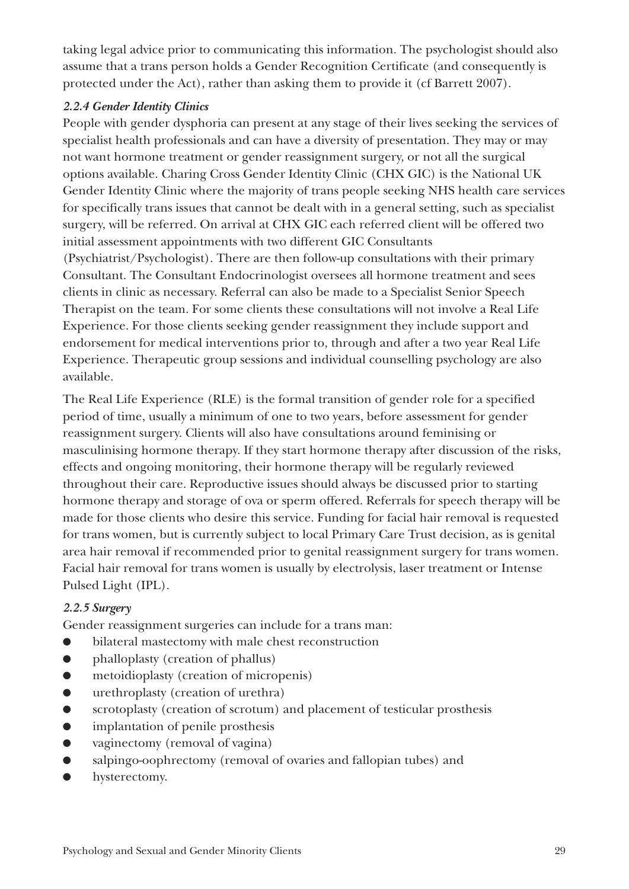taking legal advice prior to communicating this information. The psychologist should also assume that a trans person holds a Gender Recognition Certificate (and consequently is protected under the Act), rather than asking them to provide it (cf Barrett 2007).

#### *2.2.4 Gender Identity Clinics*

People with gender dysphoria can present at any stage of their lives seeking the services of specialist health professionals and can have a diversity of presentation. They may or may not want hormone treatment or gender reassignment surgery, or not all the surgical options available. Charing Cross Gender Identity Clinic (CHX GIC) is the National UK Gender Identity Clinic where the majority of trans people seeking NHS health care services for specifically trans issues that cannot be dealt with in a general setting, such as specialist surgery, will be referred. On arrival at CHX GIC each referred client will be offered two initial assessment appointments with two different GIC Consultants (Psychiatrist/Psychologist). There are then follow-up consultations with their primary Consultant. The Consultant Endocrinologist oversees all hormone treatment and sees clients in clinic as necessary. Referral can also be made to a Specialist Senior Speech Therapist on the team. For some clients these consultations will not involve a Real Life Experience. For those clients seeking gender reassignment they include support and endorsement for medical interventions prior to, through and after a two year Real Life Experience. Therapeutic group sessions and individual counselling psychology are also available.

The Real Life Experience (RLE) is the formal transition of gender role for a specified period of time, usually a minimum of one to two years, before assessment for gender reassignment surgery. Clients will also have consultations around feminising or masculinising hormone therapy. If they start hormone therapy after discussion of the risks, effects and ongoing monitoring, their hormone therapy will be regularly reviewed throughout their care. Reproductive issues should always be discussed prior to starting hormone therapy and storage of ova or sperm offered. Referrals for speech therapy will be made for those clients who desire this service. Funding for facial hair removal is requested for trans women, but is currently subject to local Primary Care Trust decision, as is genital area hair removal if recommended prior to genital reassignment surgery for trans women. Facial hair removal for trans women is usually by electrolysis, laser treatment or Intense Pulsed Light (IPL).

#### *2.2.5 Surgery*

Gender reassignment surgeries can include for a trans man:

- bilateral mastectomy with male chest reconstruction
- phalloplasty (creation of phallus)
- metoidioplasty (creation of micropenis)
- urethroplasty (creation of urethra)
- scrotoplasty (creation of scrotum) and placement of testicular prosthesis
- implantation of penile prosthesis
- vaginectomy (removal of vagina)
- salpingo-oophrectomy (removal of ovaries and fallopian tubes) and
- hysterectomy.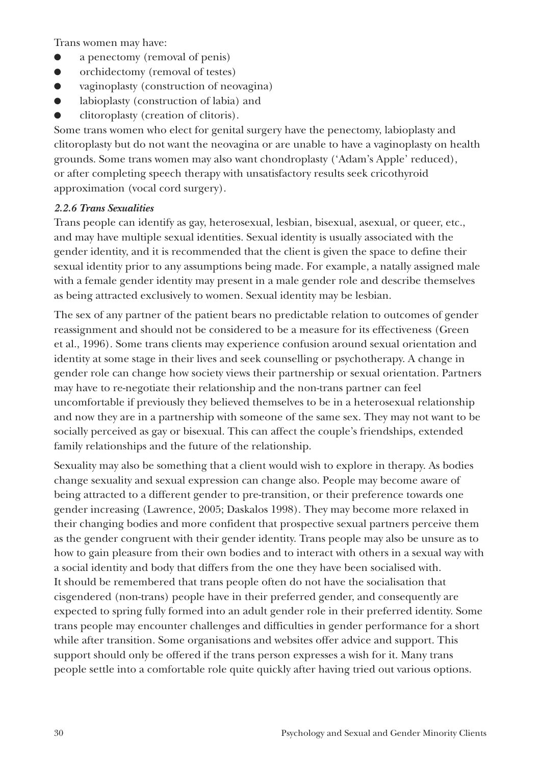Trans women may have:

- a penectomy (removal of penis)
- orchidectomy (removal of testes)
- vaginoplasty (construction of neovagina)
- labioplasty (construction of labia) and
- clitoroplasty (creation of clitoris).

Some trans women who elect for genital surgery have the penectomy, labioplasty and clitoroplasty but do not want the neovagina or are unable to have a vaginoplasty on health grounds. Some trans women may also want chondroplasty ('Adam's Apple' reduced), or after completing speech therapy with unsatisfactory results seek cricothyroid approximation (vocal cord surgery).

#### *2.2.6 Trans Sexualities*

Trans people can identify as gay, heterosexual, lesbian, bisexual, asexual, or queer, etc., and may have multiple sexual identities. Sexual identity is usually associated with the gender identity, and it is recommended that the client is given the space to define their sexual identity prior to any assumptions being made. For example, a natally assigned male with a female gender identity may present in a male gender role and describe themselves as being attracted exclusively to women. Sexual identity may be lesbian.

The sex of any partner of the patient bears no predictable relation to outcomes of gender reassignment and should not be considered to be a measure for its effectiveness (Green et al., 1996). Some trans clients may experience confusion around sexual orientation and identity at some stage in their lives and seek counselling or psychotherapy. A change in gender role can change how society views their partnership or sexual orientation. Partners may have to re-negotiate their relationship and the non-trans partner can feel uncomfortable if previously they believed themselves to be in a heterosexual relationship and now they are in a partnership with someone of the same sex. They may not want to be socially perceived as gay or bisexual. This can affect the couple's friendships, extended family relationships and the future of the relationship.

Sexuality may also be something that a client would wish to explore in therapy. As bodies change sexuality and sexual expression can change also. People may become aware of being attracted to a different gender to pre-transition, or their preference towards one gender increasing (Lawrence, 2005; Daskalos 1998). They may become more relaxed in their changing bodies and more confident that prospective sexual partners perceive them as the gender congruent with their gender identity. Trans people may also be unsure as to how to gain pleasure from their own bodies and to interact with others in a sexual way with a social identity and body that differs from the one they have been socialised with. It should be remembered that trans people often do not have the socialisation that cisgendered (non-trans) people have in their preferred gender, and consequently are expected to spring fully formed into an adult gender role in their preferred identity. Some trans people may encounter challenges and difficulties in gender performance for a short while after transition. Some organisations and websites offer advice and support. This support should only be offered if the trans person expresses a wish for it. Many trans people settle into a comfortable role quite quickly after having tried out various options.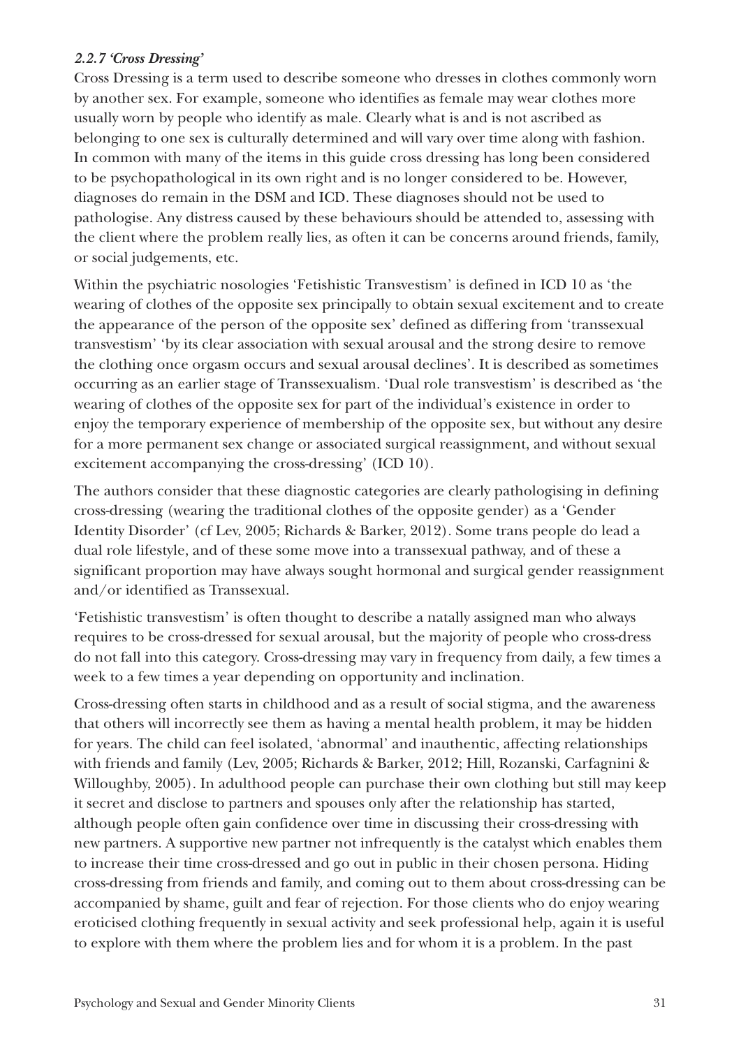### *2.2.7 'Cross Dressing'*

Cross Dressing is a term used to describe someone who dresses in clothes commonly worn by another sex. For example, someone who identifies as female may wear clothes more usually worn by people who identify as male. Clearly what is and is not ascribed as belonging to one sex is culturally determined and will vary over time along with fashion. In common with many of the items in this guide cross dressing has long been considered to be psychopathological in its own right and is no longer considered to be. However, diagnoses do remain in the DSM and ICD. These diagnoses should not be used to pathologise. Any distress caused by these behaviours should be attended to, assessing with the client where the problem really lies, as often it can be concerns around friends, family, or social judgements, etc.

Within the psychiatric nosologies 'Fetishistic Transvestism' is defined in ICD 10 as 'the wearing of clothes of the opposite sex principally to obtain sexual excitement and to create the appearance of the person of the opposite sex' defined as differing from 'transsexual transvestism' 'by its clear association with sexual arousal and the strong desire to remove the clothing once orgasm occurs and sexual arousal declines'. It is described as sometimes occurring as an earlier stage of Transsexualism. 'Dual role transvestism' is described as 'the wearing of clothes of the opposite sex for part of the individual's existence in order to enjoy the temporary experience of membership of the opposite sex, but without any desire for a more permanent sex change or associated surgical reassignment, and without sexual excitement accompanying the cross-dressing' (ICD 10).

The authors consider that these diagnostic categories are clearly pathologising in defining cross-dressing (wearing the traditional clothes of the opposite gender) as a 'Gender Identity Disorder' (cf Lev, 2005; Richards & Barker, 2012). Some trans people do lead a dual role lifestyle, and of these some move into a transsexual pathway, and of these a significant proportion may have always sought hormonal and surgical gender reassignment and/or identified as Transsexual.

'Fetishistic transvestism' is often thought to describe a natally assigned man who always requires to be cross-dressed for sexual arousal, but the majority of people who cross-dress do not fall into this category. Cross-dressing may vary in frequency from daily, a few times a week to a few times a year depending on opportunity and inclination.

Cross-dressing often starts in childhood and as a result of social stigma, and the awareness that others will incorrectly see them as having a mental health problem, it may be hidden for years. The child can feel isolated, 'abnormal' and inauthentic, affecting relationships with friends and family (Lev, 2005; Richards & Barker, 2012; Hill, Rozanski, Carfagnini & Willoughby, 2005). In adulthood people can purchase their own clothing but still may keep it secret and disclose to partners and spouses only after the relationship has started, although people often gain confidence over time in discussing their cross-dressing with new partners. A supportive new partner not infrequently is the catalyst which enables them to increase their time cross-dressed and go out in public in their chosen persona. Hiding cross-dressing from friends and family, and coming out to them about cross-dressing can be accompanied by shame, guilt and fear of rejection. For those clients who do enjoy wearing eroticised clothing frequently in sexual activity and seek professional help, again it is useful to explore with them where the problem lies and for whom it is a problem. In the past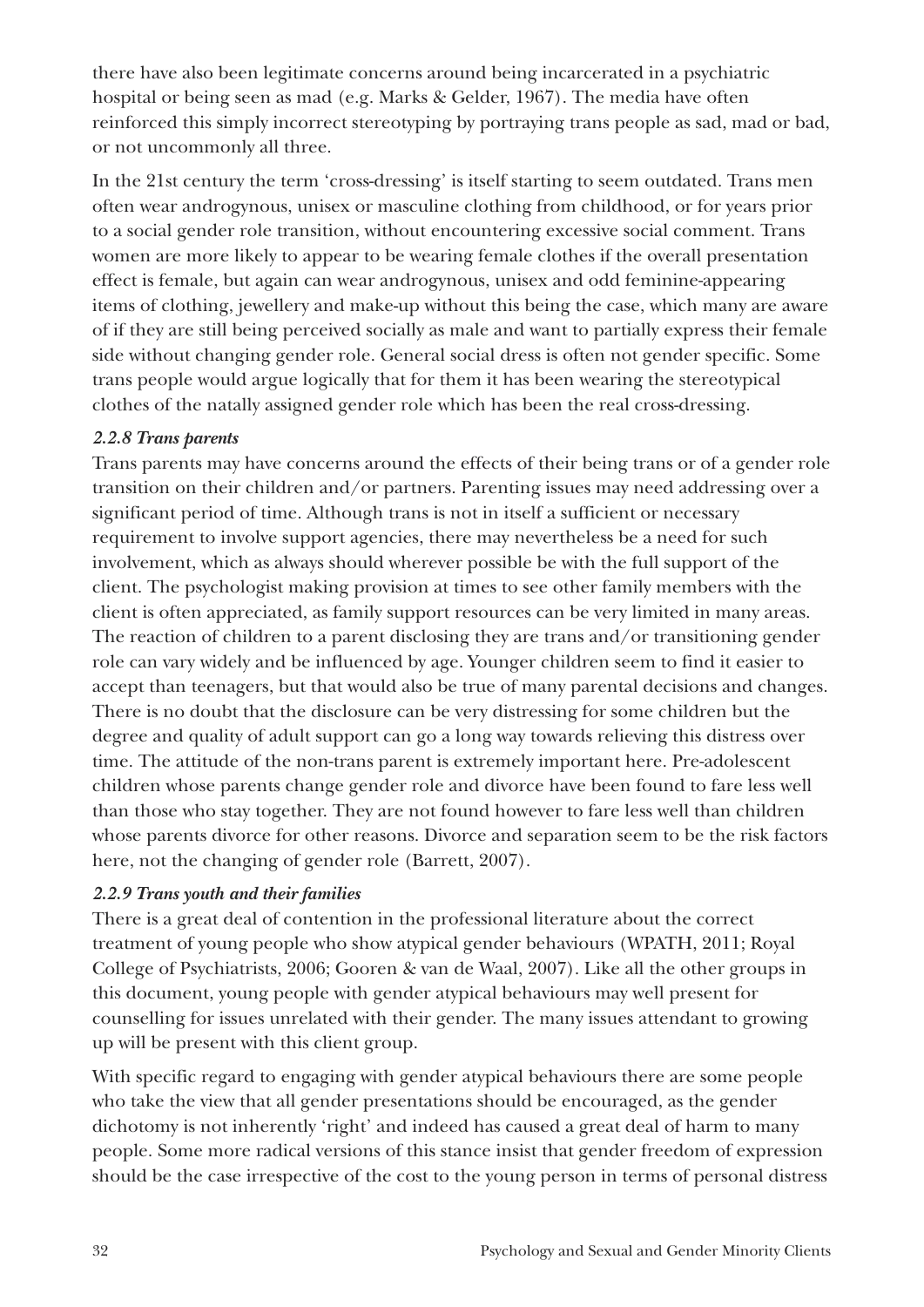there have also been legitimate concerns around being incarcerated in a psychiatric hospital or being seen as mad (e.g. Marks & Gelder, 1967). The media have often reinforced this simply incorrect stereotyping by portraying trans people as sad, mad or bad, or not uncommonly all three.

In the 21st century the term 'cross-dressing' is itself starting to seem outdated. Trans men often wear androgynous, unisex or masculine clothing from childhood, or for years prior to a social gender role transition, without encountering excessive social comment. Trans women are more likely to appear to be wearing female clothes if the overall presentation effect is female, but again can wear androgynous, unisex and odd feminine-appearing items of clothing, jewellery and make-up without this being the case, which many are aware of if they are still being perceived socially as male and want to partially express their female side without changing gender role. General social dress is often not gender specific. Some trans people would argue logically that for them it has been wearing the stereotypical clothes of the natally assigned gender role which has been the real cross-dressing.

### *2.2.8 Trans parents*

Trans parents may have concerns around the effects of their being trans or of a gender role transition on their children and/or partners. Parenting issues may need addressing over a significant period of time. Although trans is not in itself a sufficient or necessary requirement to involve support agencies, there may nevertheless be a need for such involvement, which as always should wherever possible be with the full support of the client. The psychologist making provision at times to see other family members with the client is often appreciated, as family support resources can be very limited in many areas. The reaction of children to a parent disclosing they are trans and/or transitioning gender role can vary widely and be influenced by age. Younger children seem to find it easier to accept than teenagers, but that would also be true of many parental decisions and changes. There is no doubt that the disclosure can be very distressing for some children but the degree and quality of adult support can go a long way towards relieving this distress over time. The attitude of the non-trans parent is extremely important here. Pre-adolescent children whose parents change gender role and divorce have been found to fare less well than those who stay together. They are not found however to fare less well than children whose parents divorce for other reasons. Divorce and separation seem to be the risk factors here, not the changing of gender role (Barrett, 2007).

### *2.2.9 Trans youth and their families*

There is a great deal of contention in the professional literature about the correct treatment of young people who show atypical gender behaviours (WPATH, 2011; Royal College of Psychiatrists, 2006; Gooren & van de Waal, 2007). Like all the other groups in this document, young people with gender atypical behaviours may well present for counselling for issues unrelated with their gender. The many issues attendant to growing up will be present with this client group.

With specific regard to engaging with gender atypical behaviours there are some people who take the view that all gender presentations should be encouraged, as the gender dichotomy is not inherently 'right' and indeed has caused a great deal of harm to many people. Some more radical versions of this stance insist that gender freedom of expression should be the case irrespective of the cost to the young person in terms of personal distress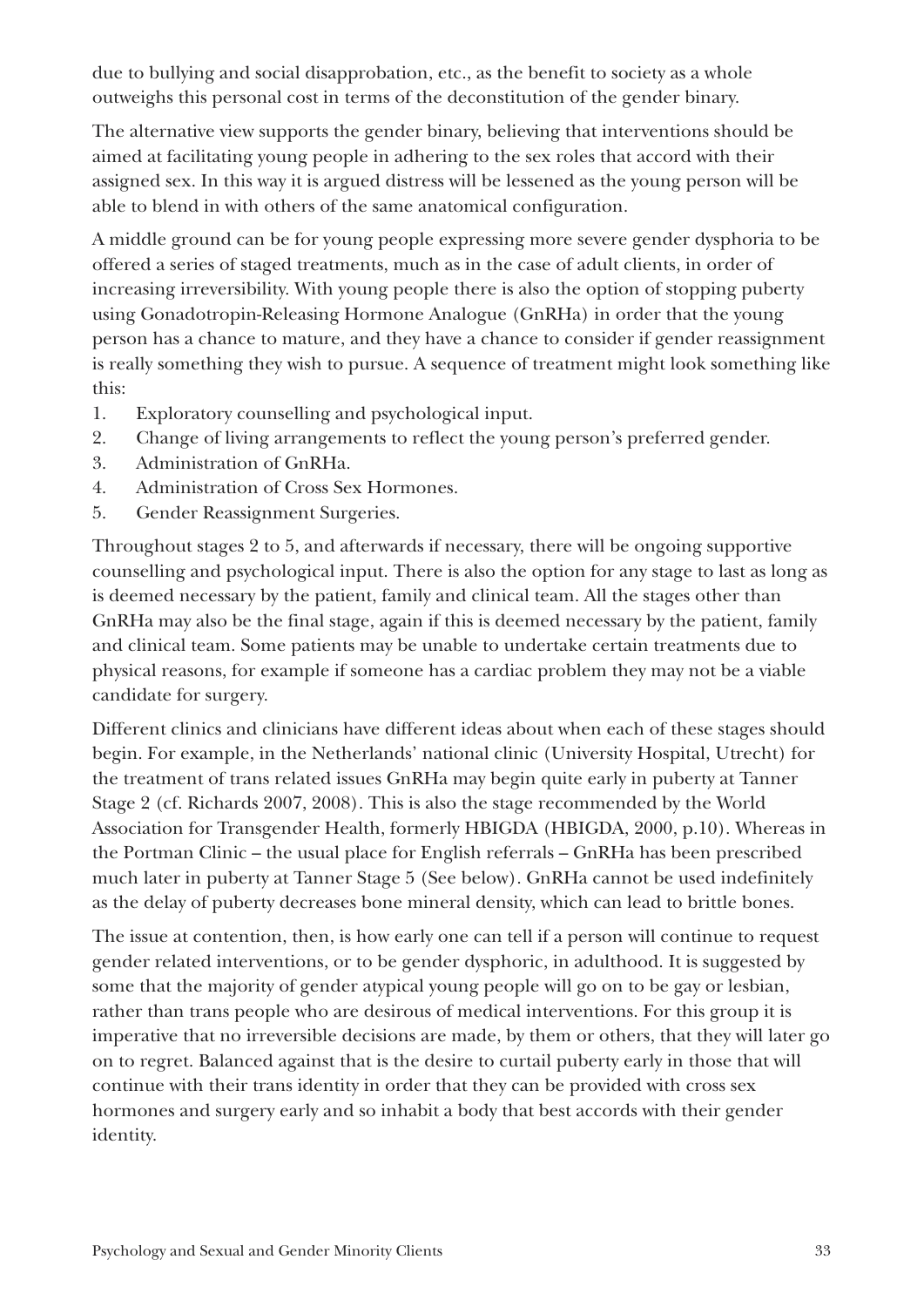due to bullying and social disapprobation, etc., as the benefit to society as a whole outweighs this personal cost in terms of the deconstitution of the gender binary.

The alternative view supports the gender binary, believing that interventions should be aimed at facilitating young people in adhering to the sex roles that accord with their assigned sex. In this way it is argued distress will be lessened as the young person will be able to blend in with others of the same anatomical configuration.

A middle ground can be for young people expressing more severe gender dysphoria to be offered a series of staged treatments, much as in the case of adult clients, in order of increasing irreversibility. With young people there is also the option of stopping puberty using Gonadotropin-Releasing Hormone Analogue (GnRHa) in order that the young person has a chance to mature, and they have a chance to consider if gender reassignment is really something they wish to pursue. A sequence of treatment might look something like this:

1. Exploratory counselling and psychological input.
2. Change of living arrangements to reflect the young person's preferred gender.
3. Administration of GnRHa.
4. Administration of Cross Sex Hormones.
5. Gender Reassignment Surgeries.

Throughout stages 2 to 5, and afterwards if necessary, there will be ongoing supportive counselling and psychological input. There is also the option for any stage to last as long as is deemed necessary by the patient, family and clinical team. All the stages other than GnRHa may also be the final stage, again if this is deemed necessary by the patient, family and clinical team. Some patients may be unable to undertake certain treatments due to physical reasons, for example if someone has a cardiac problem they may not be a viable candidate for surgery.

Different clinics and clinicians have different ideas about when each of these stages should begin. For example, in the Netherlands' national clinic (University Hospital, Utrecht) for the treatment of trans related issues GnRHa may begin quite early in puberty at Tanner Stage 2 (cf. Richards 2007, 2008). This is also the stage recommended by the World Association for Transgender Health, formerly HBIGDA (HBIGDA, 2000, p.10). Whereas in the Portman Clinic – the usual place for English referrals – GnRHa has been prescribed much later in puberty at Tanner Stage 5 (See below). GnRHa cannot be used indefinitely as the delay of puberty decreases bone mineral density, which can lead to brittle bones.

The issue at contention, then, is how early one can tell if a person will continue to request gender related interventions, or to be gender dysphoric, in adulthood. It is suggested by some that the majority of gender atypical young people will go on to be gay or lesbian, rather than trans people who are desirous of medical interventions. For this group it is imperative that no irreversible decisions are made, by them or others, that they will later go on to regret. Balanced against that is the desire to curtail puberty early in those that will continue with their trans identity in order that they can be provided with cross sex hormones and surgery early and so inhabit a body that best accords with their gender identity.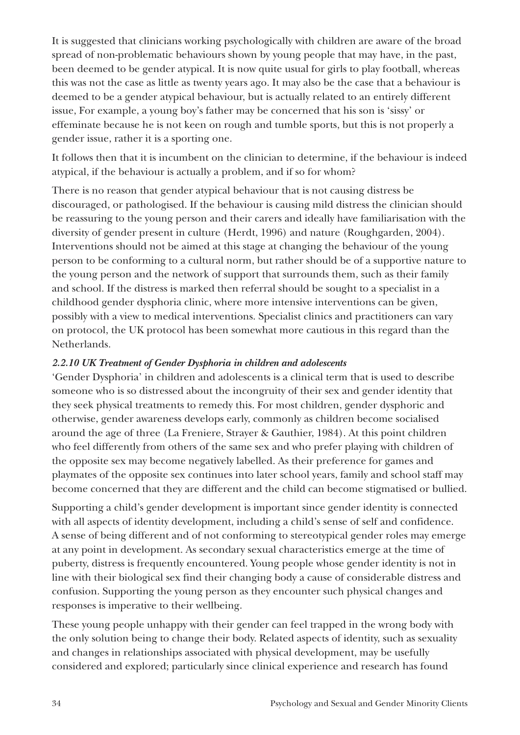It is suggested that clinicians working psychologically with children are aware of the broad spread of non-problematic behaviours shown by young people that may have, in the past, been deemed to be gender atypical. It is now quite usual for girls to play football, whereas this was not the case as little as twenty years ago. It may also be the case that a behaviour is deemed to be a gender atypical behaviour, but is actually related to an entirely different issue, For example, a young boy's father may be concerned that his son is 'sissy' or effeminate because he is not keen on rough and tumble sports, but this is not properly a gender issue, rather it is a sporting one.

It follows then that it is incumbent on the clinician to determine, if the behaviour is indeed atypical, if the behaviour is actually a problem, and if so for whom?

There is no reason that gender atypical behaviour that is not causing distress be discouraged, or pathologised. If the behaviour is causing mild distress the clinician should be reassuring to the young person and their carers and ideally have familiarisation with the diversity of gender present in culture (Herdt, 1996) and nature (Roughgarden, 2004). Interventions should not be aimed at this stage at changing the behaviour of the young person to be conforming to a cultural norm, but rather should be of a supportive nature to the young person and the network of support that surrounds them, such as their family and school. If the distress is marked then referral should be sought to a specialist in a childhood gender dysphoria clinic, where more intensive interventions can be given, possibly with a view to medical interventions. Specialist clinics and practitioners can vary on protocol, the UK protocol has been somewhat more cautious in this regard than the Netherlands.

#### *2.2.10 UK Treatment of Gender Dysphoria in children and adolescents*

'Gender Dysphoria' in children and adolescents is a clinical term that is used to describe someone who is so distressed about the incongruity of their sex and gender identity that they seek physical treatments to remedy this. For most children, gender dysphoric and otherwise, gender awareness develops early, commonly as children become socialised around the age of three (La Freniere, Strayer & Gauthier, 1984). At this point children who feel differently from others of the same sex and who prefer playing with children of the opposite sex may become negatively labelled. As their preference for games and playmates of the opposite sex continues into later school years, family and school staff may become concerned that they are different and the child can become stigmatised or bullied.

Supporting a child's gender development is important since gender identity is connected with all aspects of identity development, including a child's sense of self and confidence. A sense of being different and of not conforming to stereotypical gender roles may emerge at any point in development. As secondary sexual characteristics emerge at the time of puberty, distress is frequently encountered. Young people whose gender identity is not in line with their biological sex find their changing body a cause of considerable distress and confusion. Supporting the young person as they encounter such physical changes and responses is imperative to their wellbeing.

These young people unhappy with their gender can feel trapped in the wrong body with the only solution being to change their body. Related aspects of identity, such as sexuality and changes in relationships associated with physical development, may be usefully considered and explored; particularly since clinical experience and research has found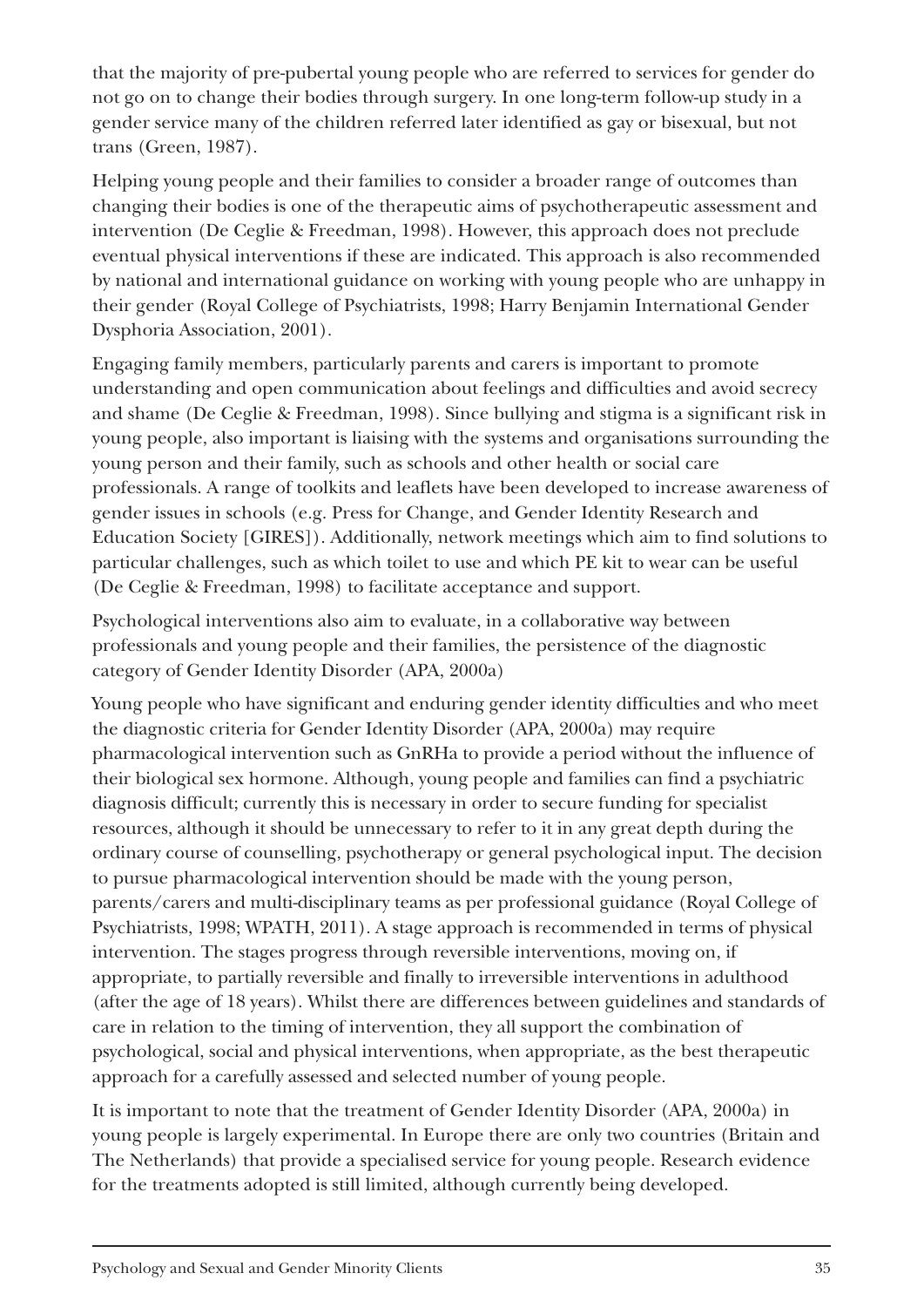that the majority of pre-pubertal young people who are referred to services for gender do not go on to change their bodies through surgery. In one long-term follow-up study in a gender service many of the children referred later identified as gay or bisexual, but not trans (Green, 1987).

Helping young people and their families to consider a broader range of outcomes than changing their bodies is one of the therapeutic aims of psychotherapeutic assessment and intervention (De Ceglie & Freedman, 1998). However, this approach does not preclude eventual physical interventions if these are indicated. This approach is also recommended by national and international guidance on working with young people who are unhappy in their gender (Royal College of Psychiatrists, 1998; Harry Benjamin International Gender Dysphoria Association, 2001).

Engaging family members, particularly parents and carers is important to promote understanding and open communication about feelings and difficulties and avoid secrecy and shame (De Ceglie & Freedman, 1998). Since bullying and stigma is a significant risk in young people, also important is liaising with the systems and organisations surrounding the young person and their family, such as schools and other health or social care professionals. A range of toolkits and leaflets have been developed to increase awareness of gender issues in schools (e.g. Press for Change, and Gender Identity Research and Education Society [GIRES]). Additionally, network meetings which aim to find solutions to particular challenges, such as which toilet to use and which PE kit to wear can be useful (De Ceglie & Freedman, 1998) to facilitate acceptance and support.

Psychological interventions also aim to evaluate, in a collaborative way between professionals and young people and their families, the persistence of the diagnostic category of Gender Identity Disorder (APA, 2000a)

Young people who have significant and enduring gender identity difficulties and who meet the diagnostic criteria for Gender Identity Disorder (APA, 2000a) may require pharmacological intervention such as GnRHa to provide a period without the influence of their biological sex hormone. Although, young people and families can find a psychiatric diagnosis difficult; currently this is necessary in order to secure funding for specialist resources, although it should be unnecessary to refer to it in any great depth during the ordinary course of counselling, psychotherapy or general psychological input. The decision to pursue pharmacological intervention should be made with the young person, parents/carers and multi-disciplinary teams as per professional guidance (Royal College of Psychiatrists, 1998; WPATH, 2011). A stage approach is recommended in terms of physical intervention. The stages progress through reversible interventions, moving on, if appropriate, to partially reversible and finally to irreversible interventions in adulthood (after the age of 18 years). Whilst there are differences between guidelines and standards of care in relation to the timing of intervention, they all support the combination of psychological, social and physical interventions, when appropriate, as the best therapeutic approach for a carefully assessed and selected number of young people.

It is important to note that the treatment of Gender Identity Disorder (APA, 2000a) in young people is largely experimental. In Europe there are only two countries (Britain and The Netherlands) that provide a specialised service for young people. Research evidence for the treatments adopted is still limited, although currently being developed.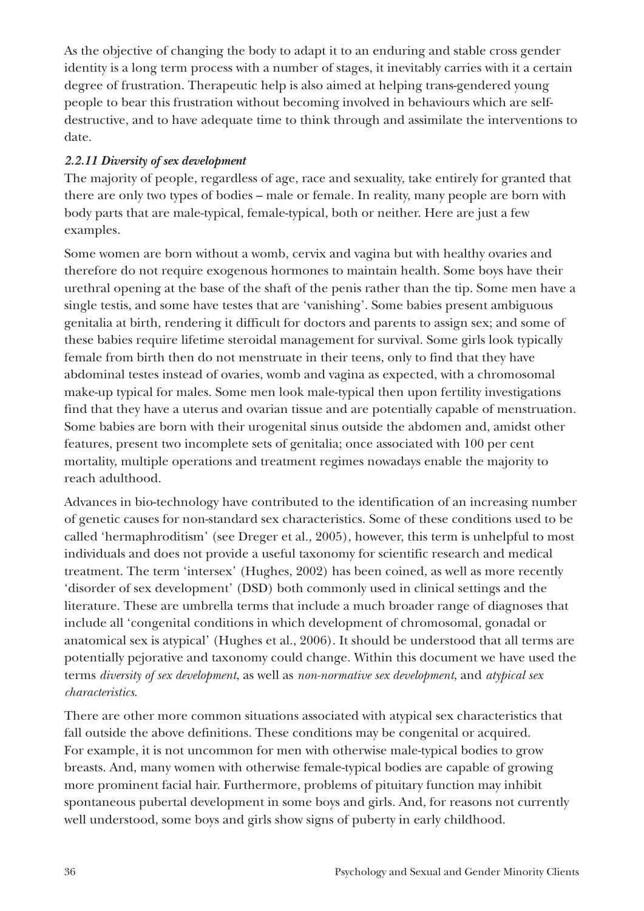As the objective of changing the body to adapt it to an enduring and stable cross gender identity is a long term process with a number of stages, it inevitably carries with it a certain degree of frustration. Therapeutic help is also aimed at helping trans-gendered young people to bear this frustration without becoming involved in behaviours which are self-destructive, and to have adequate time to think through and assimilate the interventions to date.

### *2.2.11 Diversity of sex development*

The majority of people, regardless of age, race and sexuality, take entirely for granted that there are only two types of bodies – male or female. In reality, many people are born with body parts that are male-typical, female-typical, both or neither. Here are just a few examples.

Some women are born without a womb, cervix and vagina but with healthy ovaries and therefore do not require exogenous hormones to maintain health. Some boys have their urethral opening at the base of the shaft of the penis rather than the tip. Some men have a single testis, and some have testes that are 'vanishing'. Some babies present ambiguous genitalia at birth, rendering it difficult for doctors and parents to assign sex; and some of these babies require lifetime steroidal management for survival. Some girls look typically female from birth then do not menstruate in their teens, only to find that they have abdominal testes instead of ovaries, womb and vagina as expected, with a chromosomal make-up typical for males. Some men look male-typical then upon fertility investigations find that they have a uterus and ovarian tissue and are potentially capable of menstruation. Some babies are born with their urogenital sinus outside the abdomen and, amidst other features, present two incomplete sets of genitalia; once associated with 100 per cent mortality, multiple operations and treatment regimes nowadays enable the majority to reach adulthood.

Advances in bio-technology have contributed to the identification of an increasing number of genetic causes for non-standard sex characteristics. Some of these conditions used to be called 'hermaphroditism' (see Dreger et al., 2005), however, this term is unhelpful to most individuals and does not provide a useful taxonomy for scientific research and medical treatment. The term 'intersex' (Hughes, 2002) has been coined, as well as more recently 'disorder of sex development' (DSD) both commonly used in clinical settings and the literature. These are umbrella terms that include a much broader range of diagnoses that include all 'congenital conditions in which development of chromosomal, gonadal or anatomical sex is atypical' (Hughes et al., 2006). It should be understood that all terms are potentially pejorative and taxonomy could change. Within this document we have used the terms *diversity of sex development*, as well as *non-normative sex development*, and *atypical sex characteristics*.

There are other more common situations associated with atypical sex characteristics that fall outside the above definitions. These conditions may be congenital or acquired. For example, it is not uncommon for men with otherwise male-typical bodies to grow breasts. And, many women with otherwise female-typical bodies are capable of growing more prominent facial hair. Furthermore, problems of pituitary function may inhibit spontaneous pubertal development in some boys and girls. And, for reasons not currently well understood, some boys and girls show signs of puberty in early childhood.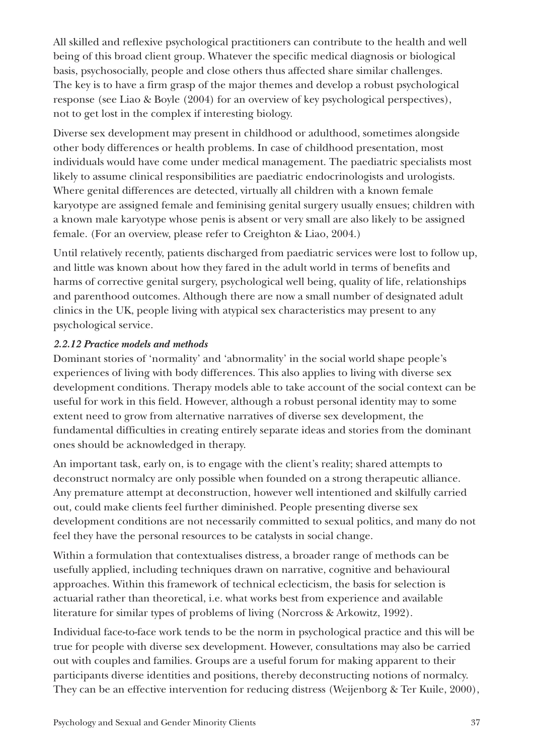All skilled and reflexive psychological practitioners can contribute to the health and well being of this broad client group. Whatever the specific medical diagnosis or biological basis, psychosocially, people and close others thus affected share similar challenges. The key is to have a firm grasp of the major themes and develop a robust psychological response (see Liao & Boyle (2004) for an overview of key psychological perspectives), not to get lost in the complex if interesting biology.

Diverse sex development may present in childhood or adulthood, sometimes alongside other body differences or health problems. In case of childhood presentation, most individuals would have come under medical management. The paediatric specialists most likely to assume clinical responsibilities are paediatric endocrinologists and urologists. Where genital differences are detected, virtually all children with a known female karyotype are assigned female and feminising genital surgery usually ensues; children with a known male karyotype whose penis is absent or very small are also likely to be assigned female. (For an overview, please refer to Creighton & Liao, 2004.)

Until relatively recently, patients discharged from paediatric services were lost to follow up, and little was known about how they fared in the adult world in terms of benefits and harms of corrective genital surgery, psychological well being, quality of life, relationships and parenthood outcomes. Although there are now a small number of designated adult clinics in the UK, people living with atypical sex characteristics may present to any psychological service.

#### *2.2.12 Practice models and methods*

Dominant stories of 'normality' and 'abnormality' in the social world shape people's experiences of living with body differences. This also applies to living with diverse sex development conditions. Therapy models able to take account of the social context can be useful for work in this field. However, although a robust personal identity may to some extent need to grow from alternative narratives of diverse sex development, the fundamental difficulties in creating entirely separate ideas and stories from the dominant ones should be acknowledged in therapy.

An important task, early on, is to engage with the client's reality; shared attempts to deconstruct normalcy are only possible when founded on a strong therapeutic alliance. Any premature attempt at deconstruction, however well intentioned and skilfully carried out, could make clients feel further diminished. People presenting diverse sex development conditions are not necessarily committed to sexual politics, and many do not feel they have the personal resources to be catalysts in social change.

Within a formulation that contextualises distress, a broader range of methods can be usefully applied, including techniques drawn on narrative, cognitive and behavioural approaches. Within this framework of technical eclecticism, the basis for selection is actuarial rather than theoretical, i.e. what works best from experience and available literature for similar types of problems of living (Norcross & Arkowitz, 1992).

Individual face-to-face work tends to be the norm in psychological practice and this will be true for people with diverse sex development. However, consultations may also be carried out with couples and families. Groups are a useful forum for making apparent to their participants diverse identities and positions, thereby deconstructing notions of normalcy. They can be an effective intervention for reducing distress (Weijenborg & Ter Kuile, 2000),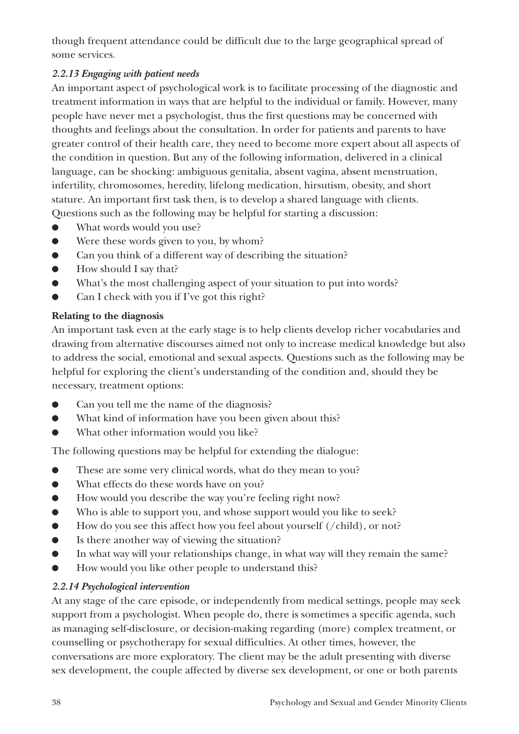though frequent attendance could be difficult due to the large geographical spread of some services.

### *2.2.13 Engaging with patient needs*

An important aspect of psychological work is to facilitate processing of the diagnostic and treatment information in ways that are helpful to the individual or family. However, many people have never met a psychologist, thus the first questions may be concerned with thoughts and feelings about the consultation. In order for patients and parents to have greater control of their health care, they need to become more expert about all aspects of the condition in question. But any of the following information, delivered in a clinical language, can be shocking: ambiguous genitalia, absent vagina, absent menstruation, infertility, chromosomes, heredity, lifelong medication, hirsutism, obesity, and short stature. An important first task then, is to develop a shared language with clients. Questions such as the following may be helpful for starting a discussion:

- What words would you use?
- Were these words given to you, by whom?
- Can you think of a different way of describing the situation?
- How should I say that?
- What's the most challenging aspect of your situation to put into words?
- Can I check with you if I've got this right?

**Relating to the diagnosis**

An important task even at the early stage is to help clients develop richer vocabularies and drawing from alternative discourses aimed not only to increase medical knowledge but also to address the social, emotional and sexual aspects. Questions such as the following may be helpful for exploring the client's understanding of the condition and, should they be necessary, treatment options:

- Can you tell me the name of the diagnosis?
- What kind of information have you been given about this?
- What other information would you like?

The following questions may be helpful for extending the dialogue:

- These are some very clinical words, what do they mean to you?
- What effects do these words have on you?
- How would you describe the way you're feeling right now?
- Who is able to support you, and whose support would you like to seek?
- How do you see this affect how you feel about yourself (/child), or not?
- Is there another way of viewing the situation?
- In what way will your relationships change, in what way will they remain the same?
- How would you like other people to understand this?

### *2.2.14 Psychological intervention*

At any stage of the care episode, or independently from medical settings, people may seek support from a psychologist. When people do, there is sometimes a specific agenda, such as managing self-disclosure, or decision-making regarding (more) complex treatment, or counselling or psychotherapy for sexual difficulties. At other times, however, the conversations are more exploratory. The client may be the adult presenting with diverse sex development, the couple affected by diverse sex development, or one or both parents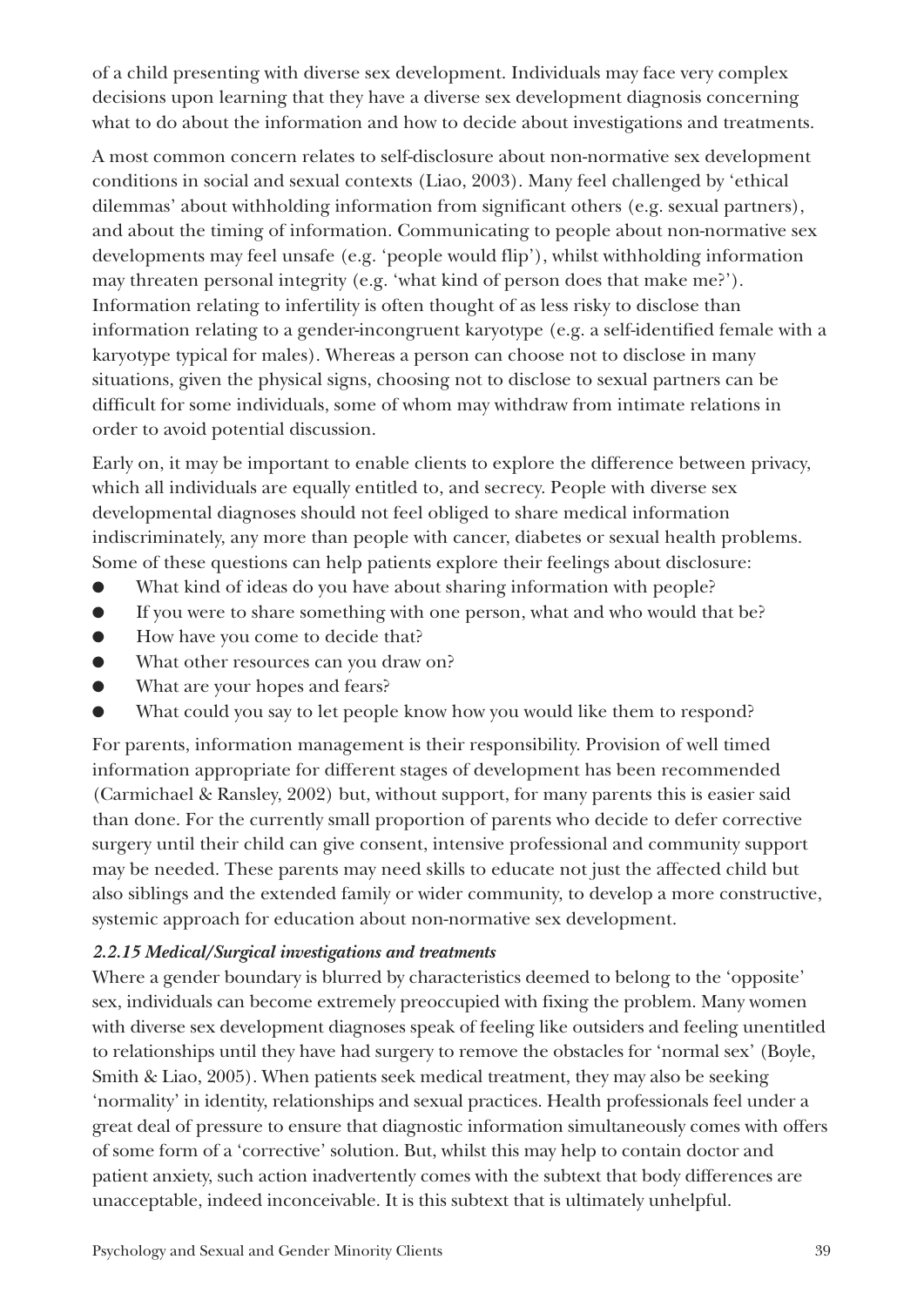of a child presenting with diverse sex development. Individuals may face very complex decisions upon learning that they have a diverse sex development diagnosis concerning what to do about the information and how to decide about investigations and treatments.

A most common concern relates to self-disclosure about non-normative sex development conditions in social and sexual contexts (Liao, 2003). Many feel challenged by 'ethical dilemmas' about withholding information from significant others (e.g. sexual partners), and about the timing of information. Communicating to people about non-normative sex developments may feel unsafe (e.g. 'people would flip'), whilst withholding information may threaten personal integrity (e.g. 'what kind of person does that make me?'). Information relating to infertility is often thought of as less risky to disclose than information relating to a gender-incongruent karyotype (e.g. a self-identified female with a karyotype typical for males). Whereas a person can choose not to disclose in many situations, given the physical signs, choosing not to disclose to sexual partners can be difficult for some individuals, some of whom may withdraw from intimate relations in order to avoid potential discussion.

Early on, it may be important to enable clients to explore the difference between privacy, which all individuals are equally entitled to, and secrecy. People with diverse sex developmental diagnoses should not feel obliged to share medical information indiscriminately, any more than people with cancer, diabetes or sexual health problems. Some of these questions can help patients explore their feelings about disclosure:

- What kind of ideas do you have about sharing information with people?
- If you were to share something with one person, what and who would that be?
- How have you come to decide that?
- What other resources can you draw on?
- What are your hopes and fears?
- What could you say to let people know how you would like them to respond?

For parents, information management is their responsibility. Provision of well timed information appropriate for different stages of development has been recommended (Carmichael & Ransley, 2002) but, without support, for many parents this is easier said than done. For the currently small proportion of parents who decide to defer corrective surgery until their child can give consent, intensive professional and community support may be needed. These parents may need skills to educate not just the affected child but also siblings and the extended family or wider community, to develop a more constructive, systemic approach for education about non-normative sex development.

#### *2.2.15 Medical/Surgical investigations and treatments*

Where a gender boundary is blurred by characteristics deemed to belong to the 'opposite' sex, individuals can become extremely preoccupied with fixing the problem. Many women with diverse sex development diagnoses speak of feeling like outsiders and feeling unentitled to relationships until they have had surgery to remove the obstacles for 'normal sex' (Boyle, Smith & Liao, 2005). When patients seek medical treatment, they may also be seeking 'normality' in identity, relationships and sexual practices. Health professionals feel under a great deal of pressure to ensure that diagnostic information simultaneously comes with offers of some form of a 'corrective' solution. But, whilst this may help to contain doctor and patient anxiety, such action inadvertently comes with the subtext that body differences are unacceptable, indeed inconceivable. It is this subtext that is ultimately unhelpful.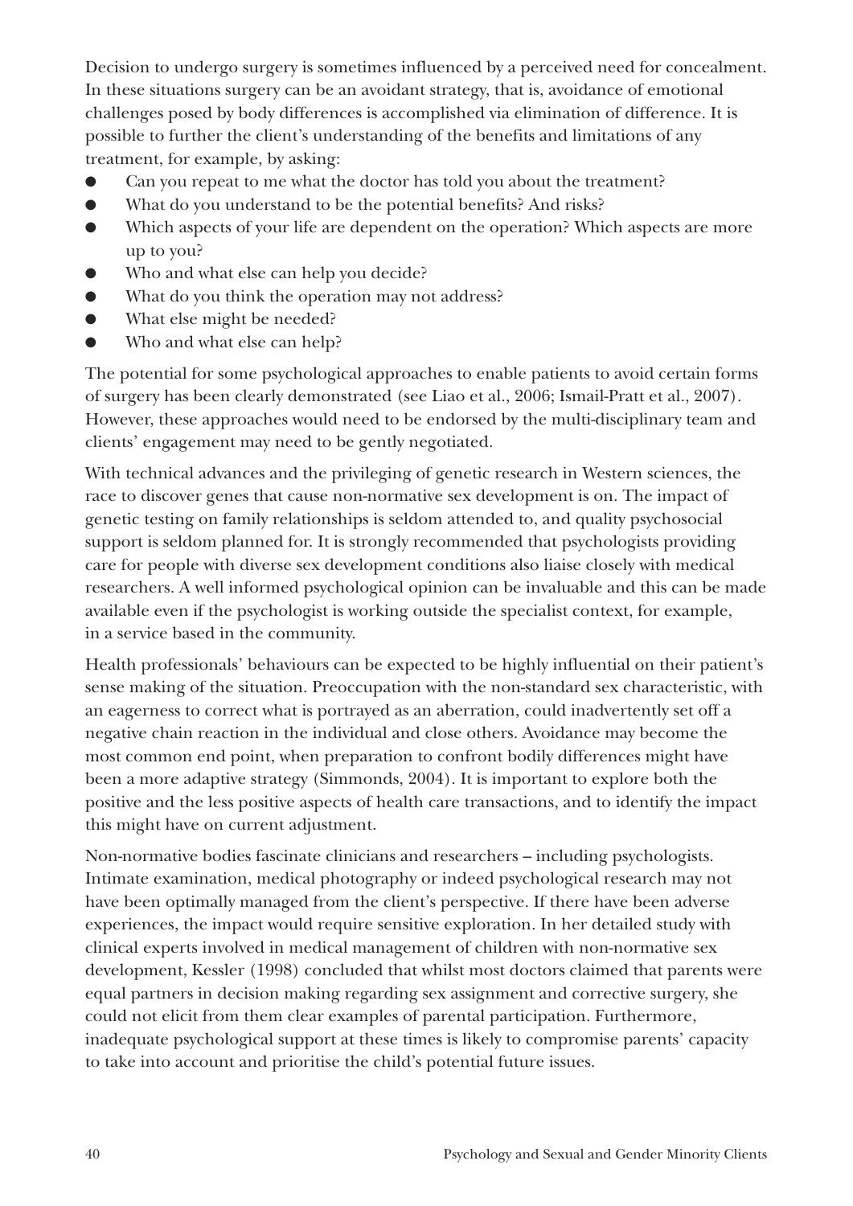Decision to undergo surgery is sometimes influenced by a perceived need for concealment. In these situations surgery can be an avoidant strategy, that is, avoidance of emotional challenges posed by body differences is accomplished via elimination of difference. It is possible to further the client's understanding of the benefits and limitations of any treatment, for example, by asking:

- Can you repeat to me what the doctor has told you about the treatment?
- What do you understand to be the potential benefits? And risks?
- Which aspects of your life are dependent on the operation? Which aspects are more up to you?
- Who and what else can help you decide?
- What do you think the operation may not address?
- What else might be needed?
- Who and what else can help?

The potential for some psychological approaches to enable patients to avoid certain forms of surgery has been clearly demonstrated (see Liao et al., 2006; Ismail-Pratt et al., 2007). However, these approaches would need to be endorsed by the multi-disciplinary team and clients' engagement may need to be gently negotiated.

With technical advances and the privileging of genetic research in Western sciences, the race to discover genes that cause non-normative sex development is on. The impact of genetic testing on family relationships is seldom attended to, and quality psychosocial support is seldom planned for. It is strongly recommended that psychologists providing care for people with diverse sex development conditions also liaise closely with medical researchers. A well informed psychological opinion can be invaluable and this can be made available even if the psychologist is working outside the specialist context, for example, in a service based in the community.

Health professionals' behaviours can be expected to be highly influential on their patient's sense making of the situation. Preoccupation with the non-standard sex characteristic, with an eagerness to correct what is portrayed as an aberration, could inadvertently set off a negative chain reaction in the individual and close others. Avoidance may become the most common end point, when preparation to confront bodily differences might have been a more adaptive strategy (Simmonds, 2004). It is important to explore both the positive and the less positive aspects of health care transactions, and to identify the impact this might have on current adjustment.

Non-normative bodies fascinate clinicians and researchers – including psychologists. Intimate examination, medical photography or indeed psychological research may not have been optimally managed from the client's perspective. If there have been adverse experiences, the impact would require sensitive exploration. In her detailed study with clinical experts involved in medical management of children with non-normative sex development, Kessler (1998) concluded that whilst most doctors claimed that parents were equal partners in decision making regarding sex assignment and corrective surgery, she could not elicit from them clear examples of parental participation. Furthermore, inadequate psychological support at these times is likely to compromise parents' capacity to take into account and prioritise the child's potential future issues.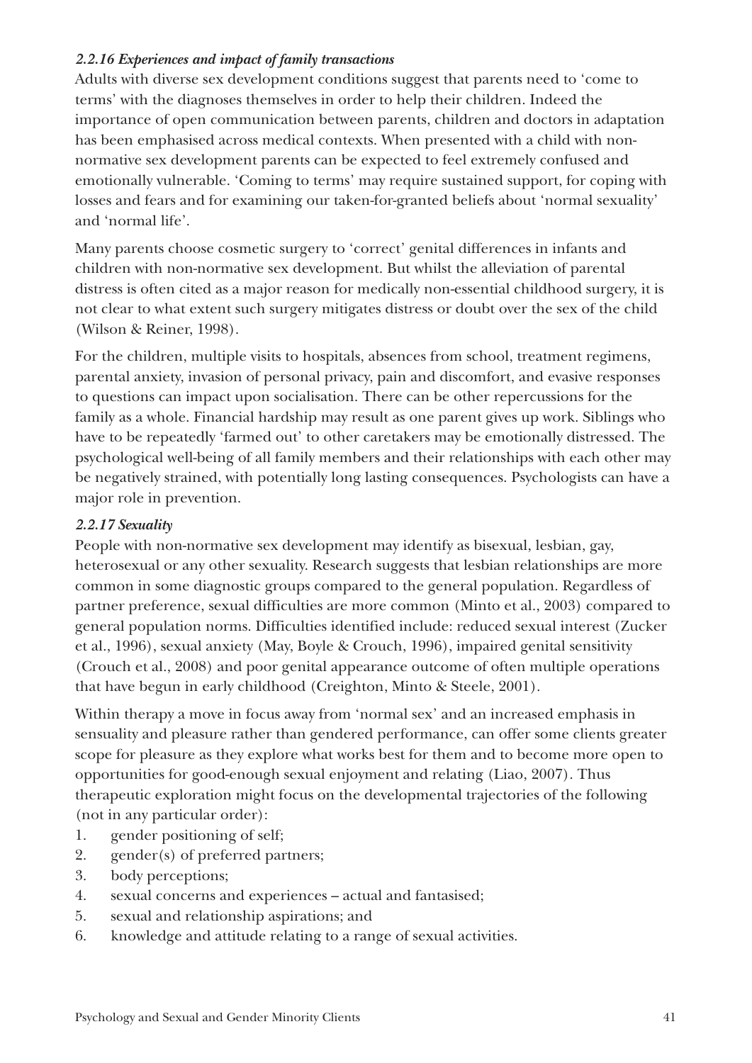### *2.2.16 Experiences and impact of family transactions*

Adults with diverse sex development conditions suggest that parents need to 'come to terms' with the diagnoses themselves in order to help their children. Indeed the importance of open communication between parents, children and doctors in adaptation has been emphasised across medical contexts. When presented with a child with non-normative sex development parents can be expected to feel extremely confused and emotionally vulnerable. 'Coming to terms' may require sustained support, for coping with losses and fears and for examining our taken-for-granted beliefs about 'normal sexuality' and 'normal life'.

Many parents choose cosmetic surgery to 'correct' genital differences in infants and children with non-normative sex development. But whilst the alleviation of parental distress is often cited as a major reason for medically non-essential childhood surgery, it is not clear to what extent such surgery mitigates distress or doubt over the sex of the child (Wilson & Reiner, 1998).

For the children, multiple visits to hospitals, absences from school, treatment regimens, parental anxiety, invasion of personal privacy, pain and discomfort, and evasive responses to questions can impact upon socialisation. There can be other repercussions for the family as a whole. Financial hardship may result as one parent gives up work. Siblings who have to be repeatedly 'farmed out' to other caretakers may be emotionally distressed. The psychological well-being of all family members and their relationships with each other may be negatively strained, with potentially long lasting consequences. Psychologists can have a major role in prevention.

### *2.2.17 Sexuality*

People with non-normative sex development may identify as bisexual, lesbian, gay, heterosexual or any other sexuality. Research suggests that lesbian relationships are more common in some diagnostic groups compared to the general population. Regardless of partner preference, sexual difficulties are more common (Minto et al., 2003) compared to general population norms. Difficulties identified include: reduced sexual interest (Zucker et al., 1996), sexual anxiety (May, Boyle & Crouch, 1996), impaired genital sensitivity (Crouch et al., 2008) and poor genital appearance outcome of often multiple operations that have begun in early childhood (Creighton, Minto & Steele, 2001).

Within therapy a move in focus away from 'normal sex' and an increased emphasis in sensuality and pleasure rather than gendered performance, can offer some clients greater scope for pleasure as they explore what works best for them and to become more open to opportunities for good-enough sexual enjoyment and relating (Liao, 2007). Thus therapeutic exploration might focus on the developmental trajectories of the following (not in any particular order):

1. gender positioning of self;
2. gender(s) of preferred partners;
3. body perceptions;
4. sexual concerns and experiences – actual and fantasised;
5. sexual and relationship aspirations; and
6. knowledge and attitude relating to a range of sexual activities.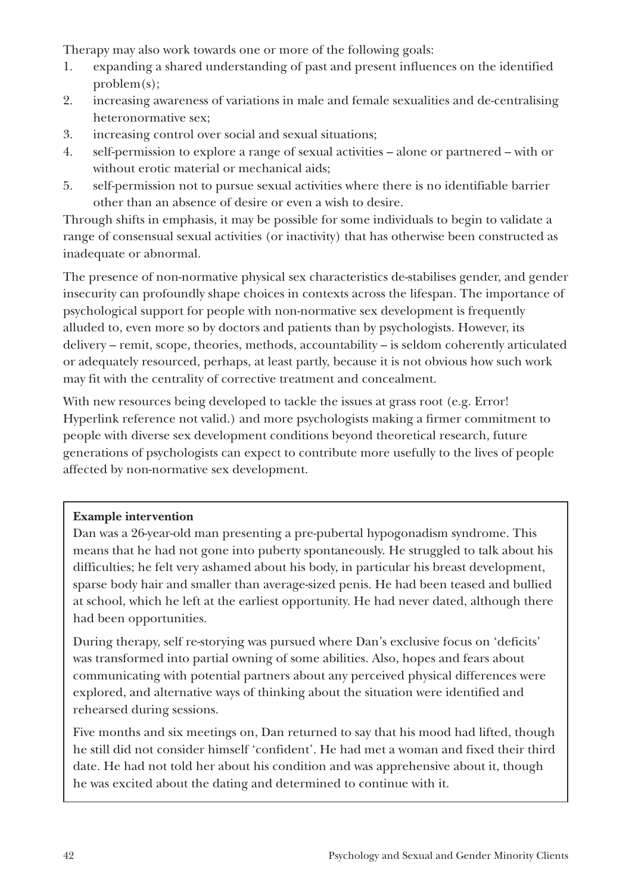Therapy may also work towards one or more of the following goals:

1. expanding a shared understanding of past and present influences on the identified problem(s);
2. increasing awareness of variations in male and female sexualities and de-centralising heteronormative sex;
3. increasing control over social and sexual situations;
4. self-permission to explore a range of sexual activities – alone or partnered – with or without erotic material or mechanical aids;
5. self-permission not to pursue sexual activities where there is no identifiable barrier other than an absence of desire or even a wish to desire.

Through shifts in emphasis, it may be possible for some individuals to begin to validate a range of consensual sexual activities (or inactivity) that has otherwise been constructed as inadequate or abnormal.

The presence of non-normative physical sex characteristics de-stabilises gender, and gender insecurity can profoundly shape choices in contexts across the lifespan. The importance of psychological support for people with non-normative sex development is frequently alluded to, even more so by doctors and patients than by psychologists. However, its delivery – remit, scope, theories, methods, accountability – is seldom coherently articulated or adequately resourced, perhaps, at least partly, because it is not obvious how such work may fit with the centrality of corrective treatment and concealment.

With new resources being developed to tackle the issues at grass root (e.g. Error! Hyperlink reference not valid.) and more psychologists making a firmer commitment to people with diverse sex development conditions beyond theoretical research, future generations of psychologists can expect to contribute more usefully to the lives of people affected by non-normative sex development.

**Example intervention**

Dan was a 26-year-old man presenting a pre-pubertal hypogonadism syndrome. This means that he had not gone into puberty spontaneously. He struggled to talk about his difficulties; he felt very ashamed about his body, in particular his breast development, sparse body hair and smaller than average-sized penis. He had been teased and bullied at school, which he left at the earliest opportunity. He had never dated, although there had been opportunities.

During therapy, self re-storying was pursued where Dan's exclusive focus on 'deficits' was transformed into partial owning of some abilities. Also, hopes and fears about communicating with potential partners about any perceived physical differences were explored, and alternative ways of thinking about the situation were identified and rehearsed during sessions.

Five months and six meetings on, Dan returned to say that his mood had lifted, though he still did not consider himself 'confident'. He had met a woman and fixed their third date. He had not told her about his condition and was apprehensive about it, though he was excited about the dating and determined to continue with it.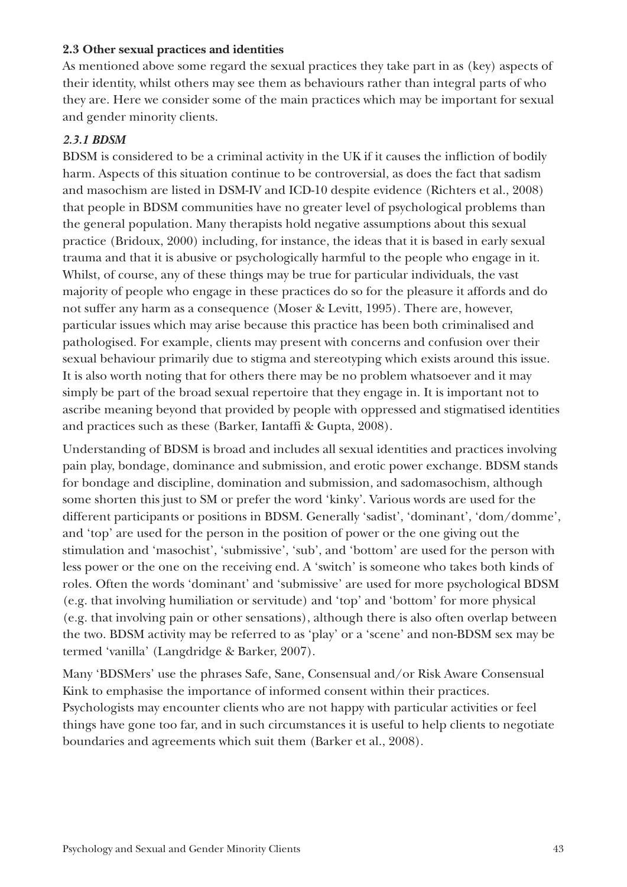### 2.3 Other sexual practices and identities

As mentioned above some regard the sexual practices they take part in as (key) aspects of their identity, whilst others may see them as behaviours rather than integral parts of who they are. Here we consider some of the main practices which may be important for sexual and gender minority clients.

#### *2.3.1 BDSM*

BDSM is considered to be a criminal activity in the UK if it causes the infliction of bodily harm. Aspects of this situation continue to be controversial, as does the fact that sadism and masochism are listed in DSM-IV and ICD-10 despite evidence (Richters et al., 2008) that people in BDSM communities have no greater level of psychological problems than the general population. Many therapists hold negative assumptions about this sexual practice (Bridoux, 2000) including, for instance, the ideas that it is based in early sexual trauma and that it is abusive or psychologically harmful to the people who engage in it. Whilst, of course, any of these things may be true for particular individuals, the vast majority of people who engage in these practices do so for the pleasure it affords and do not suffer any harm as a consequence (Moser & Levitt, 1995). There are, however, particular issues which may arise because this practice has been both criminalised and pathologised. For example, clients may present with concerns and confusion over their sexual behaviour primarily due to stigma and stereotyping which exists around this issue. It is also worth noting that for others there may be no problem whatsoever and it may simply be part of the broad sexual repertoire that they engage in. It is important not to ascribe meaning beyond that provided by people with oppressed and stigmatised identities and practices such as these (Barker, Iantaffi & Gupta, 2008).

Understanding of BDSM is broad and includes all sexual identities and practices involving pain play, bondage, dominance and submission, and erotic power exchange. BDSM stands for bondage and discipline, domination and submission, and sadomasochism, although some shorten this just to SM or prefer the word 'kinky'. Various words are used for the different participants or positions in BDSM. Generally 'sadist', 'dominant', 'dom/domme', and 'top' are used for the person in the position of power or the one giving out the stimulation and 'masochist', 'submissive', 'sub', and 'bottom' are used for the person with less power or the one on the receiving end. A 'switch' is someone who takes both kinds of roles. Often the words 'dominant' and 'submissive' are used for more psychological BDSM (e.g. that involving humiliation or servitude) and 'top' and 'bottom' for more physical (e.g. that involving pain or other sensations), although there is also often overlap between the two. BDSM activity may be referred to as 'play' or a 'scene' and non-BDSM sex may be termed 'vanilla' (Langdridge & Barker, 2007).

Many 'BDSMers' use the phrases Safe, Sane, Consensual and/or Risk Aware Consensual Kink to emphasise the importance of informed consent within their practices. Psychologists may encounter clients who are not happy with particular activities or feel things have gone too far, and in such circumstances it is useful to help clients to negotiate boundaries and agreements which suit them (Barker et al., 2008).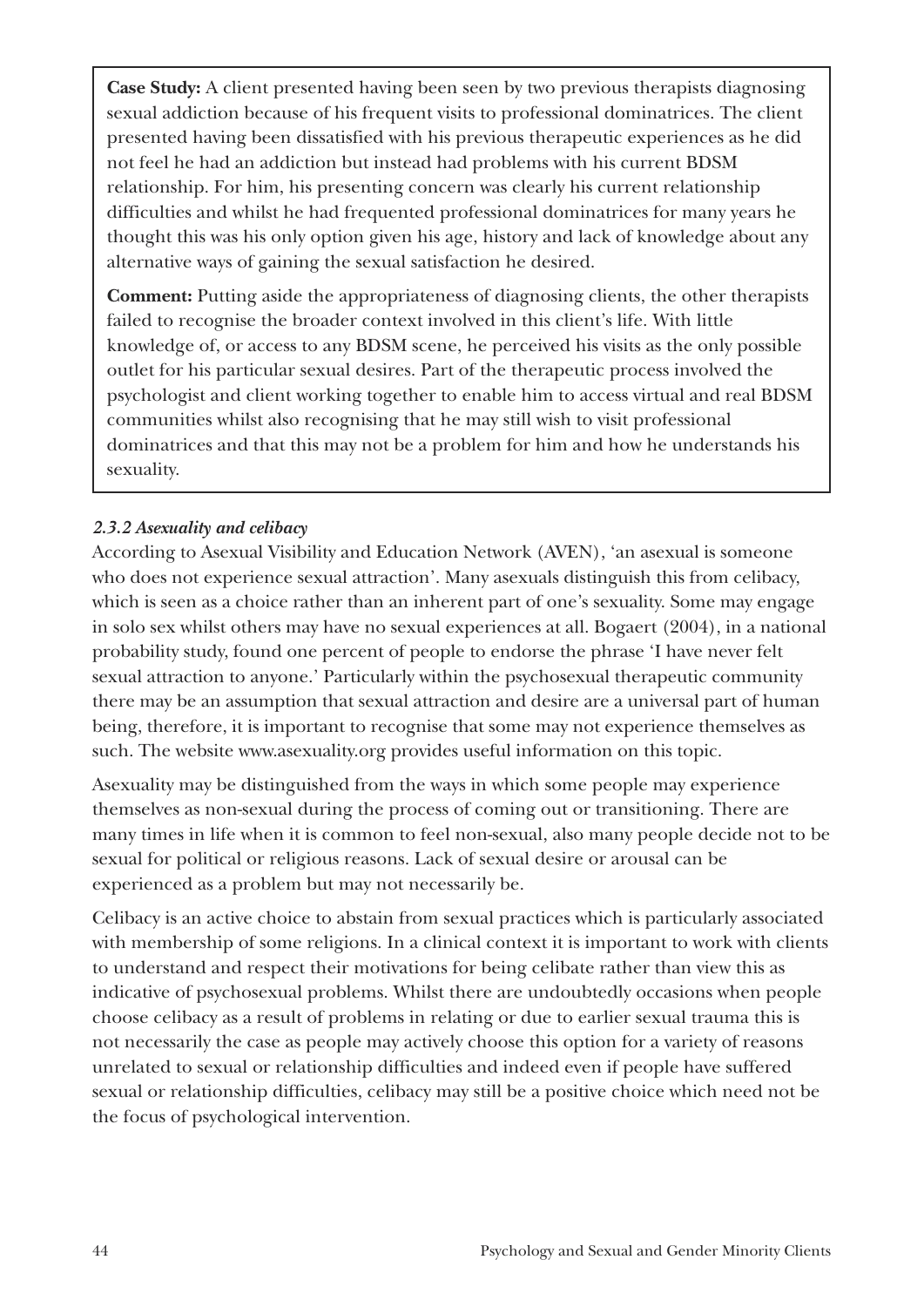**Case Study:** A client presented having been seen by two previous therapists diagnosing sexual addiction because of his frequent visits to professional dominatrices. The client presented having been dissatisfied with his previous therapeutic experiences as he did not feel he had an addiction but instead had problems with his current BDSM relationship. For him, his presenting concern was clearly his current relationship difficulties and whilst he had frequented professional dominatrices for many years he thought this was his only option given his age, history and lack of knowledge about any alternative ways of gaining the sexual satisfaction he desired.

**Comment:** Putting aside the appropriateness of diagnosing clients, the other therapists failed to recognise the broader context involved in this client's life. With little knowledge of, or access to any BDSM scene, he perceived his visits as the only possible outlet for his particular sexual desires. Part of the therapeutic process involved the psychologist and client working together to enable him to access virtual and real BDSM communities whilst also recognising that he may still wish to visit professional dominatrices and that this may not be a problem for him and how he understands his sexuality.

### *2.3.2 Asexuality and celibacy*

According to Asexual Visibility and Education Network (AVEN), 'an asexual is someone who does not experience sexual attraction'. Many asexuals distinguish this from celibacy, which is seen as a choice rather than an inherent part of one's sexuality. Some may engage in solo sex whilst others may have no sexual experiences at all. Bogaert (2004), in a national probability study, found one percent of people to endorse the phrase 'I have never felt sexual attraction to anyone.' Particularly within the psychosexual therapeutic community there may be an assumption that sexual attraction and desire are a universal part of human being, therefore, it is important to recognise that some may not experience themselves as such. The website www.asexuality.org provides useful information on this topic.

Asexuality may be distinguished from the ways in which some people may experience themselves as non-sexual during the process of coming out or transitioning. There are many times in life when it is common to feel non-sexual, also many people decide not to be sexual for political or religious reasons. Lack of sexual desire or arousal can be experienced as a problem but may not necessarily be.

Celibacy is an active choice to abstain from sexual practices which is particularly associated with membership of some religions. In a clinical context it is important to work with clients to understand and respect their motivations for being celibate rather than view this as indicative of psychosexual problems. Whilst there are undoubtedly occasions when people choose celibacy as a result of problems in relating or due to earlier sexual trauma this is not necessarily the case as people may actively choose this option for a variety of reasons unrelated to sexual or relationship difficulties and indeed even if people have suffered sexual or relationship difficulties, celibacy may still be a positive choice which need not be the focus of psychological intervention.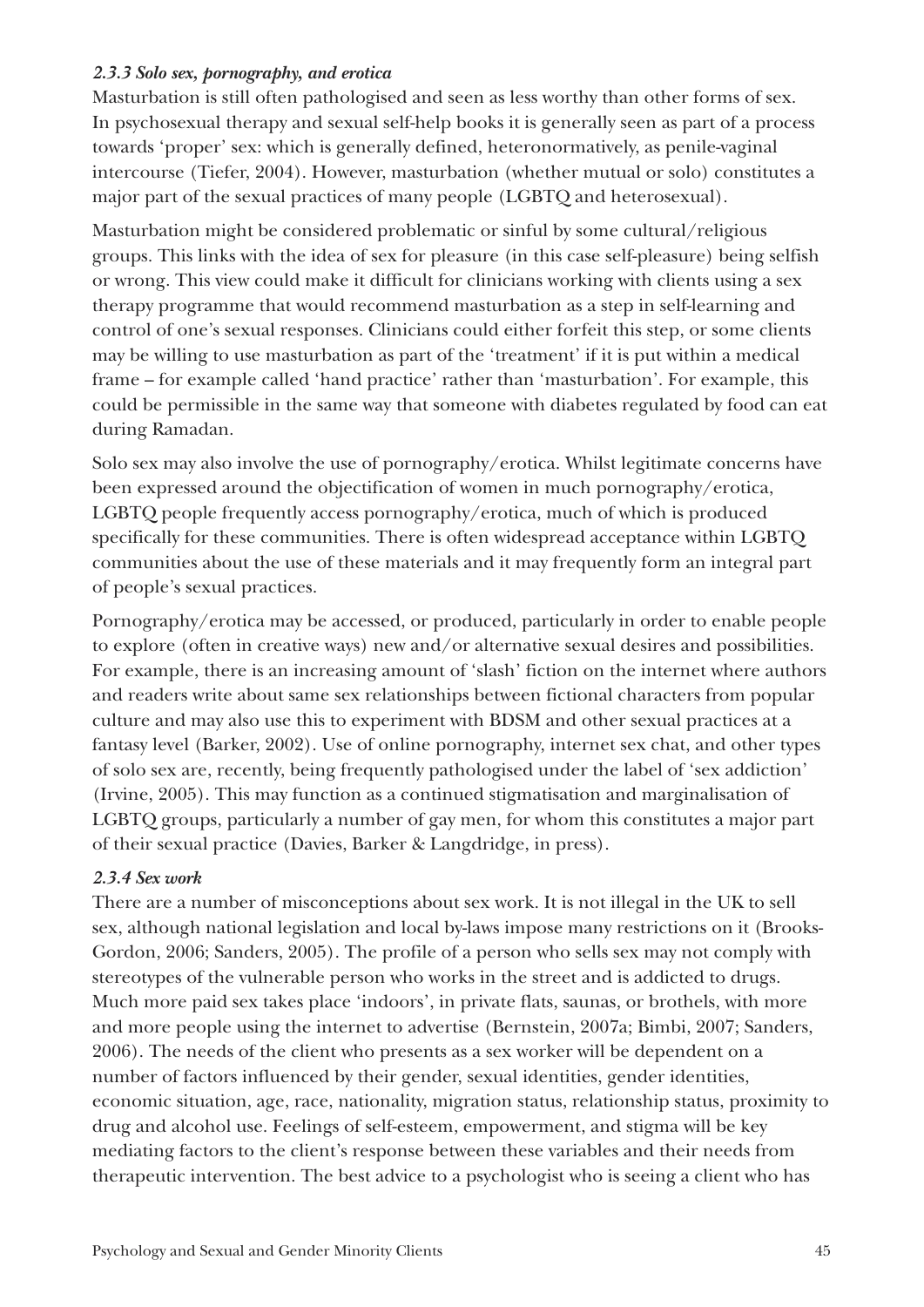### *2.3.3 Solo sex, pornography, and erotica*

Masturbation is still often pathologised and seen as less worthy than other forms of sex. In psychosexual therapy and sexual self-help books it is generally seen as part of a process towards 'proper' sex: which is generally defined, heteronormatively, as penile-vaginal intercourse (Tiefer, 2004). However, masturbation (whether mutual or solo) constitutes a major part of the sexual practices of many people (LGBTQ and heterosexual).

Masturbation might be considered problematic or sinful by some cultural/religious groups. This links with the idea of sex for pleasure (in this case self-pleasure) being selfish or wrong. This view could make it difficult for clinicians working with clients using a sex therapy programme that would recommend masturbation as a step in self-learning and control of one's sexual responses. Clinicians could either forfeit this step, or some clients may be willing to use masturbation as part of the 'treatment' if it is put within a medical frame – for example called 'hand practice' rather than 'masturbation'. For example, this could be permissible in the same way that someone with diabetes regulated by food can eat during Ramadan.

Solo sex may also involve the use of pornography/erotica. Whilst legitimate concerns have been expressed around the objectification of women in much pornography/erotica, LGBTQ people frequently access pornography/erotica, much of which is produced specifically for these communities. There is often widespread acceptance within LGBTQ communities about the use of these materials and it may frequently form an integral part of people's sexual practices.

Pornography/erotica may be accessed, or produced, particularly in order to enable people to explore (often in creative ways) new and/or alternative sexual desires and possibilities. For example, there is an increasing amount of 'slash' fiction on the internet where authors and readers write about same sex relationships between fictional characters from popular culture and may also use this to experiment with BDSM and other sexual practices at a fantasy level (Barker, 2002). Use of online pornography, internet sex chat, and other types of solo sex are, recently, being frequently pathologised under the label of 'sex addiction' (Irvine, 2005). This may function as a continued stigmatisation and marginalisation of LGBTQ groups, particularly a number of gay men, for whom this constitutes a major part of their sexual practice (Davies, Barker & Langdridge, in press).

### *2.3.4 Sex work*

There are a number of misconceptions about sex work. It is not illegal in the UK to sell sex, although national legislation and local by-laws impose many restrictions on it (Brooks-Gordon, 2006; Sanders, 2005). The profile of a person who sells sex may not comply with stereotypes of the vulnerable person who works in the street and is addicted to drugs. Much more paid sex takes place 'indoors', in private flats, saunas, or brothels, with more and more people using the internet to advertise (Bernstein, 2007a; Bimbi, 2007; Sanders, 2006). The needs of the client who presents as a sex worker will be dependent on a number of factors influenced by their gender, sexual identities, gender identities, economic situation, age, race, nationality, migration status, relationship status, proximity to drug and alcohol use. Feelings of self-esteem, empowerment, and stigma will be key mediating factors to the client's response between these variables and their needs from therapeutic intervention. The best advice to a psychologist who is seeing a client who has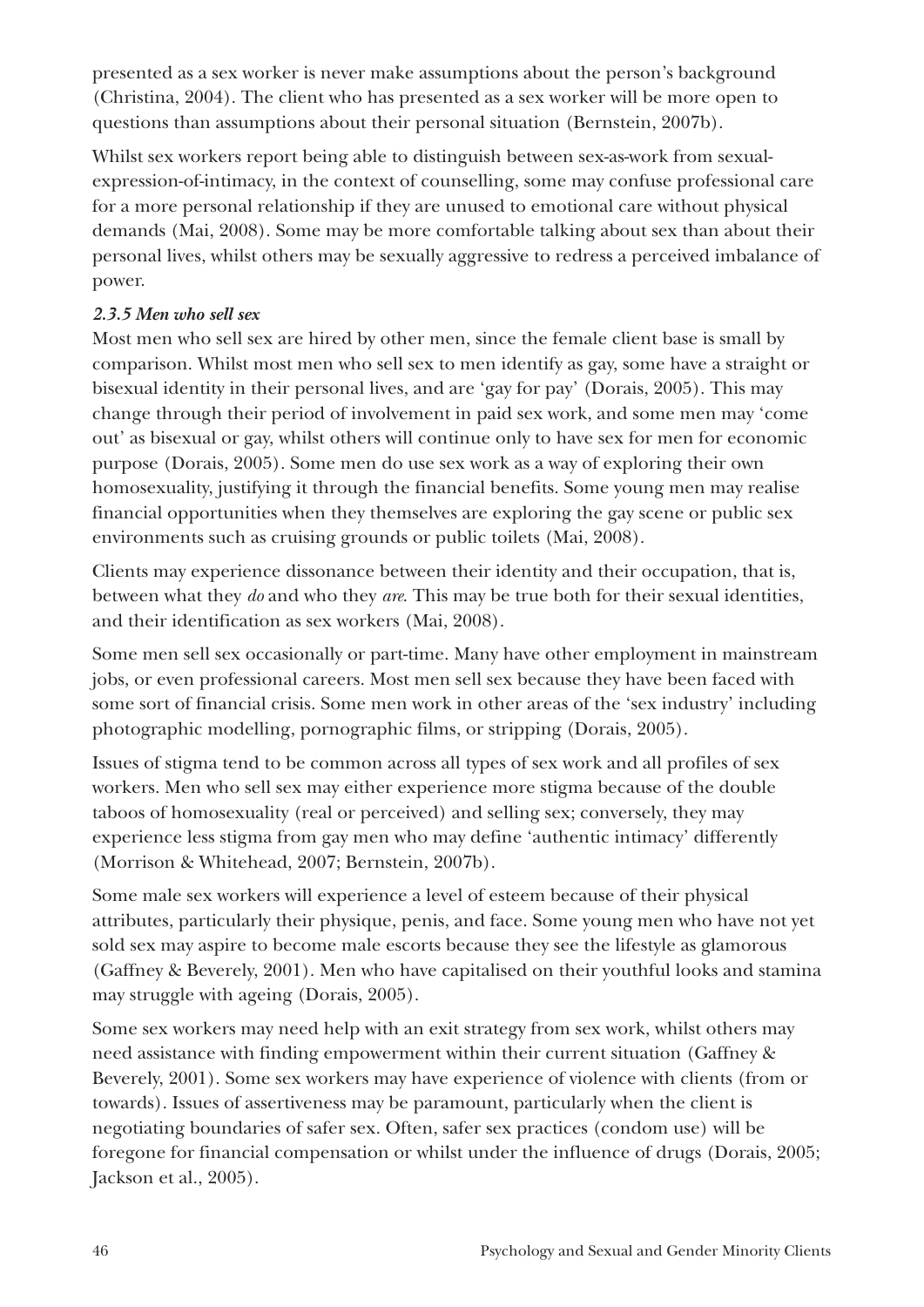presented as a sex worker is never make assumptions about the person's background (Christina, 2004). The client who has presented as a sex worker will be more open to questions than assumptions about their personal situation (Bernstein, 2007b).

Whilst sex workers report being able to distinguish between sex-as-work from sexual-expression-of-intimacy, in the context of counselling, some may confuse professional care for a more personal relationship if they are unused to emotional care without physical demands (Mai, 2008). Some may be more comfortable talking about sex than about their personal lives, whilst others may be sexually aggressive to redress a perceived imbalance of power.

### *2.3.5 Men who sell sex*

Most men who sell sex are hired by other men, since the female client base is small by comparison. Whilst most men who sell sex to men identify as gay, some have a straight or bisexual identity in their personal lives, and are 'gay for pay' (Dorais, 2005). This may change through their period of involvement in paid sex work, and some men may 'come out' as bisexual or gay, whilst others will continue only to have sex for men for economic purpose (Dorais, 2005). Some men do use sex work as a way of exploring their own homosexuality, justifying it through the financial benefits. Some young men may realise financial opportunities when they themselves are exploring the gay scene or public sex environments such as cruising grounds or public toilets (Mai, 2008).

Clients may experience dissonance between their identity and their occupation, that is, between what they *do* and who they *are*. This may be true both for their sexual identities, and their identification as sex workers (Mai, 2008).

Some men sell sex occasionally or part-time. Many have other employment in mainstream jobs, or even professional careers. Most men sell sex because they have been faced with some sort of financial crisis. Some men work in other areas of the 'sex industry' including photographic modelling, pornographic films, or stripping (Dorais, 2005).

Issues of stigma tend to be common across all types of sex work and all profiles of sex workers. Men who sell sex may either experience more stigma because of the double taboos of homosexuality (real or perceived) and selling sex; conversely, they may experience less stigma from gay men who may define 'authentic intimacy' differently (Morrison & Whitehead, 2007; Bernstein, 2007b).

Some male sex workers will experience a level of esteem because of their physical attributes, particularly their physique, penis, and face. Some young men who have not yet sold sex may aspire to become male escorts because they see the lifestyle as glamorous (Gaffney & Beverely, 2001). Men who have capitalised on their youthful looks and stamina may struggle with ageing (Dorais, 2005).

Some sex workers may need help with an exit strategy from sex work, whilst others may need assistance with finding empowerment within their current situation (Gaffney & Beverely, 2001). Some sex workers may have experience of violence with clients (from or towards). Issues of assertiveness may be paramount, particularly when the client is negotiating boundaries of safer sex. Often, safer sex practices (condom use) will be foregone for financial compensation or whilst under the influence of drugs (Dorais, 2005; Jackson et al., 2005).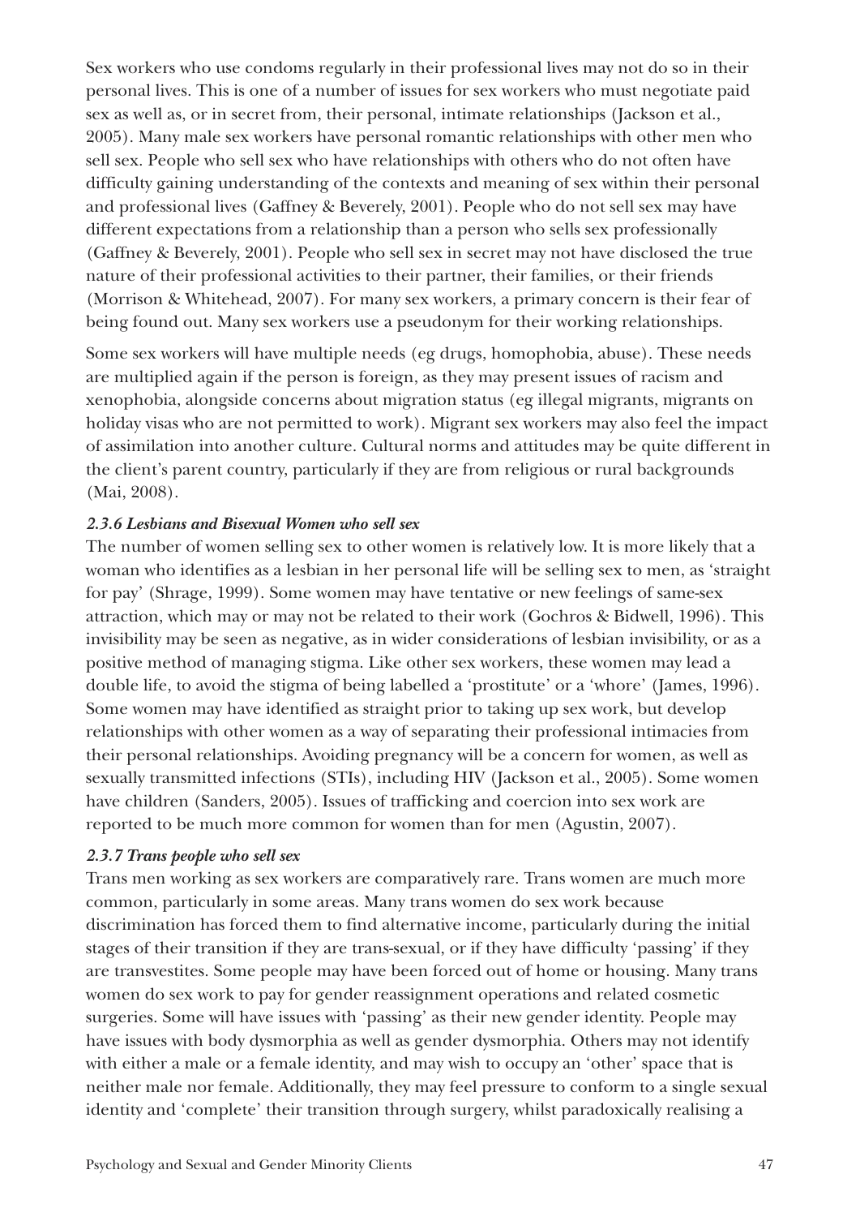Sex workers who use condoms regularly in their professional lives may not do so in their personal lives. This is one of a number of issues for sex workers who must negotiate paid sex as well as, or in secret from, their personal, intimate relationships (Jackson et al., 2005). Many male sex workers have personal romantic relationships with other men who sell sex. People who sell sex who have relationships with others who do not often have difficulty gaining understanding of the contexts and meaning of sex within their personal and professional lives (Gaffney & Beverely, 2001). People who do not sell sex may have different expectations from a relationship than a person who sells sex professionally (Gaffney & Beverely, 2001). People who sell sex in secret may not have disclosed the true nature of their professional activities to their partner, their families, or their friends (Morrison & Whitehead, 2007). For many sex workers, a primary concern is their fear of being found out. Many sex workers use a pseudonym for their working relationships.

Some sex workers will have multiple needs (eg drugs, homophobia, abuse). These needs are multiplied again if the person is foreign, as they may present issues of racism and xenophobia, alongside concerns about migration status (eg illegal migrants, migrants on holiday visas who are not permitted to work). Migrant sex workers may also feel the impact of assimilation into another culture. Cultural norms and attitudes may be quite different in the client's parent country, particularly if they are from religious or rural backgrounds (Mai, 2008).

### *2.3.6 Lesbians and Bisexual Women who sell sex*

The number of women selling sex to other women is relatively low. It is more likely that a woman who identifies as a lesbian in her personal life will be selling sex to men, as 'straight for pay' (Shrage, 1999). Some women may have tentative or new feelings of same-sex attraction, which may or may not be related to their work (Gochros & Bidwell, 1996). This invisibility may be seen as negative, as in wider considerations of lesbian invisibility, or as a positive method of managing stigma. Like other sex workers, these women may lead a double life, to avoid the stigma of being labelled a 'prostitute' or a 'whore' (James, 1996). Some women may have identified as straight prior to taking up sex work, but develop relationships with other women as a way of separating their professional intimacies from their personal relationships. Avoiding pregnancy will be a concern for women, as well as sexually transmitted infections (STIs), including HIV (Jackson et al., 2005). Some women have children (Sanders, 2005). Issues of trafficking and coercion into sex work are reported to be much more common for women than for men (Agustin, 2007).

### *2.3.7 Trans people who sell sex*

Trans men working as sex workers are comparatively rare. Trans women are much more common, particularly in some areas. Many trans women do sex work because discrimination has forced them to find alternative income, particularly during the initial stages of their transition if they are trans-sexual, or if they have difficulty 'passing' if they are transvestites. Some people may have been forced out of home or housing. Many trans women do sex work to pay for gender reassignment operations and related cosmetic surgeries. Some will have issues with 'passing' as their new gender identity. People may have issues with body dysmorphia as well as gender dysmorphia. Others may not identify with either a male or a female identity, and may wish to occupy an 'other' space that is neither male nor female. Additionally, they may feel pressure to conform to a single sexual identity and 'complete' their transition through surgery, whilst paradoxically realising a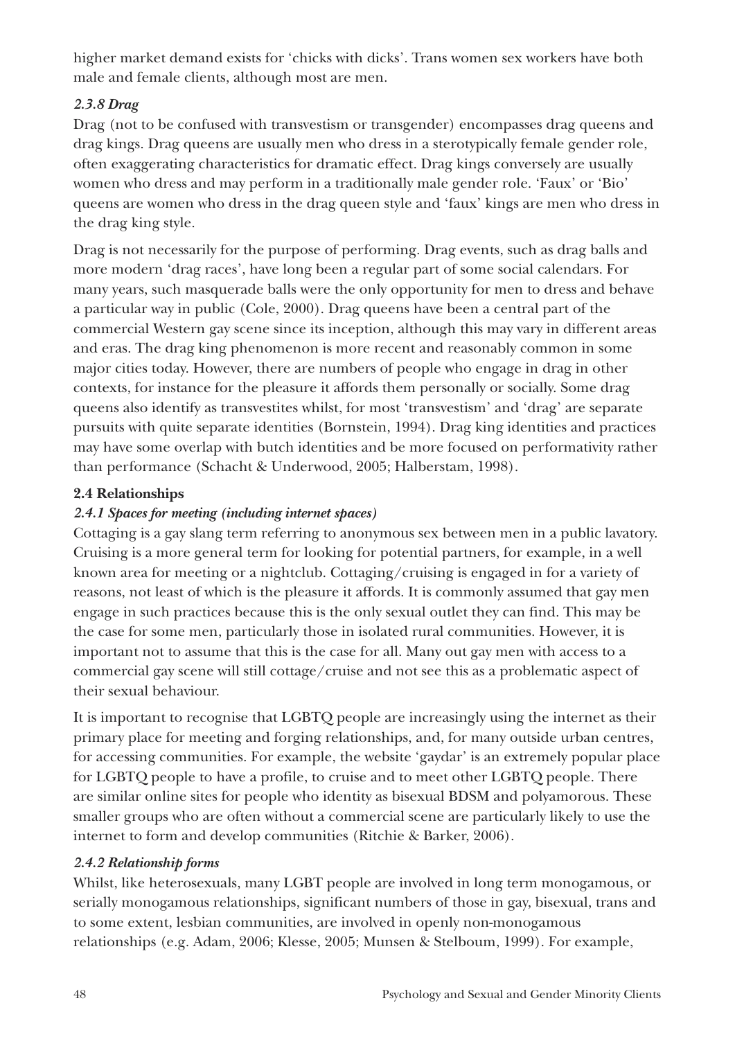higher market demand exists for 'chicks with dicks'. Trans women sex workers have both male and female clients, although most are men.

### *2.3.8 Drag*

Drag (not to be confused with transvestism or transgender) encompasses drag queens and drag kings. Drag queens are usually men who dress in a sterotypically female gender role, often exaggerating characteristics for dramatic effect. Drag kings conversely are usually women who dress and may perform in a traditionally male gender role. 'Faux' or 'Bio' queens are women who dress in the drag queen style and 'faux' kings are men who dress in the drag king style.

Drag is not necessarily for the purpose of performing. Drag events, such as drag balls and more modern 'drag races', have long been a regular part of some social calendars. For many years, such masquerade balls were the only opportunity for men to dress and behave a particular way in public (Cole, 2000). Drag queens have been a central part of the commercial Western gay scene since its inception, although this may vary in different areas and eras. The drag king phenomenon is more recent and reasonably common in some major cities today. However, there are numbers of people who engage in drag in other contexts, for instance for the pleasure it affords them personally or socially. Some drag queens also identify as transvestites whilst, for most 'transvestism' and 'drag' are separate pursuits with quite separate identities (Bornstein, 1994). Drag king identities and practices may have some overlap with butch identities and be more focused on performativity rather than performance (Schacht & Underwood, 2005; Halberstam, 1998).

## **2.4 Relationships**

### *2.4.1 Spaces for meeting (including internet spaces)*

Cottaging is a gay slang term referring to anonymous sex between men in a public lavatory. Cruising is a more general term for looking for potential partners, for example, in a well known area for meeting or a nightclub. Cottaging/cruising is engaged in for a variety of reasons, not least of which is the pleasure it affords. It is commonly assumed that gay men engage in such practices because this is the only sexual outlet they can find. This may be the case for some men, particularly those in isolated rural communities. However, it is important not to assume that this is the case for all. Many out gay men with access to a commercial gay scene will still cottage/cruise and not see this as a problematic aspect of their sexual behaviour.

It is important to recognise that LGBTQ people are increasingly using the internet as their primary place for meeting and forging relationships, and, for many outside urban centres, for accessing communities. For example, the website 'gaydar' is an extremely popular place for LGBTQ people to have a profile, to cruise and to meet other LGBTQ people. There are similar online sites for people who identity as bisexual BDSM and polyamorous. These smaller groups who are often without a commercial scene are particularly likely to use the internet to form and develop communities (Ritchie & Barker, 2006).

### *2.4.2 Relationship forms*

Whilst, like heterosexuals, many LGBT people are involved in long term monogamous, or serially monogamous relationships, significant numbers of those in gay, bisexual, trans and to some extent, lesbian communities, are involved in openly non-monogamous relationships (e.g. Adam, 2006; Klesse, 2005; Munsen & Stelboum, 1999). For example,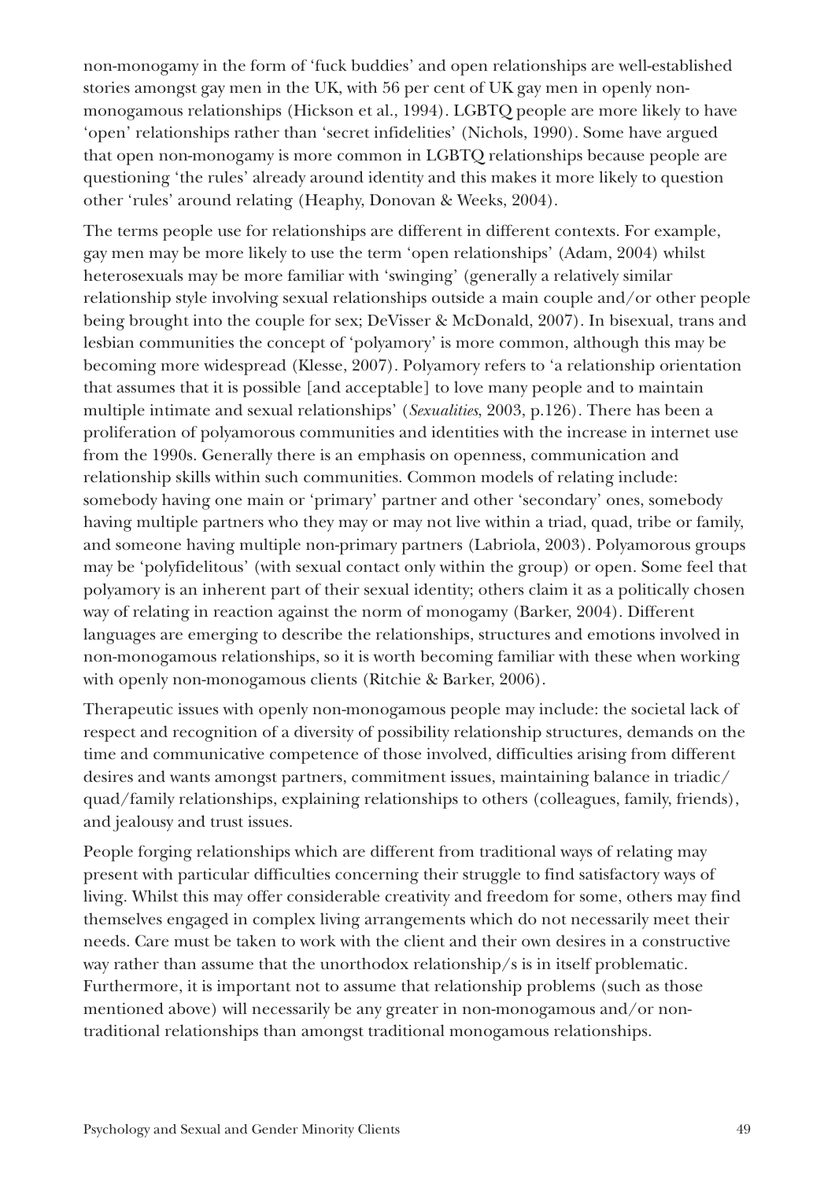non-monogamy in the form of 'fuck buddies' and open relationships are well-established stories amongst gay men in the UK, with 56 per cent of UK gay men in openly non-monogamous relationships (Hickson et al., 1994). LGBTQ people are more likely to have 'open' relationships rather than 'secret infidelities' (Nichols, 1990). Some have argued that open non-monogamy is more common in LGBTQ relationships because people are questioning 'the rules' already around identity and this makes it more likely to question other 'rules' around relating (Heaphy, Donovan & Weeks, 2004).

The terms people use for relationships are different in different contexts. For example, gay men may be more likely to use the term 'open relationships' (Adam, 2004) whilst heterosexuals may be more familiar with 'swinging' (generally a relatively similar relationship style involving sexual relationships outside a main couple and/or other people being brought into the couple for sex; DeVisser & McDonald, 2007). In bisexual, trans and lesbian communities the concept of 'polyamory' is more common, although this may be becoming more widespread (Klesse, 2007). Polyamory refers to 'a relationship orientation that assumes that it is possible [and acceptable] to love many people and to maintain multiple intimate and sexual relationships' (*Sexualities*, 2003, p.126). There has been a proliferation of polyamorous communities and identities with the increase in internet use from the 1990s. Generally there is an emphasis on openness, communication and relationship skills within such communities. Common models of relating include: somebody having one main or 'primary' partner and other 'secondary' ones, somebody having multiple partners who they may or may not live within a triad, quad, tribe or family, and someone having multiple non-primary partners (Labriola, 2003). Polyamorous groups may be 'polyfidelitous' (with sexual contact only within the group) or open. Some feel that polyamory is an inherent part of their sexual identity; others claim it as a politically chosen way of relating in reaction against the norm of monogamy (Barker, 2004). Different languages are emerging to describe the relationships, structures and emotions involved in non-monogamous relationships, so it is worth becoming familiar with these when working with openly non-monogamous clients (Ritchie & Barker, 2006).

Therapeutic issues with openly non-monogamous people may include: the societal lack of respect and recognition of a diversity of possibility relationship structures, demands on the time and communicative competence of those involved, difficulties arising from different desires and wants amongst partners, commitment issues, maintaining balance in triadic/quad/family relationships, explaining relationships to others (colleagues, family, friends), and jealousy and trust issues.

People forging relationships which are different from traditional ways of relating may present with particular difficulties concerning their struggle to find satisfactory ways of living. Whilst this may offer considerable creativity and freedom for some, others may find themselves engaged in complex living arrangements which do not necessarily meet their needs. Care must be taken to work with the client and their own desires in a constructive way rather than assume that the unorthodox relationship/s is in itself problematic. Furthermore, it is important not to assume that relationship problems (such as those mentioned above) will necessarily be any greater in non-monogamous and/or non-traditional relationships than amongst traditional monogamous relationships.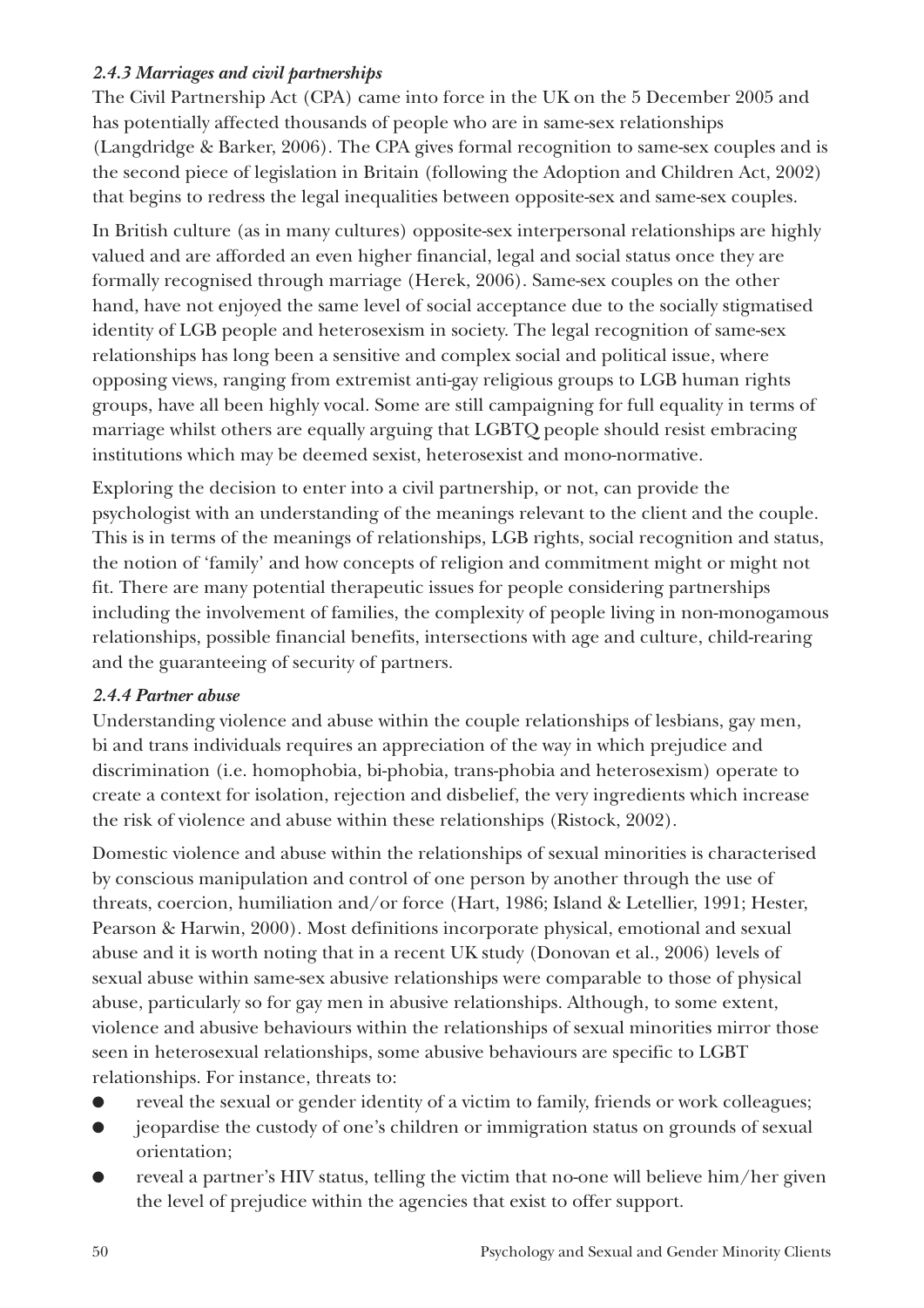### *2.4.3 Marriages and civil partnerships*

The Civil Partnership Act (CPA) came into force in the UK on the 5 December 2005 and has potentially affected thousands of people who are in same-sex relationships (Langdridge & Barker, 2006). The CPA gives formal recognition to same-sex couples and is the second piece of legislation in Britain (following the Adoption and Children Act, 2002) that begins to redress the legal inequalities between opposite-sex and same-sex couples.

In British culture (as in many cultures) opposite-sex interpersonal relationships are highly valued and are afforded an even higher financial, legal and social status once they are formally recognised through marriage (Herek, 2006). Same-sex couples on the other hand, have not enjoyed the same level of social acceptance due to the socially stigmatised identity of LGB people and heterosexism in society. The legal recognition of same-sex relationships has long been a sensitive and complex social and political issue, where opposing views, ranging from extremist anti-gay religious groups to LGB human rights groups, have all been highly vocal. Some are still campaigning for full equality in terms of marriage whilst others are equally arguing that LGBTQ people should resist embracing institutions which may be deemed sexist, heterosexist and mono-normative.

Exploring the decision to enter into a civil partnership, or not, can provide the psychologist with an understanding of the meanings relevant to the client and the couple. This is in terms of the meanings of relationships, LGB rights, social recognition and status, the notion of 'family' and how concepts of religion and commitment might or might not fit. There are many potential therapeutic issues for people considering partnerships including the involvement of families, the complexity of people living in non-monogamous relationships, possible financial benefits, intersections with age and culture, child-rearing and the guaranteeing of security of partners.

### *2.4.4 Partner abuse*

Understanding violence and abuse within the couple relationships of lesbians, gay men, bi and trans individuals requires an appreciation of the way in which prejudice and discrimination (i.e. homophobia, bi-phobia, trans-phobia and heterosexism) operate to create a context for isolation, rejection and disbelief, the very ingredients which increase the risk of violence and abuse within these relationships (Ristock, 2002).

Domestic violence and abuse within the relationships of sexual minorities is characterised by conscious manipulation and control of one person by another through the use of threats, coercion, humiliation and/or force (Hart, 1986; Island & Letellier, 1991; Hester, Pearson & Harwin, 2000). Most definitions incorporate physical, emotional and sexual abuse and it is worth noting that in a recent UK study (Donovan et al., 2006) levels of sexual abuse within same-sex abusive relationships were comparable to those of physical abuse, particularly so for gay men in abusive relationships. Although, to some extent, violence and abusive behaviours within the relationships of sexual minorities mirror those seen in heterosexual relationships, some abusive behaviours are specific to LGBT relationships. For instance, threats to:

- reveal the sexual or gender identity of a victim to family, friends or work colleagues;
- jeopardise the custody of one's children or immigration status on grounds of sexual orientation;
- reveal a partner's HIV status, telling the victim that no-one will believe him/her given the level of prejudice within the agencies that exist to offer support.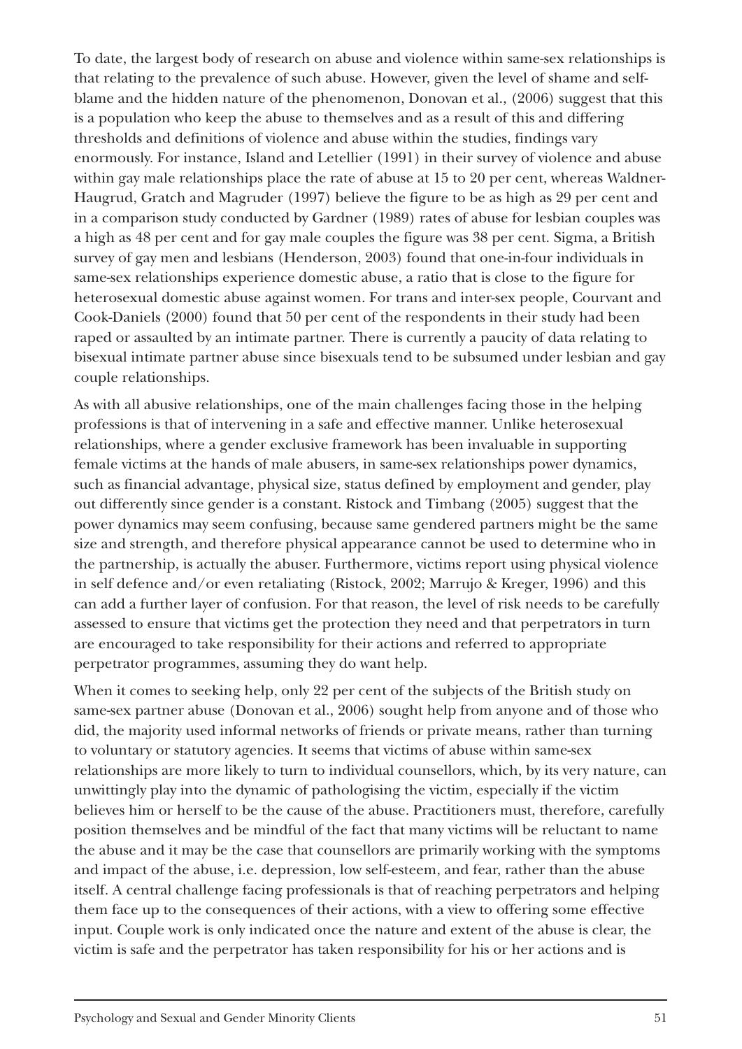To date, the largest body of research on abuse and violence within same-sex relationships is that relating to the prevalence of such abuse. However, given the level of shame and self-blame and the hidden nature of the phenomenon, Donovan et al., (2006) suggest that this is a population who keep the abuse to themselves and as a result of this and differing thresholds and definitions of violence and abuse within the studies, findings vary enormously. For instance, Island and Letellier (1991) in their survey of violence and abuse within gay male relationships place the rate of abuse at 15 to 20 per cent, whereas Waldner-Haugrud, Gratch and Magruder (1997) believe the figure to be as high as 29 per cent and in a comparison study conducted by Gardner (1989) rates of abuse for lesbian couples was a high as 48 per cent and for gay male couples the figure was 38 per cent. Sigma, a British survey of gay men and lesbians (Henderson, 2003) found that one-in-four individuals in same-sex relationships experience domestic abuse, a ratio that is close to the figure for heterosexual domestic abuse against women. For trans and inter-sex people, Courvant and Cook-Daniels (2000) found that 50 per cent of the respondents in their study had been raped or assaulted by an intimate partner. There is currently a paucity of data relating to bisexual intimate partner abuse since bisexuals tend to be subsumed under lesbian and gay couple relationships.

As with all abusive relationships, one of the main challenges facing those in the helping professions is that of intervening in a safe and effective manner. Unlike heterosexual relationships, where a gender exclusive framework has been invaluable in supporting female victims at the hands of male abusers, in same-sex relationships power dynamics, such as financial advantage, physical size, status defined by employment and gender, play out differently since gender is a constant. Ristock and Timbang (2005) suggest that the power dynamics may seem confusing, because same gendered partners might be the same size and strength, and therefore physical appearance cannot be used to determine who in the partnership, is actually the abuser. Furthermore, victims report using physical violence in self defence and/or even retaliating (Ristock, 2002; Marrujo & Kreger, 1996) and this can add a further layer of confusion. For that reason, the level of risk needs to be carefully assessed to ensure that victims get the protection they need and that perpetrators in turn are encouraged to take responsibility for their actions and referred to appropriate perpetrator programmes, assuming they do want help.

When it comes to seeking help, only 22 per cent of the subjects of the British study on same-sex partner abuse (Donovan et al., 2006) sought help from anyone and of those who did, the majority used informal networks of friends or private means, rather than turning to voluntary or statutory agencies. It seems that victims of abuse within same-sex relationships are more likely to turn to individual counsellors, which, by its very nature, can unwittingly play into the dynamic of pathologising the victim, especially if the victim believes him or herself to be the cause of the abuse. Practitioners must, therefore, carefully position themselves and be mindful of the fact that many victims will be reluctant to name the abuse and it may be the case that counsellors are primarily working with the symptoms and impact of the abuse, i.e. depression, low self-esteem, and fear, rather than the abuse itself. A central challenge facing professionals is that of reaching perpetrators and helping them face up to the consequences of their actions, with a view to offering some effective input. Couple work is only indicated once the nature and extent of the abuse is clear, the victim is safe and the perpetrator has taken responsibility for his or her actions and is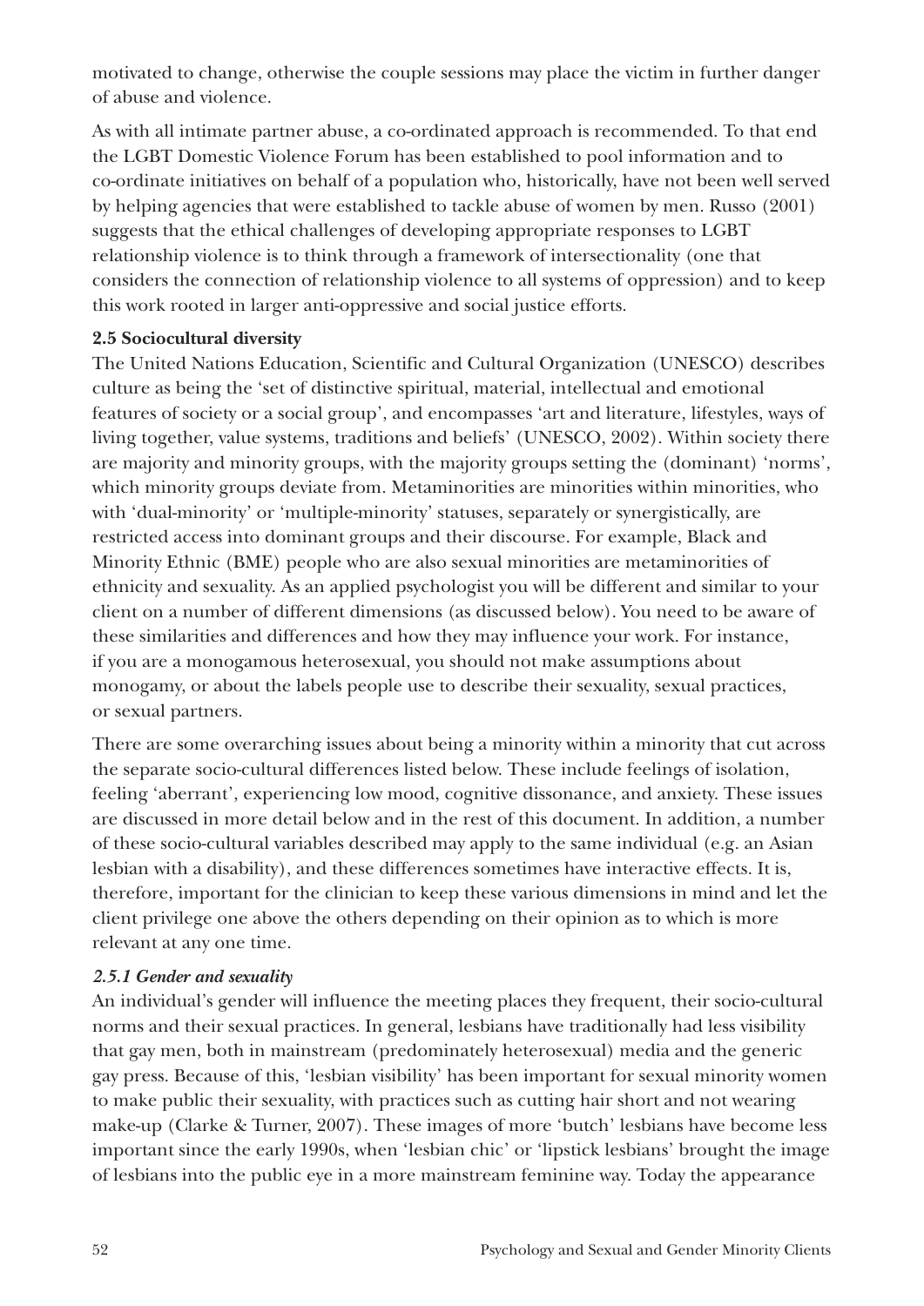motivated to change, otherwise the couple sessions may place the victim in further danger of abuse and violence.

As with all intimate partner abuse, a co-ordinated approach is recommended. To that end the LGBT Domestic Violence Forum has been established to pool information and to co-ordinate initiatives on behalf of a population who, historically, have not been well served by helping agencies that were established to tackle abuse of women by men. Russo (2001) suggests that the ethical challenges of developing appropriate responses to LGBT relationship violence is to think through a framework of intersectionality (one that considers the connection of relationship violence to all systems of oppression) and to keep this work rooted in larger anti-oppressive and social justice efforts.

### 2.5 Sociocultural diversity

The United Nations Education, Scientific and Cultural Organization (UNESCO) describes culture as being the 'set of distinctive spiritual, material, intellectual and emotional features of society or a social group', and encompasses 'art and literature, lifestyles, ways of living together, value systems, traditions and beliefs' (UNESCO, 2002). Within society there are majority and minority groups, with the majority groups setting the (dominant) 'norms', which minority groups deviate from. Metaminorities are minorities within minorities, who with 'dual-minority' or 'multiple-minority' statuses, separately or synergistically, are restricted access into dominant groups and their discourse. For example, Black and Minority Ethnic (BME) people who are also sexual minorities are metaminorities of ethnicity and sexuality. As an applied psychologist you will be different and similar to your client on a number of different dimensions (as discussed below). You need to be aware of these similarities and differences and how they may influence your work. For instance, if you are a monogamous heterosexual, you should not make assumptions about monogamy, or about the labels people use to describe their sexuality, sexual practices, or sexual partners.

There are some overarching issues about being a minority within a minority that cut across the separate socio-cultural differences listed below. These include feelings of isolation, feeling 'aberrant', experiencing low mood, cognitive dissonance, and anxiety. These issues are discussed in more detail below and in the rest of this document. In addition, a number of these socio-cultural variables described may apply to the same individual (e.g. an Asian lesbian with a disability), and these differences sometimes have interactive effects. It is, therefore, important for the clinician to keep these various dimensions in mind and let the client privilege one above the others depending on their opinion as to which is more relevant at any one time.

#### *2.5.1 Gender and sexuality*

An individual's gender will influence the meeting places they frequent, their socio-cultural norms and their sexual practices. In general, lesbians have traditionally had less visibility that gay men, both in mainstream (predominately heterosexual) media and the generic gay press. Because of this, 'lesbian visibility' has been important for sexual minority women to make public their sexuality, with practices such as cutting hair short and not wearing make-up (Clarke & Turner, 2007). These images of more 'butch' lesbians have become less important since the early 1990s, when 'lesbian chic' or 'lipstick lesbians' brought the image of lesbians into the public eye in a more mainstream feminine way. Today the appearance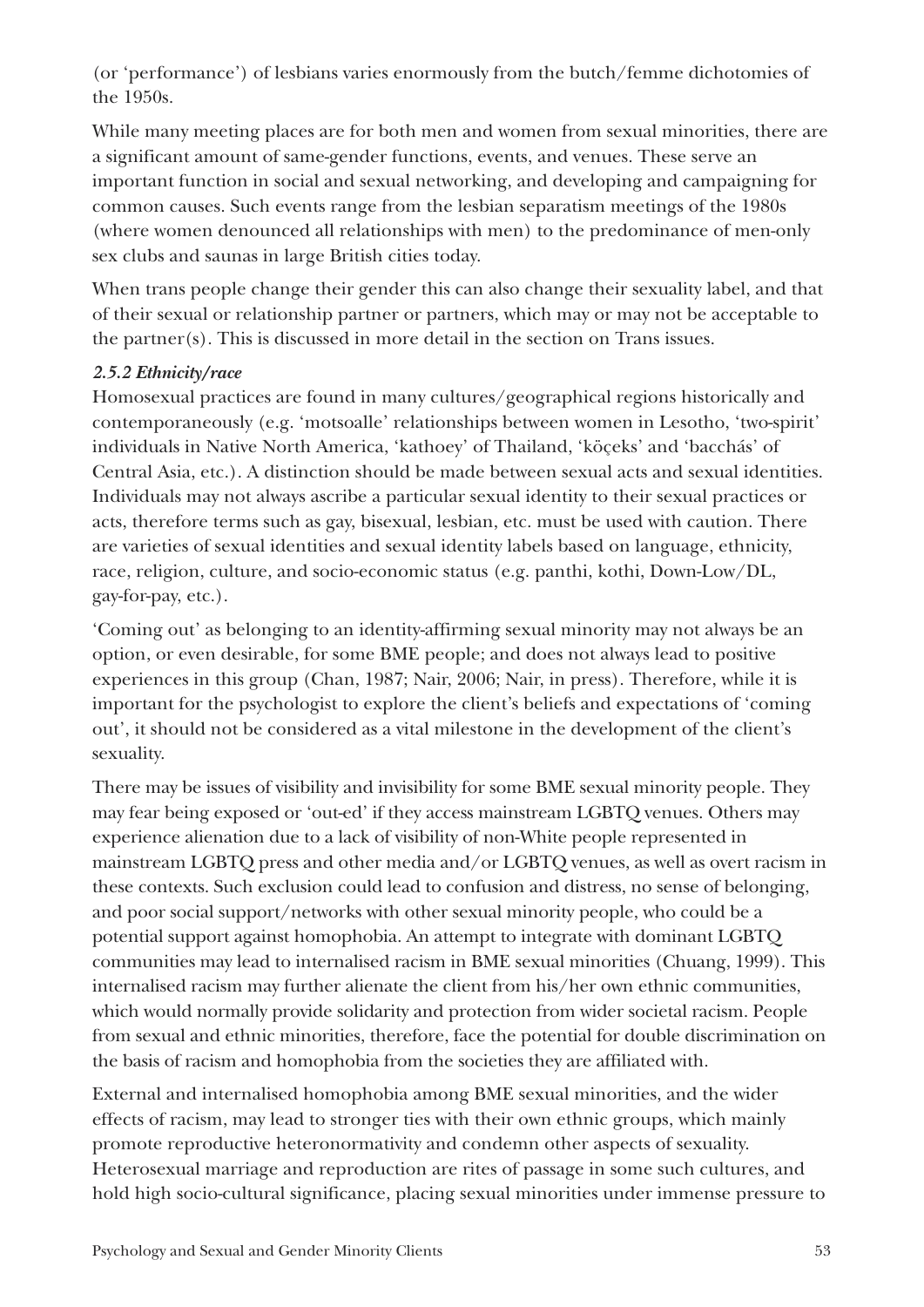(or 'performance') of lesbians varies enormously from the butch/femme dichotomies of the 1950s.

While many meeting places are for both men and women from sexual minorities, there are a significant amount of same-gender functions, events, and venues. These serve an important function in social and sexual networking, and developing and campaigning for common causes. Such events range from the lesbian separatism meetings of the 1980s (where women denounced all relationships with men) to the predominance of men-only sex clubs and saunas in large British cities today.

When trans people change their gender this can also change their sexuality label, and that of their sexual or relationship partner or partners, which may or may not be acceptable to the partner(s). This is discussed in more detail in the section on Trans issues.

#### *2.5.2 Ethnicity/race*

Homosexual practices are found in many cultures/geographical regions historically and contemporaneously (e.g. 'motsoalle' relationships between women in Lesotho, 'two-spirit' individuals in Native North America, 'kathoey' of Thailand, 'köçeks' and 'bacchás' of Central Asia, etc.). A distinction should be made between sexual acts and sexual identities. Individuals may not always ascribe a particular sexual identity to their sexual practices or acts, therefore terms such as gay, bisexual, lesbian, etc. must be used with caution. There are varieties of sexual identities and sexual identity labels based on language, ethnicity, race, religion, culture, and socio-economic status (e.g. panthi, kothi, Down-Low/DL, gay-for-pay, etc.).

'Coming out' as belonging to an identity-affirming sexual minority may not always be an option, or even desirable, for some BME people; and does not always lead to positive experiences in this group (Chan, 1987; Nair, 2006; Nair, in press). Therefore, while it is important for the psychologist to explore the client's beliefs and expectations of 'coming out', it should not be considered as a vital milestone in the development of the client's sexuality.

There may be issues of visibility and invisibility for some BME sexual minority people. They may fear being exposed or 'out-ed' if they access mainstream LGBTQ venues. Others may experience alienation due to a lack of visibility of non-White people represented in mainstream LGBTQ press and other media and/or LGBTQ venues, as well as overt racism in these contexts. Such exclusion could lead to confusion and distress, no sense of belonging, and poor social support/networks with other sexual minority people, who could be a potential support against homophobia. An attempt to integrate with dominant LGBTQ communities may lead to internalised racism in BME sexual minorities (Chuang, 1999). This internalised racism may further alienate the client from his/her own ethnic communities, which would normally provide solidarity and protection from wider societal racism. People from sexual and ethnic minorities, therefore, face the potential for double discrimination on the basis of racism and homophobia from the societies they are affiliated with.

External and internalised homophobia among BME sexual minorities, and the wider effects of racism, may lead to stronger ties with their own ethnic groups, which mainly promote reproductive heteronormativity and condemn other aspects of sexuality. Heterosexual marriage and reproduction are rites of passage in some such cultures, and hold high socio-cultural significance, placing sexual minorities under immense pressure to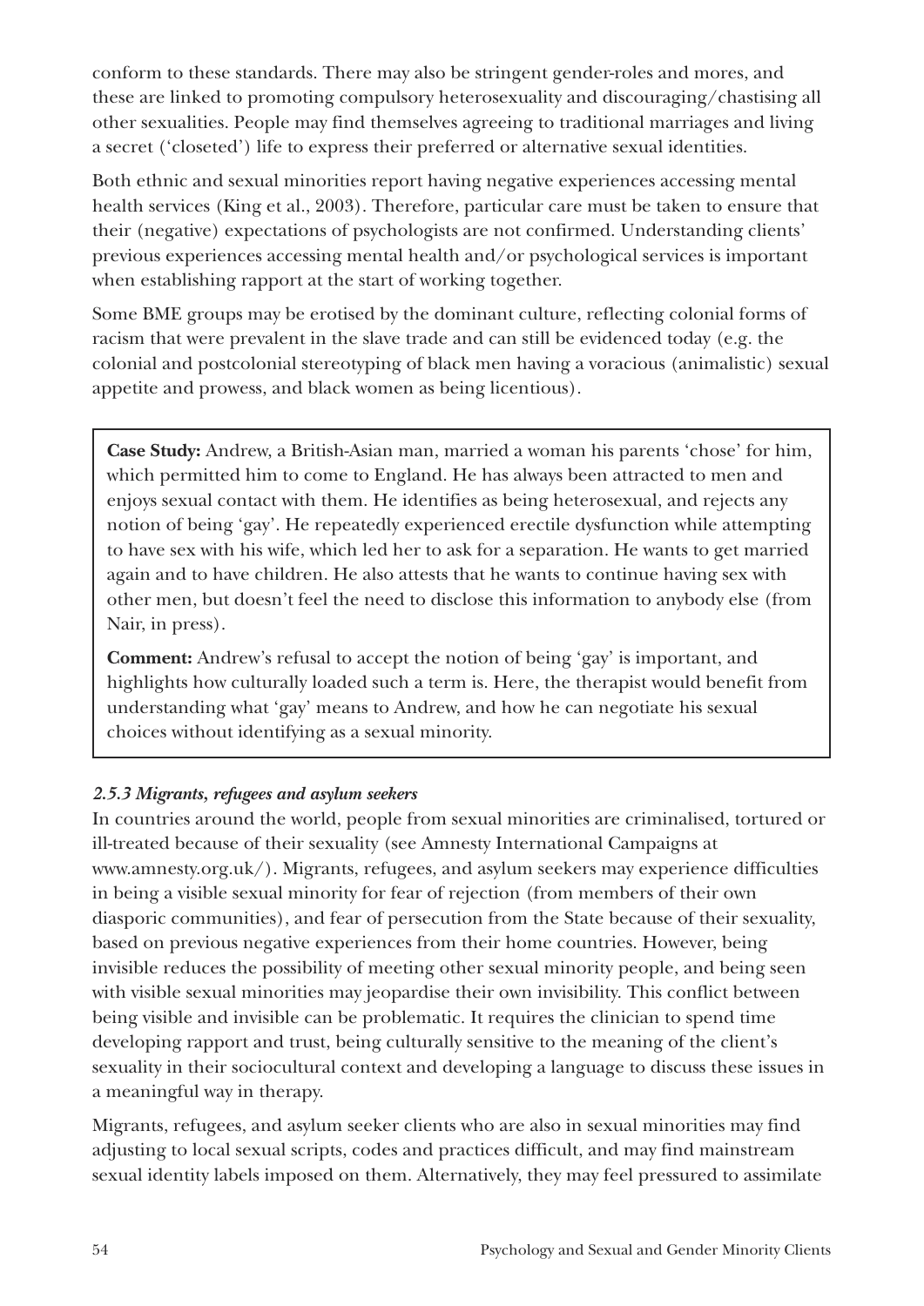conform to these standards. There may also be stringent gender-roles and mores, and these are linked to promoting compulsory heterosexuality and discouraging/chastising all other sexualities. People may find themselves agreeing to traditional marriages and living a secret ('closeted') life to express their preferred or alternative sexual identities.

Both ethnic and sexual minorities report having negative experiences accessing mental health services (King et al., 2003). Therefore, particular care must be taken to ensure that their (negative) expectations of psychologists are not confirmed. Understanding clients' previous experiences accessing mental health and/or psychological services is important when establishing rapport at the start of working together.

Some BME groups may be erotised by the dominant culture, reflecting colonial forms of racism that were prevalent in the slave trade and can still be evidenced today (e.g. the colonial and postcolonial stereotyping of black men having a voracious (animalistic) sexual appetite and prowess, and black women as being licentious).

> **Case Study:** Andrew, a British-Asian man, married a woman his parents 'chose' for him, which permitted him to come to England. He has always been attracted to men and enjoys sexual contact with them. He identifies as being heterosexual, and rejects any notion of being 'gay'. He repeatedly experienced erectile dysfunction while attempting to have sex with his wife, which led her to ask for a separation. He wants to get married again and to have children. He also attests that he wants to continue having sex with other men, but doesn't feel the need to disclose this information to anybody else (from Nair, in press).
>
> **Comment:** Andrew's refusal to accept the notion of being 'gay' is important, and highlights how culturally loaded such a term is. Here, the therapist would benefit from understanding what 'gay' means to Andrew, and how he can negotiate his sexual choices without identifying as a sexual minority.

### *2.5.3 Migrants, refugees and asylum seekers*

In countries around the world, people from sexual minorities are criminalised, tortured or ill-treated because of their sexuality (see Amnesty International Campaigns at www.amnesty.org.uk/). Migrants, refugees, and asylum seekers may experience difficulties in being a visible sexual minority for fear of rejection (from members of their own diasporic communities), and fear of persecution from the State because of their sexuality, based on previous negative experiences from their home countries. However, being invisible reduces the possibility of meeting other sexual minority people, and being seen with visible sexual minorities may jeopardise their own invisibility. This conflict between being visible and invisible can be problematic. It requires the clinician to spend time developing rapport and trust, being culturally sensitive to the meaning of the client's sexuality in their sociocultural context and developing a language to discuss these issues in a meaningful way in therapy.

Migrants, refugees, and asylum seeker clients who are also in sexual minorities may find adjusting to local sexual scripts, codes and practices difficult, and may find mainstream sexual identity labels imposed on them. Alternatively, they may feel pressured to assimilate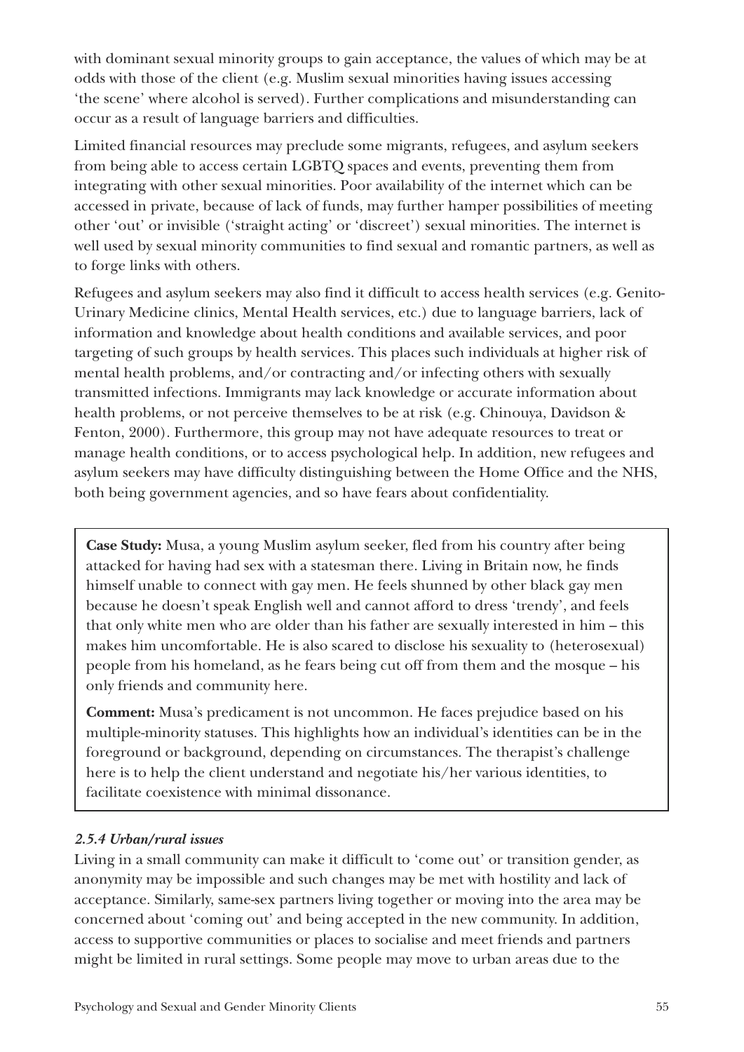with dominant sexual minority groups to gain acceptance, the values of which may be at odds with those of the client (e.g. Muslim sexual minorities having issues accessing 'the scene' where alcohol is served). Further complications and misunderstanding can occur as a result of language barriers and difficulties.

Limited financial resources may preclude some migrants, refugees, and asylum seekers from being able to access certain LGBTQ spaces and events, preventing them from integrating with other sexual minorities. Poor availability of the internet which can be accessed in private, because of lack of funds, may further hamper possibilities of meeting other 'out' or invisible ('straight acting' or 'discreet') sexual minorities. The internet is well used by sexual minority communities to find sexual and romantic partners, as well as to forge links with others.

Refugees and asylum seekers may also find it difficult to access health services (e.g. Genito-Urinary Medicine clinics, Mental Health services, etc.) due to language barriers, lack of information and knowledge about health conditions and available services, and poor targeting of such groups by health services. This places such individuals at higher risk of mental health problems, and/or contracting and/or infecting others with sexually transmitted infections. Immigrants may lack knowledge or accurate information about health problems, or not perceive themselves to be at risk (e.g. Chinouya, Davidson & Fenton, 2000). Furthermore, this group may not have adequate resources to treat or manage health conditions, or to access psychological help. In addition, new refugees and asylum seekers may have difficulty distinguishing between the Home Office and the NHS, both being government agencies, and so have fears about confidentiality.

> **Case Study:** Musa, a young Muslim asylum seeker, fled from his country after being attacked for having had sex with a statesman there. Living in Britain now, he finds himself unable to connect with gay men. He feels shunned by other black gay men because he doesn't speak English well and cannot afford to dress 'trendy', and feels that only white men who are older than his father are sexually interested in him – this makes him uncomfortable. He is also scared to disclose his sexuality to (heterosexual) people from his homeland, as he fears being cut off from them and the mosque – his only friends and community here.
>
> **Comment:** Musa's predicament is not uncommon. He faces prejudice based on his multiple-minority statuses. This highlights how an individual's identities can be in the foreground or background, depending on circumstances. The therapist's challenge here is to help the client understand and negotiate his/her various identities, to facilitate coexistence with minimal dissonance.

#### *2.5.4 Urban/rural issues*

Living in a small community can make it difficult to 'come out' or transition gender, as anonymity may be impossible and such changes may be met with hostility and lack of acceptance. Similarly, same-sex partners living together or moving into the area may be concerned about 'coming out' and being accepted in the new community. In addition, access to supportive communities or places to socialise and meet friends and partners might be limited in rural settings. Some people may move to urban areas due to the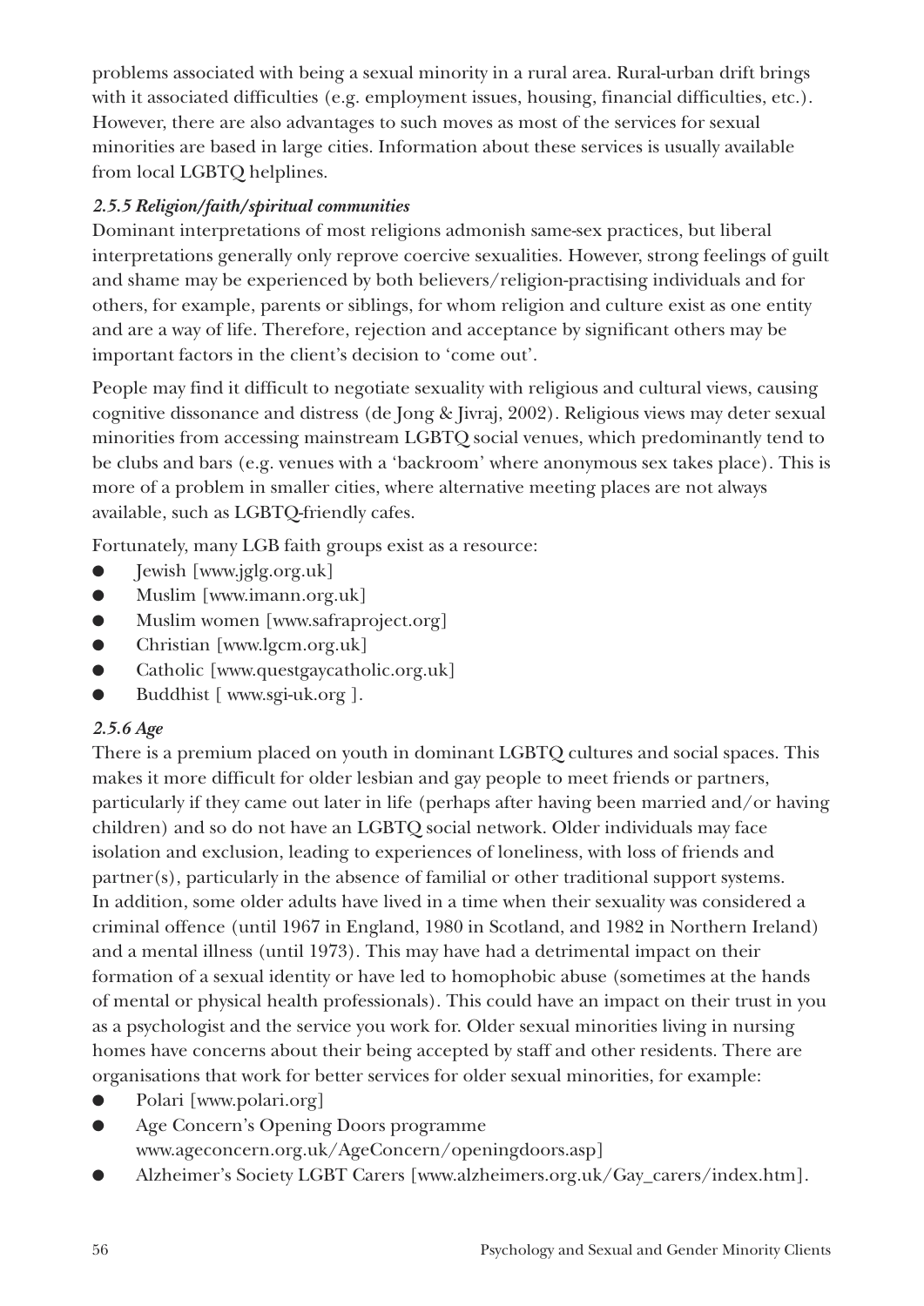problems associated with being a sexual minority in a rural area. Rural-urban drift brings with it associated difficulties (e.g. employment issues, housing, financial difficulties, etc.). However, there are also advantages to such moves as most of the services for sexual minorities are based in large cities. Information about these services is usually available from local LGBTQ helplines.

#### *2.5.5 Religion/faith/spiritual communities*

Dominant interpretations of most religions admonish same-sex practices, but liberal interpretations generally only reprove coercive sexualities. However, strong feelings of guilt and shame may be experienced by both believers/religion-practising individuals and for others, for example, parents or siblings, for whom religion and culture exist as one entity and are a way of life. Therefore, rejection and acceptance by significant others may be important factors in the client's decision to 'come out'.

People may find it difficult to negotiate sexuality with religious and cultural views, causing cognitive dissonance and distress (de Jong & Jivraj, 2002). Religious views may deter sexual minorities from accessing mainstream LGBTQ social venues, which predominantly tend to be clubs and bars (e.g. venues with a 'backroom' where anonymous sex takes place). This is more of a problem in smaller cities, where alternative meeting places are not always available, such as LGBTQ-friendly cafes.

Fortunately, many LGB faith groups exist as a resource:

- Jewish [www.jglg.org.uk]
- Muslim [www.imann.org.uk]
- Muslim women [www.safraproject.org]
- Christian [www.lgcm.org.uk]
- Catholic [www.questgaycatholic.org.uk]
- Buddhist [ www.sgi-uk.org ].

#### *2.5.6 Age*

There is a premium placed on youth in dominant LGBTQ cultures and social spaces. This makes it more difficult for older lesbian and gay people to meet friends or partners, particularly if they came out later in life (perhaps after having been married and/or having children) and so do not have an LGBTQ social network. Older individuals may face isolation and exclusion, leading to experiences of loneliness, with loss of friends and partner(s), particularly in the absence of familial or other traditional support systems. In addition, some older adults have lived in a time when their sexuality was considered a criminal offence (until 1967 in England, 1980 in Scotland, and 1982 in Northern Ireland) and a mental illness (until 1973). This may have had a detrimental impact on their formation of a sexual identity or have led to homophobic abuse (sometimes at the hands of mental or physical health professionals). This could have an impact on their trust in you as a psychologist and the service you work for. Older sexual minorities living in nursing homes have concerns about their being accepted by staff and other residents. There are organisations that work for better services for older sexual minorities, for example:

- Polari [www.polari.org]
- Age Concern's Opening Doors programme www.ageconcern.org.uk/AgeConcern/openingdoors.asp]
- Alzheimer's Society LGBT Carers [www.alzheimers.org.uk/Gay_carers/index.htm].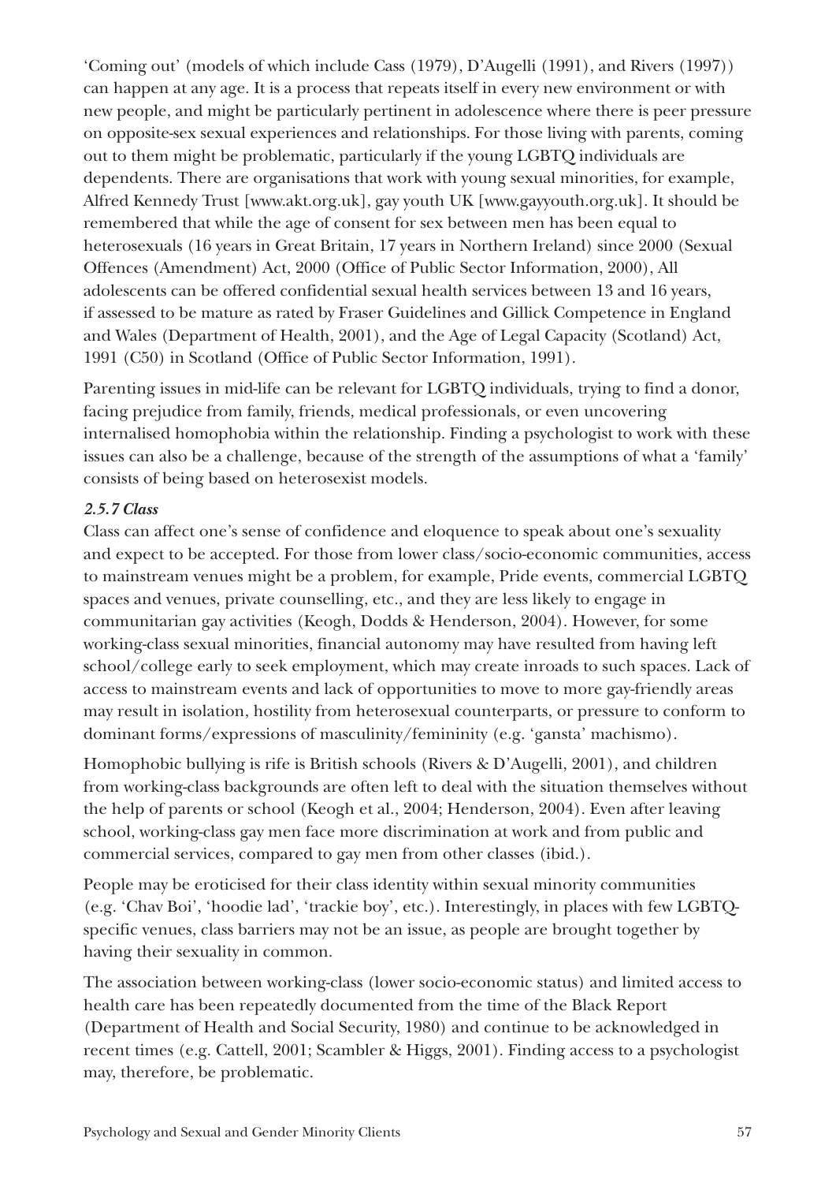'Coming out' (models of which include Cass (1979), D'Augelli (1991), and Rivers (1997)) can happen at any age. It is a process that repeats itself in every new environment or with new people, and might be particularly pertinent in adolescence where there is peer pressure on opposite-sex sexual experiences and relationships. For those living with parents, coming out to them might be problematic, particularly if the young LGBTQ individuals are dependents. There are organisations that work with young sexual minorities, for example, Alfred Kennedy Trust [www.akt.org.uk], gay youth UK [www.gayyouth.org.uk]. It should be remembered that while the age of consent for sex between men has been equal to heterosexuals (16 years in Great Britain, 17 years in Northern Ireland) since 2000 (Sexual Offences (Amendment) Act, 2000 (Office of Public Sector Information, 2000), All adolescents can be offered confidential sexual health services between 13 and 16 years, if assessed to be mature as rated by Fraser Guidelines and Gillick Competence in England and Wales (Department of Health, 2001), and the Age of Legal Capacity (Scotland) Act, 1991 (C50) in Scotland (Office of Public Sector Information, 1991).

Parenting issues in mid-life can be relevant for LGBTQ individuals, trying to find a donor, facing prejudice from family, friends, medical professionals, or even uncovering internalised homophobia within the relationship. Finding a psychologist to work with these issues can also be a challenge, because of the strength of the assumptions of what a 'family' consists of being based on heterosexist models.

#### *2.5.7 Class*

Class can affect one's sense of confidence and eloquence to speak about one's sexuality and expect to be accepted. For those from lower class/socio-economic communities, access to mainstream venues might be a problem, for example, Pride events, commercial LGBTQ spaces and venues, private counselling, etc., and they are less likely to engage in communitarian gay activities (Keogh, Dodds & Henderson, 2004). However, for some working-class sexual minorities, financial autonomy may have resulted from having left school/college early to seek employment, which may create inroads to such spaces. Lack of access to mainstream events and lack of opportunities to move to more gay-friendly areas may result in isolation, hostility from heterosexual counterparts, or pressure to conform to dominant forms/expressions of masculinity/femininity (e.g. 'gansta' machismo).

Homophobic bullying is rife is British schools (Rivers & D'Augelli, 2001), and children from working-class backgrounds are often left to deal with the situation themselves without the help of parents or school (Keogh et al., 2004; Henderson, 2004). Even after leaving school, working-class gay men face more discrimination at work and from public and commercial services, compared to gay men from other classes (ibid.).

People may be eroticised for their class identity within sexual minority communities (e.g. 'Chav Boi', 'hoodie lad', 'trackie boy', etc.). Interestingly, in places with few LGBTQ-specific venues, class barriers may not be an issue, as people are brought together by having their sexuality in common.

The association between working-class (lower socio-economic status) and limited access to health care has been repeatedly documented from the time of the Black Report (Department of Health and Social Security, 1980) and continue to be acknowledged in recent times (e.g. Cattell, 2001; Scambler & Higgs, 2001). Finding access to a psychologist may, therefore, be problematic.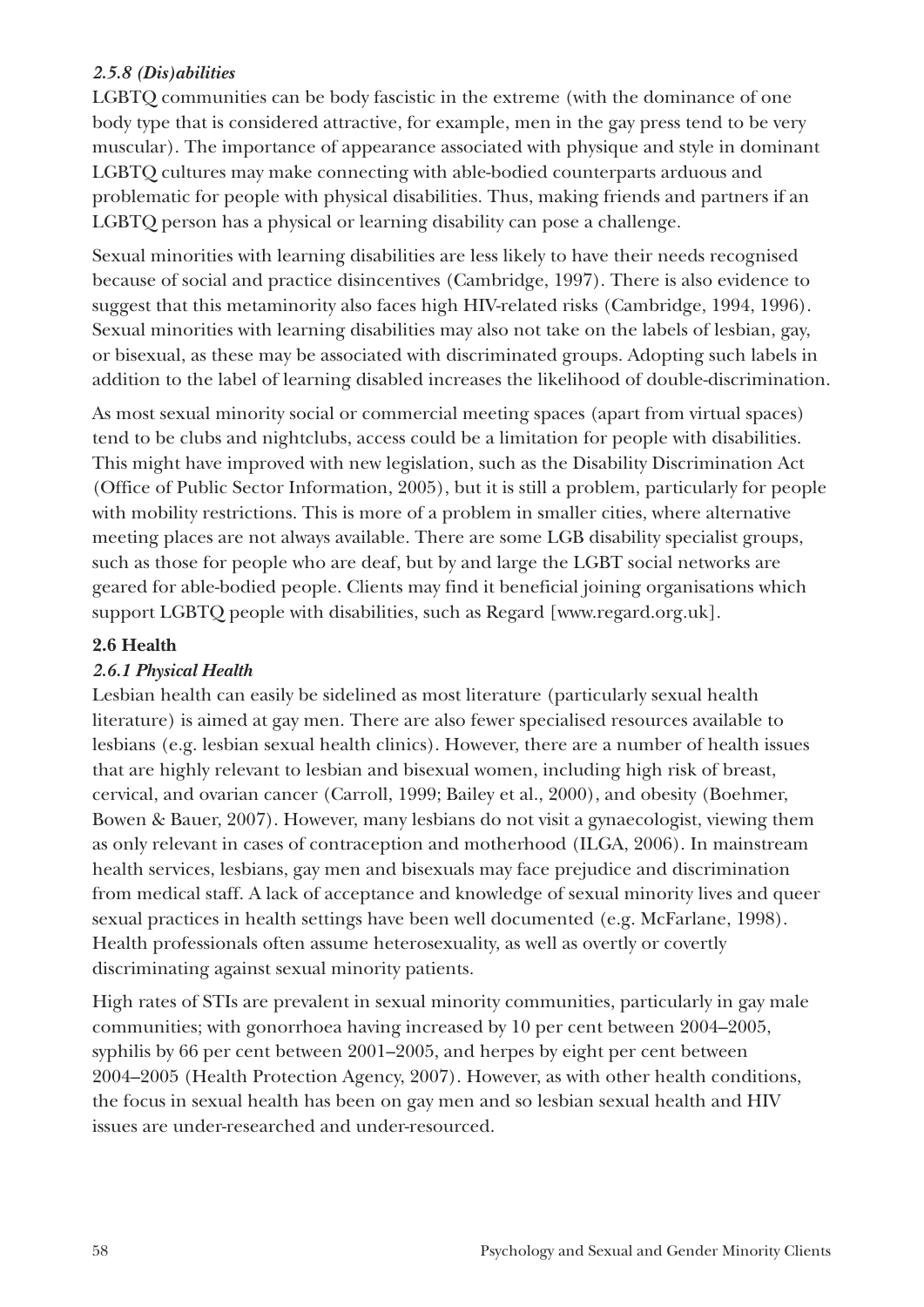#### *2.5.8 (Dis)abilities*

LGBTQ communities can be body fascistic in the extreme (with the dominance of one body type that is considered attractive, for example, men in the gay press tend to be very muscular). The importance of appearance associated with physique and style in dominant LGBTQ cultures may make connecting with able-bodied counterparts arduous and problematic for people with physical disabilities. Thus, making friends and partners if an LGBTQ person has a physical or learning disability can pose a challenge.

Sexual minorities with learning disabilities are less likely to have their needs recognised because of social and practice disincentives (Cambridge, 1997). There is also evidence to suggest that this metaminority also faces high HIV-related risks (Cambridge, 1994, 1996). Sexual minorities with learning disabilities may also not take on the labels of lesbian, gay, or bisexual, as these may be associated with discriminated groups. Adopting such labels in addition to the label of learning disabled increases the likelihood of double-discrimination.

As most sexual minority social or commercial meeting spaces (apart from virtual spaces) tend to be clubs and nightclubs, access could be a limitation for people with disabilities. This might have improved with new legislation, such as the Disability Discrimination Act (Office of Public Sector Information, 2005), but it is still a problem, particularly for people with mobility restrictions. This is more of a problem in smaller cities, where alternative meeting places are not always available. There are some LGB disability specialist groups, such as those for people who are deaf, but by and large the LGBT social networks are geared for able-bodied people. Clients may find it beneficial joining organisations which support LGBTQ people with disabilities, such as Regard [www.regard.org.uk].

### 2.6 Health

#### *2.6.1 Physical Health*

Lesbian health can easily be sidelined as most literature (particularly sexual health literature) is aimed at gay men. There are also fewer specialised resources available to lesbians (e.g. lesbian sexual health clinics). However, there are a number of health issues that are highly relevant to lesbian and bisexual women, including high risk of breast, cervical, and ovarian cancer (Carroll, 1999; Bailey et al., 2000), and obesity (Boehmer, Bowen & Bauer, 2007). However, many lesbians do not visit a gynaecologist, viewing them as only relevant in cases of contraception and motherhood (ILGA, 2006). In mainstream health services, lesbians, gay men and bisexuals may face prejudice and discrimination from medical staff. A lack of acceptance and knowledge of sexual minority lives and queer sexual practices in health settings have been well documented (e.g. McFarlane, 1998). Health professionals often assume heterosexuality, as well as overtly or covertly discriminating against sexual minority patients.

High rates of STIs are prevalent in sexual minority communities, particularly in gay male communities; with gonorrhoea having increased by 10 per cent between 2004–2005, syphilis by 66 per cent between 2001–2005, and herpes by eight per cent between 2004–2005 (Health Protection Agency, 2007). However, as with other health conditions, the focus in sexual health has been on gay men and so lesbian sexual health and HIV issues are under-researched and under-resourced.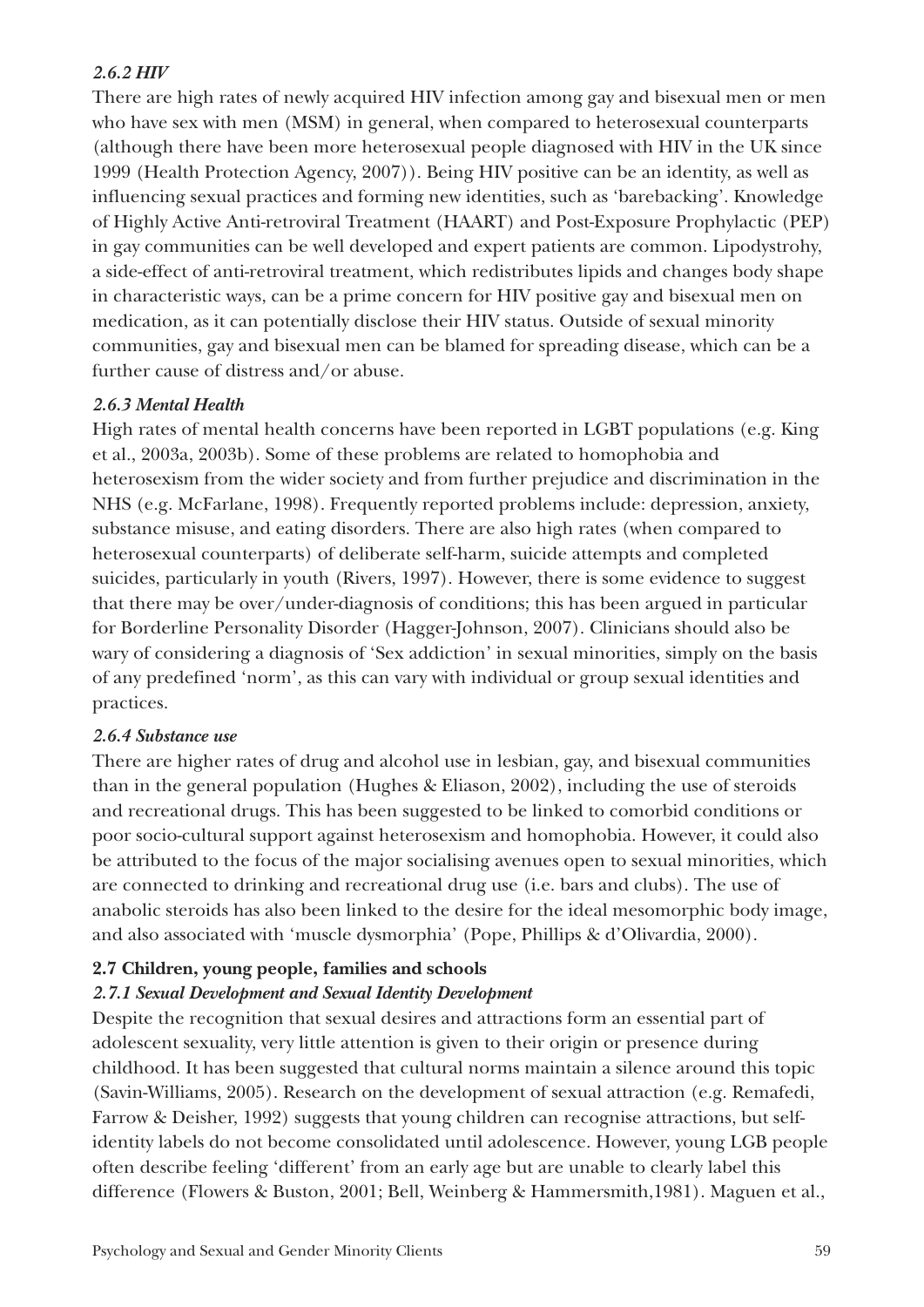### *2.6.2 HIV*

There are high rates of newly acquired HIV infection among gay and bisexual men or men who have sex with men (MSM) in general, when compared to heterosexual counterparts (although there have been more heterosexual people diagnosed with HIV in the UK since 1999 (Health Protection Agency, 2007)). Being HIV positive can be an identity, as well as influencing sexual practices and forming new identities, such as 'barebacking'. Knowledge of Highly Active Anti-retroviral Treatment (HAART) and Post-Exposure Prophylactic (PEP) in gay communities can be well developed and expert patients are common. Lipodystrohy, a side-effect of anti-retroviral treatment, which redistributes lipids and changes body shape in characteristic ways, can be a prime concern for HIV positive gay and bisexual men on medication, as it can potentially disclose their HIV status. Outside of sexual minority communities, gay and bisexual men can be blamed for spreading disease, which can be a further cause of distress and/or abuse.

### *2.6.3 Mental Health*

High rates of mental health concerns have been reported in LGBT populations (e.g. King et al., 2003a, 2003b). Some of these problems are related to homophobia and heterosexism from the wider society and from further prejudice and discrimination in the NHS (e.g. McFarlane, 1998). Frequently reported problems include: depression, anxiety, substance misuse, and eating disorders. There are also high rates (when compared to heterosexual counterparts) of deliberate self-harm, suicide attempts and completed suicides, particularly in youth (Rivers, 1997). However, there is some evidence to suggest that there may be over/under-diagnosis of conditions; this has been argued in particular for Borderline Personality Disorder (Hagger-Johnson, 2007). Clinicians should also be wary of considering a diagnosis of 'Sex addiction' in sexual minorities, simply on the basis of any predefined 'norm', as this can vary with individual or group sexual identities and practices.

### *2.6.4 Substance use*

There are higher rates of drug and alcohol use in lesbian, gay, and bisexual communities than in the general population (Hughes & Eliason, 2002), including the use of steroids and recreational drugs. This has been suggested to be linked to comorbid conditions or poor socio-cultural support against heterosexism and homophobia. However, it could also be attributed to the focus of the major socialising avenues open to sexual minorities, which are connected to drinking and recreational drug use (i.e. bars and clubs). The use of anabolic steroids has also been linked to the desire for the ideal mesomorphic body image, and also associated with 'muscle dysmorphia' (Pope, Phillips & d'Olivardia, 2000).

## 2.7 Children, young people, families and schools

### *2.7.1 Sexual Development and Sexual Identity Development*

Despite the recognition that sexual desires and attractions form an essential part of adolescent sexuality, very little attention is given to their origin or presence during childhood. It has been suggested that cultural norms maintain a silence around this topic (Savin-Williams, 2005). Research on the development of sexual attraction (e.g. Remafedi, Farrow & Deisher, 1992) suggests that young children can recognise attractions, but self-identity labels do not become consolidated until adolescence. However, young LGB people often describe feeling 'different' from an early age but are unable to clearly label this difference (Flowers & Buston, 2001; Bell, Weinberg & Hammersmith,1981). Maguen et al.,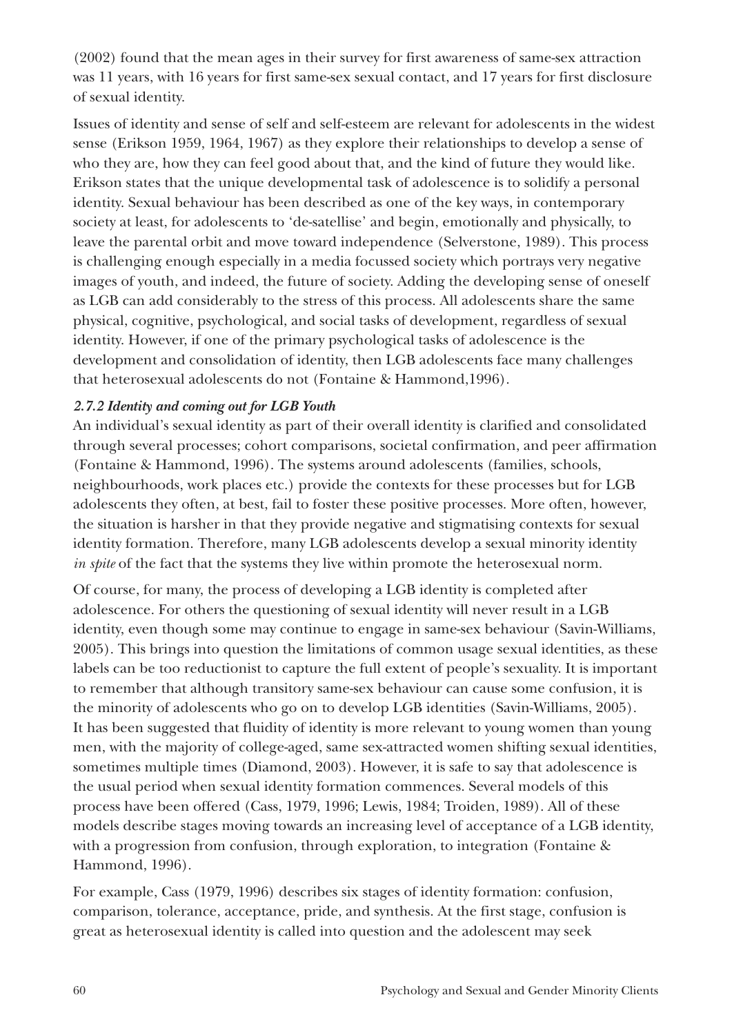(2002) found that the mean ages in their survey for first awareness of same-sex attraction was 11 years, with 16 years for first same-sex sexual contact, and 17 years for first disclosure of sexual identity.

Issues of identity and sense of self and self-esteem are relevant for adolescents in the widest sense (Erikson 1959, 1964, 1967) as they explore their relationships to develop a sense of who they are, how they can feel good about that, and the kind of future they would like. Erikson states that the unique developmental task of adolescence is to solidify a personal identity. Sexual behaviour has been described as one of the key ways, in contemporary society at least, for adolescents to 'de-satellise' and begin, emotionally and physically, to leave the parental orbit and move toward independence (Selverstone, 1989). This process is challenging enough especially in a media focussed society which portrays very negative images of youth, and indeed, the future of society. Adding the developing sense of oneself as LGB can add considerably to the stress of this process. All adolescents share the same physical, cognitive, psychological, and social tasks of development, regardless of sexual identity. However, if one of the primary psychological tasks of adolescence is the development and consolidation of identity, then LGB adolescents face many challenges that heterosexual adolescents do not (Fontaine & Hammond,1996).

### *2.7.2 Identity and coming out for LGB Youth*

An individual's sexual identity as part of their overall identity is clarified and consolidated through several processes; cohort comparisons, societal confirmation, and peer affirmation (Fontaine & Hammond, 1996). The systems around adolescents (families, schools, neighbourhoods, work places etc.) provide the contexts for these processes but for LGB adolescents they often, at best, fail to foster these positive processes. More often, however, the situation is harsher in that they provide negative and stigmatising contexts for sexual identity formation. Therefore, many LGB adolescents develop a sexual minority identity *in spite* of the fact that the systems they live within promote the heterosexual norm.

Of course, for many, the process of developing a LGB identity is completed after adolescence. For others the questioning of sexual identity will never result in a LGB identity, even though some may continue to engage in same-sex behaviour (Savin-Williams, 2005). This brings into question the limitations of common usage sexual identities, as these labels can be too reductionist to capture the full extent of people's sexuality. It is important to remember that although transitory same-sex behaviour can cause some confusion, it is the minority of adolescents who go on to develop LGB identities (Savin-Williams, 2005). It has been suggested that fluidity of identity is more relevant to young women than young men, with the majority of college-aged, same sex-attracted women shifting sexual identities, sometimes multiple times (Diamond, 2003). However, it is safe to say that adolescence is the usual period when sexual identity formation commences. Several models of this process have been offered (Cass, 1979, 1996; Lewis, 1984; Troiden, 1989). All of these models describe stages moving towards an increasing level of acceptance of a LGB identity, with a progression from confusion, through exploration, to integration (Fontaine & Hammond, 1996).

For example, Cass (1979, 1996) describes six stages of identity formation: confusion, comparison, tolerance, acceptance, pride, and synthesis. At the first stage, confusion is great as heterosexual identity is called into question and the adolescent may seek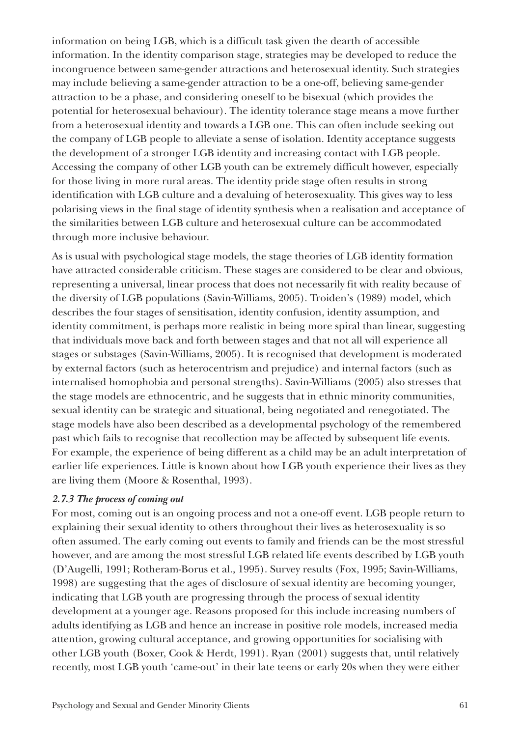information on being LGB, which is a difficult task given the dearth of accessible information. In the identity comparison stage, strategies may be developed to reduce the incongruence between same-gender attractions and heterosexual identity. Such strategies may include believing a same-gender attraction to be a one-off, believing same-gender attraction to be a phase, and considering oneself to be bisexual (which provides the potential for heterosexual behaviour). The identity tolerance stage means a move further from a heterosexual identity and towards a LGB one. This can often include seeking out the company of LGB people to alleviate a sense of isolation. Identity acceptance suggests the development of a stronger LGB identity and increasing contact with LGB people. Accessing the company of other LGB youth can be extremely difficult however, especially for those living in more rural areas. The identity pride stage often results in strong identification with LGB culture and a devaluing of heterosexuality. This gives way to less polarising views in the final stage of identity synthesis when a realisation and acceptance of the similarities between LGB culture and heterosexual culture can be accommodated through more inclusive behaviour.

As is usual with psychological stage models, the stage theories of LGB identity formation have attracted considerable criticism. These stages are considered to be clear and obvious, representing a universal, linear process that does not necessarily fit with reality because of the diversity of LGB populations (Savin-Williams, 2005). Troiden's (1989) model, which describes the four stages of sensitisation, identity confusion, identity assumption, and identity commitment, is perhaps more realistic in being more spiral than linear, suggesting that individuals move back and forth between stages and that not all will experience all stages or substages (Savin-Williams, 2005). It is recognised that development is moderated by external factors (such as heterocentrism and prejudice) and internal factors (such as internalised homophobia and personal strengths). Savin-Williams (2005) also stresses that the stage models are ethnocentric, and he suggests that in ethnic minority communities, sexual identity can be strategic and situational, being negotiated and renegotiated. The stage models have also been described as a developmental psychology of the remembered past which fails to recognise that recollection may be affected by subsequent life events. For example, the experience of being different as a child may be an adult interpretation of earlier life experiences. Little is known about how LGB youth experience their lives as they are living them (Moore & Rosenthal, 1993).

### *2.7.3 The process of coming out*

For most, coming out is an ongoing process and not a one-off event. LGB people return to explaining their sexual identity to others throughout their lives as heterosexuality is so often assumed. The early coming out events to family and friends can be the most stressful however, and are among the most stressful LGB related life events described by LGB youth (D'Augelli, 1991; Rotheram-Borus et al., 1995). Survey results (Fox, 1995; Savin-Williams, 1998) are suggesting that the ages of disclosure of sexual identity are becoming younger, indicating that LGB youth are progressing through the process of sexual identity development at a younger age. Reasons proposed for this include increasing numbers of adults identifying as LGB and hence an increase in positive role models, increased media attention, growing cultural acceptance, and growing opportunities for socialising with other LGB youth (Boxer, Cook & Herdt, 1991). Ryan (2001) suggests that, until relatively recently, most LGB youth 'came-out' in their late teens or early 20s when they were either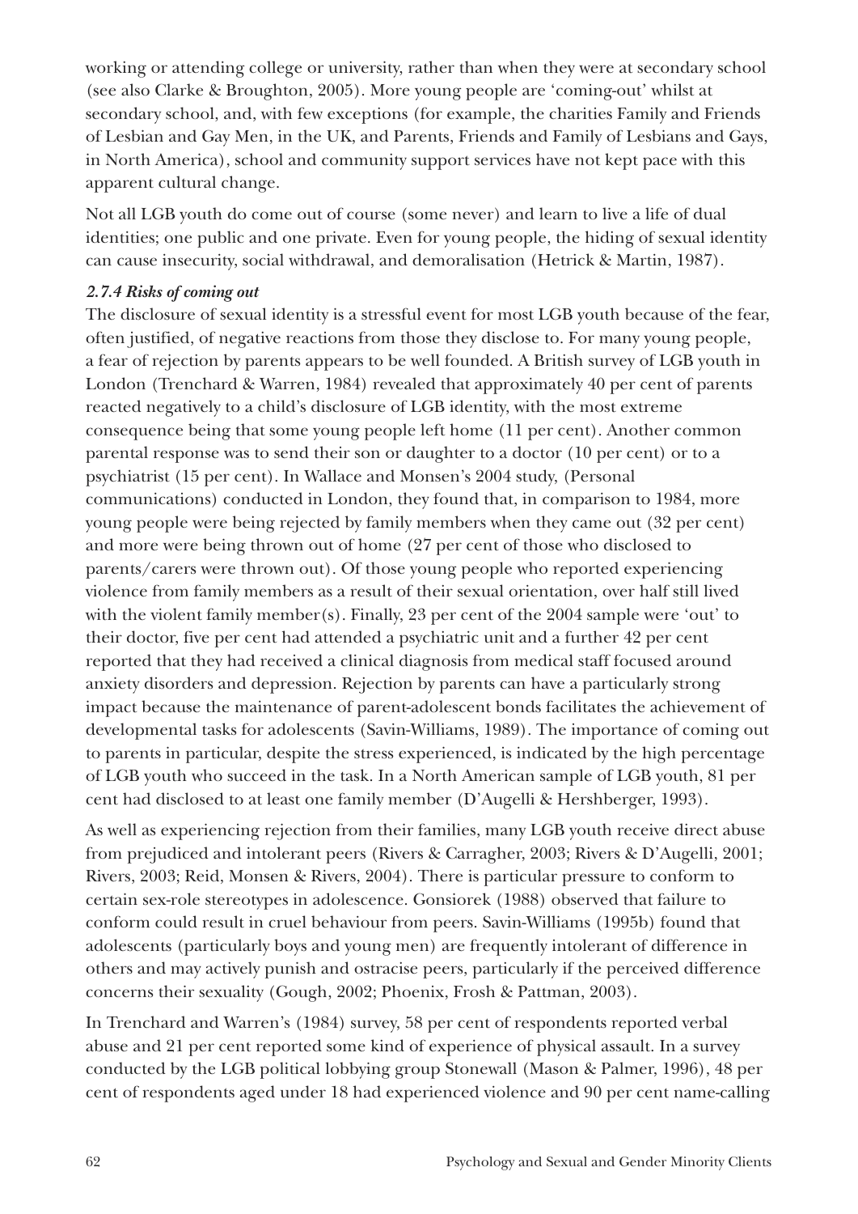working or attending college or university, rather than when they were at secondary school (see also Clarke & Broughton, 2005). More young people are 'coming-out' whilst at secondary school, and, with few exceptions (for example, the charities Family and Friends of Lesbian and Gay Men, in the UK, and Parents, Friends and Family of Lesbians and Gays, in North America), school and community support services have not kept pace with this apparent cultural change.

Not all LGB youth do come out of course (some never) and learn to live a life of dual identities; one public and one private. Even for young people, the hiding of sexual identity can cause insecurity, social withdrawal, and demoralisation (Hetrick & Martin, 1987).

#### *2.7.4 Risks of coming out*

The disclosure of sexual identity is a stressful event for most LGB youth because of the fear, often justified, of negative reactions from those they disclose to. For many young people, a fear of rejection by parents appears to be well founded. A British survey of LGB youth in London (Trenchard & Warren, 1984) revealed that approximately 40 per cent of parents reacted negatively to a child's disclosure of LGB identity, with the most extreme consequence being that some young people left home (11 per cent). Another common parental response was to send their son or daughter to a doctor (10 per cent) or to a psychiatrist (15 per cent). In Wallace and Monsen's 2004 study, (Personal communications) conducted in London, they found that, in comparison to 1984, more young people were being rejected by family members when they came out (32 per cent) and more were being thrown out of home (27 per cent of those who disclosed to parents/carers were thrown out). Of those young people who reported experiencing violence from family members as a result of their sexual orientation, over half still lived with the violent family member(s). Finally, 23 per cent of the 2004 sample were 'out' to their doctor, five per cent had attended a psychiatric unit and a further 42 per cent reported that they had received a clinical diagnosis from medical staff focused around anxiety disorders and depression. Rejection by parents can have a particularly strong impact because the maintenance of parent-adolescent bonds facilitates the achievement of developmental tasks for adolescents (Savin-Williams, 1989). The importance of coming out to parents in particular, despite the stress experienced, is indicated by the high percentage of LGB youth who succeed in the task. In a North American sample of LGB youth, 81 per cent had disclosed to at least one family member (D'Augelli & Hershberger, 1993).

As well as experiencing rejection from their families, many LGB youth receive direct abuse from prejudiced and intolerant peers (Rivers & Carragher, 2003; Rivers & D'Augelli, 2001; Rivers, 2003; Reid, Monsen & Rivers, 2004). There is particular pressure to conform to certain sex-role stereotypes in adolescence. Gonsiorek (1988) observed that failure to conform could result in cruel behaviour from peers. Savin-Williams (1995b) found that adolescents (particularly boys and young men) are frequently intolerant of difference in others and may actively punish and ostracise peers, particularly if the perceived difference concerns their sexuality (Gough, 2002; Phoenix, Frosh & Pattman, 2003).

In Trenchard and Warren's (1984) survey, 58 per cent of respondents reported verbal abuse and 21 per cent reported some kind of experience of physical assault. In a survey conducted by the LGB political lobbying group Stonewall (Mason & Palmer, 1996), 48 per cent of respondents aged under 18 had experienced violence and 90 per cent name-calling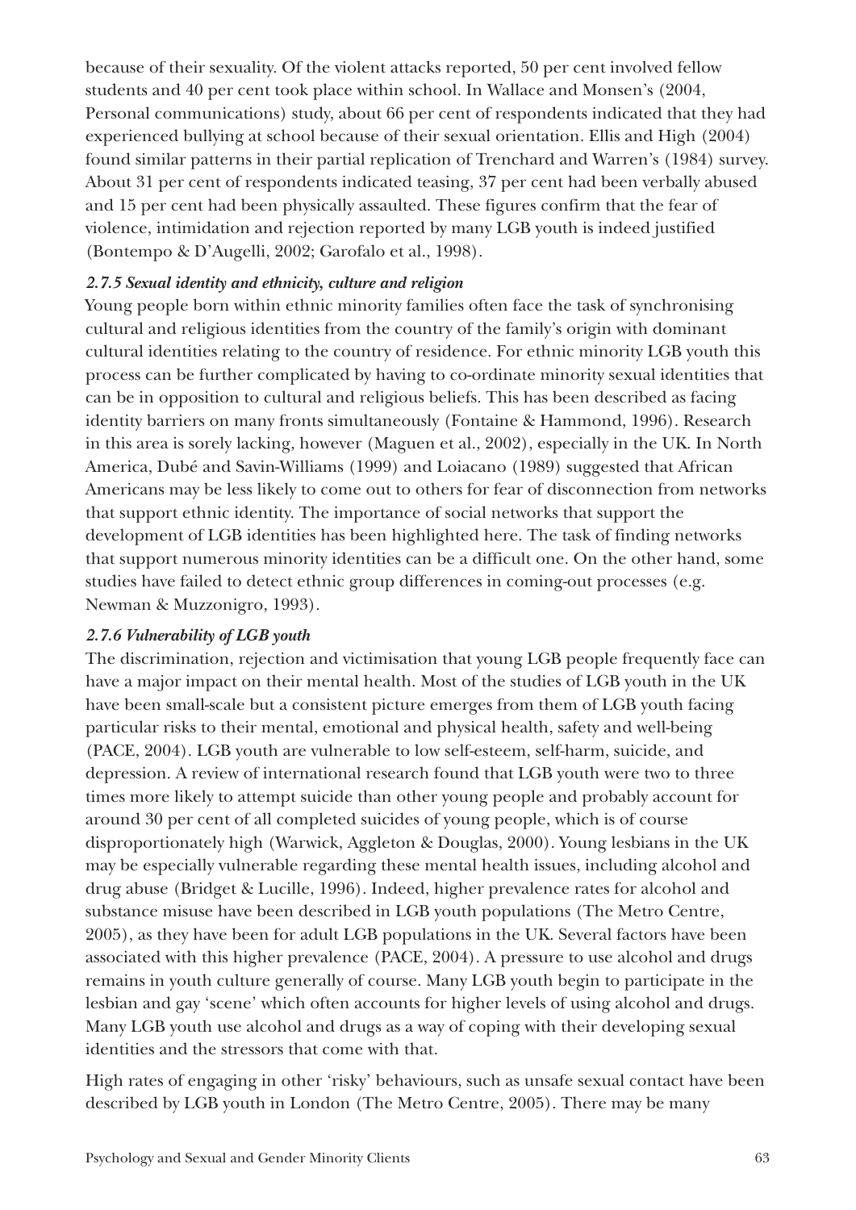because of their sexuality. Of the violent attacks reported, 50 per cent involved fellow students and 40 per cent took place within school. In Wallace and Monsen's (2004, Personal communications) study, about 66 per cent of respondents indicated that they had experienced bullying at school because of their sexual orientation. Ellis and High (2004) found similar patterns in their partial replication of Trenchard and Warren's (1984) survey. About 31 per cent of respondents indicated teasing, 37 per cent had been verbally abused and 15 per cent had been physically assaulted. These figures confirm that the fear of violence, intimidation and rejection reported by many LGB youth is indeed justified (Bontempo & D'Augelli, 2002; Garofalo et al., 1998).

### *2.7.5 Sexual identity and ethnicity, culture and religion*

Young people born within ethnic minority families often face the task of synchronising cultural and religious identities from the country of the family's origin with dominant cultural identities relating to the country of residence. For ethnic minority LGB youth this process can be further complicated by having to co-ordinate minority sexual identities that can be in opposition to cultural and religious beliefs. This has been described as facing identity barriers on many fronts simultaneously (Fontaine & Hammond, 1996). Research in this area is sorely lacking, however (Maguen et al., 2002), especially in the UK. In North America, Dubé and Savin-Williams (1999) and Loiacano (1989) suggested that African Americans may be less likely to come out to others for fear of disconnection from networks that support ethnic identity. The importance of social networks that support the development of LGB identities has been highlighted here. The task of finding networks that support numerous minority identities can be a difficult one. On the other hand, some studies have failed to detect ethnic group differences in coming-out processes (e.g. Newman & Muzzonigro, 1993).

### *2.7.6 Vulnerability of LGB youth*

The discrimination, rejection and victimisation that young LGB people frequently face can have a major impact on their mental health. Most of the studies of LGB youth in the UK have been small-scale but a consistent picture emerges from them of LGB youth facing particular risks to their mental, emotional and physical health, safety and well-being (PACE, 2004). LGB youth are vulnerable to low self-esteem, self-harm, suicide, and depression. A review of international research found that LGB youth were two to three times more likely to attempt suicide than other young people and probably account for around 30 per cent of all completed suicides of young people, which is of course disproportionately high (Warwick, Aggleton & Douglas, 2000). Young lesbians in the UK may be especially vulnerable regarding these mental health issues, including alcohol and drug abuse (Bridget & Lucille, 1996). Indeed, higher prevalence rates for alcohol and substance misuse have been described in LGB youth populations (The Metro Centre, 2005), as they have been for adult LGB populations in the UK. Several factors have been associated with this higher prevalence (PACE, 2004). A pressure to use alcohol and drugs remains in youth culture generally of course. Many LGB youth begin to participate in the lesbian and gay 'scene' which often accounts for higher levels of using alcohol and drugs. Many LGB youth use alcohol and drugs as a way of coping with their developing sexual identities and the stressors that come with that.

High rates of engaging in other 'risky' behaviours, such as unsafe sexual contact have been described by LGB youth in London (The Metro Centre, 2005). There may be many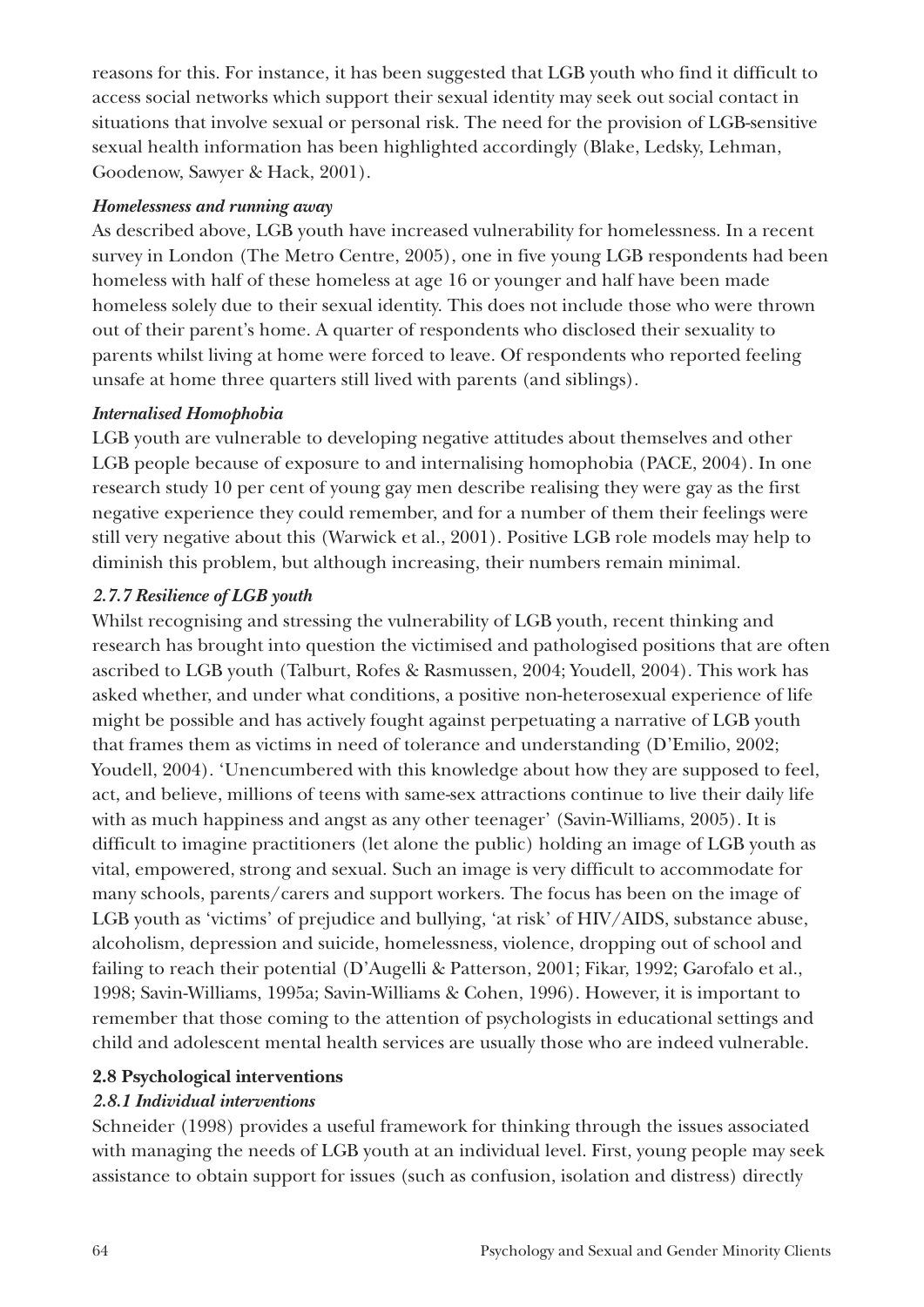reasons for this. For instance, it has been suggested that LGB youth who find it difficult to access social networks which support their sexual identity may seek out social contact in situations that involve sexual or personal risk. The need for the provision of LGB-sensitive sexual health information has been highlighted accordingly (Blake, Ledsky, Lehman, Goodenow, Sawyer & Hack, 2001).

***Homelessness and running away***

As described above, LGB youth have increased vulnerability for homelessness. In a recent survey in London (The Metro Centre, 2005), one in five young LGB respondents had been homeless with half of these homeless at age 16 or younger and half have been made homeless solely due to their sexual identity. This does not include those who were thrown out of their parent's home. A quarter of respondents who disclosed their sexuality to parents whilst living at home were forced to leave. Of respondents who reported feeling unsafe at home three quarters still lived with parents (and siblings).

***Internalised Homophobia***

LGB youth are vulnerable to developing negative attitudes about themselves and other LGB people because of exposure to and internalising homophobia (PACE, 2004). In one research study 10 per cent of young gay men describe realising they were gay as the first negative experience they could remember, and for a number of them their feelings were still very negative about this (Warwick et al., 2001). Positive LGB role models may help to diminish this problem, but although increasing, their numbers remain minimal.

### *2.7.7 Resilience of LGB youth*

Whilst recognising and stressing the vulnerability of LGB youth, recent thinking and research has brought into question the victimised and pathologised positions that are often ascribed to LGB youth (Talburt, Rofes & Rasmussen, 2004; Youdell, 2004). This work has asked whether, and under what conditions, a positive non-heterosexual experience of life might be possible and has actively fought against perpetuating a narrative of LGB youth that frames them as victims in need of tolerance and understanding (D'Emilio, 2002; Youdell, 2004). 'Unencumbered with this knowledge about how they are supposed to feel, act, and believe, millions of teens with same-sex attractions continue to live their daily life with as much happiness and angst as any other teenager' (Savin-Williams, 2005). It is difficult to imagine practitioners (let alone the public) holding an image of LGB youth as vital, empowered, strong and sexual. Such an image is very difficult to accommodate for many schools, parents/carers and support workers. The focus has been on the image of LGB youth as 'victims' of prejudice and bullying, 'at risk' of HIV/AIDS, substance abuse, alcoholism, depression and suicide, homelessness, violence, dropping out of school and failing to reach their potential (D'Augelli & Patterson, 2001; Fikar, 1992; Garofalo et al., 1998; Savin-Williams, 1995a; Savin-Williams & Cohen, 1996). However, it is important to remember that those coming to the attention of psychologists in educational settings and child and adolescent mental health services are usually those who are indeed vulnerable.

## 2.8 Psychological interventions

### *2.8.1 Individual interventions*

Schneider (1998) provides a useful framework for thinking through the issues associated with managing the needs of LGB youth at an individual level. First, young people may seek assistance to obtain support for issues (such as confusion, isolation and distress) directly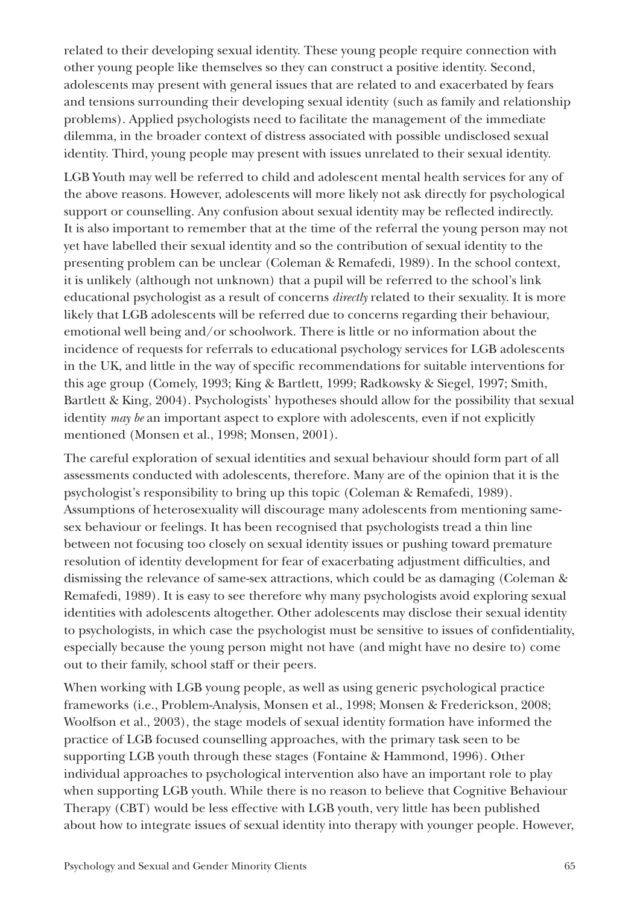related to their developing sexual identity. These young people require connection with other young people like themselves so they can construct a positive identity. Second, adolescents may present with general issues that are related to and exacerbated by fears and tensions surrounding their developing sexual identity (such as family and relationship problems). Applied psychologists need to facilitate the management of the immediate dilemma, in the broader context of distress associated with possible undisclosed sexual identity. Third, young people may present with issues unrelated to their sexual identity.

LGB Youth may well be referred to child and adolescent mental health services for any of the above reasons. However, adolescents will more likely not ask directly for psychological support or counselling. Any confusion about sexual identity may be reflected indirectly. It is also important to remember that at the time of the referral the young person may not yet have labelled their sexual identity and so the contribution of sexual identity to the presenting problem can be unclear (Coleman & Remafedi, 1989). In the school context, it is unlikely (although not unknown) that a pupil will be referred to the school's link educational psychologist as a result of concerns *directly* related to their sexuality. It is more likely that LGB adolescents will be referred due to concerns regarding their behaviour, emotional well being and/or schoolwork. There is little or no information about the incidence of requests for referrals to educational psychology services for LGB adolescents in the UK, and little in the way of specific recommendations for suitable interventions for this age group (Comely, 1993; King & Bartlett, 1999; Radkowsky & Siegel, 1997; Smith, Bartlett & King, 2004). Psychologists' hypotheses should allow for the possibility that sexual identity *may be* an important aspect to explore with adolescents, even if not explicitly mentioned (Monsen et al., 1998; Monsen, 2001).

The careful exploration of sexual identities and sexual behaviour should form part of all assessments conducted with adolescents, therefore. Many are of the opinion that it is the psychologist's responsibility to bring up this topic (Coleman & Remafedi, 1989). Assumptions of heterosexuality will discourage many adolescents from mentioning same-sex behaviour or feelings. It has been recognised that psychologists tread a thin line between not focusing too closely on sexual identity issues or pushing toward premature resolution of identity development for fear of exacerbating adjustment difficulties, and dismissing the relevance of same-sex attractions, which could be as damaging (Coleman & Remafedi, 1989). It is easy to see therefore why many psychologists avoid exploring sexual identities with adolescents altogether. Other adolescents may disclose their sexual identity to psychologists, in which case the psychologist must be sensitive to issues of confidentiality, especially because the young person might not have (and might have no desire to) come out to their family, school staff or their peers.

When working with LGB young people, as well as using generic psychological practice frameworks (i.e., Problem-Analysis, Monsen et al., 1998; Monsen & Frederickson, 2008; Woolfson et al., 2003), the stage models of sexual identity formation have informed the practice of LGB focused counselling approaches, with the primary task seen to be supporting LGB youth through these stages (Fontaine & Hammond, 1996). Other individual approaches to psychological intervention also have an important role to play when supporting LGB youth. While there is no reason to believe that Cognitive Behaviour Therapy (CBT) would be less effective with LGB youth, very little has been published about how to integrate issues of sexual identity into therapy with younger people. However,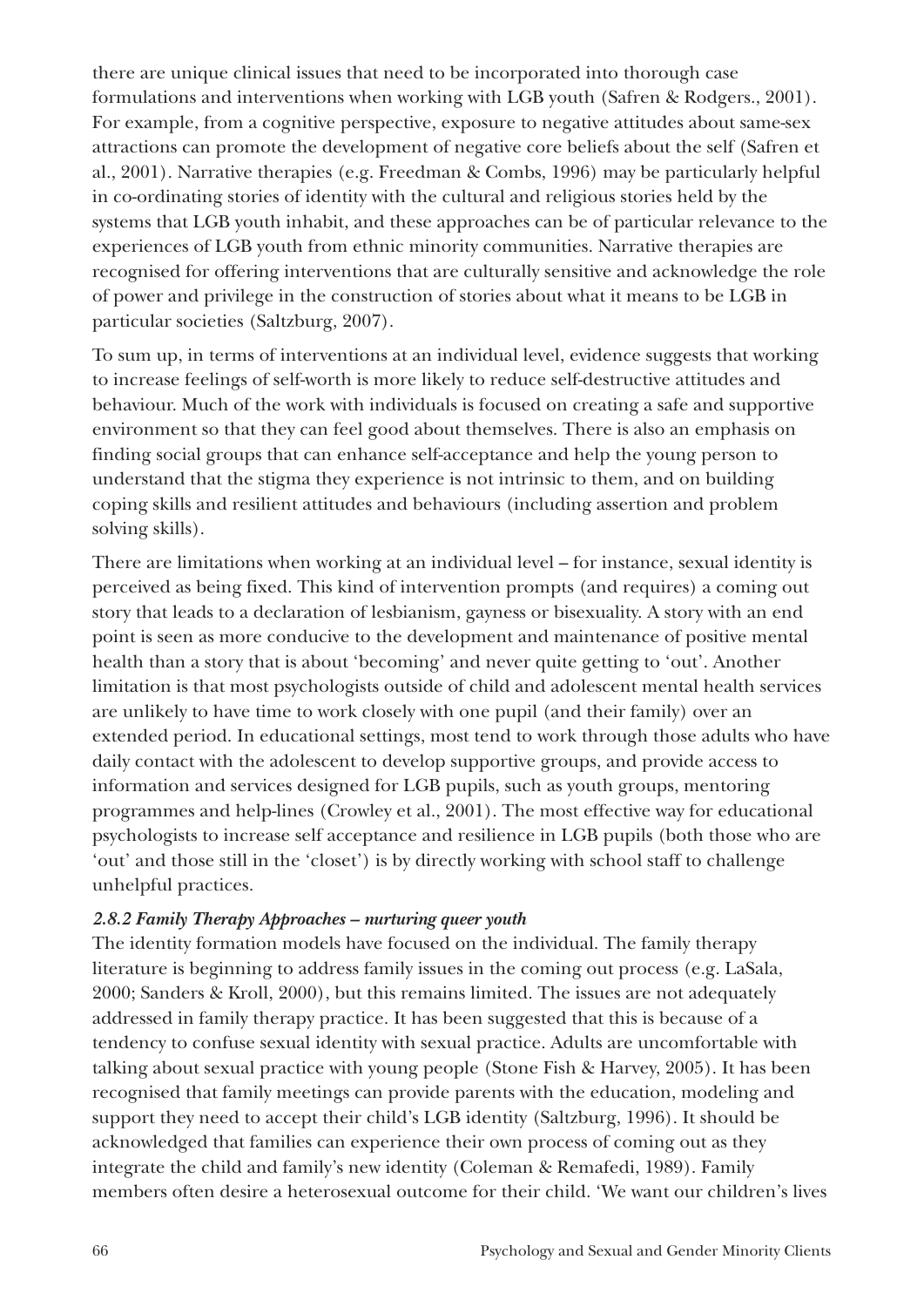there are unique clinical issues that need to be incorporated into thorough case formulations and interventions when working with LGB youth (Safren & Rodgers., 2001). For example, from a cognitive perspective, exposure to negative attitudes about same-sex attractions can promote the development of negative core beliefs about the self (Safren et al., 2001). Narrative therapies (e.g. Freedman & Combs, 1996) may be particularly helpful in co-ordinating stories of identity with the cultural and religious stories held by the systems that LGB youth inhabit, and these approaches can be of particular relevance to the experiences of LGB youth from ethnic minority communities. Narrative therapies are recognised for offering interventions that are culturally sensitive and acknowledge the role of power and privilege in the construction of stories about what it means to be LGB in particular societies (Saltzburg, 2007).

To sum up, in terms of interventions at an individual level, evidence suggests that working to increase feelings of self-worth is more likely to reduce self-destructive attitudes and behaviour. Much of the work with individuals is focused on creating a safe and supportive environment so that they can feel good about themselves. There is also an emphasis on finding social groups that can enhance self-acceptance and help the young person to understand that the stigma they experience is not intrinsic to them, and on building coping skills and resilient attitudes and behaviours (including assertion and problem solving skills).

There are limitations when working at an individual level – for instance, sexual identity is perceived as being fixed. This kind of intervention prompts (and requires) a coming out story that leads to a declaration of lesbianism, gayness or bisexuality. A story with an end point is seen as more conducive to the development and maintenance of positive mental health than a story that is about 'becoming' and never quite getting to 'out'. Another limitation is that most psychologists outside of child and adolescent mental health services are unlikely to have time to work closely with one pupil (and their family) over an extended period. In educational settings, most tend to work through those adults who have daily contact with the adolescent to develop supportive groups, and provide access to information and services designed for LGB pupils, such as youth groups, mentoring programmes and help-lines (Crowley et al., 2001). The most effective way for educational psychologists to increase self acceptance and resilience in LGB pupils (both those who are 'out' and those still in the 'closet') is by directly working with school staff to challenge unhelpful practices.

#### *2.8.2 Family Therapy Approaches – nurturing queer youth*

The identity formation models have focused on the individual. The family therapy literature is beginning to address family issues in the coming out process (e.g. LaSala, 2000; Sanders & Kroll, 2000), but this remains limited. The issues are not adequately addressed in family therapy practice. It has been suggested that this is because of a tendency to confuse sexual identity with sexual practice. Adults are uncomfortable with talking about sexual practice with young people (Stone Fish & Harvey, 2005). It has been recognised that family meetings can provide parents with the education, modeling and support they need to accept their child's LGB identity (Saltzburg, 1996). It should be acknowledged that families can experience their own process of coming out as they integrate the child and family's new identity (Coleman & Remafedi, 1989). Family members often desire a heterosexual outcome for their child. 'We want our children's lives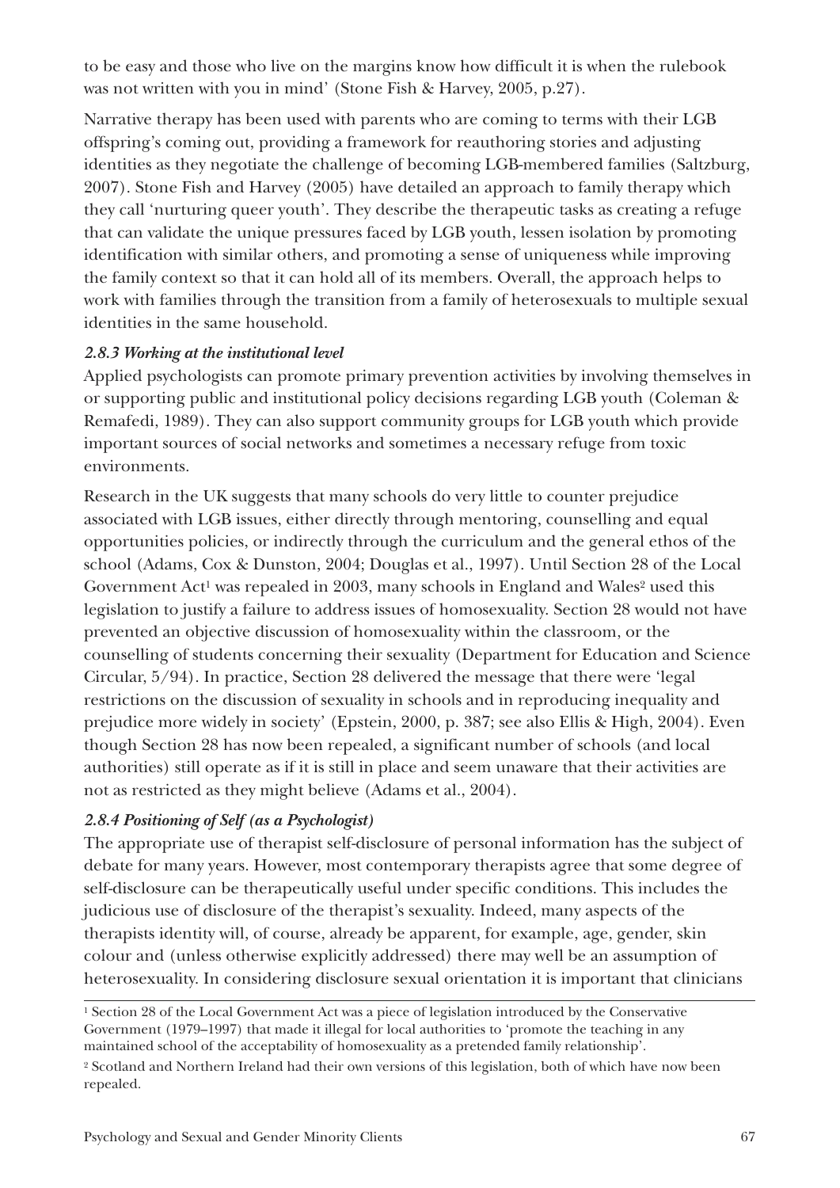to be easy and those who live on the margins know how difficult it is when the rulebook was not written with you in mind' (Stone Fish & Harvey, 2005, p.27).

Narrative therapy has been used with parents who are coming to terms with their LGB offspring's coming out, providing a framework for reauthoring stories and adjusting identities as they negotiate the challenge of becoming LGB-membered families (Saltzburg, 2007). Stone Fish and Harvey (2005) have detailed an approach to family therapy which they call 'nurturing queer youth'. They describe the therapeutic tasks as creating a refuge that can validate the unique pressures faced by LGB youth, lessen isolation by promoting identification with similar others, and promoting a sense of uniqueness while improving the family context so that it can hold all of its members. Overall, the approach helps to work with families through the transition from a family of heterosexuals to multiple sexual identities in the same household.

### *2.8.3 Working at the institutional level*

Applied psychologists can promote primary prevention activities by involving themselves in or supporting public and institutional policy decisions regarding LGB youth (Coleman & Remafedi, 1989). They can also support community groups for LGB youth which provide important sources of social networks and sometimes a necessary refuge from toxic environments.

Research in the UK suggests that many schools do very little to counter prejudice associated with LGB issues, either directly through mentoring, counselling and equal opportunities policies, or indirectly through the curriculum and the general ethos of the school (Adams, Cox & Dunston, 2004; Douglas et al., 1997). Until Section 28 of the Local Government Act[1] was repealed in 2003, many schools in England and Wales[2] used this legislation to justify a failure to address issues of homosexuality. Section 28 would not have prevented an objective discussion of homosexuality within the classroom, or the counselling of students concerning their sexuality (Department for Education and Science Circular, 5/94). In practice, Section 28 delivered the message that there were 'legal restrictions on the discussion of sexuality in schools and in reproducing inequality and prejudice more widely in society' (Epstein, 2000, p. 387; see also Ellis & High, 2004). Even though Section 28 has now been repealed, a significant number of schools (and local authorities) still operate as if it is still in place and seem unaware that their activities are not as restricted as they might believe (Adams et al., 2004).

### *2.8.4 Positioning of Self (as a Psychologist)*

The appropriate use of therapist self-disclosure of personal information has the subject of debate for many years. However, most contemporary therapists agree that some degree of self-disclosure can be therapeutically useful under specific conditions. This includes the judicious use of disclosure of the therapist's sexuality. Indeed, many aspects of the therapists identity will, of course, already be apparent, for example, age, gender, skin colour and (unless otherwise explicitly addressed) there may well be an assumption of heterosexuality. In considering disclosure sexual orientation it is important that clinicians

---

[1] Section 28 of the Local Government Act was a piece of legislation introduced by the Conservative Government (1979–1997) that made it illegal for local authorities to 'promote the teaching in any maintained school of the acceptability of homosexuality as a pretended family relationship'.

[2] Scotland and Northern Ireland had their own versions of this legislation, both of which have now been repealed.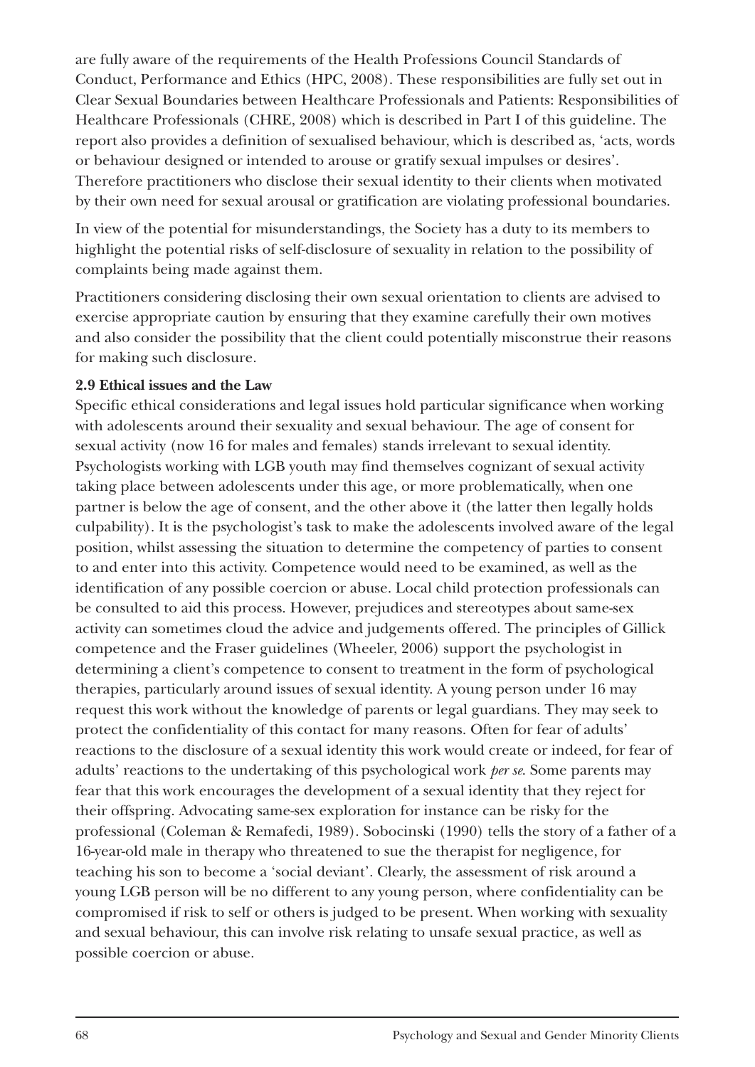are fully aware of the requirements of the Health Professions Council Standards of Conduct, Performance and Ethics (HPC, 2008). These responsibilities are fully set out in Clear Sexual Boundaries between Healthcare Professionals and Patients: Responsibilities of Healthcare Professionals (CHRE, 2008) which is described in Part I of this guideline. The report also provides a definition of sexualised behaviour, which is described as, 'acts, words or behaviour designed or intended to arouse or gratify sexual impulses or desires'. Therefore practitioners who disclose their sexual identity to their clients when motivated by their own need for sexual arousal or gratification are violating professional boundaries.

In view of the potential for misunderstandings, the Society has a duty to its members to highlight the potential risks of self-disclosure of sexuality in relation to the possibility of complaints being made against them.

Practitioners considering disclosing their own sexual orientation to clients are advised to exercise appropriate caution by ensuring that they examine carefully their own motives and also consider the possibility that the client could potentially misconstrue their reasons for making such disclosure.

**2.9 Ethical issues and the Law**

Specific ethical considerations and legal issues hold particular significance when working with adolescents around their sexuality and sexual behaviour. The age of consent for sexual activity (now 16 for males and females) stands irrelevant to sexual identity. Psychologists working with LGB youth may find themselves cognizant of sexual activity taking place between adolescents under this age, or more problematically, when one partner is below the age of consent, and the other above it (the latter then legally holds culpability). It is the psychologist's task to make the adolescents involved aware of the legal position, whilst assessing the situation to determine the competency of parties to consent to and enter into this activity. Competence would need to be examined, as well as the identification of any possible coercion or abuse. Local child protection professionals can be consulted to aid this process. However, prejudices and stereotypes about same-sex activity can sometimes cloud the advice and judgements offered. The principles of Gillick competence and the Fraser guidelines (Wheeler, 2006) support the psychologist in determining a client's competence to consent to treatment in the form of psychological therapies, particularly around issues of sexual identity. A young person under 16 may request this work without the knowledge of parents or legal guardians. They may seek to protect the confidentiality of this contact for many reasons. Often for fear of adults' reactions to the disclosure of a sexual identity this work would create or indeed, for fear of adults' reactions to the undertaking of this psychological work *per se*. Some parents may fear that this work encourages the development of a sexual identity that they reject for their offspring. Advocating same-sex exploration for instance can be risky for the professional (Coleman & Remafedi, 1989). Sobocinski (1990) tells the story of a father of a 16-year-old male in therapy who threatened to sue the therapist for negligence, for teaching his son to become a 'social deviant'. Clearly, the assessment of risk around a young LGB person will be no different to any young person, where confidentiality can be compromised if risk to self or others is judged to be present. When working with sexuality and sexual behaviour, this can involve risk relating to unsafe sexual practice, as well as possible coercion or abuse.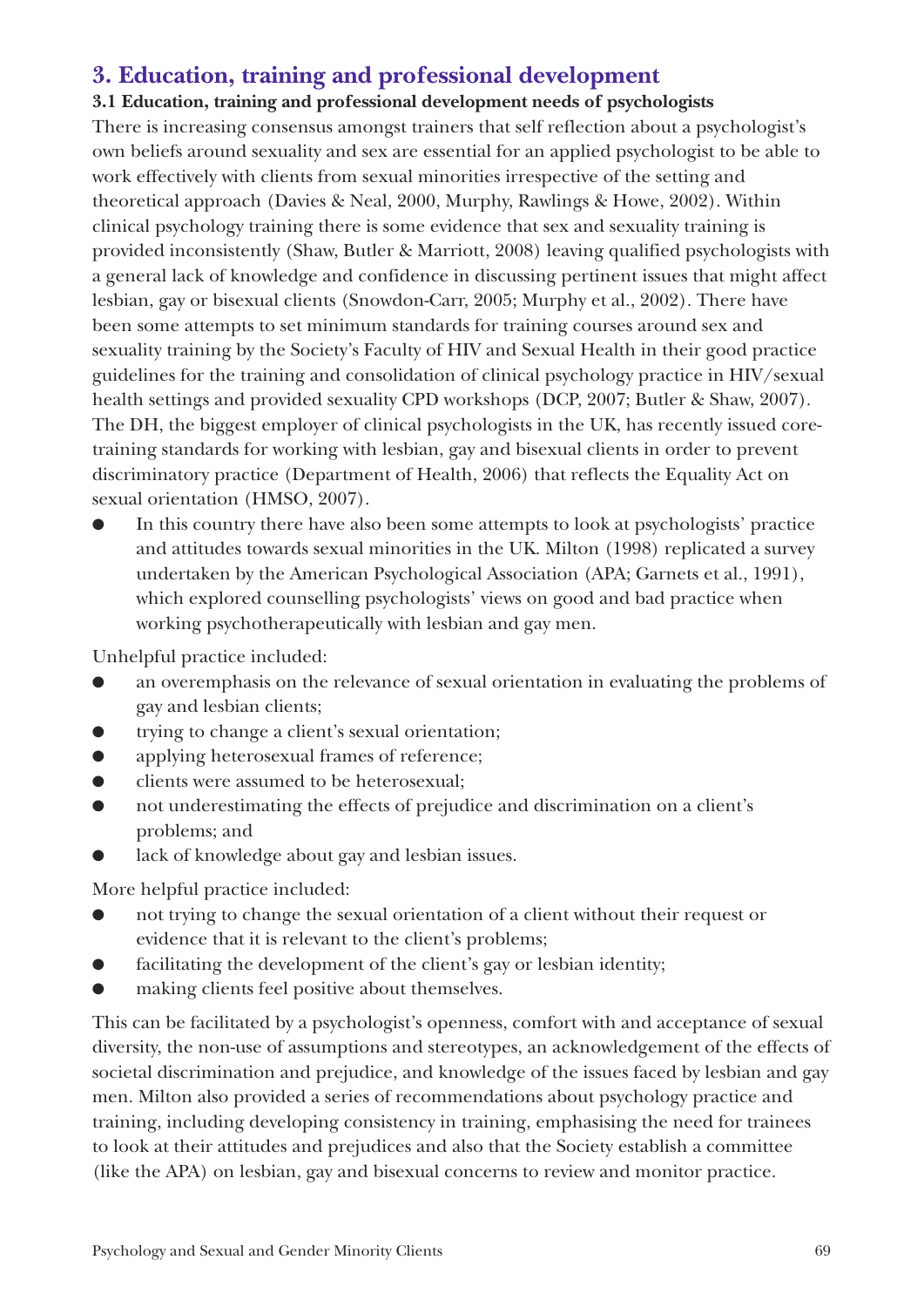## 3. Education, training and professional development

### 3.1 Education, training and professional development needs of psychologists

There is increasing consensus amongst trainers that self reflection about a psychologist's own beliefs around sexuality and sex are essential for an applied psychologist to be able to work effectively with clients from sexual minorities irrespective of the setting and theoretical approach (Davies & Neal, 2000, Murphy, Rawlings & Howe, 2002). Within clinical psychology training there is some evidence that sex and sexuality training is provided inconsistently (Shaw, Butler & Marriott, 2008) leaving qualified psychologists with a general lack of knowledge and confidence in discussing pertinent issues that might affect lesbian, gay or bisexual clients (Snowdon-Carr, 2005; Murphy et al., 2002). There have been some attempts to set minimum standards for training courses around sex and sexuality training by the Society's Faculty of HIV and Sexual Health in their good practice guidelines for the training and consolidation of clinical psychology practice in HIV/sexual health settings and provided sexuality CPD workshops (DCP, 2007; Butler & Shaw, 2007). The DH, the biggest employer of clinical psychologists in the UK, has recently issued core-training standards for working with lesbian, gay and bisexual clients in order to prevent discriminatory practice (Department of Health, 2006) that reflects the Equality Act on sexual orientation (HMSO, 2007).

- In this country there have also been some attempts to look at psychologists' practice and attitudes towards sexual minorities in the UK. Milton (1998) replicated a survey undertaken by the American Psychological Association (APA; Garnets et al., 1991), which explored counselling psychologists' views on good and bad practice when working psychotherapeutically with lesbian and gay men.

Unhelpful practice included:

- an overemphasis on the relevance of sexual orientation in evaluating the problems of gay and lesbian clients;
- trying to change a client's sexual orientation;
- applying heterosexual frames of reference;
- clients were assumed to be heterosexual;
- not underestimating the effects of prejudice and discrimination on a client's problems; and
- lack of knowledge about gay and lesbian issues.

More helpful practice included:

- not trying to change the sexual orientation of a client without their request or evidence that it is relevant to the client's problems;
- facilitating the development of the client's gay or lesbian identity;
- making clients feel positive about themselves.

This can be facilitated by a psychologist's openness, comfort with and acceptance of sexual diversity, the non-use of assumptions and stereotypes, an acknowledgement of the effects of societal discrimination and prejudice, and knowledge of the issues faced by lesbian and gay men. Milton also provided a series of recommendations about psychology practice and training, including developing consistency in training, emphasising the need for trainees to look at their attitudes and prejudices and also that the Society establish a committee (like the APA) on lesbian, gay and bisexual concerns to review and monitor practice.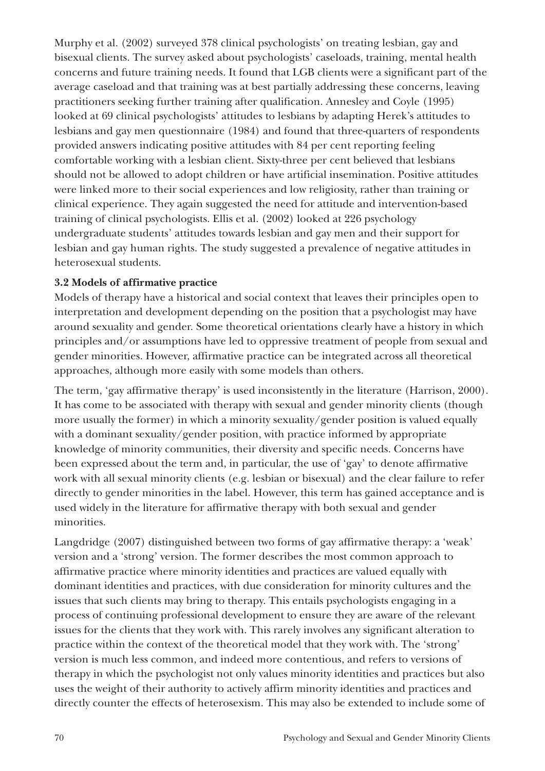Murphy et al. (2002) surveyed 378 clinical psychologists' on treating lesbian, gay and bisexual clients. The survey asked about psychologists' caseloads, training, mental health concerns and future training needs. It found that LGB clients were a significant part of the average caseload and that training was at best partially addressing these concerns, leaving practitioners seeking further training after qualification. Annesley and Coyle (1995) looked at 69 clinical psychologists' attitudes to lesbians by adapting Herek's attitudes to lesbians and gay men questionnaire (1984) and found that three-quarters of respondents provided answers indicating positive attitudes with 84 per cent reporting feeling comfortable working with a lesbian client. Sixty-three per cent believed that lesbians should not be allowed to adopt children or have artificial insemination. Positive attitudes were linked more to their social experiences and low religiosity, rather than training or clinical experience. They again suggested the need for attitude and intervention-based training of clinical psychologists. Ellis et al. (2002) looked at 226 psychology undergraduate students' attitudes towards lesbian and gay men and their support for lesbian and gay human rights. The study suggested a prevalence of negative attitudes in heterosexual students.

### 3.2 Models of affirmative practice

Models of therapy have a historical and social context that leaves their principles open to interpretation and development depending on the position that a psychologist may have around sexuality and gender. Some theoretical orientations clearly have a history in which principles and/or assumptions have led to oppressive treatment of people from sexual and gender minorities. However, affirmative practice can be integrated across all theoretical approaches, although more easily with some models than others.

The term, 'gay affirmative therapy' is used inconsistently in the literature (Harrison, 2000). It has come to be associated with therapy with sexual and gender minority clients (though more usually the former) in which a minority sexuality/gender position is valued equally with a dominant sexuality/gender position, with practice informed by appropriate knowledge of minority communities, their diversity and specific needs. Concerns have been expressed about the term and, in particular, the use of 'gay' to denote affirmative work with all sexual minority clients (e.g. lesbian or bisexual) and the clear failure to refer directly to gender minorities in the label. However, this term has gained acceptance and is used widely in the literature for affirmative therapy with both sexual and gender minorities.

Langdridge (2007) distinguished between two forms of gay affirmative therapy: a 'weak' version and a 'strong' version. The former describes the most common approach to affirmative practice where minority identities and practices are valued equally with dominant identities and practices, with due consideration for minority cultures and the issues that such clients may bring to therapy. This entails psychologists engaging in a process of continuing professional development to ensure they are aware of the relevant issues for the clients that they work with. This rarely involves any significant alteration to practice within the context of the theoretical model that they work with. The 'strong' version is much less common, and indeed more contentious, and refers to versions of therapy in which the psychologist not only values minority identities and practices but also uses the weight of their authority to actively affirm minority identities and practices and directly counter the effects of heterosexism. This may also be extended to include some of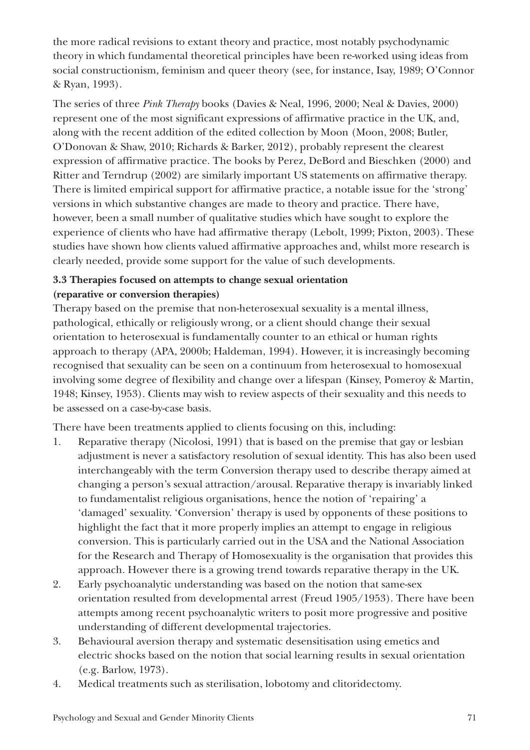the more radical revisions to extant theory and practice, most notably psychodynamic theory in which fundamental theoretical principles have been re-worked using ideas from social constructionism, feminism and queer theory (see, for instance, Isay, 1989; O'Connor & Ryan, 1993).

The series of three *Pink Therapy* books (Davies & Neal, 1996, 2000; Neal & Davies, 2000) represent one of the most significant expressions of affirmative practice in the UK, and, along with the recent addition of the edited collection by Moon (Moon, 2008; Butler, O'Donovan & Shaw, 2010; Richards & Barker, 2012), probably represent the clearest expression of affirmative practice. The books by Perez, DeBord and Bieschken (2000) and Ritter and Terndrup (2002) are similarly important US statements on affirmative therapy. There is limited empirical support for affirmative practice, a notable issue for the 'strong' versions in which substantive changes are made to theory and practice. There have, however, been a small number of qualitative studies which have sought to explore the experience of clients who have had affirmative therapy (Lebolt, 1999; Pixton, 2003). These studies have shown how clients valued affirmative approaches and, whilst more research is clearly needed, provide some support for the value of such developments.

**3.3 Therapies focused on attempts to change sexual orientation (reparative or conversion therapies)**

Therapy based on the premise that non-heterosexual sexuality is a mental illness, pathological, ethically or religiously wrong, or a client should change their sexual orientation to heterosexual is fundamentally counter to an ethical or human rights approach to therapy (APA, 2000b; Haldeman, 1994). However, it is increasingly becoming recognised that sexuality can be seen on a continuum from heterosexual to homosexual involving some degree of flexibility and change over a lifespan (Kinsey, Pomeroy & Martin, 1948; Kinsey, 1953). Clients may wish to review aspects of their sexuality and this needs to be assessed on a case-by-case basis.

There have been treatments applied to clients focusing on this, including:

1. Reparative therapy (Nicolosi, 1991) that is based on the premise that gay or lesbian adjustment is never a satisfactory resolution of sexual identity. This has also been used interchangeably with the term Conversion therapy used to describe therapy aimed at changing a person's sexual attraction/arousal. Reparative therapy is invariably linked to fundamentalist religious organisations, hence the notion of 'repairing' a 'damaged' sexuality. 'Conversion' therapy is used by opponents of these positions to highlight the fact that it more properly implies an attempt to engage in religious conversion. This is particularly carried out in the USA and the National Association for the Research and Therapy of Homosexuality is the organisation that provides this approach. However there is a growing trend towards reparative therapy in the UK.
2. Early psychoanalytic understanding was based on the notion that same-sex orientation resulted from developmental arrest (Freud 1905/1953). There have been attempts among recent psychoanalytic writers to posit more progressive and positive understanding of different developmental trajectories.
3. Behavioural aversion therapy and systematic desensitisation using emetics and electric shocks based on the notion that social learning results in sexual orientation (e.g. Barlow, 1973).
4. Medical treatments such as sterilisation, lobotomy and clitoridectomy.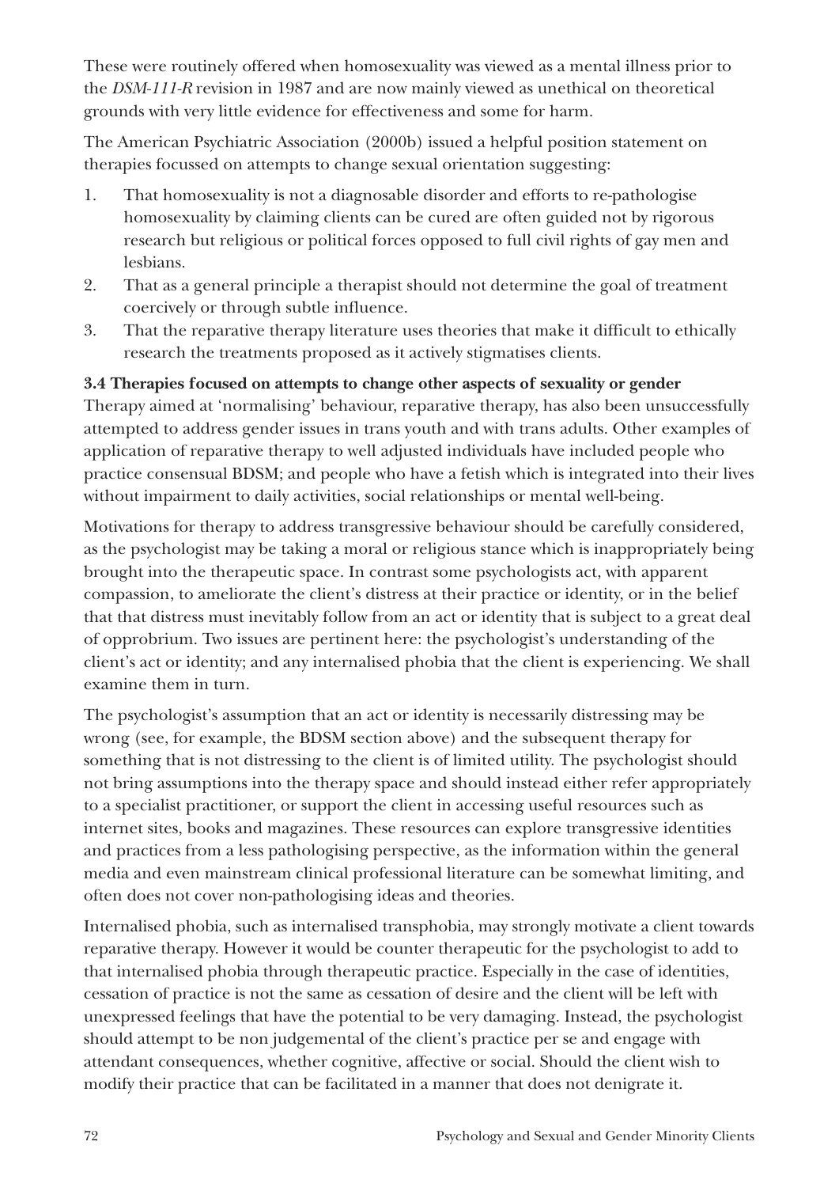These were routinely offered when homosexuality was viewed as a mental illness prior to the *DSM-111-R* revision in 1987 and are now mainly viewed as unethical on theoretical grounds with very little evidence for effectiveness and some for harm.

The American Psychiatric Association (2000b) issued a helpful position statement on therapies focussed on attempts to change sexual orientation suggesting:

1. That homosexuality is not a diagnosable disorder and efforts to re-pathologise homosexuality by claiming clients can be cured are often guided not by rigorous research but religious or political forces opposed to full civil rights of gay men and lesbians.
2. That as a general principle a therapist should not determine the goal of treatment coercively or through subtle influence.
3. That the reparative therapy literature uses theories that make it difficult to ethically research the treatments proposed as it actively stigmatises clients.

**3.4 Therapies focused on attempts to change other aspects of sexuality or gender**

Therapy aimed at 'normalising' behaviour, reparative therapy, has also been unsuccessfully attempted to address gender issues in trans youth and with trans adults. Other examples of application of reparative therapy to well adjusted individuals have included people who practice consensual BDSM; and people who have a fetish which is integrated into their lives without impairment to daily activities, social relationships or mental well-being.

Motivations for therapy to address transgressive behaviour should be carefully considered, as the psychologist may be taking a moral or religious stance which is inappropriately being brought into the therapeutic space. In contrast some psychologists act, with apparent compassion, to ameliorate the client's distress at their practice or identity, or in the belief that that distress must inevitably follow from an act or identity that is subject to a great deal of opprobrium. Two issues are pertinent here: the psychologist's understanding of the client's act or identity; and any internalised phobia that the client is experiencing. We shall examine them in turn.

The psychologist's assumption that an act or identity is necessarily distressing may be wrong (see, for example, the BDSM section above) and the subsequent therapy for something that is not distressing to the client is of limited utility. The psychologist should not bring assumptions into the therapy space and should instead either refer appropriately to a specialist practitioner, or support the client in accessing useful resources such as internet sites, books and magazines. These resources can explore transgressive identities and practices from a less pathologising perspective, as the information within the general media and even mainstream clinical professional literature can be somewhat limiting, and often does not cover non-pathologising ideas and theories.

Internalised phobia, such as internalised transphobia, may strongly motivate a client towards reparative therapy. However it would be counter therapeutic for the psychologist to add to that internalised phobia through therapeutic practice. Especially in the case of identities, cessation of practice is not the same as cessation of desire and the client will be left with unexpressed feelings that have the potential to be very damaging. Instead, the psychologist should attempt to be non judgemental of the client's practice per se and engage with attendant consequences, whether cognitive, affective or social. Should the client wish to modify their practice that can be facilitated in a manner that does not denigrate it.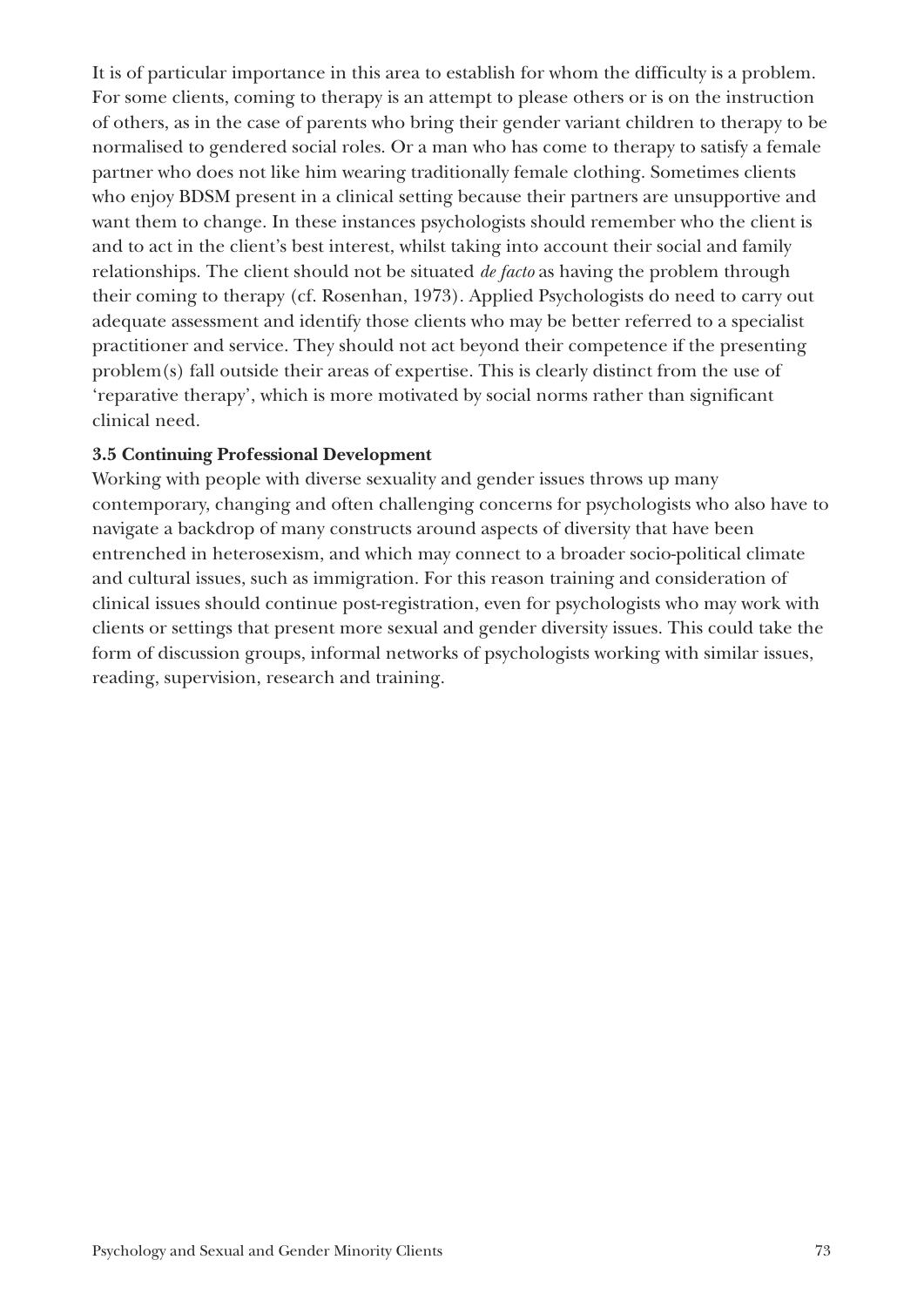It is of particular importance in this area to establish for whom the difficulty is a problem. For some clients, coming to therapy is an attempt to please others or is on the instruction of others, as in the case of parents who bring their gender variant children to therapy to be normalised to gendered social roles. Or a man who has come to therapy to satisfy a female partner who does not like him wearing traditionally female clothing. Sometimes clients who enjoy BDSM present in a clinical setting because their partners are unsupportive and want them to change. In these instances psychologists should remember who the client is and to act in the client's best interest, whilst taking into account their social and family relationships. The client should not be situated *de facto* as having the problem through their coming to therapy (cf. Rosenhan, 1973). Applied Psychologists do need to carry out adequate assessment and identify those clients who may be better referred to a specialist practitioner and service. They should not act beyond their competence if the presenting problem(s) fall outside their areas of expertise. This is clearly distinct from the use of 'reparative therapy', which is more motivated by social norms rather than significant clinical need.

**3.5 Continuing Professional Development**

Working with people with diverse sexuality and gender issues throws up many contemporary, changing and often challenging concerns for psychologists who also have to navigate a backdrop of many constructs around aspects of diversity that have been entrenched in heterosexism, and which may connect to a broader socio-political climate and cultural issues, such as immigration. For this reason training and consideration of clinical issues should continue post-registration, even for psychologists who may work with clients or settings that present more sexual and gender diversity issues. This could take the form of discussion groups, informal networks of psychologists working with similar issues, reading, supervision, research and training.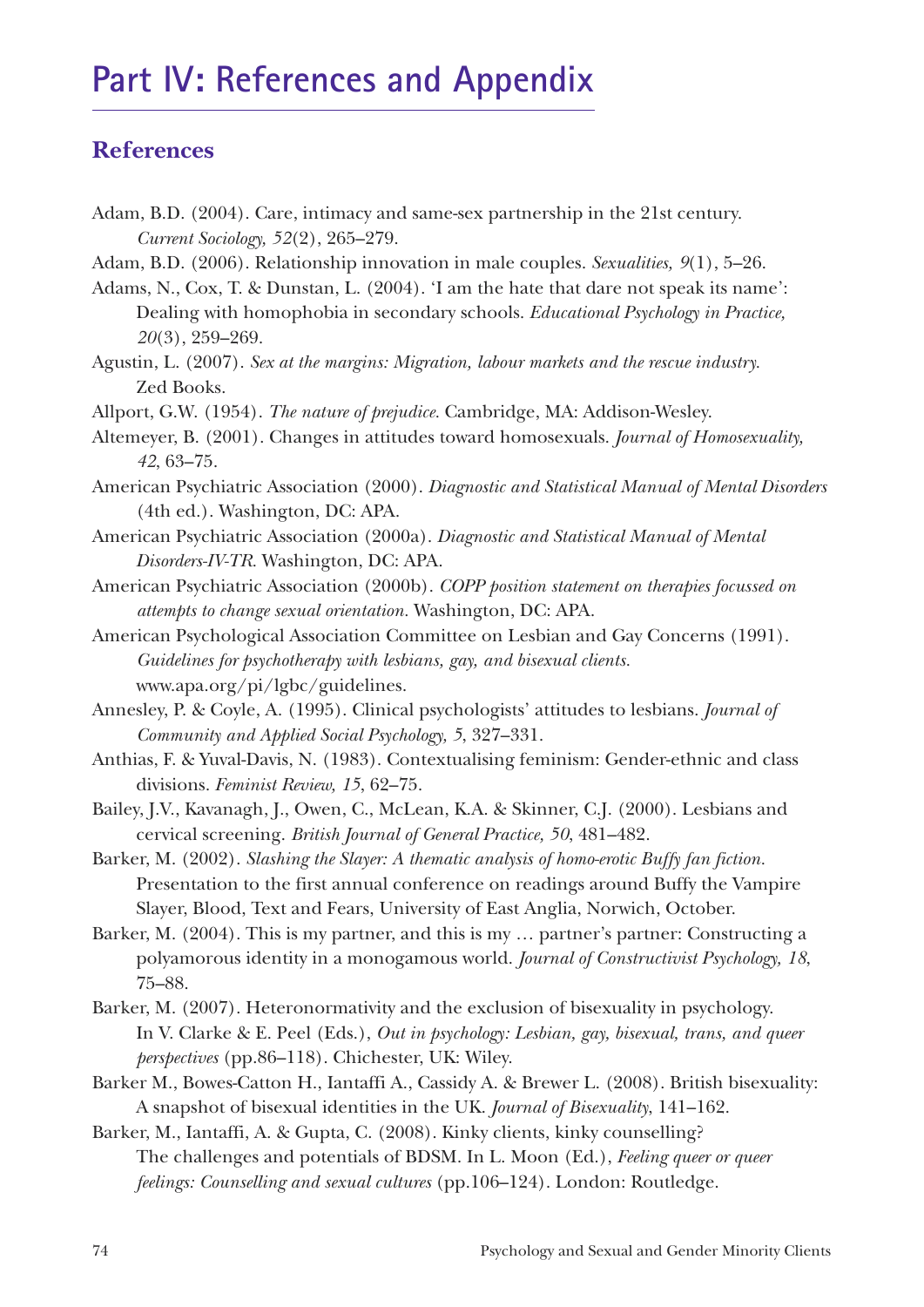# Part IV: References and Appendix

## References

Adam, B.D. (2004). Care, intimacy and same-sex partnership in the 21st century. *Current Sociology, 52*(2), 265–279.

Adam, B.D. (2006). Relationship innovation in male couples. *Sexualities, 9*(1), 5–26.

Adams, N., Cox, T. & Dunstan, L. (2004). 'I am the hate that dare not speak its name': Dealing with homophobia in secondary schools. *Educational Psychology in Practice, 20*(3), 259–269.

Agustin, L. (2007). *Sex at the margins: Migration, labour markets and the rescue industry.* Zed Books.

Allport, G.W. (1954). *The nature of prejudice.* Cambridge, MA: Addison-Wesley.

Altemeyer, B. (2001). Changes in attitudes toward homosexuals. *Journal of Homosexuality, 42*, 63–75.

American Psychiatric Association (2000). *Diagnostic and Statistical Manual of Mental Disorders* (4th ed.). Washington, DC: APA.

American Psychiatric Association (2000a). *Diagnostic and Statistical Manual of Mental Disorders-IV-TR.* Washington, DC: APA.

American Psychiatric Association (2000b). *COPP position statement on therapies focussed on attempts to change sexual orientation.* Washington, DC: APA.

American Psychological Association Committee on Lesbian and Gay Concerns (1991). *Guidelines for psychotherapy with lesbians, gay, and bisexual clients.* www.apa.org/pi/lgbc/guidelines.

Annesley, P. & Coyle, A. (1995). Clinical psychologists' attitudes to lesbians. *Journal of Community and Applied Social Psychology, 5*, 327–331.

Anthias, F. & Yuval-Davis, N. (1983). Contextualising feminism: Gender-ethnic and class divisions. *Feminist Review, 15*, 62–75.

Bailey, J.V., Kavanagh, J., Owen, C., McLean, K.A. & Skinner, C.J. (2000). Lesbians and cervical screening. *British Journal of General Practice, 50*, 481–482.

Barker, M. (2002). *Slashing the Slayer: A thematic analysis of homo-erotic Buffy fan fiction.* Presentation to the first annual conference on readings around Buffy the Vampire Slayer, Blood, Text and Fears, University of East Anglia, Norwich, October.

Barker, M. (2004). This is my partner, and this is my … partner's partner: Constructing a polyamorous identity in a monogamous world. *Journal of Constructivist Psychology, 18*, 75–88.

Barker, M. (2007). Heteronormativity and the exclusion of bisexuality in psychology. In V. Clarke & E. Peel (Eds.), *Out in psychology: Lesbian, gay, bisexual, trans, and queer perspectives* (pp.86–118). Chichester, UK: Wiley.

Barker M., Bowes-Catton H., Iantaffi A., Cassidy A. & Brewer L. (2008). British bisexuality: A snapshot of bisexual identities in the UK. *Journal of Bisexuality*, 141–162.

Barker, M., Iantaffi, A. & Gupta, C. (2008). Kinky clients, kinky counselling? The challenges and potentials of BDSM. In L. Moon (Ed.), *Feeling queer or queer feelings: Counselling and sexual cultures* (pp.106–124). London: Routledge.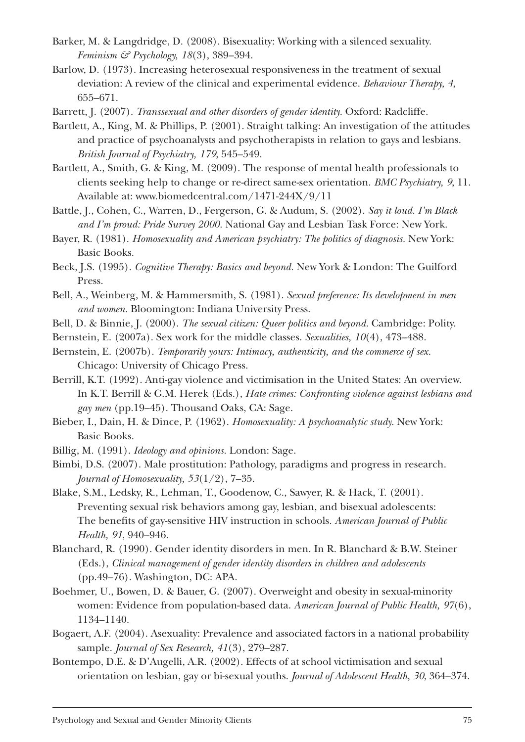Barker, M. & Langdridge, D. (2008). Bisexuality: Working with a silenced sexuality. *Feminism & Psychology, 18*(3), 389–394.

Barlow, D. (1973). Increasing heterosexual responsiveness in the treatment of sexual deviation: A review of the clinical and experimental evidence. *Behaviour Therapy, 4*, 655–671.

Barrett, J. (2007). *Transsexual and other disorders of gender identity.* Oxford: Radcliffe.

Bartlett, A., King, M. & Phillips, P. (2001). Straight talking: An investigation of the attitudes and practice of psychoanalysts and psychotherapists in relation to gays and lesbians. *British Journal of Psychiatry, 179*, 545–549.

Bartlett, A., Smith, G. & King, M. (2009). The response of mental health professionals to clients seeking help to change or re-direct same-sex orientation. *BMC Psychiatry, 9*, 11. Available at: www.biomedcentral.com/1471-244X/9/11

Battle, J., Cohen, C., Warren, D., Fergerson, G. & Audum, S. (2002). *Say it loud. I'm Black and I'm proud: Pride Survey 2000.* National Gay and Lesbian Task Force: New York.

Bayer, R. (1981). *Homosexuality and American psychiatry: The politics of diagnosis.* New York: Basic Books.

Beck, J.S. (1995). *Cognitive Therapy: Basics and beyond.* New York & London: The Guilford Press.

Bell, A., Weinberg, M. & Hammersmith, S. (1981). *Sexual preference: Its development in men and women.* Bloomington: Indiana University Press.

Bell, D. & Binnie, J. (2000). *The sexual citizen: Queer politics and beyond.* Cambridge: Polity.

Bernstein, E. (2007a). Sex work for the middle classes. *Sexualities, 10*(4), 473–488.

Bernstein, E. (2007b). *Temporarily yours: Intimacy, authenticity, and the commerce of sex.* Chicago: University of Chicago Press.

Berrill, K.T. (1992). Anti-gay violence and victimisation in the United States: An overview. In K.T. Berrill & G.M. Herek (Eds.), *Hate crimes: Confronting violence against lesbians and gay men* (pp.19–45). Thousand Oaks, CA: Sage.

Bieber, I., Dain, H. & Dince, P. (1962). *Homosexuality: A psychoanalytic study.* New York: Basic Books.

Billig, M. (1991). *Ideology and opinions.* London: Sage.

Bimbi, D.S. (2007). Male prostitution: Pathology, paradigms and progress in research. *Journal of Homosexuality, 53*(1/2), 7–35.

Blake, S.M., Ledsky, R., Lehman, T., Goodenow, C., Sawyer, R. & Hack, T. (2001). Preventing sexual risk behaviors among gay, lesbian, and bisexual adolescents: The benefits of gay-sensitive HIV instruction in schools. *American Journal of Public Health, 91*, 940–946.

Blanchard, R. (1990). Gender identity disorders in men. In R. Blanchard & B.W. Steiner (Eds.), *Clinical management of gender identity disorders in children and adolescents* (pp.49–76). Washington, DC: APA.

Boehmer, U., Bowen, D. & Bauer, G. (2007). Overweight and obesity in sexual-minority women: Evidence from population-based data. *American Journal of Public Health, 97*(6), 1134–1140.

Bogaert, A.F. (2004). Asexuality: Prevalence and associated factors in a national probability sample. *Journal of Sex Research, 41*(3), 279–287.

Bontempo, D.E. & D'Augelli, A.R. (2002). Effects of at school victimisation and sexual orientation on lesbian, gay or bi-sexual youths. *Journal of Adolescent Health, 30*, 364–374.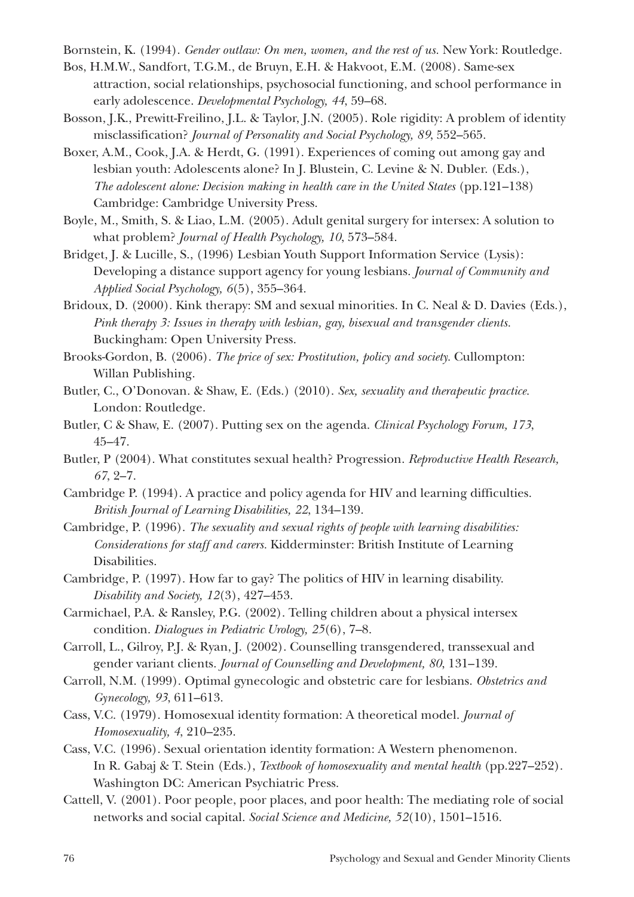Bornstein, K. (1994). *Gender outlaw: On men, women, and the rest of us.* New York: Routledge.

Bos, H.M.W., Sandfort, T.G.M., de Bruyn, E.H. & Hakvoot, E.M. (2008). Same-sex attraction, social relationships, psychosocial functioning, and school performance in early adolescence. *Developmental Psychology, 44*, 59–68.

Bosson, J.K., Prewitt-Freilino, J.L. & Taylor, J.N. (2005). Role rigidity: A problem of identity misclassification? *Journal of Personality and Social Psychology, 89*, 552–565.

Boxer, A.M., Cook, J.A. & Herdt, G. (1991). Experiences of coming out among gay and lesbian youth: Adolescents alone? In J. Blustein, C. Levine & N. Dubler. (Eds.), *The adolescent alone: Decision making in health care in the United States* (pp.121–138) Cambridge: Cambridge University Press.

Boyle, M., Smith, S. & Liao, L.M. (2005). Adult genital surgery for intersex: A solution to what problem? *Journal of Health Psychology, 10*, 573–584.

Bridget, J. & Lucille, S., (1996) Lesbian Youth Support Information Service (Lysis): Developing a distance support agency for young lesbians. *Journal of Community and Applied Social Psychology, 6*(5), 355–364.

Bridoux, D. (2000). Kink therapy: SM and sexual minorities. In C. Neal & D. Davies (Eds.), *Pink therapy 3: Issues in therapy with lesbian, gay, bisexual and transgender clients.* Buckingham: Open University Press.

Brooks-Gordon, B. (2006). *The price of sex: Prostitution, policy and society.* Cullompton: Willan Publishing.

Butler, C., O'Donovan. & Shaw, E. (Eds.) (2010). *Sex, sexuality and therapeutic practice.* London: Routledge.

Butler, C & Shaw, E. (2007). Putting sex on the agenda. *Clinical Psychology Forum, 173*, 45–47.

Butler, P (2004). What constitutes sexual health? Progression. *Reproductive Health Research, 67*, 2–7.

Cambridge P. (1994). A practice and policy agenda for HIV and learning difficulties. *British Journal of Learning Disabilities, 22*, 134–139.

Cambridge, P. (1996). *The sexuality and sexual rights of people with learning disabilities: Considerations for staff and carers.* Kidderminster: British Institute of Learning Disabilities.

Cambridge, P. (1997). How far to gay? The politics of HIV in learning disability. *Disability and Society, 12*(3), 427–453.

Carmichael, P.A. & Ransley, P.G. (2002). Telling children about a physical intersex condition. *Dialogues in Pediatric Urology, 25*(6), 7–8.

Carroll, L., Gilroy, P.J. & Ryan, J. (2002). Counselling transgendered, transsexual and gender variant clients. *Journal of Counselling and Development, 80*, 131–139.

Carroll, N.M. (1999). Optimal gynecologic and obstetric care for lesbians. *Obstetrics and Gynecology, 93*, 611–613.

Cass, V.C. (1979). Homosexual identity formation: A theoretical model. *Journal of Homosexuality, 4*, 210–235.

Cass, V.C. (1996). Sexual orientation identity formation: A Western phenomenon. In R. Gabaj & T. Stein (Eds.), *Textbook of homosexuality and mental health* (pp.227–252). Washington DC: American Psychiatric Press.

Cattell, V. (2001). Poor people, poor places, and poor health: The mediating role of social networks and social capital. *Social Science and Medicine, 52*(10), 1501–1516.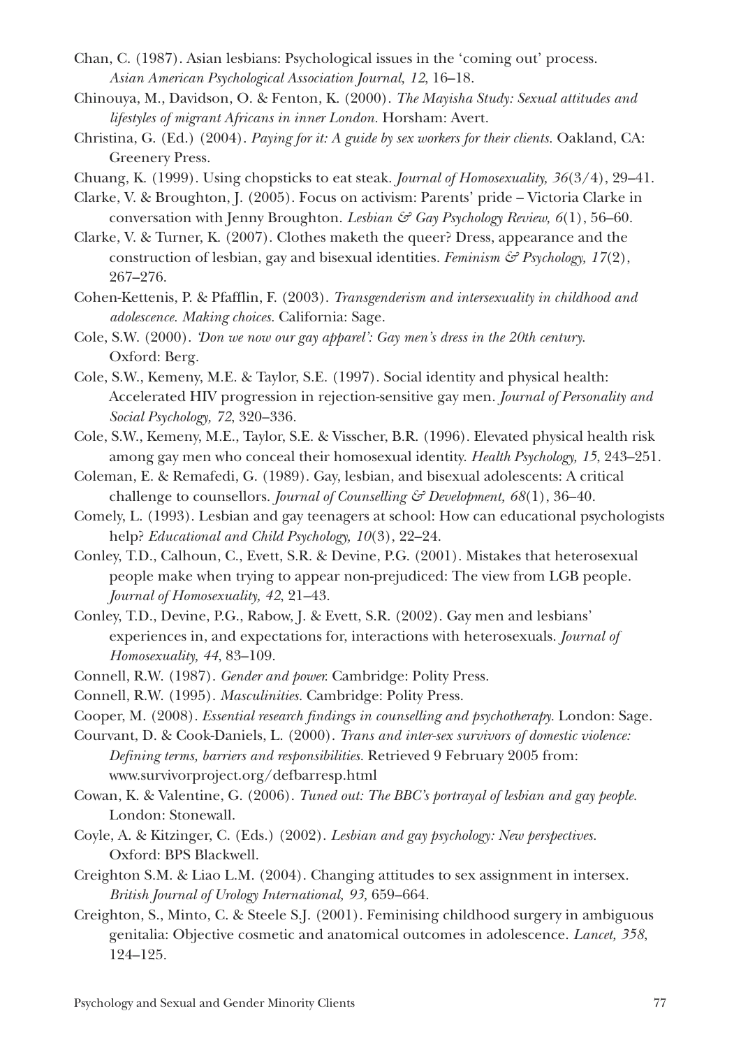Chan, C. (1987). Asian lesbians: Psychological issues in the 'coming out' process. *Asian American Psychological Association Journal, 12*, 16–18.

Chinouya, M., Davidson, O. & Fenton, K. (2000). *The Mayisha Study: Sexual attitudes and lifestyles of migrant Africans in inner London.* Horsham: Avert.

Christina, G. (Ed.) (2004). *Paying for it: A guide by sex workers for their clients.* Oakland, CA: Greenery Press.

Chuang, K. (1999). Using chopsticks to eat steak. *Journal of Homosexuality, 36*(3/4), 29–41.

Clarke, V. & Broughton, J. (2005). Focus on activism: Parents' pride – Victoria Clarke in conversation with Jenny Broughton. *Lesbian & Gay Psychology Review, 6*(1), 56–60.

Clarke, V. & Turner, K. (2007). Clothes maketh the queer? Dress, appearance and the construction of lesbian, gay and bisexual identities. *Feminism & Psychology, 17*(2), 267–276.

Cohen-Kettenis, P. & Pfafflin, F. (2003). *Transgenderism and intersexuality in childhood and adolescence. Making choices.* California: Sage.

Cole, S.W. (2000). *'Don we now our gay apparel': Gay men's dress in the 20th century.* Oxford: Berg.

Cole, S.W., Kemeny, M.E. & Taylor, S.E. (1997). Social identity and physical health: Accelerated HIV progression in rejection-sensitive gay men. *Journal of Personality and Social Psychology, 72*, 320–336.

Cole, S.W., Kemeny, M.E., Taylor, S.E. & Visscher, B.R. (1996). Elevated physical health risk among gay men who conceal their homosexual identity. *Health Psychology, 15*, 243–251.

Coleman, E. & Remafedi, G. (1989). Gay, lesbian, and bisexual adolescents: A critical challenge to counsellors. *Journal of Counselling & Development, 68*(1), 36–40.

Comely, L. (1993). Lesbian and gay teenagers at school: How can educational psychologists help? *Educational and Child Psychology, 10*(3), 22–24.

Conley, T.D., Calhoun, C., Evett, S.R. & Devine, P.G. (2001). Mistakes that heterosexual people make when trying to appear non-prejudiced: The view from LGB people. *Journal of Homosexuality, 42*, 21–43.

Conley, T.D., Devine, P.G., Rabow, J. & Evett, S.R. (2002). Gay men and lesbians' experiences in, and expectations for, interactions with heterosexuals. *Journal of Homosexuality, 44*, 83–109.

Connell, R.W. (1987). *Gender and power.* Cambridge: Polity Press.

Connell, R.W. (1995). *Masculinities.* Cambridge: Polity Press.

Cooper, M. (2008). *Essential research findings in counselling and psychotherapy.* London: Sage.

Courvant, D. & Cook-Daniels, L. (2000). *Trans and inter-sex survivors of domestic violence: Defining terms, barriers and responsibilities.* Retrieved 9 February 2005 from: www.survivorproject.org/defbarresp.html

Cowan, K. & Valentine, G. (2006). *Tuned out: The BBC's portrayal of lesbian and gay people.* London: Stonewall.

Coyle, A. & Kitzinger, C. (Eds.) (2002). *Lesbian and gay psychology: New perspectives.* Oxford: BPS Blackwell.

Creighton S.M. & Liao L.M. (2004). Changing attitudes to sex assignment in intersex. *British Journal of Urology International, 93,* 659–664.

Creighton, S., Minto, C. & Steele S.J. (2001). Feminising childhood surgery in ambiguous genitalia: Objective cosmetic and anatomical outcomes in adolescence. *Lancet, 358*, 124–125.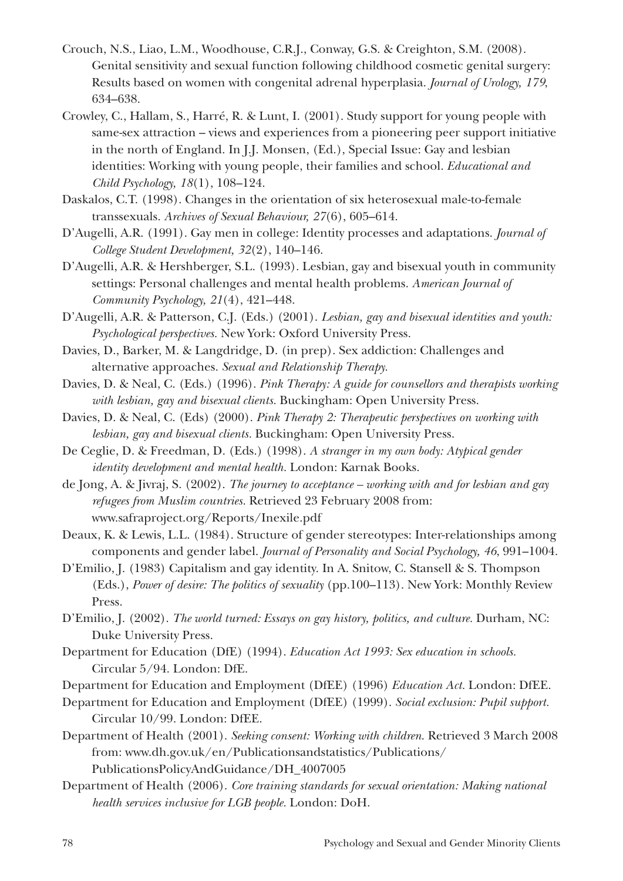Crouch, N.S., Liao, L.M., Woodhouse, C.R.J., Conway, G.S. & Creighton, S.M. (2008). Genital sensitivity and sexual function following childhood cosmetic genital surgery: Results based on women with congenital adrenal hyperplasia. *Journal of Urology, 179*, 634–638.

Crowley, C., Hallam, S., Harré, R. & Lunt, I. (2001). Study support for young people with same-sex attraction – views and experiences from a pioneering peer support initiative in the north of England. In J.J. Monsen, (Ed.), Special Issue: Gay and lesbian identities: Working with young people, their families and school. *Educational and Child Psychology, 18*(1), 108–124.

Daskalos, C.T. (1998). Changes in the orientation of six heterosexual male-to-female transsexuals. *Archives of Sexual Behaviour, 27*(6), 605–614.

D'Augelli, A.R. (1991). Gay men in college: Identity processes and adaptations. *Journal of College Student Development, 32*(2), 140–146.

D'Augelli, A.R. & Hershberger, S.L. (1993). Lesbian, gay and bisexual youth in community settings: Personal challenges and mental health problems. *American Journal of Community Psychology, 21*(4), 421–448.

D'Augelli, A.R. & Patterson, C.J. (Eds.) (2001). *Lesbian, gay and bisexual identities and youth: Psychological perspectives.* New York: Oxford University Press.

Davies, D., Barker, M. & Langdridge, D. (in prep). Sex addiction: Challenges and alternative approaches. *Sexual and Relationship Therapy.*

Davies, D. & Neal, C. (Eds.) (1996). *Pink Therapy: A guide for counsellors and therapists working with lesbian, gay and bisexual clients.* Buckingham: Open University Press.

Davies, D. & Neal, C. (Eds) (2000). *Pink Therapy 2: Therapeutic perspectives on working with lesbian, gay and bisexual clients.* Buckingham: Open University Press.

De Ceglie, D. & Freedman, D. (Eds.) (1998). *A stranger in my own body: Atypical gender identity development and mental health.* London: Karnak Books.

de Jong, A. & Jivraj, S. (2002). *The journey to acceptance – working with and for lesbian and gay refugees from Muslim countries.* Retrieved 23 February 2008 from: www.safraproject.org/Reports/Inexile.pdf

Deaux, K. & Lewis, L.L. (1984). Structure of gender stereotypes: Inter-relationships among components and gender label. *Journal of Personality and Social Psychology, 46*, 991–1004.

D'Emilio, J. (1983) Capitalism and gay identity. In A. Snitow, C. Stansell & S. Thompson (Eds.), *Power of desire: The politics of sexuality* (pp.100–113). New York: Monthly Review Press.

D'Emilio, J. (2002). *The world turned: Essays on gay history, politics, and culture.* Durham, NC: Duke University Press.

Department for Education (DfE) (1994). *Education Act 1993: Sex education in schools.* Circular 5/94. London: DfE.

Department for Education and Employment (DfEE) (1996) *Education Act.* London: DfEE.

Department for Education and Employment (DfEE) (1999). *Social exclusion: Pupil support.* Circular 10/99. London: DfEE.

Department of Health (2001). *Seeking consent: Working with children.* Retrieved 3 March 2008 from: www.dh.gov.uk/en/Publicationsandstatistics/Publications/PublicationsPolicyAndGuidance/DH_4007005

Department of Health (2006). *Core training standards for sexual orientation: Making national health services inclusive for LGB people.* London: DoH.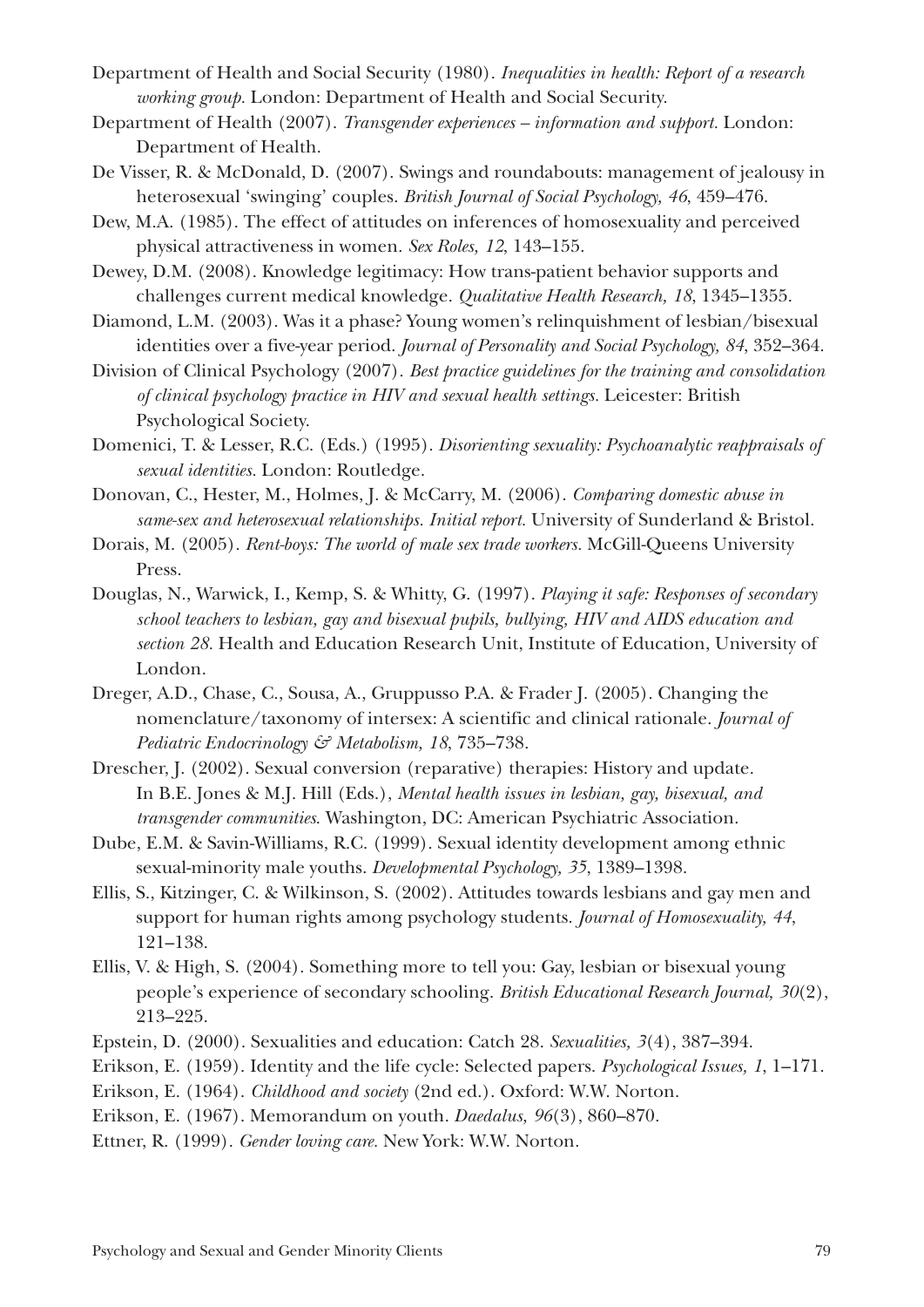Department of Health and Social Security (1980). *Inequalities in health: Report of a research working group*. London: Department of Health and Social Security.

Department of Health (2007). *Transgender experiences – information and support*. London: Department of Health.

De Visser, R. & McDonald, D. (2007). Swings and roundabouts: management of jealousy in heterosexual 'swinging' couples. *British Journal of Social Psychology, 46*, 459–476.

Dew, M.A. (1985). The effect of attitudes on inferences of homosexuality and perceived physical attractiveness in women. *Sex Roles, 12*, 143–155.

Dewey, D.M. (2008). Knowledge legitimacy: How trans-patient behavior supports and challenges current medical knowledge. *Qualitative Health Research, 18*, 1345–1355.

Diamond, L.M. (2003). Was it a phase? Young women's relinquishment of lesbian/bisexual identities over a five-year period. *Journal of Personality and Social Psychology, 84*, 352–364.

Division of Clinical Psychology (2007). *Best practice guidelines for the training and consolidation of clinical psychology practice in HIV and sexual health settings*. Leicester: British Psychological Society.

Domenici, T. & Lesser, R.C. (Eds.) (1995). *Disorienting sexuality: Psychoanalytic reappraisals of sexual identities*. London: Routledge.

Donovan, C., Hester, M., Holmes, J. & McCarry, M. (2006). *Comparing domestic abuse in same-sex and heterosexual relationships. Initial report*. University of Sunderland & Bristol.

Dorais, M. (2005). *Rent-boys: The world of male sex trade workers*. McGill-Queens University Press.

Douglas, N., Warwick, I., Kemp, S. & Whitty, G. (1997). *Playing it safe: Responses of secondary school teachers to lesbian, gay and bisexual pupils, bullying, HIV and AIDS education and section 28*. Health and Education Research Unit, Institute of Education, University of London.

Dreger, A.D., Chase, C., Sousa, A., Gruppusso P.A. & Frader J. (2005). Changing the nomenclature/taxonomy of intersex: A scientific and clinical rationale. *Journal of Pediatric Endocrinology & Metabolism, 18*, 735–738.

Drescher, J. (2002). Sexual conversion (reparative) therapies: History and update. In B.E. Jones & M.J. Hill (Eds.), *Mental health issues in lesbian, gay, bisexual, and transgender communities*. Washington, DC: American Psychiatric Association.

Dube, E.M. & Savin-Williams, R.C. (1999). Sexual identity development among ethnic sexual-minority male youths. *Developmental Psychology, 35*, 1389–1398.

Ellis, S., Kitzinger, C. & Wilkinson, S. (2002). Attitudes towards lesbians and gay men and support for human rights among psychology students. *Journal of Homosexuality, 44*, 121–138.

Ellis, V. & High, S. (2004). Something more to tell you: Gay, lesbian or bisexual young people's experience of secondary schooling. *British Educational Research Journal, 30*(2), 213–225.

Epstein, D. (2000). Sexualities and education: Catch 28. *Sexualities, 3*(4), 387–394.

Erikson, E. (1959). Identity and the life cycle: Selected papers. *Psychological Issues, 1*, 1–171.

Erikson, E. (1964). *Childhood and society* (2nd ed.). Oxford: W.W. Norton.

Erikson, E. (1967). Memorandum on youth. *Daedalus, 96*(3), 860–870.

Ettner, R. (1999). *Gender loving care*. New York: W.W. Norton.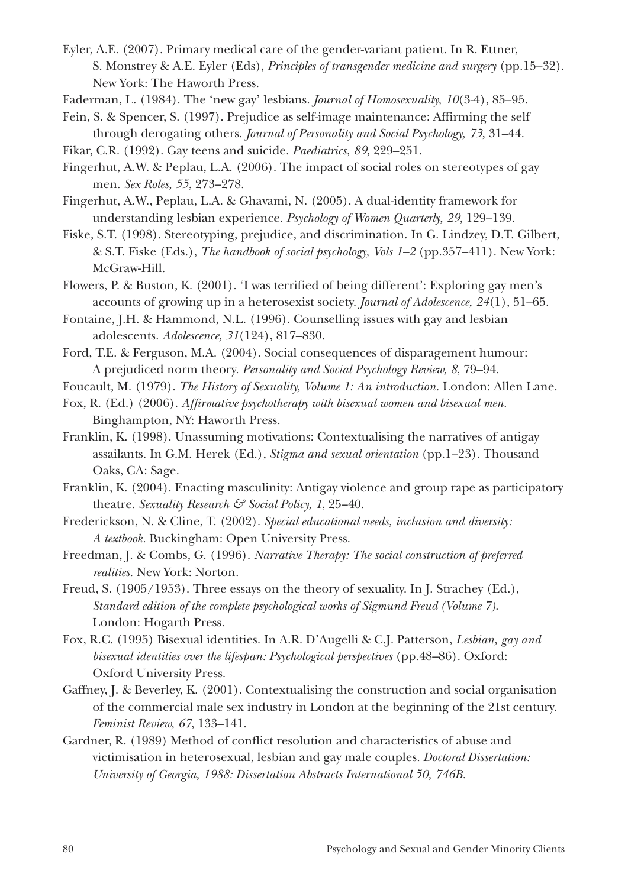Eyler, A.E. (2007). Primary medical care of the gender-variant patient. In R. Ettner, S. Monstrey & A.E. Eyler (Eds), *Principles of transgender medicine and surgery* (pp.15–32). New York: The Haworth Press.

Faderman, L. (1984). The 'new gay' lesbians. *Journal of Homosexuality, 10*(3-4), 85–95.

Fein, S. & Spencer, S. (1997). Prejudice as self-image maintenance: Affirming the self through derogating others. *Journal of Personality and Social Psychology, 73*, 31–44.

Fikar, C.R. (1992). Gay teens and suicide. *Paediatrics, 89*, 229–251.

Fingerhut, A.W. & Peplau, L.A. (2006). The impact of social roles on stereotypes of gay men. *Sex Roles, 55*, 273–278.

Fingerhut, A.W., Peplau, L.A. & Ghavami, N. (2005). A dual-identity framework for understanding lesbian experience. *Psychology of Women Quarterly, 29*, 129–139.

Fiske, S.T. (1998). Stereotyping, prejudice, and discrimination. In G. Lindzey, D.T. Gilbert, & S.T. Fiske (Eds.), *The handbook of social psychology, Vols 1–2* (pp.357–411). New York: McGraw-Hill.

Flowers, P. & Buston, K. (2001). 'I was terrified of being different': Exploring gay men's accounts of growing up in a heterosexist society. *Journal of Adolescence, 24*(1), 51–65.

Fontaine, J.H. & Hammond, N.L. (1996). Counselling issues with gay and lesbian adolescents. *Adolescence, 31*(124), 817–830.

Ford, T.E. & Ferguson, M.A. (2004). Social consequences of disparagement humour: A prejudiced norm theory. *Personality and Social Psychology Review, 8*, 79–94.

Foucault, M. (1979). *The History of Sexuality, Volume 1: An introduction*. London: Allen Lane.

Fox, R. (Ed.) (2006). *Affirmative psychotherapy with bisexual women and bisexual men*. Binghampton, NY: Haworth Press.

Franklin, K. (1998). Unassuming motivations: Contextualising the narratives of antigay assailants. In G.M. Herek (Ed.), *Stigma and sexual orientation* (pp.1–23). Thousand Oaks, CA: Sage.

Franklin, K. (2004). Enacting masculinity: Antigay violence and group rape as participatory theatre. *Sexuality Research & Social Policy, 1*, 25–40.

Frederickson, N. & Cline, T. (2002). *Special educational needs, inclusion and diversity: A textbook*. Buckingham: Open University Press.

Freedman, J. & Combs, G. (1996). *Narrative Therapy: The social construction of preferred realities*. New York: Norton.

Freud, S. (1905/1953). Three essays on the theory of sexuality. In J. Strachey (Ed.), *Standard edition of the complete psychological works of Sigmund Freud (Volume 7)*. London: Hogarth Press.

Fox, R.C. (1995) Bisexual identities. In A.R. D'Augelli & C.J. Patterson, *Lesbian, gay and bisexual identities over the lifespan: Psychological perspectives* (pp.48–86). Oxford: Oxford University Press.

Gaffney, J. & Beverley, K. (2001). Contextualising the construction and social organisation of the commercial male sex industry in London at the beginning of the 21st century. *Feminist Review, 67*, 133–141.

Gardner, R. (1989) Method of conflict resolution and characteristics of abuse and victimisation in heterosexual, lesbian and gay male couples. *Doctoral Dissertation: University of Georgia, 1988: Dissertation Abstracts International 50, 746B.*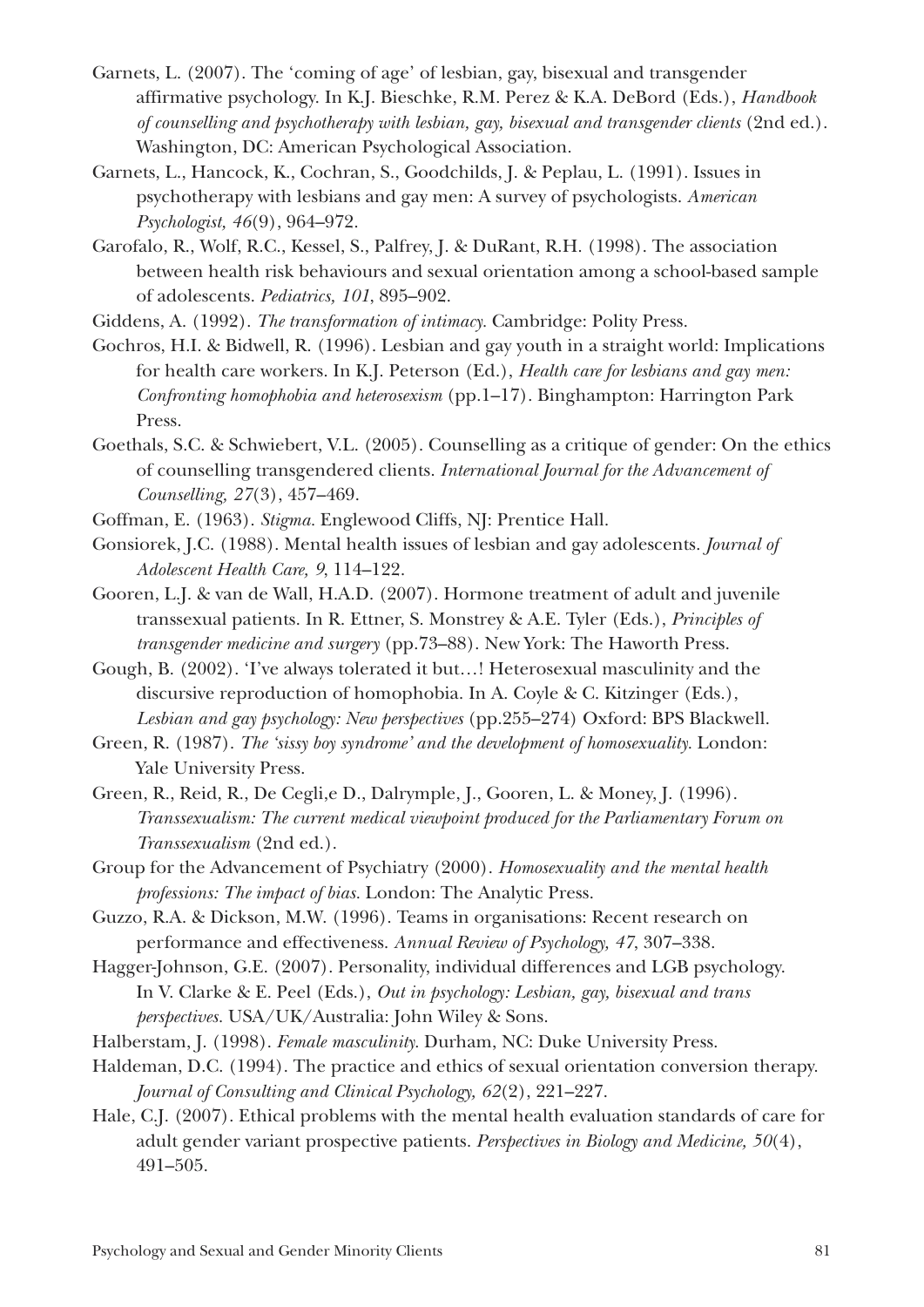Garnets, L. (2007). The 'coming of age' of lesbian, gay, bisexual and transgender affirmative psychology. In K.J. Bieschke, R.M. Perez & K.A. DeBord (Eds.), *Handbook of counselling and psychotherapy with lesbian, gay, bisexual and transgender clients* (2nd ed.). Washington, DC: American Psychological Association.

Garnets, L., Hancock, K., Cochran, S., Goodchilds, J. & Peplau, L. (1991). Issues in psychotherapy with lesbians and gay men: A survey of psychologists. *American Psychologist, 46*(9), 964–972.

Garofalo, R., Wolf, R.C., Kessel, S., Palfrey, J. & DuRant, R.H. (1998). The association between health risk behaviours and sexual orientation among a school-based sample of adolescents. *Pediatrics, 101*, 895–902.

Giddens, A. (1992). *The transformation of intimacy.* Cambridge: Polity Press.

Gochros, H.I. & Bidwell, R. (1996). Lesbian and gay youth in a straight world: Implications for health care workers. In K.J. Peterson (Ed.), *Health care for lesbians and gay men: Confronting homophobia and heterosexism* (pp.1–17). Binghampton: Harrington Park Press.

Goethals, S.C. & Schwiebert, V.L. (2005). Counselling as a critique of gender: On the ethics of counselling transgendered clients. *International Journal for the Advancement of Counselling, 27*(3), 457–469.

Goffman, E. (1963). *Stigma.* Englewood Cliffs, NJ: Prentice Hall.

Gonsiorek, J.C. (1988). Mental health issues of lesbian and gay adolescents. *Journal of Adolescent Health Care, 9*, 114–122.

Gooren, L.J. & van de Wall, H.A.D. (2007). Hormone treatment of adult and juvenile transsexual patients. In R. Ettner, S. Monstrey & A.E. Tyler (Eds.), *Principles of transgender medicine and surgery* (pp.73–88). New York: The Haworth Press.

Gough, B. (2002). 'I've always tolerated it but…! Heterosexual masculinity and the discursive reproduction of homophobia. In A. Coyle & C. Kitzinger (Eds.), *Lesbian and gay psychology: New perspectives* (pp.255–274) Oxford: BPS Blackwell.

Green, R. (1987). *The 'sissy boy syndrome' and the development of homosexuality.* London: Yale University Press.

Green, R., Reid, R., De Cegli,e D., Dalrymple, J., Gooren, L. & Money, J. (1996). *Transsexualism: The current medical viewpoint produced for the Parliamentary Forum on Transsexualism* (2nd ed.).

Group for the Advancement of Psychiatry (2000). *Homosexuality and the mental health professions: The impact of bias.* London: The Analytic Press.

Guzzo, R.A. & Dickson, M.W. (1996). Teams in organisations: Recent research on performance and effectiveness. *Annual Review of Psychology, 47*, 307–338.

Hagger-Johnson, G.E. (2007). Personality, individual differences and LGB psychology. In V. Clarke & E. Peel (Eds.), *Out in psychology: Lesbian, gay, bisexual and trans perspectives.* USA/UK/Australia: John Wiley & Sons.

Halberstam, J. (1998). *Female masculinity.* Durham, NC: Duke University Press.

Haldeman, D.C. (1994). The practice and ethics of sexual orientation conversion therapy. *Journal of Consulting and Clinical Psychology, 62*(2), 221–227.

Hale, C.J. (2007). Ethical problems with the mental health evaluation standards of care for adult gender variant prospective patients. *Perspectives in Biology and Medicine, 50*(4), 491–505.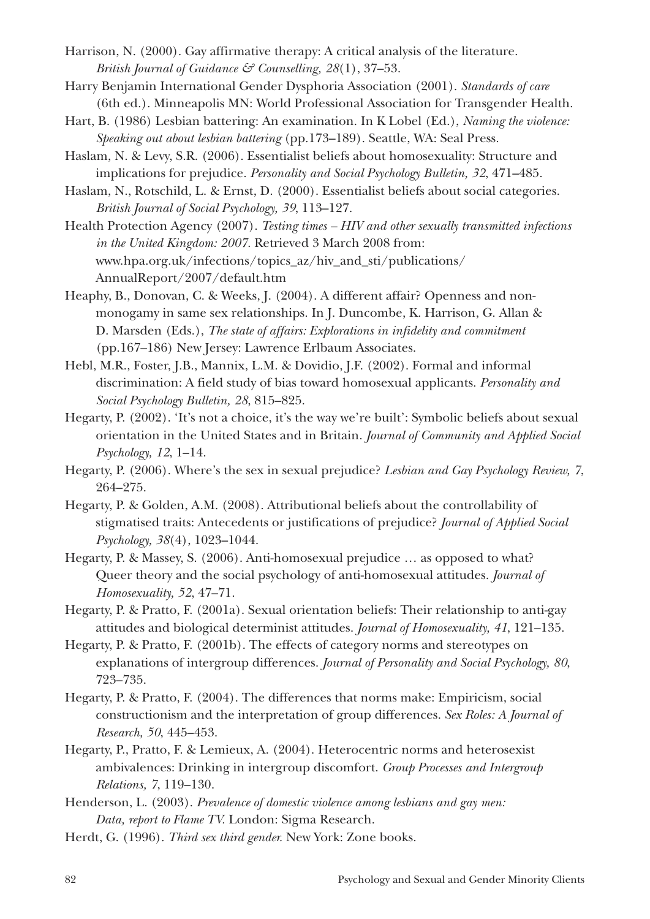Harrison, N. (2000). Gay affirmative therapy: A critical analysis of the literature. *British Journal of Guidance & Counselling, 28*(1), 37–53.

Harry Benjamin International Gender Dysphoria Association (2001). *Standards of care* (6th ed.). Minneapolis MN: World Professional Association for Transgender Health.

Hart, B. (1986) Lesbian battering: An examination. In K Lobel (Ed.), *Naming the violence: Speaking out about lesbian battering* (pp.173–189). Seattle, WA: Seal Press.

Haslam, N. & Levy, S.R. (2006). Essentialist beliefs about homosexuality: Structure and implications for prejudice. *Personality and Social Psychology Bulletin, 32*, 471–485.

Haslam, N., Rotschild, L. & Ernst, D. (2000). Essentialist beliefs about social categories. *British Journal of Social Psychology, 39*, 113–127.

Health Protection Agency (2007). *Testing times – HIV and other sexually transmitted infections in the United Kingdom: 2007.* Retrieved 3 March 2008 from: www.hpa.org.uk/infections/topics_az/hiv_and_sti/publications/AnnualReport/2007/default.htm

Heaphy, B., Donovan, C. & Weeks, J. (2004). A different affair? Openness and non-monogamy in same sex relationships. In J. Duncombe, K. Harrison, G. Allan & D. Marsden (Eds.), *The state of affairs: Explorations in infidelity and commitment* (pp.167–186) New Jersey: Lawrence Erlbaum Associates.

Hebl, M.R., Foster, J.B., Mannix, L.M. & Dovidio, J.F. (2002). Formal and informal discrimination: A field study of bias toward homosexual applicants. *Personality and Social Psychology Bulletin, 28*, 815–825.

Hegarty, P. (2002). 'It's not a choice, it's the way we're built': Symbolic beliefs about sexual orientation in the United States and in Britain. *Journal of Community and Applied Social Psychology, 12*, 1–14.

Hegarty, P. (2006). Where's the sex in sexual prejudice? *Lesbian and Gay Psychology Review, 7*, 264–275.

Hegarty, P. & Golden, A.M. (2008). Attributional beliefs about the controllability of stigmatised traits: Antecedents or justifications of prejudice? *Journal of Applied Social Psychology, 38*(4), 1023–1044.

Hegarty, P. & Massey, S. (2006). Anti-homosexual prejudice … as opposed to what? Queer theory and the social psychology of anti-homosexual attitudes. *Journal of Homosexuality, 52*, 47–71.

Hegarty, P. & Pratto, F. (2001a). Sexual orientation beliefs: Their relationship to anti-gay attitudes and biological determinist attitudes. *Journal of Homosexuality, 41*, 121–135.

Hegarty, P. & Pratto, F. (2001b). The effects of category norms and stereotypes on explanations of intergroup differences. *Journal of Personality and Social Psychology, 80*, 723–735.

Hegarty, P. & Pratto, F. (2004). The differences that norms make: Empiricism, social constructionism and the interpretation of group differences. *Sex Roles: A Journal of Research, 50*, 445–453.

Hegarty, P., Pratto, F. & Lemieux, A. (2004). Heterocentric norms and heterosexist ambivalences: Drinking in intergroup discomfort. *Group Processes and Intergroup Relations, 7*, 119–130.

Henderson, L. (2003). *Prevalence of domestic violence among lesbians and gay men: Data, report to Flame TV.* London: Sigma Research.

Herdt, G. (1996). *Third sex third gender.* New York: Zone books.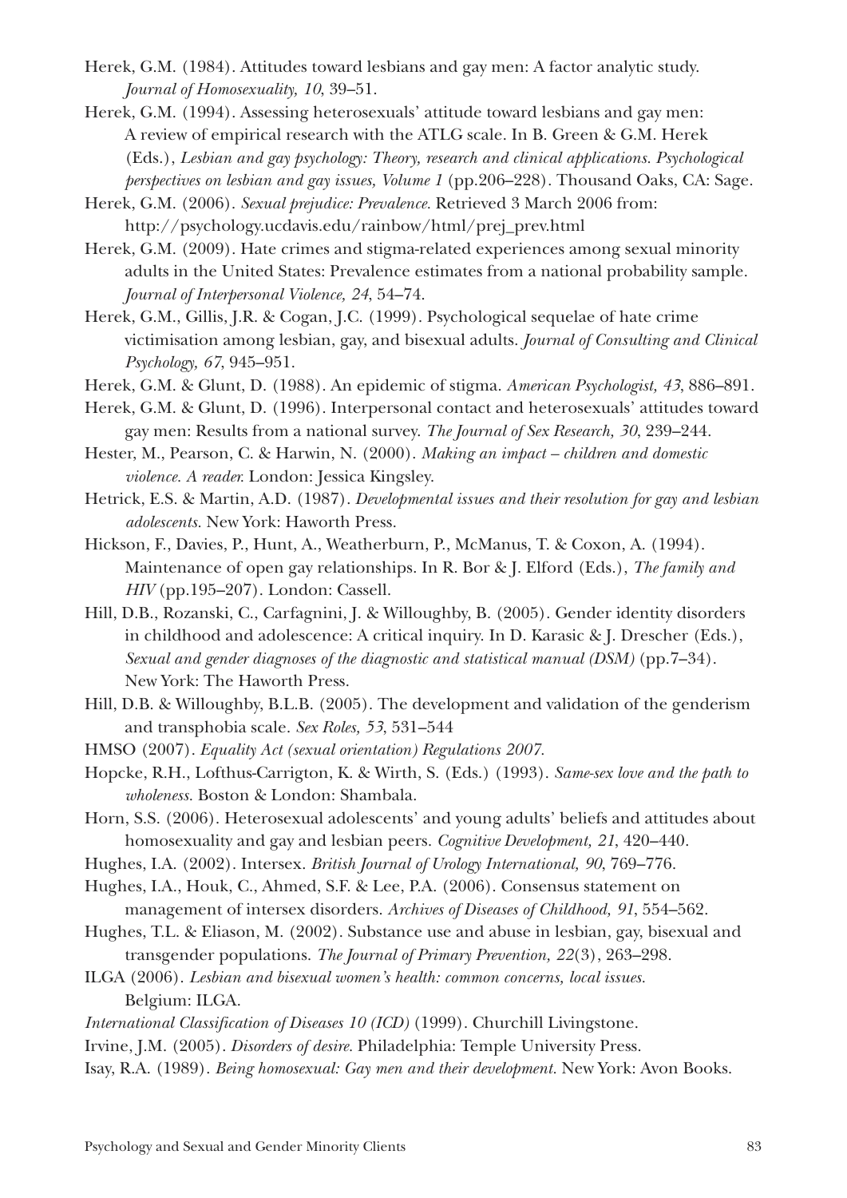Herek, G.M. (1984). Attitudes toward lesbians and gay men: A factor analytic study. *Journal of Homosexuality, 10*, 39–51.

Herek, G.M. (1994). Assessing heterosexuals' attitude toward lesbians and gay men: A review of empirical research with the ATLG scale. In B. Green & G.M. Herek (Eds.), *Lesbian and gay psychology: Theory, research and clinical applications. Psychological perspectives on lesbian and gay issues, Volume 1* (pp.206–228). Thousand Oaks, CA: Sage.

Herek, G.M. (2006). *Sexual prejudice: Prevalence*. Retrieved 3 March 2006 from: http://psychology.ucdavis.edu/rainbow/html/prej_prev.html

Herek, G.M. (2009). Hate crimes and stigma-related experiences among sexual minority adults in the United States: Prevalence estimates from a national probability sample. *Journal of Interpersonal Violence, 24*, 54–74.

Herek, G.M., Gillis, J.R. & Cogan, J.C. (1999). Psychological sequelae of hate crime victimisation among lesbian, gay, and bisexual adults. *Journal of Consulting and Clinical Psychology, 67*, 945–951.

Herek, G.M. & Glunt, D. (1988). An epidemic of stigma. *American Psychologist, 43*, 886–891.

Herek, G.M. & Glunt, D. (1996). Interpersonal contact and heterosexuals' attitudes toward gay men: Results from a national survey. *The Journal of Sex Research, 30*, 239–244.

Hester, M., Pearson, C. & Harwin, N. (2000). *Making an impact – children and domestic violence. A reader.* London: Jessica Kingsley.

Hetrick, E.S. & Martin, A.D. (1987). *Developmental issues and their resolution for gay and lesbian adolescents.* New York: Haworth Press.

Hickson, F., Davies, P., Hunt, A., Weatherburn, P., McManus, T. & Coxon, A. (1994). Maintenance of open gay relationships. In R. Bor & J. Elford (Eds.), *The family and HIV* (pp.195–207). London: Cassell.

Hill, D.B., Rozanski, C., Carfagnini, J. & Willoughby, B. (2005). Gender identity disorders in childhood and adolescence: A critical inquiry. In D. Karasic & J. Drescher (Eds.), *Sexual and gender diagnoses of the diagnostic and statistical manual (DSM)* (pp.7–34). New York: The Haworth Press.

Hill, D.B. & Willoughby, B.L.B. (2005). The development and validation of the genderism and transphobia scale. *Sex Roles, 53*, 531–544

HMSO (2007). *Equality Act (sexual orientation) Regulations 2007.*

Hopcke, R.H., Lofthus-Carrigton, K. & Wirth, S. (Eds.) (1993). *Same-sex love and the path to wholeness.* Boston & London: Shambala.

Horn, S.S. (2006). Heterosexual adolescents' and young adults' beliefs and attitudes about homosexuality and gay and lesbian peers. *Cognitive Development, 21*, 420–440.

Hughes, I.A. (2002). Intersex. *British Journal of Urology International, 90*, 769–776.

Hughes, I.A., Houk, C., Ahmed, S.F. & Lee, P.A. (2006). Consensus statement on management of intersex disorders. *Archives of Diseases of Childhood, 91*, 554–562.

Hughes, T.L. & Eliason, M. (2002). Substance use and abuse in lesbian, gay, bisexual and transgender populations. *The Journal of Primary Prevention, 22*(3), 263–298.

ILGA (2006). *Lesbian and bisexual women's health: common concerns, local issues.* Belgium: ILGA.

*International Classification of Diseases 10 (ICD)* (1999). Churchill Livingstone.

Irvine, J.M. (2005). *Disorders of desire.* Philadelphia: Temple University Press.

Isay, R.A. (1989). *Being homosexual: Gay men and their development.* New York: Avon Books.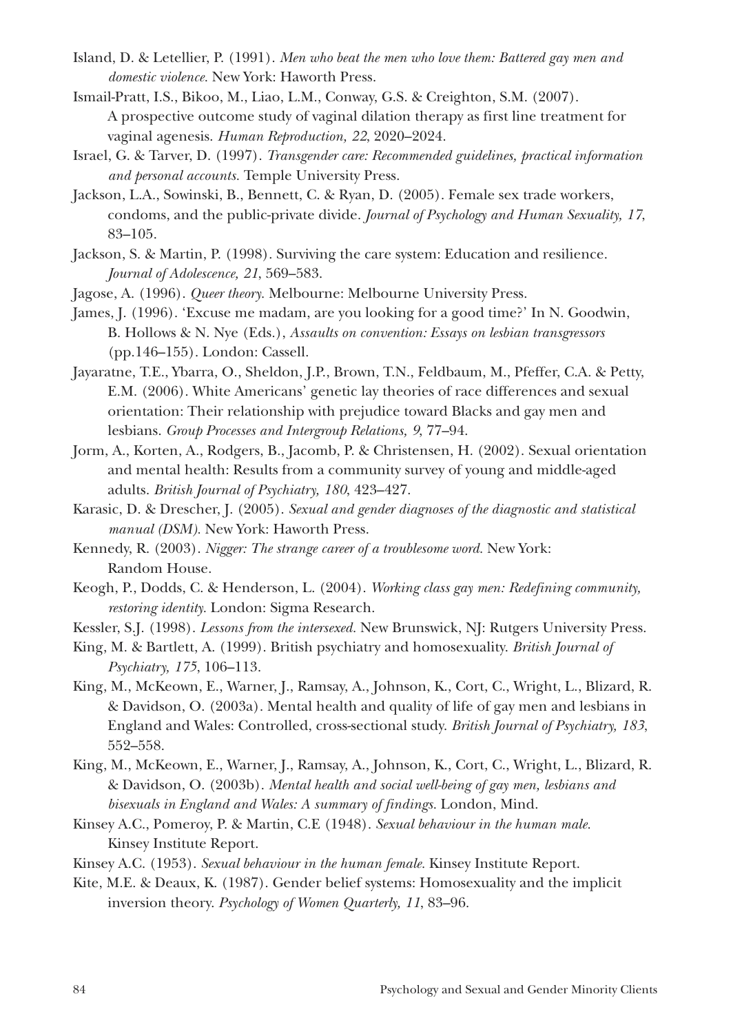Island, D. & Letellier, P. (1991). *Men who beat the men who love them: Battered gay men and domestic violence.* New York: Haworth Press.

Ismail-Pratt, I.S., Bikoo, M., Liao, L.M., Conway, G.S. & Creighton, S.M. (2007). A prospective outcome study of vaginal dilation therapy as first line treatment for vaginal agenesis. *Human Reproduction, 22*, 2020–2024.

Israel, G. & Tarver, D. (1997). *Transgender care: Recommended guidelines, practical information and personal accounts.* Temple University Press.

Jackson, L.A., Sowinski, B., Bennett, C. & Ryan, D. (2005). Female sex trade workers, condoms, and the public-private divide. *Journal of Psychology and Human Sexuality, 17*, 83–105.

Jackson, S. & Martin, P. (1998). Surviving the care system: Education and resilience. *Journal of Adolescence, 21*, 569–583.

Jagose, A. (1996). *Queer theory.* Melbourne: Melbourne University Press.

James, J. (1996). 'Excuse me madam, are you looking for a good time?' In N. Goodwin, B. Hollows & N. Nye (Eds.), *Assaults on convention: Essays on lesbian transgressors* (pp.146–155). London: Cassell.

Jayaratne, T.E., Ybarra, O., Sheldon, J.P., Brown, T.N., Feldbaum, M., Pfeffer, C.A. & Petty, E.M. (2006). White Americans' genetic lay theories of race differences and sexual orientation: Their relationship with prejudice toward Blacks and gay men and lesbians. *Group Processes and Intergroup Relations, 9*, 77–94.

Jorm, A., Korten, A., Rodgers, B., Jacomb, P. & Christensen, H. (2002). Sexual orientation and mental health: Results from a community survey of young and middle-aged adults. *British Journal of Psychiatry, 180*, 423–427.

Karasic, D. & Drescher, J. (2005). *Sexual and gender diagnoses of the diagnostic and statistical manual (DSM).* New York: Haworth Press.

Kennedy, R. (2003). *Nigger: The strange career of a troublesome word.* New York: Random House.

Keogh, P., Dodds, C. & Henderson, L. (2004). *Working class gay men: Redefining community, restoring identity.* London: Sigma Research.

Kessler, S.J. (1998). *Lessons from the intersexed.* New Brunswick, NJ: Rutgers University Press.

King, M. & Bartlett, A. (1999). British psychiatry and homosexuality. *British Journal of Psychiatry, 175*, 106–113.

King, M., McKeown, E., Warner, J., Ramsay, A., Johnson, K., Cort, C., Wright, L., Blizard, R. & Davidson, O. (2003a). Mental health and quality of life of gay men and lesbians in England and Wales: Controlled, cross-sectional study. *British Journal of Psychiatry, 183*, 552–558.

King, M., McKeown, E., Warner, J., Ramsay, A., Johnson, K., Cort, C., Wright, L., Blizard, R. & Davidson, O. (2003b). *Mental health and social well-being of gay men, lesbians and bisexuals in England and Wales: A summary of findings.* London, Mind.

Kinsey A.C., Pomeroy, P. & Martin, C.E (1948). *Sexual behaviour in the human male.* Kinsey Institute Report.

Kinsey A.C. (1953). *Sexual behaviour in the human female.* Kinsey Institute Report.

Kite, M.E. & Deaux, K. (1987). Gender belief systems: Homosexuality and the implicit inversion theory. *Psychology of Women Quarterly, 11*, 83–96.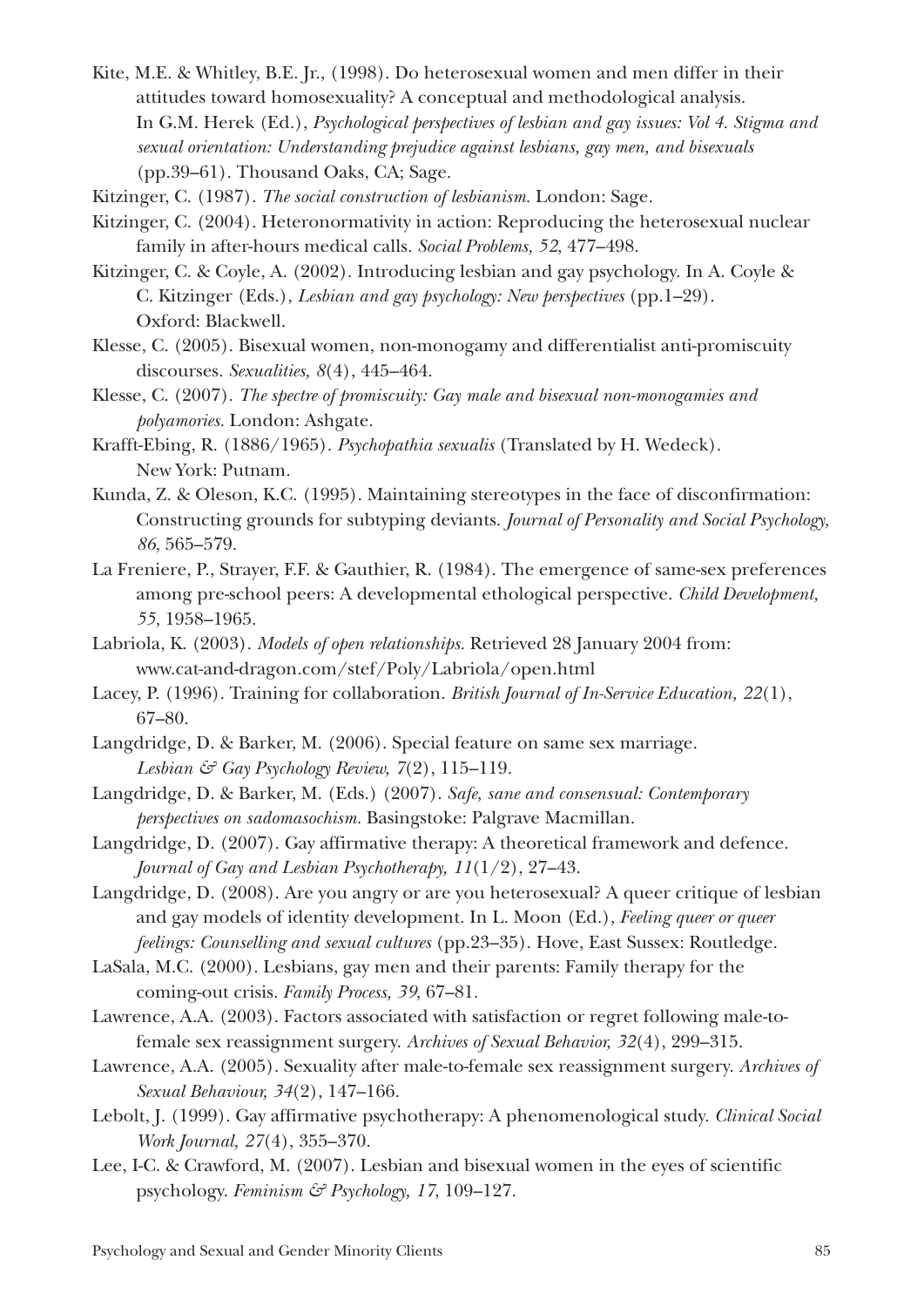Kite, M.E. & Whitley, B.E. Jr., (1998). Do heterosexual women and men differ in their attitudes toward homosexuality? A conceptual and methodological analysis. In G.M. Herek (Ed.), *Psychological perspectives of lesbian and gay issues: Vol 4. Stigma and sexual orientation: Understanding prejudice against lesbians, gay men, and bisexuals* (pp.39–61). Thousand Oaks, CA; Sage.

Kitzinger, C. (1987). *The social construction of lesbianism.* London: Sage.

Kitzinger, C. (2004). Heteronormativity in action: Reproducing the heterosexual nuclear family in after-hours medical calls. *Social Problems, 52*, 477–498.

Kitzinger, C. & Coyle, A. (2002). Introducing lesbian and gay psychology. In A. Coyle & C. Kitzinger (Eds.), *Lesbian and gay psychology: New perspectives* (pp.1–29). Oxford: Blackwell.

Klesse, C. (2005). Bisexual women, non-monogamy and differentialist anti-promiscuity discourses. *Sexualities, 8*(4), 445–464.

Klesse, C. (2007). *The spectre of promiscuity: Gay male and bisexual non-monogamies and polyamories.* London: Ashgate.

Krafft-Ebing, R. (1886/1965). *Psychopathia sexualis* (Translated by H. Wedeck). New York: Putnam.

Kunda, Z. & Oleson, K.C. (1995). Maintaining stereotypes in the face of disconfirmation: Constructing grounds for subtyping deviants. *Journal of Personality and Social Psychology, 86*, 565–579.

La Freniere, P., Strayer, F.F. & Gauthier, R. (1984). The emergence of same-sex preferences among pre-school peers: A developmental ethological perspective. *Child Development, 55*, 1958–1965.

Labriola, K. (2003). *Models of open relationships.* Retrieved 28 January 2004 from: www.cat-and-dragon.com/stef/Poly/Labriola/open.html

Lacey, P. (1996). Training for collaboration. *British Journal of In-Service Education, 22*(1), 67–80.

Langdridge, D. & Barker, M. (2006). Special feature on same sex marriage. *Lesbian & Gay Psychology Review, 7*(2), 115–119.

Langdridge, D. & Barker, M. (Eds.) (2007). *Safe, sane and consensual: Contemporary perspectives on sadomasochism.* Basingstoke: Palgrave Macmillan.

Langdridge, D. (2007). Gay affirmative therapy: A theoretical framework and defence. *Journal of Gay and Lesbian Psychotherapy, 11*(1/2), 27–43.

Langdridge, D. (2008). Are you angry or are you heterosexual? A queer critique of lesbian and gay models of identity development. In L. Moon (Ed.), *Feeling queer or queer feelings: Counselling and sexual cultures* (pp.23–35). Hove, East Sussex: Routledge.

LaSala, M.C. (2000). Lesbians, gay men and their parents: Family therapy for the coming-out crisis. *Family Process, 39*, 67–81.

Lawrence, A.A. (2003). Factors associated with satisfaction or regret following male-to-female sex reassignment surgery. *Archives of Sexual Behavior, 32*(4), 299–315.

Lawrence, A.A. (2005). Sexuality after male-to-female sex reassignment surgery. *Archives of Sexual Behaviour, 34*(2), 147–166.

Lebolt, J. (1999). Gay affirmative psychotherapy: A phenomenological study. *Clinical Social Work Journal, 27*(4), 355–370.

Lee, I-C. & Crawford, M. (2007). Lesbian and bisexual women in the eyes of scientific psychology. *Feminism & Psychology, 17*, 109–127.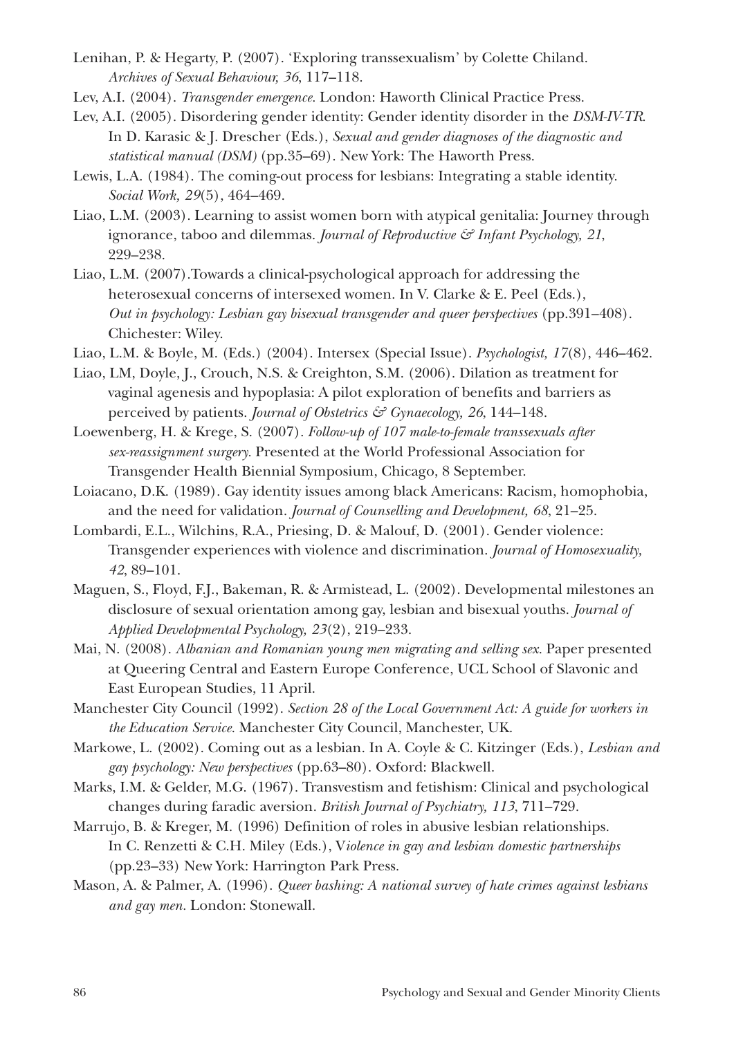Lenihan, P. & Hegarty, P. (2007). 'Exploring transsexualism' by Colette Chiland. *Archives of Sexual Behaviour, 36*, 117–118.

Lev, A.I. (2004). *Transgender emergence.* London: Haworth Clinical Practice Press.

Lev, A.I. (2005). Disordering gender identity: Gender identity disorder in the *DSM-IV-TR*. In D. Karasic & J. Drescher (Eds.), *Sexual and gender diagnoses of the diagnostic and statistical manual (DSM)* (pp.35–69). New York: The Haworth Press.

Lewis, L.A. (1984). The coming-out process for lesbians: Integrating a stable identity. *Social Work, 29*(5), 464–469.

Liao, L.M. (2003). Learning to assist women born with atypical genitalia: Journey through ignorance, taboo and dilemmas. *Journal of Reproductive & Infant Psychology, 21*, 229–238.

Liao, L.M. (2007).Towards a clinical-psychological approach for addressing the heterosexual concerns of intersexed women. In V. Clarke & E. Peel (Eds.), *Out in psychology: Lesbian gay bisexual transgender and queer perspectives* (pp.391–408). Chichester: Wiley.

Liao, L.M. & Boyle, M. (Eds.) (2004). Intersex (Special Issue). *Psychologist, 17*(8), 446–462.

Liao, LM, Doyle, J., Crouch, N.S. & Creighton, S.M. (2006). Dilation as treatment for vaginal agenesis and hypoplasia: A pilot exploration of benefits and barriers as perceived by patients. *Journal of Obstetrics & Gynaecology, 26*, 144–148.

Loewenberg, H. & Krege, S. (2007). *Follow-up of 107 male-to-female transsexuals after sex-reassignment surgery.* Presented at the World Professional Association for Transgender Health Biennial Symposium, Chicago, 8 September.

Loiacano, D.K. (1989). Gay identity issues among black Americans: Racism, homophobia, and the need for validation. *Journal of Counselling and Development, 68*, 21–25.

Lombardi, E.L., Wilchins, R.A., Priesing, D. & Malouf, D. (2001). Gender violence: Transgender experiences with violence and discrimination. *Journal of Homosexuality, 42*, 89–101.

Maguen, S., Floyd, F.J., Bakeman, R. & Armistead, L. (2002). Developmental milestones an disclosure of sexual orientation among gay, lesbian and bisexual youths. *Journal of Applied Developmental Psychology, 23*(2), 219–233.

Mai, N. (2008). *Albanian and Romanian young men migrating and selling sex.* Paper presented at Queering Central and Eastern Europe Conference, UCL School of Slavonic and East European Studies, 11 April.

Manchester City Council (1992). *Section 28 of the Local Government Act: A guide for workers in the Education Service.* Manchester City Council, Manchester, UK.

Markowe, L. (2002). Coming out as a lesbian. In A. Coyle & C. Kitzinger (Eds.), *Lesbian and gay psychology: New perspectives* (pp.63–80). Oxford: Blackwell.

Marks, I.M. & Gelder, M.G. (1967). Transvestism and fetishism: Clinical and psychological changes during faradic aversion. *British Journal of Psychiatry, 113*, 711–729.

Marrujo, B. & Kreger, M. (1996) Definition of roles in abusive lesbian relationships. In C. Renzetti & C.H. Miley (Eds.), V*iolence in gay and lesbian domestic partnerships* (pp.23–33) New York: Harrington Park Press.

Mason, A. & Palmer, A. (1996). *Queer bashing: A national survey of hate crimes against lesbians and gay men.* London: Stonewall.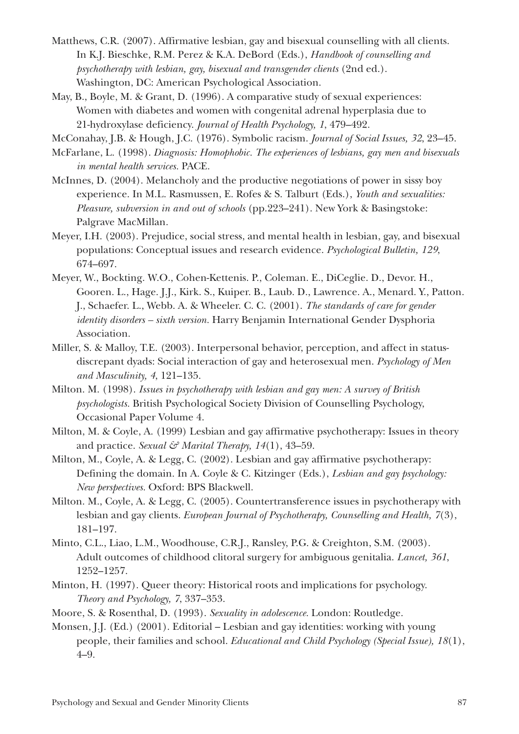Matthews, C.R. (2007). Affirmative lesbian, gay and bisexual counselling with all clients. In K.J. Bieschke, R.M. Perez & K.A. DeBord (Eds.), *Handbook of counselling and psychotherapy with lesbian, gay, bisexual and transgender clients* (2nd ed.). Washington, DC: American Psychological Association.

May, B., Boyle, M. & Grant, D. (1996). A comparative study of sexual experiences: Women with diabetes and women with congenital adrenal hyperplasia due to 21-hydroxylase deficiency. *Journal of Health Psychology, 1*, 479–492.

McConahay, J.B. & Hough, J.C. (1976). Symbolic racism. *Journal of Social Issues, 32*, 23–45.

McFarlane, L. (1998). *Diagnosis: Homophobic. The experiences of lesbians, gay men and bisexuals in mental health services.* PACE.

McInnes, D. (2004). Melancholy and the productive negotiations of power in sissy boy experience. In M.L. Rasmussen, E. Rofes & S. Talburt (Eds.), *Youth and sexualities: Pleasure, subversion in and out of schools* (pp.223–241). New York & Basingstoke: Palgrave MacMillan.

Meyer, I.H. (2003). Prejudice, social stress, and mental health in lesbian, gay, and bisexual populations: Conceptual issues and research evidence. *Psychological Bulletin, 129*, 674–697.

Meyer, W., Bockting. W.O., Cohen-Kettenis. P., Coleman. E., DiCeglie. D., Devor. H., Gooren. L., Hage. J.J., Kirk. S., Kuiper. B., Laub. D., Lawrence. A., Menard. Y., Patton. J., Schaefer. L., Webb. A. & Wheeler. C. C. (2001). *The standards of care for gender identity disorders – sixth version.* Harry Benjamin International Gender Dysphoria Association.

Miller, S. & Malloy, T.E. (2003). Interpersonal behavior, perception, and affect in status-discrepant dyads: Social interaction of gay and heterosexual men. *Psychology of Men and Masculinity, 4*, 121–135.

Milton. M. (1998). *Issues in psychotherapy with lesbian and gay men: A survey of British psychologists.* British Psychological Society Division of Counselling Psychology, Occasional Paper Volume 4.

Milton, M. & Coyle, A. (1999) Lesbian and gay affirmative psychotherapy: Issues in theory and practice. *Sexual & Marital Therapy, 14*(1), 43–59.

Milton, M., Coyle, A. & Legg, C. (2002). Lesbian and gay affirmative psychotherapy: Defining the domain. In A. Coyle & C. Kitzinger (Eds.), *Lesbian and gay psychology: New perspectives.* Oxford: BPS Blackwell.

Milton. M., Coyle, A. & Legg, C. (2005). Countertransference issues in psychotherapy with lesbian and gay clients. *European Journal of Psychotherapy, Counselling and Health, 7*(3), 181–197.

Minto, C.L., Liao, L.M., Woodhouse, C.R.J., Ransley, P.G. & Creighton, S.M. (2003). Adult outcomes of childhood clitoral surgery for ambiguous genitalia. *Lancet, 361*, 1252–1257.

Minton, H. (1997). Queer theory: Historical roots and implications for psychology. *Theory and Psychology, 7*, 337–353.

Moore, S. & Rosenthal, D. (1993). *Sexuality in adolescence.* London: Routledge.

Monsen, J.J. (Ed.) (2001). Editorial – Lesbian and gay identities: working with young people, their families and school. *Educational and Child Psychology (Special Issue), 18*(1), 4–9.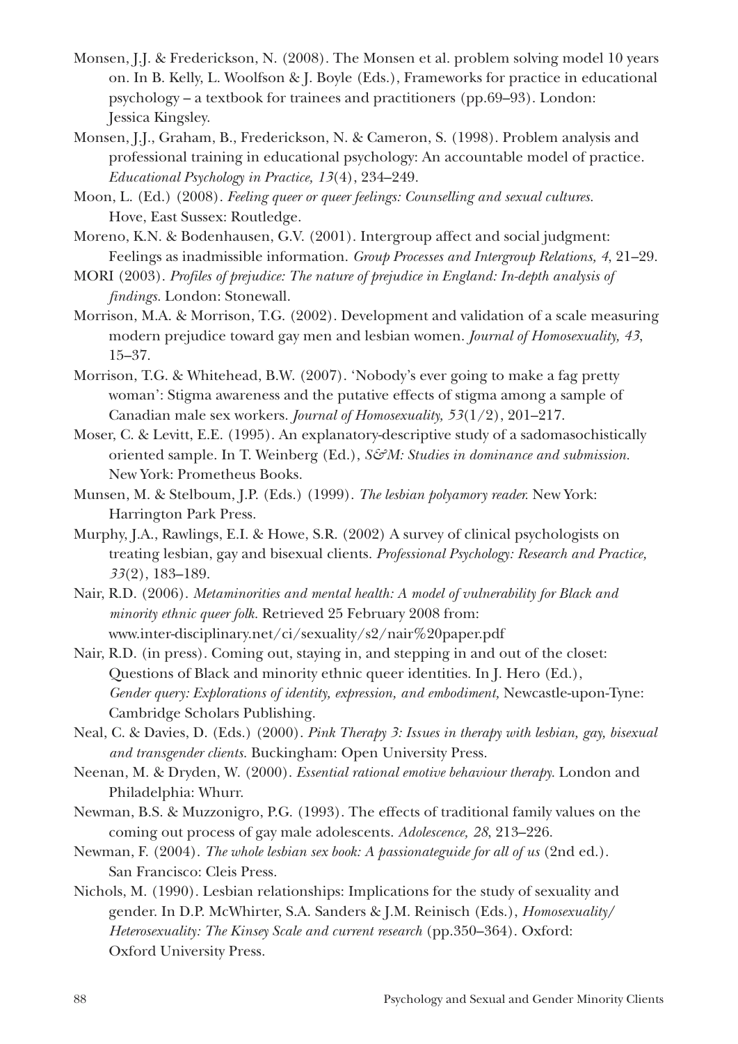Monsen, J.J. & Frederickson, N. (2008). The Monsen et al. problem solving model 10 years on. In B. Kelly, L. Woolfson & J. Boyle (Eds.), Frameworks for practice in educational psychology – a textbook for trainees and practitioners (pp.69–93). London: Jessica Kingsley.

Monsen, J.J., Graham, B., Frederickson, N. & Cameron, S. (1998). Problem analysis and professional training in educational psychology: An accountable model of practice. *Educational Psychology in Practice, 13*(4), 234–249.

Moon, L. (Ed.) (2008). *Feeling queer or queer feelings: Counselling and sexual cultures.* Hove, East Sussex: Routledge.

Moreno, K.N. & Bodenhausen, G.V. (2001). Intergroup affect and social judgment: Feelings as inadmissible information. *Group Processes and Intergroup Relations, 4*, 21–29.

MORI (2003). *Profiles of prejudice: The nature of prejudice in England: In-depth analysis of findings.* London: Stonewall.

Morrison, M.A. & Morrison, T.G. (2002). Development and validation of a scale measuring modern prejudice toward gay men and lesbian women. *Journal of Homosexuality, 43*, 15–37.

Morrison, T.G. & Whitehead, B.W. (2007). 'Nobody's ever going to make a fag pretty woman': Stigma awareness and the putative effects of stigma among a sample of Canadian male sex workers. *Journal of Homosexuality, 53*(1/2), 201–217.

Moser, C. & Levitt, E.E. (1995). An explanatory-descriptive study of a sadomasochistically oriented sample. In T. Weinberg (Ed.), *S&M: Studies in dominance and submission.* New York: Prometheus Books.

Munsen, M. & Stelboum, J.P. (Eds.) (1999). *The lesbian polyamory reader.* New York: Harrington Park Press.

Murphy, J.A., Rawlings, E.I. & Howe, S.R. (2002) A survey of clinical psychologists on treating lesbian, gay and bisexual clients. *Professional Psychology: Research and Practice, 33*(2), 183–189.

Nair, R.D. (2006). *Metaminorities and mental health: A model of vulnerability for Black and minority ethnic queer folk.* Retrieved 25 February 2008 from: www.inter-disciplinary.net/ci/sexuality/s2/nair%20paper.pdf

Nair, R.D. (in press). Coming out, staying in, and stepping in and out of the closet: Questions of Black and minority ethnic queer identities. In J. Hero (Ed.), *Gender query: Explorations of identity, expression, and embodiment,* Newcastle-upon-Tyne: Cambridge Scholars Publishing.

Neal, C. & Davies, D. (Eds.) (2000). *Pink Therapy 3: Issues in therapy with lesbian, gay, bisexual and transgender clients.* Buckingham: Open University Press.

Neenan, M. & Dryden, W. (2000). *Essential rational emotive behaviour therapy.* London and Philadelphia: Whurr.

Newman, B.S. & Muzzonigro, P.G. (1993). The effects of traditional family values on the coming out process of gay male adolescents. *Adolescence, 28*, 213–226.

Newman, F. (2004). *The whole lesbian sex book: A passionateguide for all of us* (2nd ed.). San Francisco: Cleis Press.

Nichols, M. (1990). Lesbian relationships: Implications for the study of sexuality and gender. In D.P. McWhirter, S.A. Sanders & J.M. Reinisch (Eds.), *Homosexuality/Heterosexuality: The Kinsey Scale and current research* (pp.350–364). Oxford: Oxford University Press.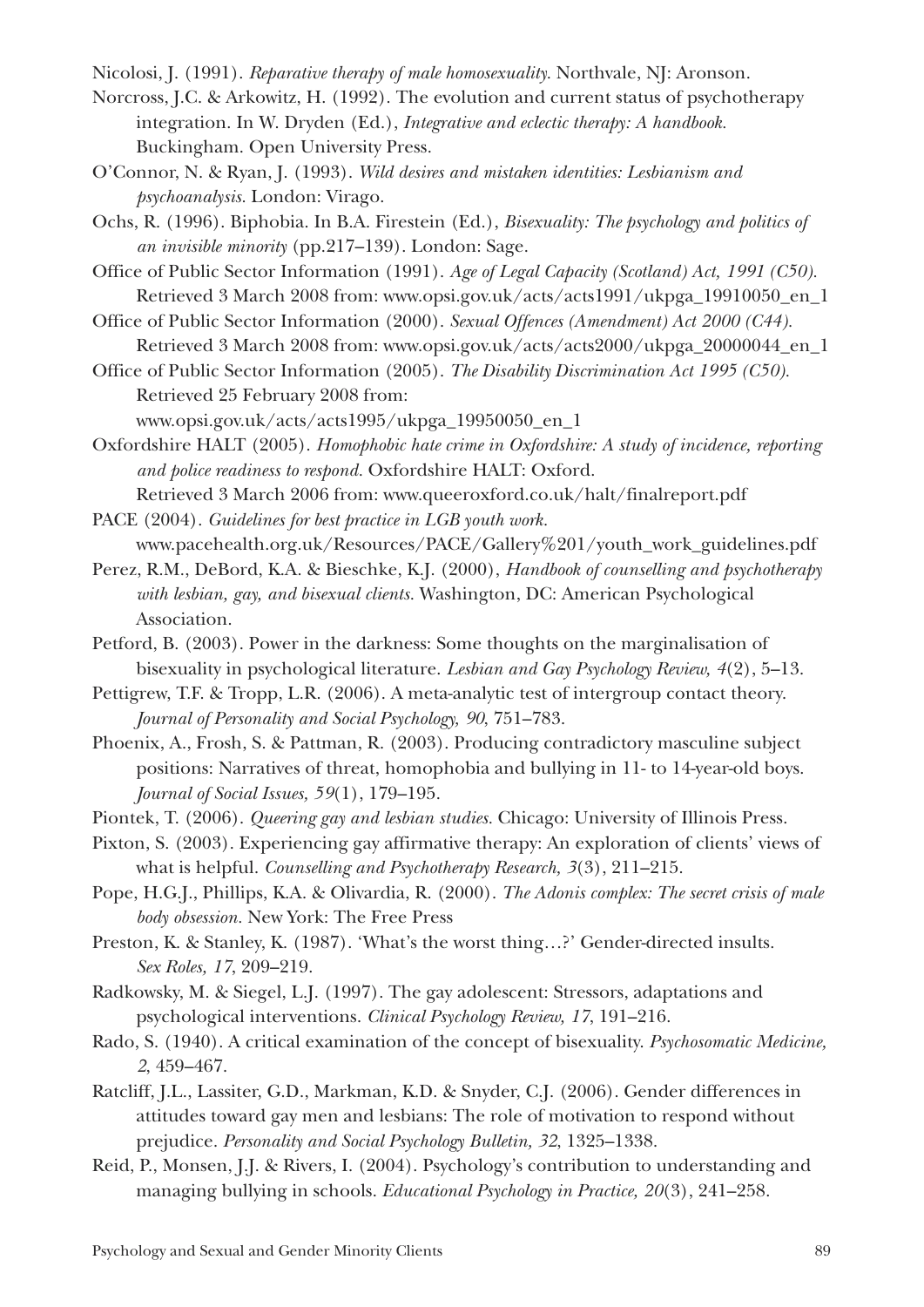Nicolosi, J. (1991). *Reparative therapy of male homosexuality.* Northvale, NJ: Aronson.

Norcross, J.C. & Arkowitz, H. (1992). The evolution and current status of psychotherapy integration. In W. Dryden (Ed.), *Integrative and eclectic therapy: A handbook.* Buckingham. Open University Press.

O'Connor, N. & Ryan, J. (1993). *Wild desires and mistaken identities: Lesbianism and psychoanalysis.* London: Virago.

Ochs, R. (1996). Biphobia. In B.A. Firestein (Ed.), *Bisexuality: The psychology and politics of an invisible minority* (pp.217–139). London: Sage.

Office of Public Sector Information (1991). *Age of Legal Capacity (Scotland) Act, 1991 (C50).* Retrieved 3 March 2008 from: www.opsi.gov.uk/acts/acts1991/ukpga_19910050_en_1

Office of Public Sector Information (2000). *Sexual Offences (Amendment) Act 2000 (C44).* Retrieved 3 March 2008 from: www.opsi.gov.uk/acts/acts2000/ukpga_20000044_en_1

Office of Public Sector Information (2005). *The Disability Discrimination Act 1995 (C50).* Retrieved 25 February 2008 from: www.opsi.gov.uk/acts/acts1995/ukpga_19950050_en_1

Oxfordshire HALT (2005). *Homophobic hate crime in Oxfordshire: A study of incidence, reporting and police readiness to respond.* Oxfordshire HALT: Oxford. Retrieved 3 March 2006 from: www.queeroxford.co.uk/halt/finalreport.pdf

PACE (2004). *Guidelines for best practice in LGB youth work.* www.pacehealth.org.uk/Resources/PACE/Gallery%201/youth_work_guidelines.pdf

Perez, R.M., DeBord, K.A. & Bieschke, K.J. (2000), *Handbook of counselling and psychotherapy with lesbian, gay, and bisexual clients.* Washington, DC: American Psychological Association.

Petford, B. (2003). Power in the darkness: Some thoughts on the marginalisation of bisexuality in psychological literature. *Lesbian and Gay Psychology Review, 4*(2), 5–13.

Pettigrew, T.F. & Tropp, L.R. (2006). A meta-analytic test of intergroup contact theory. *Journal of Personality and Social Psychology, 90*, 751–783.

Phoenix, A., Frosh, S. & Pattman, R. (2003). Producing contradictory masculine subject positions: Narratives of threat, homophobia and bullying in 11- to 14-year-old boys. *Journal of Social Issues, 59*(1), 179–195.

Piontek, T. (2006). *Queering gay and lesbian studies.* Chicago: University of Illinois Press.

Pixton, S. (2003). Experiencing gay affirmative therapy: An exploration of clients' views of what is helpful. *Counselling and Psychotherapy Research, 3*(3), 211–215.

Pope, H.G.J., Phillips, K.A. & Olivardia, R. (2000). *The Adonis complex: The secret crisis of male body obsession.* New York: The Free Press

Preston, K. & Stanley, K. (1987). 'What's the worst thing…?' Gender-directed insults. *Sex Roles, 17*, 209–219.

Radkowsky, M. & Siegel, L.J. (1997). The gay adolescent: Stressors, adaptations and psychological interventions. *Clinical Psychology Review, 17*, 191–216.

Rado, S. (1940). A critical examination of the concept of bisexuality. *Psychosomatic Medicine, 2*, 459–467.

Ratcliff, J.L., Lassiter, G.D., Markman, K.D. & Snyder, C.J. (2006). Gender differences in attitudes toward gay men and lesbians: The role of motivation to respond without prejudice. *Personality and Social Psychology Bulletin, 32*, 1325–1338.

Reid, P., Monsen, J.J. & Rivers, I. (2004). Psychology's contribution to understanding and managing bullying in schools. *Educational Psychology in Practice, 20*(3), 241–258.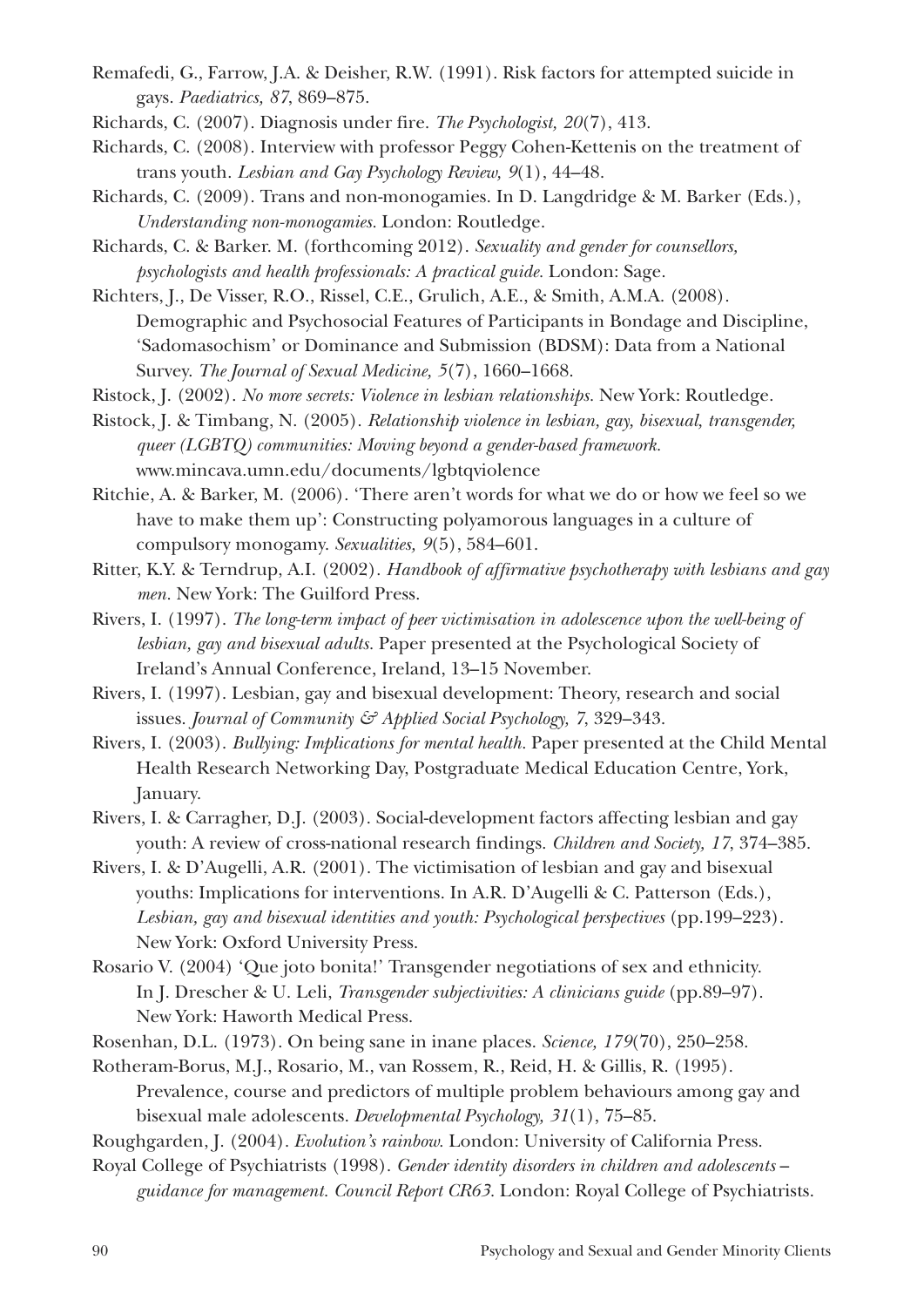Remafedi, G., Farrow, J.A. & Deisher, R.W. (1991). Risk factors for attempted suicide in gays. *Paediatrics, 87*, 869–875.

Richards, C. (2007). Diagnosis under fire. *The Psychologist, 20*(7), 413.

Richards, C. (2008). Interview with professor Peggy Cohen-Kettenis on the treatment of trans youth. *Lesbian and Gay Psychology Review, 9*(1), 44–48.

Richards, C. (2009). Trans and non-monogamies. In D. Langdridge & M. Barker (Eds.), *Understanding non-monogamies*. London: Routledge.

Richards, C. & Barker. M. (forthcoming 2012). *Sexuality and gender for counsellors, psychologists and health professionals: A practical guide*. London: Sage.

Richters, J., De Visser, R.O., Rissel, C.E., Grulich, A.E., & Smith, A.M.A. (2008). Demographic and Psychosocial Features of Participants in Bondage and Discipline, 'Sadomasochism' or Dominance and Submission (BDSM): Data from a National Survey. *The Journal of Sexual Medicine, 5*(7), 1660–1668.

Ristock, J. (2002). *No more secrets: Violence in lesbian relationships*. New York: Routledge.

Ristock, J. & Timbang, N. (2005). *Relationship violence in lesbian, gay, bisexual, transgender, queer (LGBTQ) communities: Moving beyond a gender-based framework*. www.mincava.umn.edu/documents/lgbtqviolence

Ritchie, A. & Barker, M. (2006). 'There aren't words for what we do or how we feel so we have to make them up': Constructing polyamorous languages in a culture of compulsory monogamy. *Sexualities, 9*(5), 584–601.

Ritter, K.Y. & Terndrup, A.I. (2002). *Handbook of affirmative psychotherapy with lesbians and gay men*. New York: The Guilford Press.

Rivers, I. (1997). *The long-term impact of peer victimisation in adolescence upon the well-being of lesbian, gay and bisexual adults*. Paper presented at the Psychological Society of Ireland's Annual Conference, Ireland, 13–15 November.

Rivers, I. (1997). Lesbian, gay and bisexual development: Theory, research and social issues. *Journal of Community & Applied Social Psychology, 7*, 329–343.

Rivers, I. (2003). *Bullying: Implications for mental health*. Paper presented at the Child Mental Health Research Networking Day, Postgraduate Medical Education Centre, York, January.

Rivers, I. & Carragher, D.J. (2003). Social-development factors affecting lesbian and gay youth: A review of cross-national research findings. *Children and Society, 17*, 374–385.

Rivers, I. & D'Augelli, A.R. (2001). The victimisation of lesbian and gay and bisexual youths: Implications for interventions. In A.R. D'Augelli & C. Patterson (Eds.), *Lesbian, gay and bisexual identities and youth: Psychological perspectives* (pp.199–223). New York: Oxford University Press.

Rosario V. (2004) 'Que joto bonita!' Transgender negotiations of sex and ethnicity. In J. Drescher & U. Leli, *Transgender subjectivities: A clinicians guide* (pp.89–97). New York: Haworth Medical Press.

Rosenhan, D.L. (1973). On being sane in inane places. *Science, 179*(70), 250–258.

Rotheram-Borus, M.J., Rosario, M., van Rossem, R., Reid, H. & Gillis, R. (1995). Prevalence, course and predictors of multiple problem behaviours among gay and bisexual male adolescents. *Developmental Psychology, 31*(1), 75–85.

Roughgarden, J. (2004). *Evolution's rainbow*. London: University of California Press.

Royal College of Psychiatrists (1998). *Gender identity disorders in children and adolescents – guidance for management. Council Report CR63*. London: Royal College of Psychiatrists.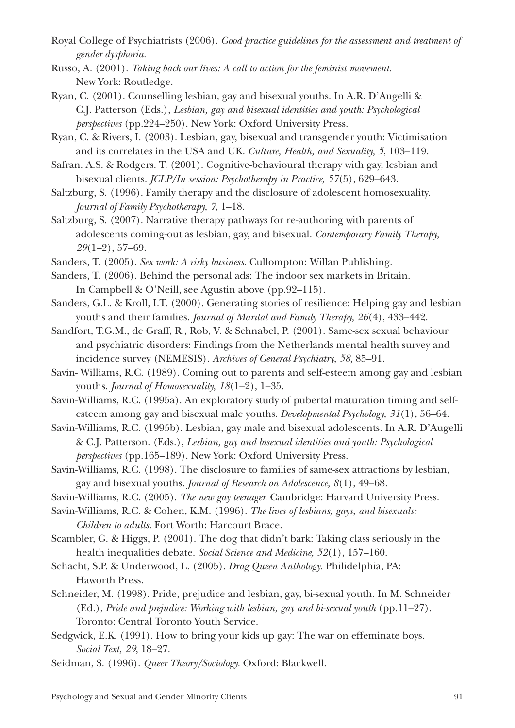Royal College of Psychiatrists (2006). *Good practice guidelines for the assessment and treatment of gender dysphoria.*

Russo, A. (2001). *Taking back our lives: A call to action for the feminist movement.* New York: Routledge.

Ryan, C. (2001). Counselling lesbian, gay and bisexual youths. In A.R. D'Augelli & C.J. Patterson (Eds.), *Lesbian, gay and bisexual identities and youth: Psychological perspectives* (pp.224–250). New York: Oxford University Press.

Ryan, C. & Rivers, I. (2003). Lesbian, gay, bisexual and transgender youth: Victimisation and its correlates in the USA and UK. *Culture, Health, and Sexuality, 5*, 103–119.

Safran. A.S. & Rodgers. T. (2001). Cognitive-behavioural therapy with gay, lesbian and bisexual clients. *JCLP/In session: Psychotherapy in Practice, 57*(5), 629–643.

Saltzburg, S. (1996). Family therapy and the disclosure of adolescent homosexuality. *Journal of Family Psychotherapy, 7*, 1–18.

Saltzburg, S. (2007). Narrative therapy pathways for re-authoring with parents of adolescents coming-out as lesbian, gay, and bisexual. *Contemporary Family Therapy, 29*(1–2), 57–69.

Sanders, T. (2005). *Sex work: A risky business.* Cullompton: Willan Publishing.

Sanders, T. (2006). Behind the personal ads: The indoor sex markets in Britain. In Campbell & O'Neill, see Agustin above (pp.92–115).

Sanders, G.L. & Kroll, I.T. (2000). Generating stories of resilience: Helping gay and lesbian youths and their families. *Journal of Marital and Family Therapy, 26*(4), 433–442.

Sandfort, T.G.M., de Graff, R., Rob, V. & Schnabel, P. (2001). Same-sex sexual behaviour and psychiatric disorders: Findings from the Netherlands mental health survey and incidence survey (NEMESIS). *Archives of General Psychiatry, 58*, 85–91.

Savin- Williams, R.C. (1989). Coming out to parents and self-esteem among gay and lesbian youths. *Journal of Homosexuality, 18*(1–2), 1–35.

Savin-Williams, R.C. (1995a). An exploratory study of pubertal maturation timing and self-esteem among gay and bisexual male youths. *Developmental Psychology, 31*(1), 56–64.

Savin-Williams, R.C. (1995b). Lesbian, gay male and bisexual adolescents. In A.R. D'Augelli & C.J. Patterson. (Eds.), *Lesbian, gay and bisexual identities and youth: Psychological perspectives* (pp.165–189). New York: Oxford University Press.

Savin-Williams, R.C. (1998). The disclosure to families of same-sex attractions by lesbian, gay and bisexual youths. *Journal of Research on Adolescence, 8*(1), 49–68.

Savin-Williams, R.C. (2005). *The new gay teenager.* Cambridge: Harvard University Press.

Savin-Williams, R.C. & Cohen, K.M. (1996). *The lives of lesbians, gays, and bisexuals: Children to adults.* Fort Worth: Harcourt Brace.

Scambler, G. & Higgs, P. (2001). The dog that didn't bark: Taking class seriously in the health inequalities debate. *Social Science and Medicine, 52*(1), 157–160.

Schacht, S.P. & Underwood, L. (2005). *Drag Queen Anthology.* Philidelphia, PA: Haworth Press.

Schneider, M. (1998). Pride, prejudice and lesbian, gay, bi-sexual youth. In M. Schneider (Ed.), *Pride and prejudice: Working with lesbian, gay and bi-sexual youth* (pp.11–27). Toronto: Central Toronto Youth Service.

Sedgwick, E.K. (1991). How to bring your kids up gay: The war on effeminate boys. *Social Text, 29*, 18–27.

Seidman, S. (1996). *Queer Theory/Sociology.* Oxford: Blackwell.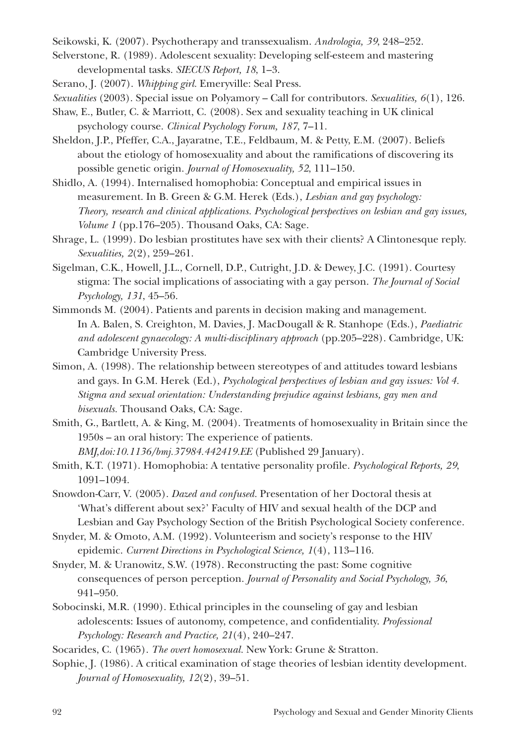Seikowski, K. (2007). Psychotherapy and transsexualism. *Andrologia, 39*, 248–252.

Selverstone, R. (1989). Adolescent sexuality: Developing self-esteem and mastering developmental tasks. *SIECUS Report, 18*, 1–3.

Serano, J. (2007). *Whipping girl*. Emeryville: Seal Press.

*Sexualities* (2003). Special issue on Polyamory – Call for contributors. *Sexualities, 6*(1), 126.

Shaw, E., Butler, C. & Marriott, C. (2008). Sex and sexuality teaching in UK clinical psychology course. *Clinical Psychology Forum, 187*, 7–11.

Sheldon, J.P., Pfeffer, C.A., Jayaratne, T.E., Feldbaum, M. & Petty, E.M. (2007). Beliefs about the etiology of homosexuality and about the ramifications of discovering its possible genetic origin. *Journal of Homosexuality, 52*, 111–150.

Shidlo, A. (1994). Internalised homophobia: Conceptual and empirical issues in measurement. In B. Green & G.M. Herek (Eds.), *Lesbian and gay psychology: Theory, research and clinical applications. Psychological perspectives on lesbian and gay issues, Volume 1* (pp.176–205). Thousand Oaks, CA: Sage.

Shrage, L. (1999). Do lesbian prostitutes have sex with their clients? A Clintonesque reply. *Sexualities, 2*(2), 259–261.

Sigelman, C.K., Howell, J.L., Cornell, D.P., Cutright, J.D. & Dewey, J.C. (1991). Courtesy stigma: The social implications of associating with a gay person. *The Journal of Social Psychology, 131*, 45–56.

Simmonds M. (2004). Patients and parents in decision making and management. In A. Balen, S. Creighton, M. Davies, J. MacDougall & R. Stanhope (Eds.), *Paediatric and adolescent gynaecology: A multi-disciplinary approach* (pp.205–228). Cambridge, UK: Cambridge University Press.

Simon, A. (1998). The relationship between stereotypes of and attitudes toward lesbians and gays. In G.M. Herek (Ed.), *Psychological perspectives of lesbian and gay issues: Vol 4. Stigma and sexual orientation: Understanding prejudice against lesbians, gay men and bisexuals.* Thousand Oaks, CA: Sage.

Smith, G., Bartlett, A. & King, M. (2004). Treatments of homosexuality in Britain since the 1950s – an oral history: The experience of patients. *BMJ,doi:10.1136/bmj.37984.442419.EE* (Published 29 January).

Smith, K.T. (1971). Homophobia: A tentative personality profile. *Psychological Reports, 29*, 1091–1094.

Snowdon-Carr, V. (2005). *Dazed and confused.* Presentation of her Doctoral thesis at 'What's different about sex?' Faculty of HIV and sexual health of the DCP and Lesbian and Gay Psychology Section of the British Psychological Society conference.

Snyder, M. & Omoto, A.M. (1992). Volunteerism and society's response to the HIV epidemic. *Current Directions in Psychological Science, 1*(4), 113–116.

Snyder, M. & Uranowitz, S.W. (1978). Reconstructing the past: Some cognitive consequences of person perception. *Journal of Personality and Social Psychology, 36*, 941–950.

Sobocinski, M.R. (1990). Ethical principles in the counseling of gay and lesbian adolescents: Issues of autonomy, competence, and confidentiality. *Professional Psychology: Research and Practice, 21*(4), 240–247.

Socarides, C. (1965). *The overt homosexual.* New York: Grune & Stratton.

Sophie, J. (1986). A critical examination of stage theories of lesbian identity development. *Journal of Homosexuality, 12*(2), 39–51.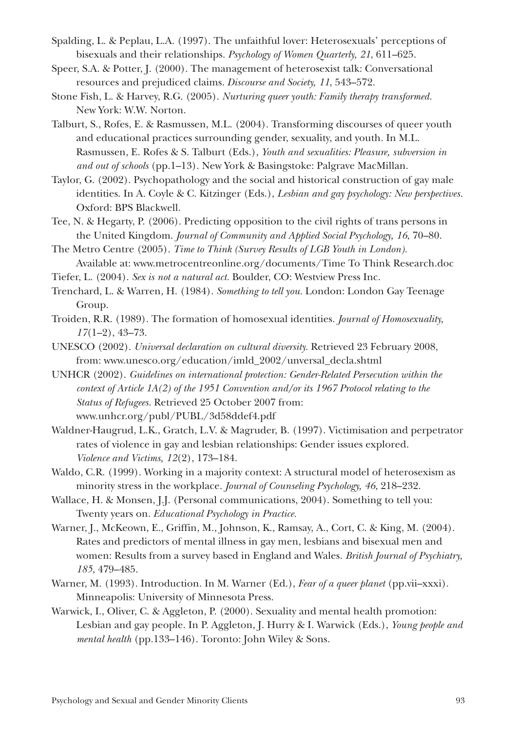Spalding, L. & Peplau, L.A. (1997). The unfaithful lover: Heterosexuals' perceptions of bisexuals and their relationships. *Psychology of Women Quarterly, 21*, 611–625.

Speer, S.A. & Potter, J. (2000). The management of heterosexist talk: Conversational resources and prejudiced claims. *Discourse and Society, 11*, 543–572.

Stone Fish, L. & Harvey, R.G. (2005). *Nurturing queer youth: Family therapy transformed.* New York: W.W. Norton.

Talburt, S., Rofes, E. & Rasmussen, M.L. (2004). Transforming discourses of queer youth and educational practices surrounding gender, sexuality, and youth. In M.L. Rasmussen, E. Rofes & S. Talburt (Eds.), *Youth and sexualities: Pleasure, subversion in and out of schools* (pp.1–13). New York & Basingstoke: Palgrave MacMillan.

Taylor, G. (2002). Psychopathology and the social and historical construction of gay male identities. In A. Coyle & C. Kitzinger (Eds.), *Lesbian and gay psychology: New perspectives.* Oxford: BPS Blackwell.

Tee, N. & Hegarty, P. (2006). Predicting opposition to the civil rights of trans persons in the United Kingdom. *Journal of Community and Applied Social Psychology, 16*, 70–80.

The Metro Centre (2005). *Time to Think (Survey Results of LGB Youth in London).* Available at: www.metrocentreonline.org/documents/Time To Think Research.doc

Tiefer, L. (2004). *Sex is not a natural act.* Boulder, CO: Westview Press Inc.

Trenchard, L. & Warren, H. (1984). *Something to tell you.* London: London Gay Teenage Group.

Troiden, R.R. (1989). The formation of homosexual identities. *Journal of Homosexuality, 17*(1–2), 43–73.

UNESCO (2002). *Universal declaration on cultural diversity.* Retrieved 23 February 2008, from: www.unesco.org/education/imld_2002/unversal_decla.shtml

UNHCR (2002). *Guidelines on international protection: Gender-Related Persecution within the context of Article 1A(2) of the 1951 Convention and/or its 1967 Protocol relating to the Status of Refugees.* Retrieved 25 October 2007 from: www.unhcr.org/publ/PUBL/3d58ddef4.pdf

Waldner-Haugrud, L.K., Gratch, L.V. & Magruder, B. (1997). Victimisation and perpetrator rates of violence in gay and lesbian relationships: Gender issues explored. *Violence and Victims, 12*(2), 173–184.

Waldo, C.R. (1999). Working in a majority context: A structural model of heterosexism as minority stress in the workplace. *Journal of Counseling Psychology, 46*, 218–232.

Wallace, H. & Monsen, J.J. (Personal communications, 2004). Something to tell you: Twenty years on. *Educational Psychology in Practice.*

Warner, J., McKeown, E., Griffin, M., Johnson, K., Ramsay, A., Cort, C. & King, M. (2004). Rates and predictors of mental illness in gay men, lesbians and bisexual men and women: Results from a survey based in England and Wales. *British Journal of Psychiatry, 185*, 479–485.

Warner, M. (1993). Introduction. In M. Warner (Ed.), *Fear of a queer planet* (pp.vii–xxxi). Minneapolis: University of Minnesota Press.

Warwick, I., Oliver, C. & Aggleton, P. (2000). Sexuality and mental health promotion: Lesbian and gay people. In P. Aggleton, J. Hurry & I. Warwick (Eds.), *Young people and mental health* (pp.133–146). Toronto: John Wiley & Sons.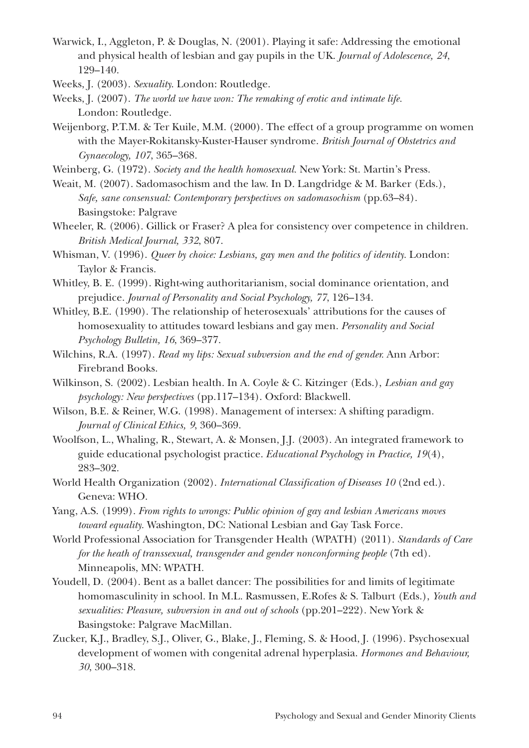Warwick, I., Aggleton, P. & Douglas, N. (2001). Playing it safe: Addressing the emotional and physical health of lesbian and gay pupils in the UK. *Journal of Adolescence, 24*, 129–140.

Weeks, J. (2003). *Sexuality*. London: Routledge.

Weeks, J. (2007). *The world we have won: The remaking of erotic and intimate life*. London: Routledge.

Weijenborg, P.T.M. & Ter Kuile, M.M. (2000). The effect of a group programme on women with the Mayer-Rokitansky-Kuster-Hauser syndrome. *British Journal of Obstetrics and Gynaecology, 107*, 365–368.

Weinberg, G. (1972). *Society and the health homosexual*. New York: St. Martin's Press.

Weait, M. (2007). Sadomasochism and the law. In D. Langdridge & M. Barker (Eds.), *Safe, sane consensual: Contemporary perspectives on sadomasochism* (pp.63–84). Basingstoke: Palgrave

Wheeler, R. (2006). Gillick or Fraser? A plea for consistency over competence in children. *British Medical Journal, 332*, 807.

Whisman, V. (1996). *Queer by choice: Lesbians, gay men and the politics of identity*. London: Taylor & Francis.

Whitley, B. E. (1999). Right-wing authoritarianism, social dominance orientation, and prejudice. *Journal of Personality and Social Psychology, 77*, 126–134.

Whitley, B.E. (1990). The relationship of heterosexuals' attributions for the causes of homosexuality to attitudes toward lesbians and gay men. *Personality and Social Psychology Bulletin, 16*, 369–377.

Wilchins, R.A. (1997). *Read my lips: Sexual subversion and the end of gender*. Ann Arbor: Firebrand Books.

Wilkinson, S. (2002). Lesbian health. In A. Coyle & C. Kitzinger (Eds.), *Lesbian and gay psychology: New perspectives* (pp.117–134). Oxford: Blackwell.

Wilson, B.E. & Reiner, W.G. (1998). Management of intersex: A shifting paradigm. *Journal of Clinical Ethics, 9*, 360–369.

Woolfson, L., Whaling, R., Stewart, A. & Monsen, J.J. (2003). An integrated framework to guide educational psychologist practice. *Educational Psychology in Practice, 19*(4), 283–302.

World Health Organization (2002). *International Classification of Diseases 10* (2nd ed.). Geneva: WHO.

Yang, A.S. (1999). *From rights to wrongs: Public opinion of gay and lesbian Americans moves toward equality*. Washington, DC: National Lesbian and Gay Task Force.

World Professional Association for Transgender Health (WPATH) (2011). *Standards of Care for the heath of transsexual, transgender and gender nonconforming people* (7th ed). Minneapolis, MN: WPATH.

Youdell, D. (2004). Bent as a ballet dancer: The possibilities for and limits of legitimate homomasculinity in school. In M.L. Rasmussen, E.Rofes & S. Talburt (Eds.), *Youth and sexualities: Pleasure, subversion in and out of schools* (pp.201–222). New York & Basingstoke: Palgrave MacMillan.

Zucker, K.J., Bradley, S.J., Oliver, G., Blake, J., Fleming, S. & Hood, J. (1996). Psychosexual development of women with congenital adrenal hyperplasia. *Hormones and Behaviour, 30*, 300–318.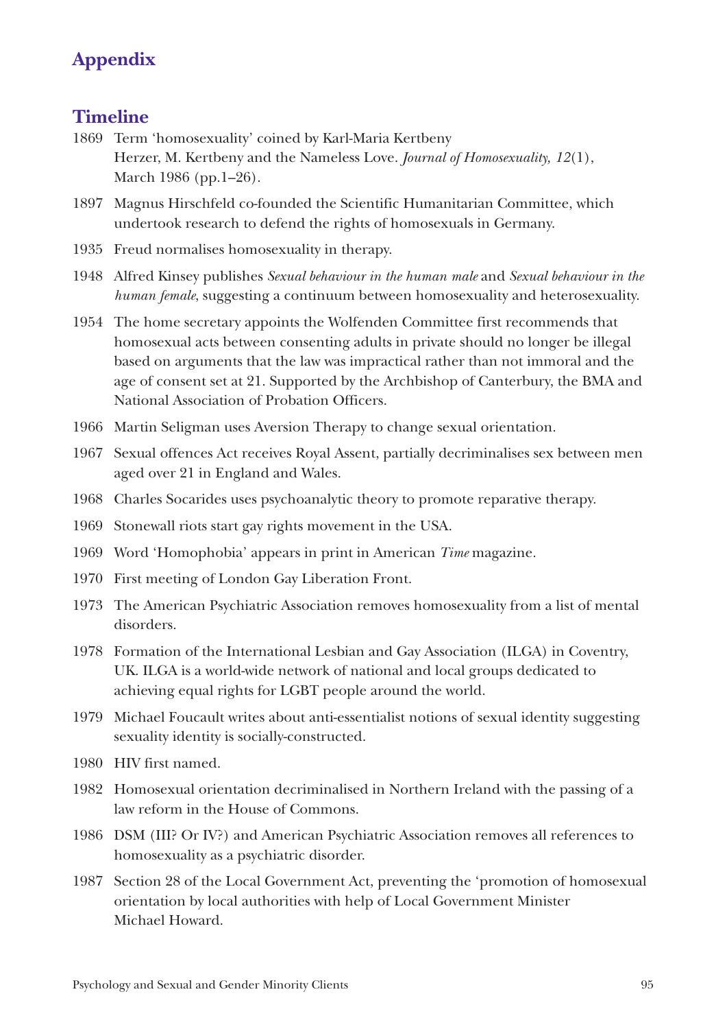# Appendix

## Timeline

1869 Term 'homosexuality' coined by Karl-Maria Kertbeny
Herzer, M. Kertbeny and the Nameless Love. *Journal of Homosexuality, 12*(1), March 1986 (pp.1–26).

1897 Magnus Hirschfeld co-founded the Scientific Humanitarian Committee, which undertook research to defend the rights of homosexuals in Germany.

1935 Freud normalises homosexuality in therapy.

1948 Alfred Kinsey publishes *Sexual behaviour in the human male* and *Sexual behaviour in the human female*, suggesting a continuum between homosexuality and heterosexuality.

1954 The home secretary appoints the Wolfenden Committee first recommends that homosexual acts between consenting adults in private should no longer be illegal based on arguments that the law was impractical rather than not immoral and the age of consent set at 21. Supported by the Archbishop of Canterbury, the BMA and National Association of Probation Officers.

1966 Martin Seligman uses Aversion Therapy to change sexual orientation.

1967 Sexual offences Act receives Royal Assent, partially decriminalises sex between men aged over 21 in England and Wales.

1968 Charles Socarides uses psychoanalytic theory to promote reparative therapy.

1969 Stonewall riots start gay rights movement in the USA.

1969 Word 'Homophobia' appears in print in American *Time* magazine.

1970 First meeting of London Gay Liberation Front.

1973 The American Psychiatric Association removes homosexuality from a list of mental disorders.

1978 Formation of the International Lesbian and Gay Association (ILGA) in Coventry, UK. ILGA is a world-wide network of national and local groups dedicated to achieving equal rights for LGBT people around the world.

1979 Michael Foucault writes about anti-essentialist notions of sexual identity suggesting sexuality identity is socially-constructed.

1980 HIV first named.

1982 Homosexual orientation decriminalised in Northern Ireland with the passing of a law reform in the House of Commons.

1986 DSM (III? Or IV?) and American Psychiatric Association removes all references to homosexuality as a psychiatric disorder.

1987 Section 28 of the Local Government Act, preventing the 'promotion of homosexual orientation by local authorities with help of Local Government Minister Michael Howard.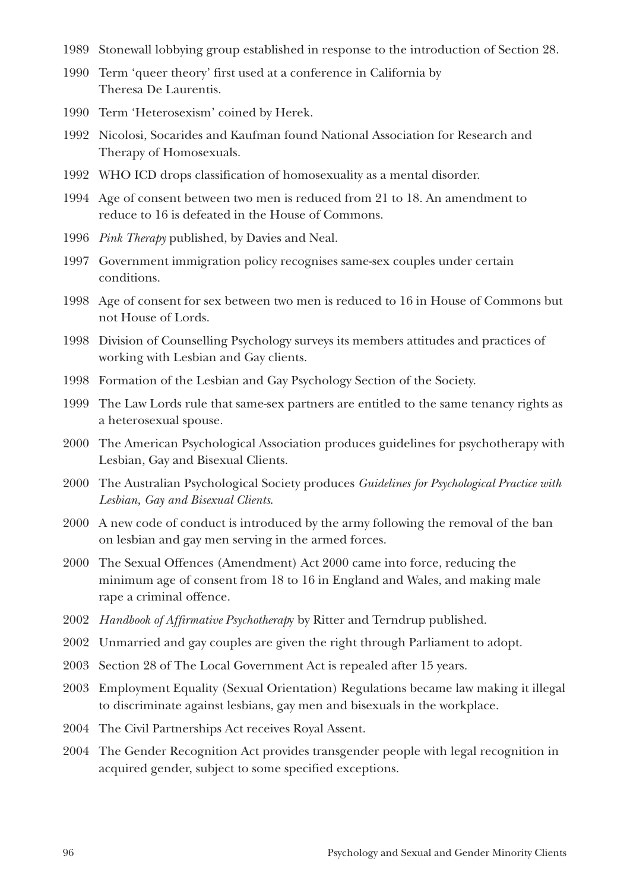1989 Stonewall lobbying group established in response to the introduction of Section 28.

1990 Term 'queer theory' first used at a conference in California by Theresa De Laurentis.

1990 Term 'Heterosexism' coined by Herek.

1992 Nicolosi, Socarides and Kaufman found National Association for Research and Therapy of Homosexuals.

1992 WHO ICD drops classification of homosexuality as a mental disorder.

1994 Age of consent between two men is reduced from 21 to 18. An amendment to reduce to 16 is defeated in the House of Commons.

1996 *Pink Therapy* published, by Davies and Neal.

1997 Government immigration policy recognises same-sex couples under certain conditions.

1998 Age of consent for sex between two men is reduced to 16 in House of Commons but not House of Lords.

1998 Division of Counselling Psychology surveys its members attitudes and practices of working with Lesbian and Gay clients.

1998 Formation of the Lesbian and Gay Psychology Section of the Society.

1999 The Law Lords rule that same-sex partners are entitled to the same tenancy rights as a heterosexual spouse.

2000 The American Psychological Association produces guidelines for psychotherapy with Lesbian, Gay and Bisexual Clients.

2000 The Australian Psychological Society produces *Guidelines for Psychological Practice with Lesbian, Gay and Bisexual Clients*.

2000 A new code of conduct is introduced by the army following the removal of the ban on lesbian and gay men serving in the armed forces.

2000 The Sexual Offences (Amendment) Act 2000 came into force, reducing the minimum age of consent from 18 to 16 in England and Wales, and making male rape a criminal offence.

2002 *Handbook of Affirmative Psychotherapy* by Ritter and Terndrup published.

2002 Unmarried and gay couples are given the right through Parliament to adopt.

2003 Section 28 of The Local Government Act is repealed after 15 years.

2003 Employment Equality (Sexual Orientation) Regulations became law making it illegal to discriminate against lesbians, gay men and bisexuals in the workplace.

2004 The Civil Partnerships Act receives Royal Assent.

2004 The Gender Recognition Act provides transgender people with legal recognition in acquired gender, subject to some specified exceptions.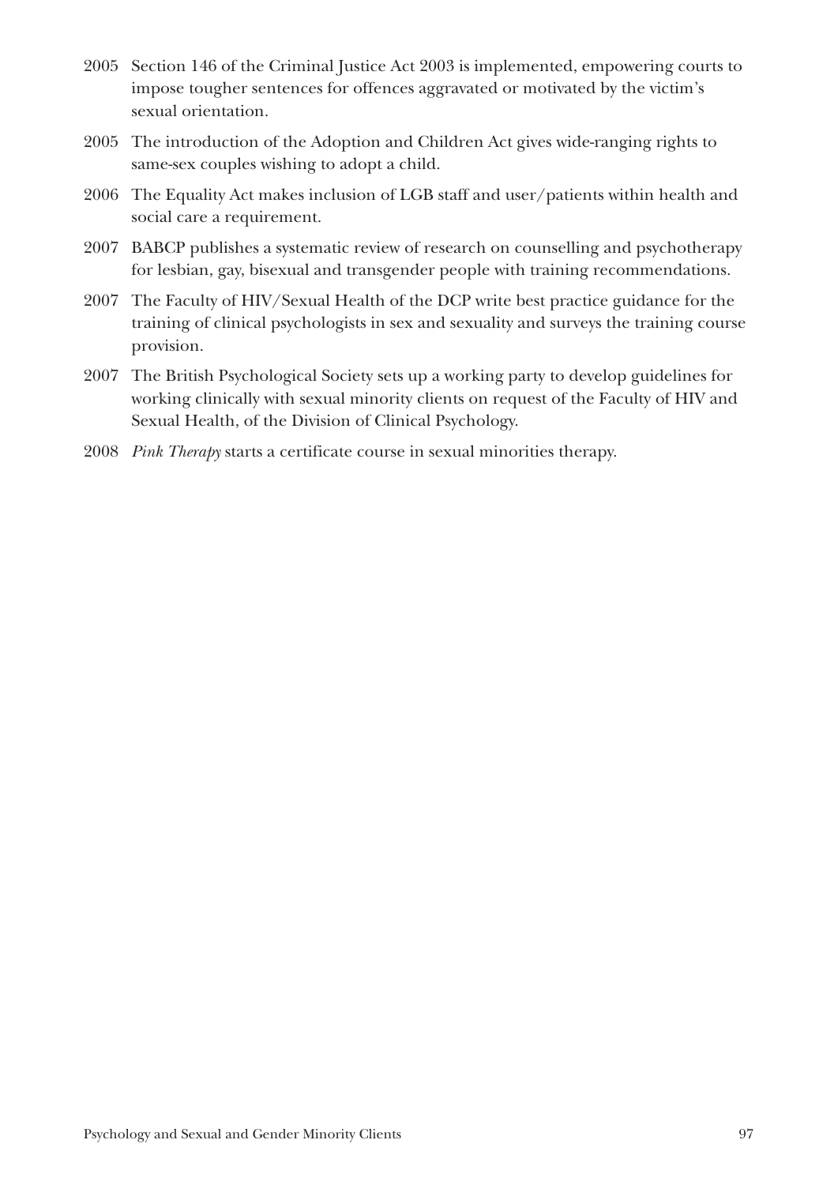2005 Section 146 of the Criminal Justice Act 2003 is implemented, empowering courts to impose tougher sentences for offences aggravated or motivated by the victim's sexual orientation.

2005 The introduction of the Adoption and Children Act gives wide-ranging rights to same-sex couples wishing to adopt a child.

2006 The Equality Act makes inclusion of LGB staff and user/patients within health and social care a requirement.

2007 BABCP publishes a systematic review of research on counselling and psychotherapy for lesbian, gay, bisexual and transgender people with training recommendations.

2007 The Faculty of HIV/Sexual Health of the DCP write best practice guidance for the training of clinical psychologists in sex and sexuality and surveys the training course provision.

2007 The British Psychological Society sets up a working party to develop guidelines for working clinically with sexual minority clients on request of the Faculty of HIV and Sexual Health, of the Division of Clinical Psychology.

2008 *Pink Therapy* starts a certificate course in sexual minorities therapy.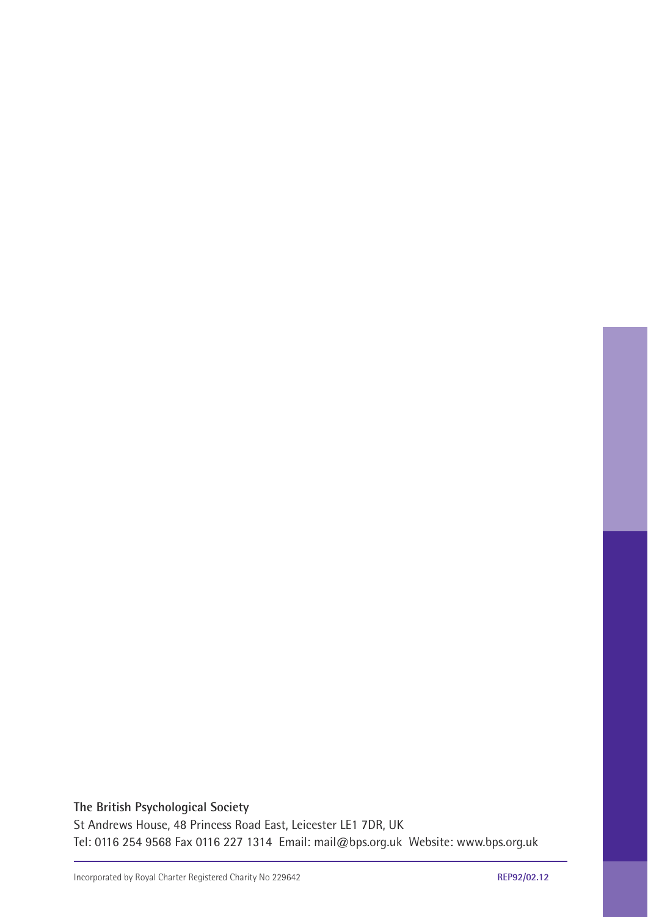**The British Psychological Society**

St Andrews House, 48 Princess Road East, Leicester LE1 7DR, UK

Tel: 0116 254 9568 Fax 0116 227 1314 Email: mail@bps.org.uk Website: www.bps.org.uk

Incorporated by Royal Charter Registered Charity No 229642

REP92/02.12